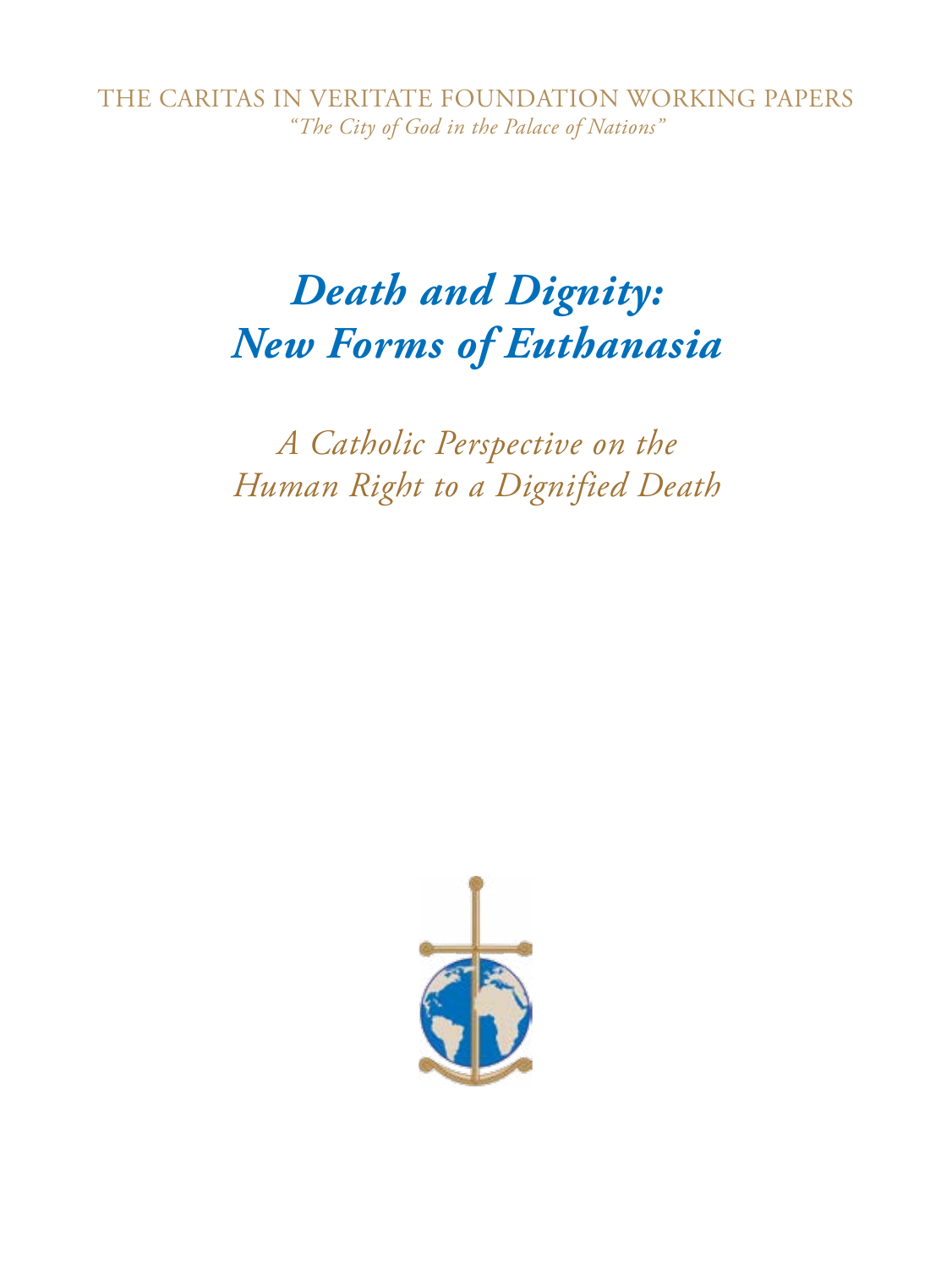THE CARITAS IN VERITATE FOUNDATION WORKING PAPERS

*"The City of God in the Palace of Nations"*

# *Death and Dignity: New Forms of Euthanasia*

## *A Catholic Perspective on the Human Right to a Dignified Death*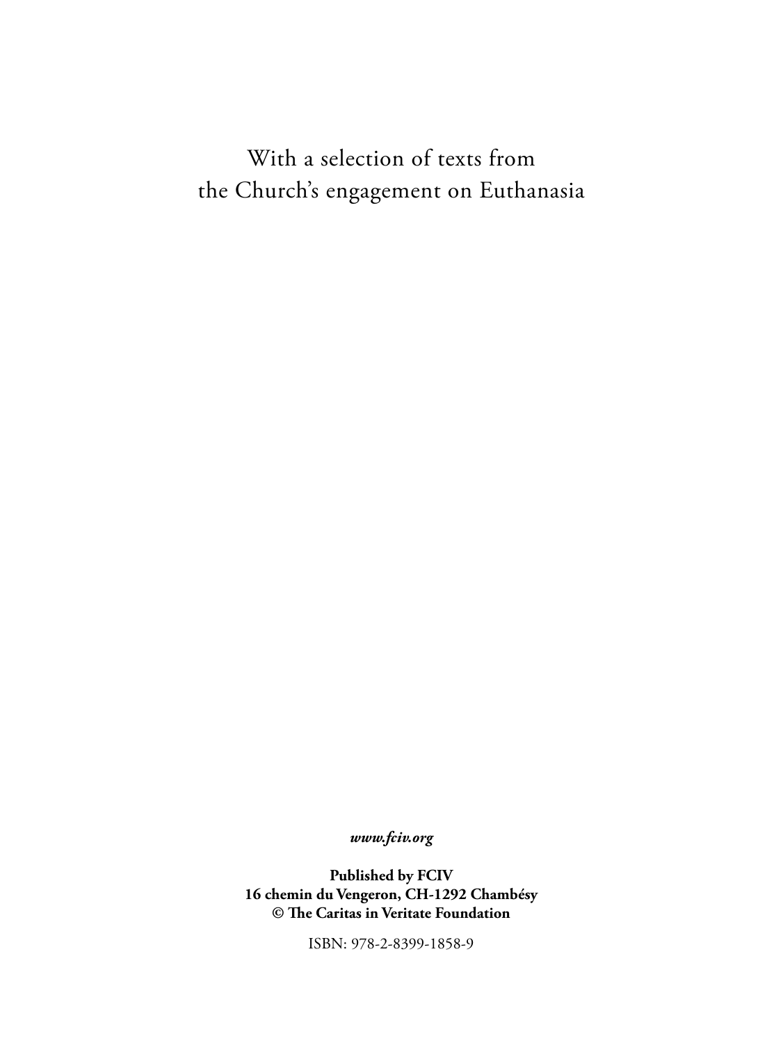With a selection of texts from
the Church's engagement on Euthanasia

***www.fciv.org***

**Published by FCIV**
**16 chemin du Vengeron, CH-1292 Chambésy**
**© The Caritas in Veritate Foundation**

ISBN: 978-2-8399-1858-9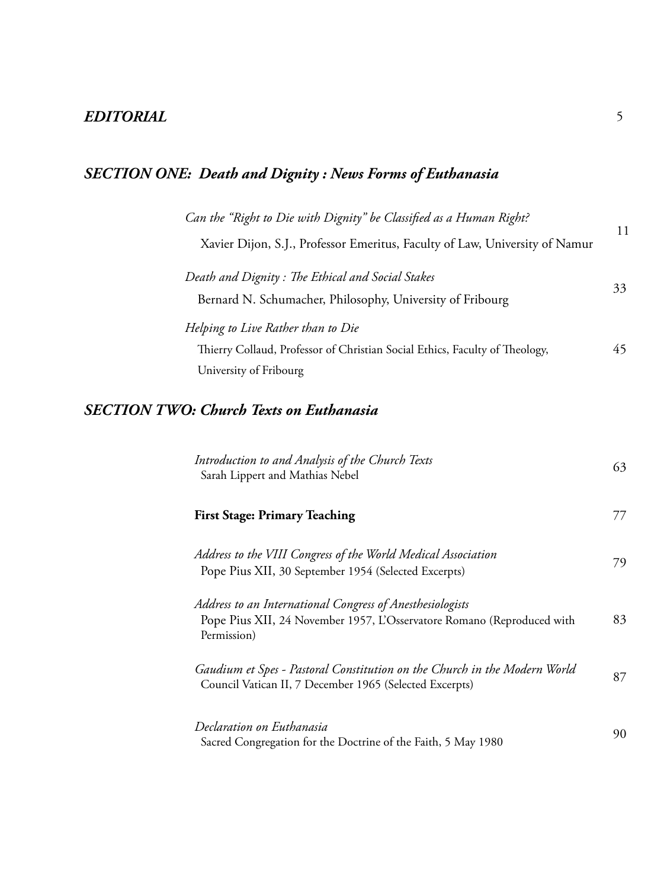## *EDITORIAL* 5

## *SECTION ONE: Death and Dignity : News Forms of Euthanasia*

| | |
|---|---|
| *Can the "Right to Die with Dignity" be Classified as a Human Right?*<br>Xavier Dijon, S.J., Professor Emeritus, Faculty of Law, University of Namur | 11 |
| *Death and Dignity : The Ethical and Social Stakes*<br>Bernard N. Schumacher, Philosophy, University of Fribourg | 33 |
| *Helping to Live Rather than to Die*<br>Thierry Collaud, Professor of Christian Social Ethics, Faculty of Theology, University of Fribourg | 45 |

## *SECTION TWO: Church Texts on Euthanasia*

| | |
|---|---|
| *Introduction to and Analysis of the Church Texts*<br>Sarah Lippert and Mathias Nebel | 63 |
| **First Stage: Primary Teaching** | 77 |
| *Address to the VIII Congress of the World Medical Association*<br>Pope Pius XII, 30 September 1954 (Selected Excerpts) | 79 |
| *Address to an International Congress of Anesthesiologists*<br>Pope Pius XII, 24 November 1957, L'Osservatore Romano (Reproduced with Permission) | 83 |
| *Gaudium et Spes - Pastoral Constitution on the Church in the Modern World*<br>Council Vatican II, 7 December 1965 (Selected Excerpts) | 87 |
| *Declaration on Euthanasia*<br>Sacred Congregation for the Doctrine of the Faith, 5 May 1980 | 90 |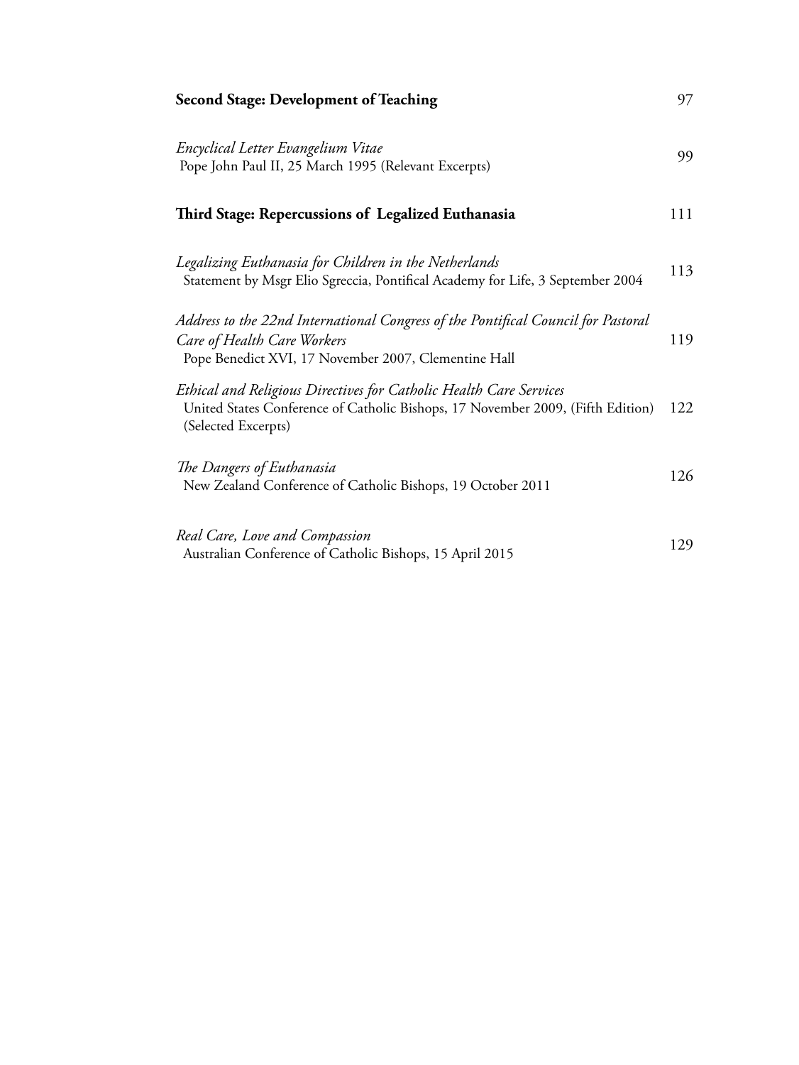**Second Stage: Development of Teaching** 97

*Encyclical Letter Evangelium Vitae*
Pope John Paul II, 25 March 1995 (Relevant Excerpts) 99

**Third Stage: Repercussions of Legalized Euthanasia** 111

*Legalizing Euthanasia for Children in the Netherlands*
Statement by Msgr Elio Sgreccia, Pontifical Academy for Life, 3 September 2004 113

*Address to the 22nd International Congress of the Pontifical Council for Pastoral Care of Health Care Workers*
Pope Benedict XVI, 17 November 2007, Clementine Hall 119

*Ethical and Religious Directives for Catholic Health Care Services*
United States Conference of Catholic Bishops, 17 November 2009, (Fifth Edition) (Selected Excerpts) 122

*The Dangers of Euthanasia*
New Zealand Conference of Catholic Bishops, 19 October 2011 126

*Real Care, Love and Compassion*
Australian Conference of Catholic Bishops, 15 April 2015 129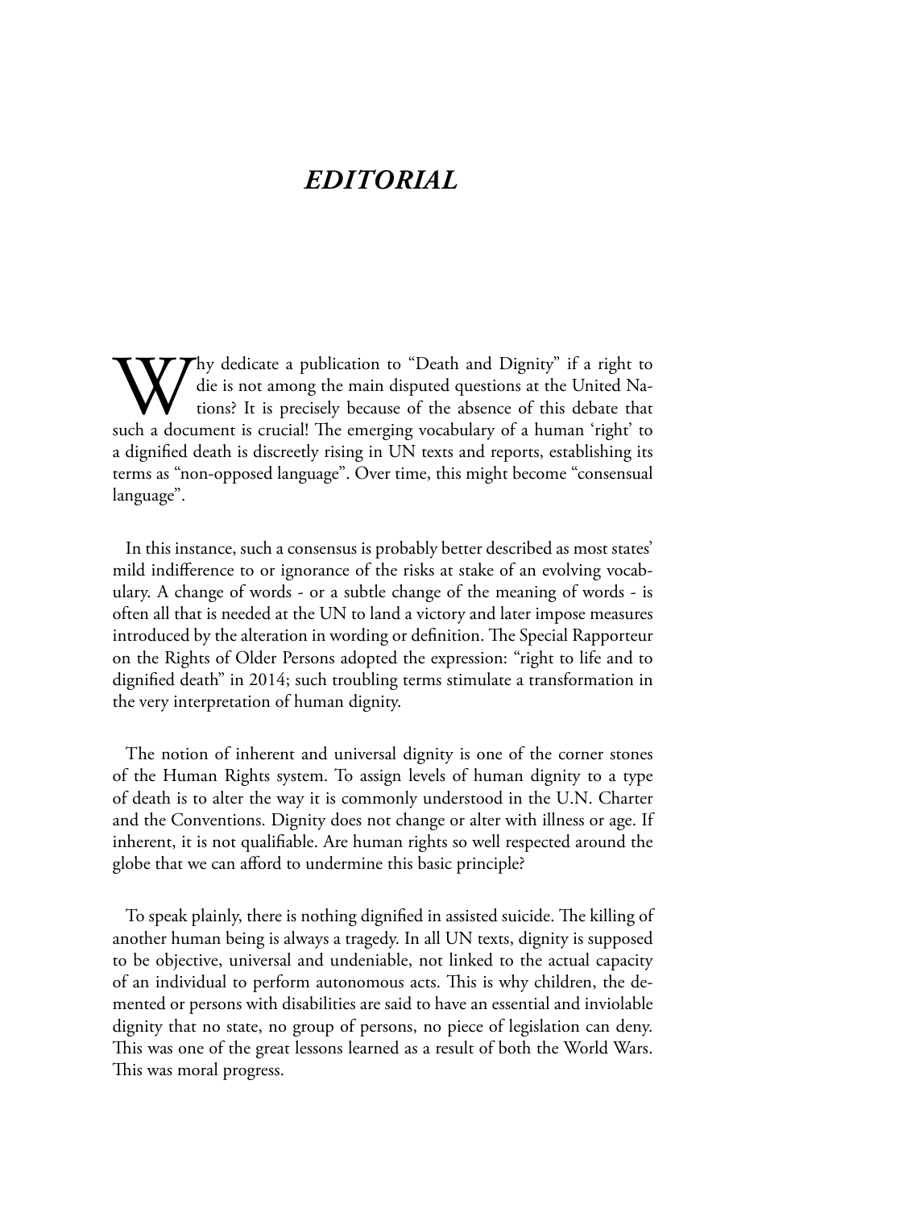# *EDITORIAL*

Why dedicate a publication to "Death and Dignity" if a right to die is not among the main disputed questions at the United Nations? It is precisely because of the absence of this debate that such a document is crucial! The emerging vocabulary of a human 'right' to a dignified death is discreetly rising in UN texts and reports, establishing its terms as "non-opposed language". Over time, this might become "consensual language".

In this instance, such a consensus is probably better described as most states' mild indifference to or ignorance of the risks at stake of an evolving vocabulary. A change of words - or a subtle change of the meaning of words - is often all that is needed at the UN to land a victory and later impose measures introduced by the alteration in wording or definition. The Special Rapporteur on the Rights of Older Persons adopted the expression: "right to life and to dignified death" in 2014; such troubling terms stimulate a transformation in the very interpretation of human dignity.

The notion of inherent and universal dignity is one of the corner stones of the Human Rights system. To assign levels of human dignity to a type of death is to alter the way it is commonly understood in the U.N. Charter and the Conventions. Dignity does not change or alter with illness or age. If inherent, it is not qualifiable. Are human rights so well respected around the globe that we can afford to undermine this basic principle?

To speak plainly, there is nothing dignified in assisted suicide. The killing of another human being is always a tragedy. In all UN texts, dignity is supposed to be objective, universal and undeniable, not linked to the actual capacity of an individual to perform autonomous acts. This is why children, the demented or persons with disabilities are said to have an essential and inviolable dignity that no state, no group of persons, no piece of legislation can deny. This was one of the great lessons learned as a result of both the World Wars. This was moral progress.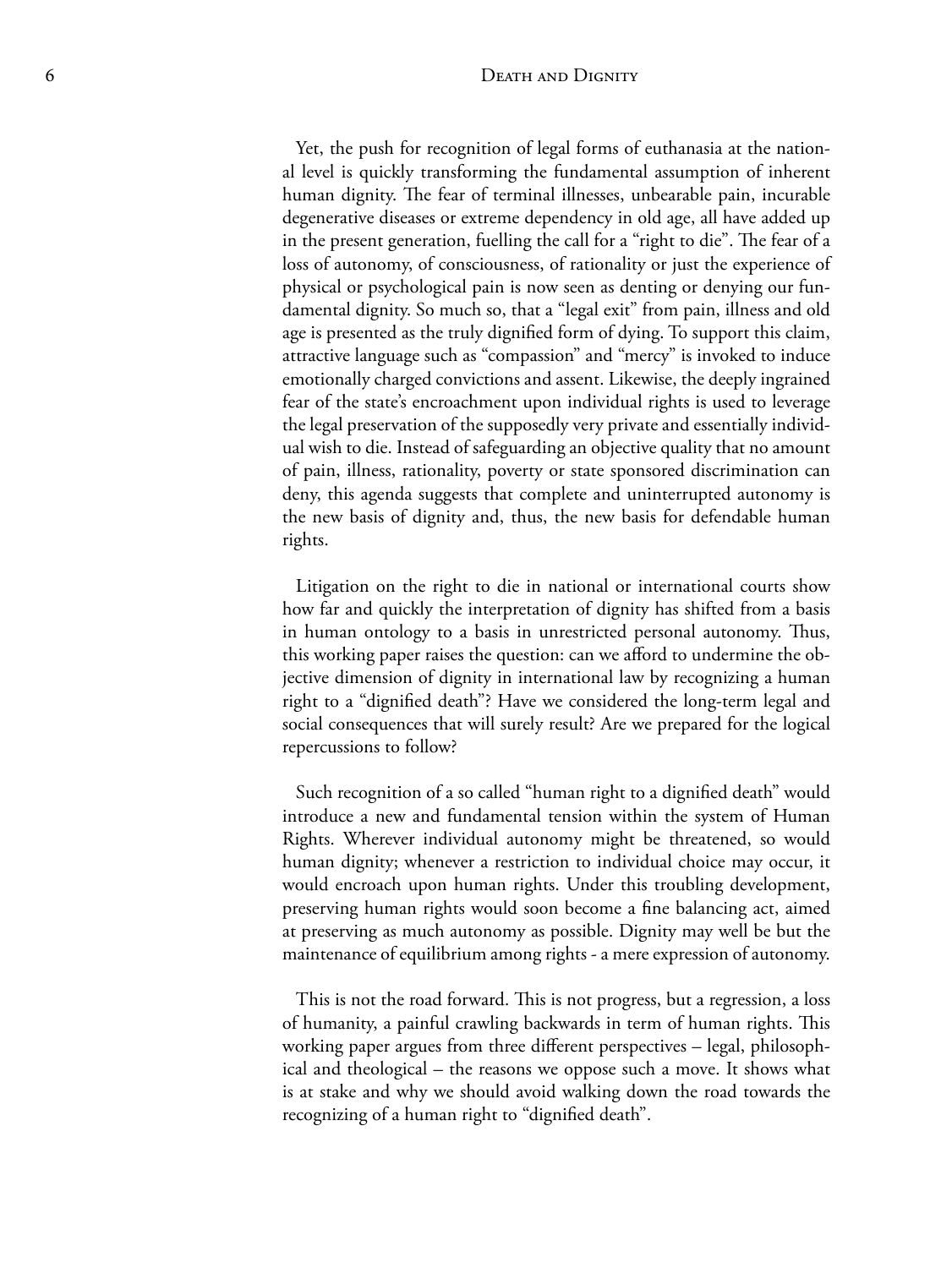Yet, the push for recognition of legal forms of euthanasia at the national level is quickly transforming the fundamental assumption of inherent human dignity. The fear of terminal illnesses, unbearable pain, incurable degenerative diseases or extreme dependency in old age, all have added up in the present generation, fuelling the call for a "right to die". The fear of a loss of autonomy, of consciousness, of rationality or just the experience of physical or psychological pain is now seen as denting or denying our fundamental dignity. So much so, that a "legal exit" from pain, illness and old age is presented as the truly dignified form of dying. To support this claim, attractive language such as "compassion" and "mercy" is invoked to induce emotionally charged convictions and assent. Likewise, the deeply ingrained fear of the state's encroachment upon individual rights is used to leverage the legal preservation of the supposedly very private and essentially individual wish to die. Instead of safeguarding an objective quality that no amount of pain, illness, rationality, poverty or state sponsored discrimination can deny, this agenda suggests that complete and uninterrupted autonomy is the new basis of dignity and, thus, the new basis for defendable human rights.

Litigation on the right to die in national or international courts show how far and quickly the interpretation of dignity has shifted from a basis in human ontology to a basis in unrestricted personal autonomy. Thus, this working paper raises the question: can we afford to undermine the objective dimension of dignity in international law by recognizing a human right to a "dignified death"? Have we considered the long-term legal and social consequences that will surely result? Are we prepared for the logical repercussions to follow?

Such recognition of a so called "human right to a dignified death" would introduce a new and fundamental tension within the system of Human Rights. Wherever individual autonomy might be threatened, so would human dignity; whenever a restriction to individual choice may occur, it would encroach upon human rights. Under this troubling development, preserving human rights would soon become a fine balancing act, aimed at preserving as much autonomy as possible. Dignity may well be but the maintenance of equilibrium among rights - a mere expression of autonomy.

This is not the road forward. This is not progress, but a regression, a loss of humanity, a painful crawling backwards in term of human rights. This working paper argues from three different perspectives – legal, philosophical and theological – the reasons we oppose such a move. It shows what is at stake and why we should avoid walking down the road towards the recognizing of a human right to "dignified death".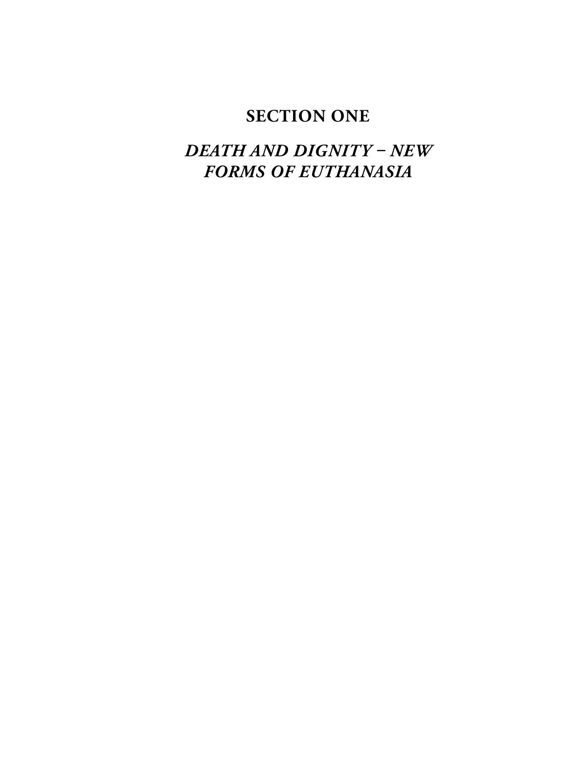# SECTION ONE

## *DEATH AND DIGNITY – NEW FORMS OF EUTHANASIA*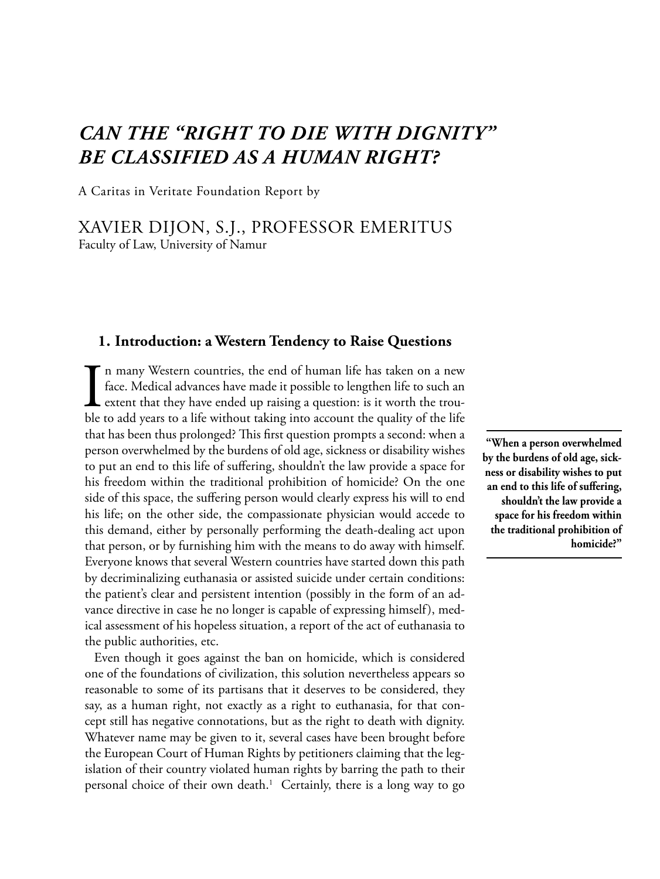# *CAN THE "RIGHT TO DIE WITH DIGNITY" BE CLASSIFIED AS A HUMAN RIGHT?*

A Caritas in Veritate Foundation Report by

XAVIER DIJON, S.J., PROFESSOR EMERITUS
Faculty of Law, University of Namur

## 1. Introduction: a Western Tendency to Raise Questions

In many Western countries, the end of human life has taken on a new face. Medical advances have made it possible to lengthen life to such an extent that they have ended up raising a question: is it worth the trouble to add years to a life without taking into account the quality of the life that has been thus prolonged? This first question prompts a second: when a person overwhelmed by the burdens of old age, sickness or disability wishes to put an end to this life of suffering, shouldn't the law provide a space for his freedom within the traditional prohibition of homicide? On the one side of this space, the suffering person would clearly express his will to end his life; on the other side, the compassionate physician would accede to this demand, either by personally performing the death-dealing act upon that person, or by furnishing him with the means to do away with himself. Everyone knows that several Western countries have started down this path by decriminalizing euthanasia or assisted suicide under certain conditions: the patient's clear and persistent intention (possibly in the form of an advance directive in case he no longer is capable of expressing himself), medical assessment of his hopeless situation, a report of the act of euthanasia to the public authorities, etc.

> **"When a person overwhelmed by the burdens of old age, sickness or disability wishes to put an end to this life of suffering, shouldn't the law provide a space for his freedom within the traditional prohibition of homicide?"**

Even though it goes against the ban on homicide, which is considered one of the foundations of civilization, this solution nevertheless appears so reasonable to some of its partisans that it deserves to be considered, they say, as a human right, not exactly as a right to euthanasia, for that concept still has negative connotations, but as the right to death with dignity. Whatever name may be given to it, several cases have been brought before the European Court of Human Rights by petitioners claiming that the legislation of their country violated human rights by barring the path to their personal choice of their own death.[1] Certainly, there is a long way to go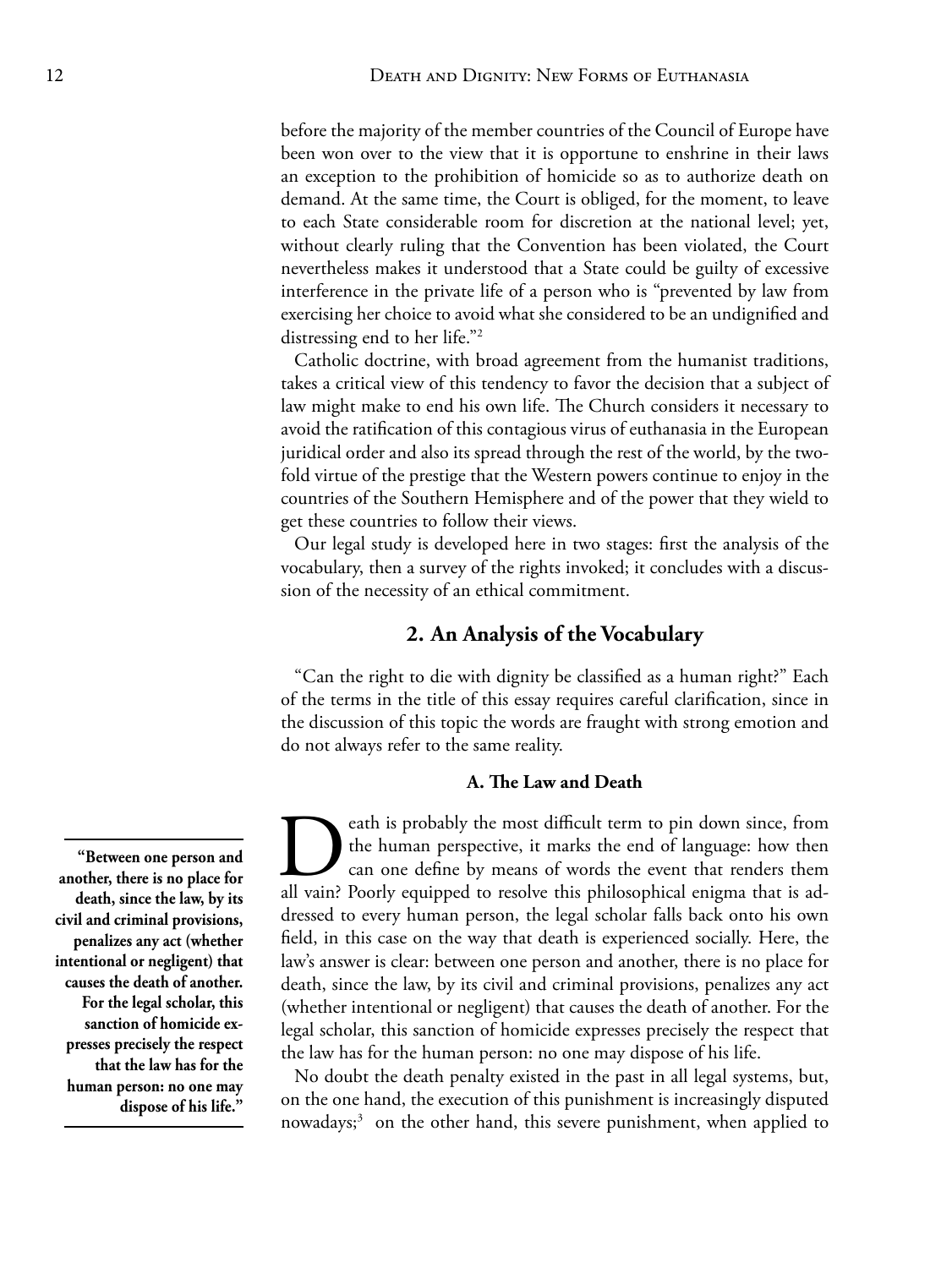before the majority of the member countries of the Council of Europe have been won over to the view that it is opportune to enshrine in their laws an exception to the prohibition of homicide so as to authorize death on demand. At the same time, the Court is obliged, for the moment, to leave to each State considerable room for discretion at the national level; yet, without clearly ruling that the Convention has been violated, the Court nevertheless makes it understood that a State could be guilty of excessive interference in the private life of a person who is "prevented by law from exercising her choice to avoid what she considered to be an undignified and distressing end to her life."[2]

Catholic doctrine, with broad agreement from the humanist traditions, takes a critical view of this tendency to favor the decision that a subject of law might make to end his own life. The Church considers it necessary to avoid the ratification of this contagious virus of euthanasia in the European juridical order and also its spread through the rest of the world, by the twofold virtue of the prestige that the Western powers continue to enjoy in the countries of the Southern Hemisphere and of the power that they wield to get these countries to follow their views.

Our legal study is developed here in two stages: first the analysis of the vocabulary, then a survey of the rights invoked; it concludes with a discussion of the necessity of an ethical commitment.

## 2. An Analysis of the Vocabulary

"Can the right to die with dignity be classified as a human right?" Each of the terms in the title of this essay requires careful clarification, since in the discussion of this topic the words are fraught with strong emotion and do not always refer to the same reality.

### A. The Law and Death

Death is probably the most difficult term to pin down since, from the human perspective, it marks the end of language: how then can one define by means of words the event that renders them all vain? Poorly equipped to resolve this philosophical enigma that is addressed to every human person, the legal scholar falls back onto his own field, in this case on the way that death is experienced socially. Here, the law's answer is clear: between one person and another, there is no place for death, since the law, by its civil and criminal provisions, penalizes any act (whether intentional or negligent) that causes the death of another. For the legal scholar, this sanction of homicide expresses precisely the respect that the law has for the human person: no one may dispose of his life.

> **"Between one person and another, there is no place for death, since the law, by its civil and criminal provisions, penalizes any act (whether intentional or negligent) that causes the death of another. For the legal scholar, this sanction of homicide expresses precisely the respect that the law has for the human person: no one may dispose of his life."**

No doubt the death penalty existed in the past in all legal systems, but, on the one hand, the execution of this punishment is increasingly disputed nowadays;[3] on the other hand, this severe punishment, when applied to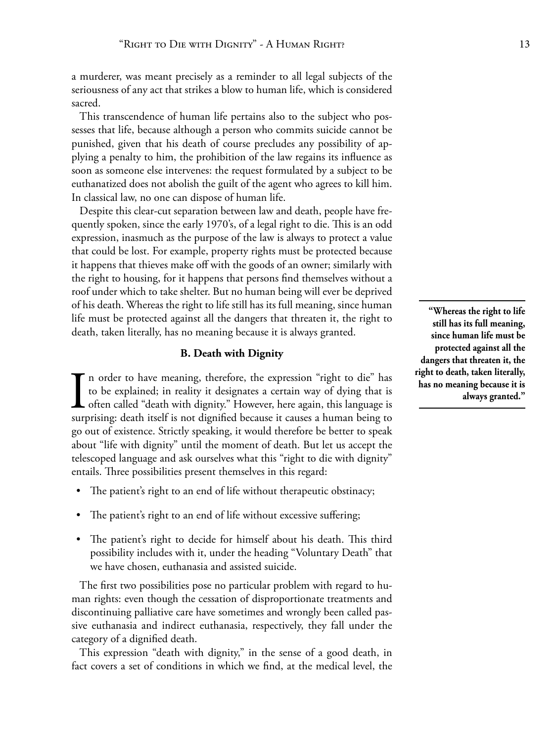a murderer, was meant precisely as a reminder to all legal subjects of the seriousness of any act that strikes a blow to human life, which is considered sacred.

This transcendence of human life pertains also to the subject who possesses that life, because although a person who commits suicide cannot be punished, given that his death of course precludes any possibility of applying a penalty to him, the prohibition of the law regains its influence as soon as someone else intervenes: the request formulated by a subject to be euthanatized does not abolish the guilt of the agent who agrees to kill him. In classical law, no one can dispose of human life.

Despite this clear-cut separation between law and death, people have frequently spoken, since the early 1970's, of a legal right to die. This is an odd expression, inasmuch as the purpose of the law is always to protect a value that could be lost. For example, property rights must be protected because it happens that thieves make off with the goods of an owner; similarly with the right to housing, for it happens that persons find themselves without a roof under which to take shelter. But no human being will ever be deprived of his death. Whereas the right to life still has its full meaning, since human life must be protected against all the dangers that threaten it, the right to death, taken literally, has no meaning because it is always granted.

> **"Whereas the right to life still has its full meaning, since human life must be protected against all the dangers that threaten it, the right to death, taken literally, has no meaning because it is always granted."**

### B. Death with Dignity

In order to have meaning, therefore, the expression "right to die" has to be explained; in reality it designates a certain way of dying that is often called "death with dignity." However, here again, this language is surprising: death itself is not dignified because it causes a human being to go out of existence. Strictly speaking, it would therefore be better to speak about "life with dignity" until the moment of death. But let us accept the telescoped language and ask ourselves what this "right to die with dignity" entails. Three possibilities present themselves in this regard:

- The patient's right to an end of life without therapeutic obstinacy;
- The patient's right to an end of life without excessive suffering;
- The patient's right to decide for himself about his death. This third possibility includes with it, under the heading "Voluntary Death" that we have chosen, euthanasia and assisted suicide.

The first two possibilities pose no particular problem with regard to human rights: even though the cessation of disproportionate treatments and discontinuing palliative care have sometimes and wrongly been called passive euthanasia and indirect euthanasia, respectively, they fall under the category of a dignified death.

This expression "death with dignity," in the sense of a good death, in fact covers a set of conditions in which we find, at the medical level, the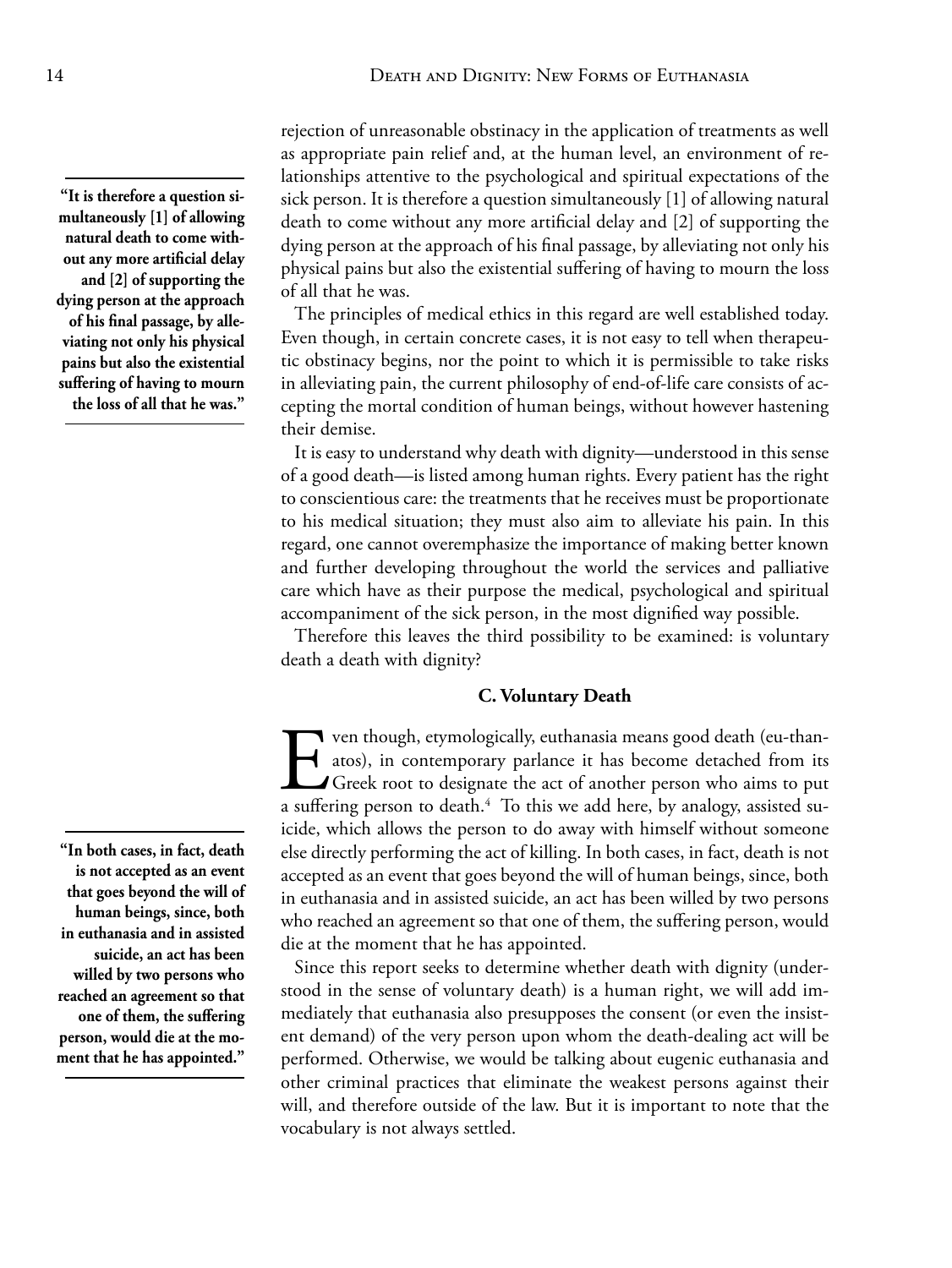rejection of unreasonable obstinacy in the application of treatments as well as appropriate pain relief and, at the human level, an environment of relationships attentive to the psychological and spiritual expectations of the sick person. It is therefore a question simultaneously [1] of allowing natural death to come without any more artificial delay and [2] of supporting the dying person at the approach of his final passage, by alleviating not only his physical pains but also the existential suffering of having to mourn the loss of all that he was.

> **"It is therefore a question simultaneously [1] of allowing natural death to come without any more artificial delay and [2] of supporting the dying person at the approach of his final passage, by alleviating not only his physical pains but also the existential suffering of having to mourn the loss of all that he was."**

The principles of medical ethics in this regard are well established today. Even though, in certain concrete cases, it is not easy to tell when therapeutic obstinacy begins, nor the point to which it is permissible to take risks in alleviating pain, the current philosophy of end-of-life care consists of accepting the mortal condition of human beings, without however hastening their demise.

It is easy to understand why death with dignity—understood in this sense of a good death—is listed among human rights. Every patient has the right to conscientious care: the treatments that he receives must be proportionate to his medical situation; they must also aim to alleviate his pain. In this regard, one cannot overemphasize the importance of making better known and further developing throughout the world the services and palliative care which have as their purpose the medical, psychological and spiritual accompaniment of the sick person, in the most dignified way possible.

Therefore this leaves the third possibility to be examined: is voluntary death a death with dignity?

### C. Voluntary Death

Even though, etymologically, euthanasia means good death (eu-thanatos), in contemporary parlance it has become detached from its Greek root to designate the act of another person who aims to put a suffering person to death.[4] To this we add here, by analogy, assisted suicide, which allows the person to do away with himself without someone else directly performing the act of killing. In both cases, in fact, death is not accepted as an event that goes beyond the will of human beings, since, both in euthanasia and in assisted suicide, an act has been willed by two persons who reached an agreement so that one of them, the suffering person, would die at the moment that he has appointed.

> **"In both cases, in fact, death is not accepted as an event that goes beyond the will of human beings, since, both in euthanasia and in assisted suicide, an act has been willed by two persons who reached an agreement so that one of them, the suffering person, would die at the moment that he has appointed."**

Since this report seeks to determine whether death with dignity (understood in the sense of voluntary death) is a human right, we will add immediately that euthanasia also presupposes the consent (or even the insistent demand) of the very person upon whom the death-dealing act will be performed. Otherwise, we would be talking about eugenic euthanasia and other criminal practices that eliminate the weakest persons against their will, and therefore outside of the law. But it is important to note that the vocabulary is not always settled.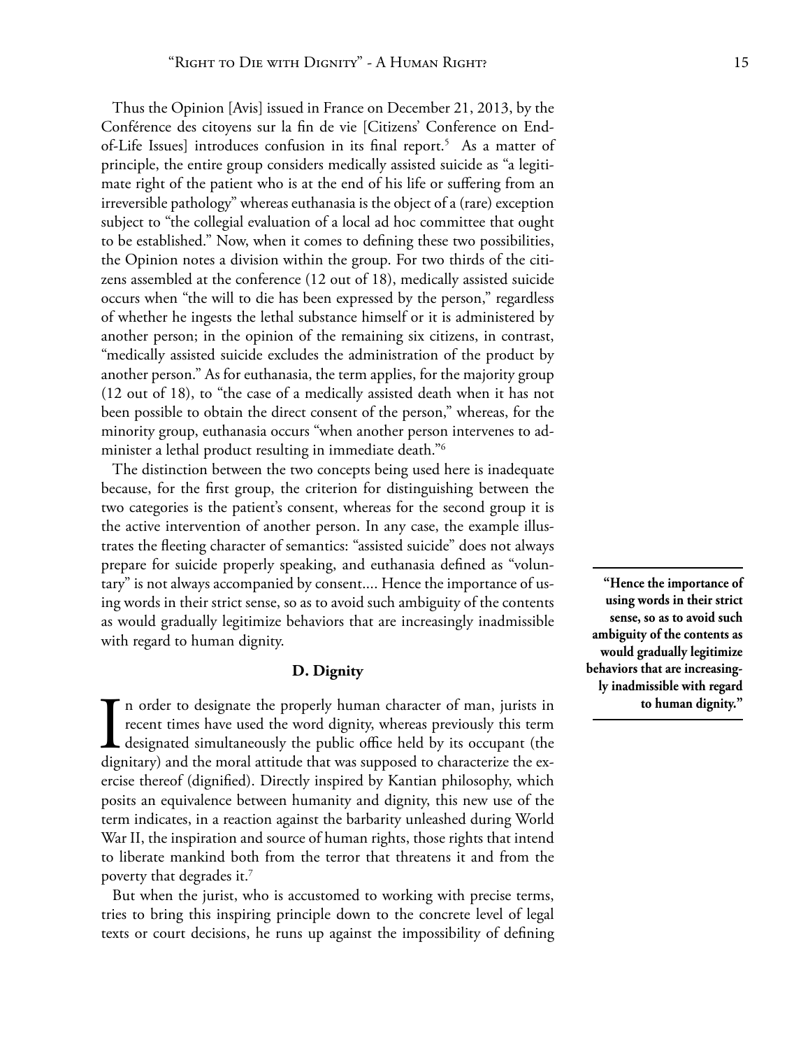Thus the Opinion [Avis] issued in France on December 21, 2013, by the Conférence des citoyens sur la fin de vie [Citizens' Conference on End-of-Life Issues] introduces confusion in its final report.[5] As a matter of principle, the entire group considers medically assisted suicide as "a legitimate right of the patient who is at the end of his life or suffering from an irreversible pathology" whereas euthanasia is the object of a (rare) exception subject to "the collegial evaluation of a local ad hoc committee that ought to be established." Now, when it comes to defining these two possibilities, the Opinion notes a division within the group. For two thirds of the citizens assembled at the conference (12 out of 18), medically assisted suicide occurs when "the will to die has been expressed by the person," regardless of whether he ingests the lethal substance himself or it is administered by another person; in the opinion of the remaining six citizens, in contrast, "medically assisted suicide excludes the administration of the product by another person." As for euthanasia, the term applies, for the majority group (12 out of 18), to "the case of a medically assisted death when it has not been possible to obtain the direct consent of the person," whereas, for the minority group, euthanasia occurs "when another person intervenes to administer a lethal product resulting in immediate death."[6]

The distinction between the two concepts being used here is inadequate because, for the first group, the criterion for distinguishing between the two categories is the patient's consent, whereas for the second group it is the active intervention of another person. In any case, the example illustrates the fleeting character of semantics: "assisted suicide" does not always prepare for suicide properly speaking, and euthanasia defined as "voluntary" is not always accompanied by consent.... Hence the importance of using words in their strict sense, so as to avoid such ambiguity of the contents as would gradually legitimize behaviors that are increasingly inadmissible with regard to human dignity.

> **"Hence the importance of using words in their strict sense, so as to avoid such ambiguity of the contents as would gradually legitimize behaviors that are increasingly inadmissible with regard to human dignity."**

### D. Dignity

In order to designate the properly human character of man, jurists in recent times have used the word dignity, whereas previously this term designated simultaneously the public office held by its occupant (the dignitary) and the moral attitude that was supposed to characterize the exercise thereof (dignified). Directly inspired by Kantian philosophy, which posits an equivalence between humanity and dignity, this new use of the term indicates, in a reaction against the barbarity unleashed during World War II, the inspiration and source of human rights, those rights that intend to liberate mankind both from the terror that threatens it and from the poverty that degrades it.[7]

But when the jurist, who is accustomed to working with precise terms, tries to bring this inspiring principle down to the concrete level of legal texts or court decisions, he runs up against the impossibility of defining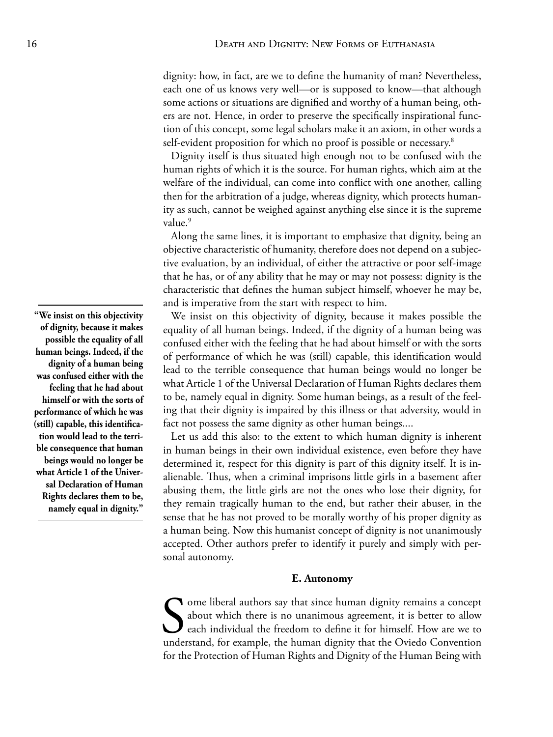dignity: how, in fact, are we to define the humanity of man? Nevertheless, each one of us knows very well—or is supposed to know—that although some actions or situations are dignified and worthy of a human being, others are not. Hence, in order to preserve the specifically inspirational function of this concept, some legal scholars make it an axiom, in other words a self-evident proposition for which no proof is possible or necessary.[8]

Dignity itself is thus situated high enough not to be confused with the human rights of which it is the source. For human rights, which aim at the welfare of the individual, can come into conflict with one another, calling then for the arbitration of a judge, whereas dignity, which protects humanity as such, cannot be weighed against anything else since it is the supreme value.[9]

Along the same lines, it is important to emphasize that dignity, being an objective characteristic of humanity, therefore does not depend on a subjective evaluation, by an individual, of either the attractive or poor self-image that he has, or of any ability that he may or may not possess: dignity is the characteristic that defines the human subject himself, whoever he may be, and is imperative from the start with respect to him.

**"We insist on this objectivity of dignity, because it makes possible the equality of all human beings. Indeed, if the dignity of a human being was confused either with the feeling that he had about himself or with the sorts of performance of which he was (still) capable, this identification would lead to the terrible consequence that human beings would no longer be what Article 1 of the Universal Declaration of Human Rights declares them to be, namely equal in dignity."**

We insist on this objectivity of dignity, because it makes possible the equality of all human beings. Indeed, if the dignity of a human being was confused either with the feeling that he had about himself or with the sorts of performance of which he was (still) capable, this identification would lead to the terrible consequence that human beings would no longer be what Article 1 of the Universal Declaration of Human Rights declares them to be, namely equal in dignity. Some human beings, as a result of the feeling that their dignity is impaired by this illness or that adversity, would in fact not possess the same dignity as other human beings....

Let us add this also: to the extent to which human dignity is inherent in human beings in their own individual existence, even before they have determined it, respect for this dignity is part of this dignity itself. It is inalienable. Thus, when a criminal imprisons little girls in a basement after abusing them, the little girls are not the ones who lose their dignity, for they remain tragically human to the end, but rather their abuser, in the sense that he has not proved to be morally worthy of his proper dignity as a human being. Now this humanist concept of dignity is not unanimously accepted. Other authors prefer to identify it purely and simply with personal autonomy.

#### E. Autonomy

Some liberal authors say that since human dignity remains a concept about which there is no unanimous agreement, it is better to allow each individual the freedom to define it for himself. How are we to understand, for example, the human dignity that the Oviedo Convention for the Protection of Human Rights and Dignity of the Human Being with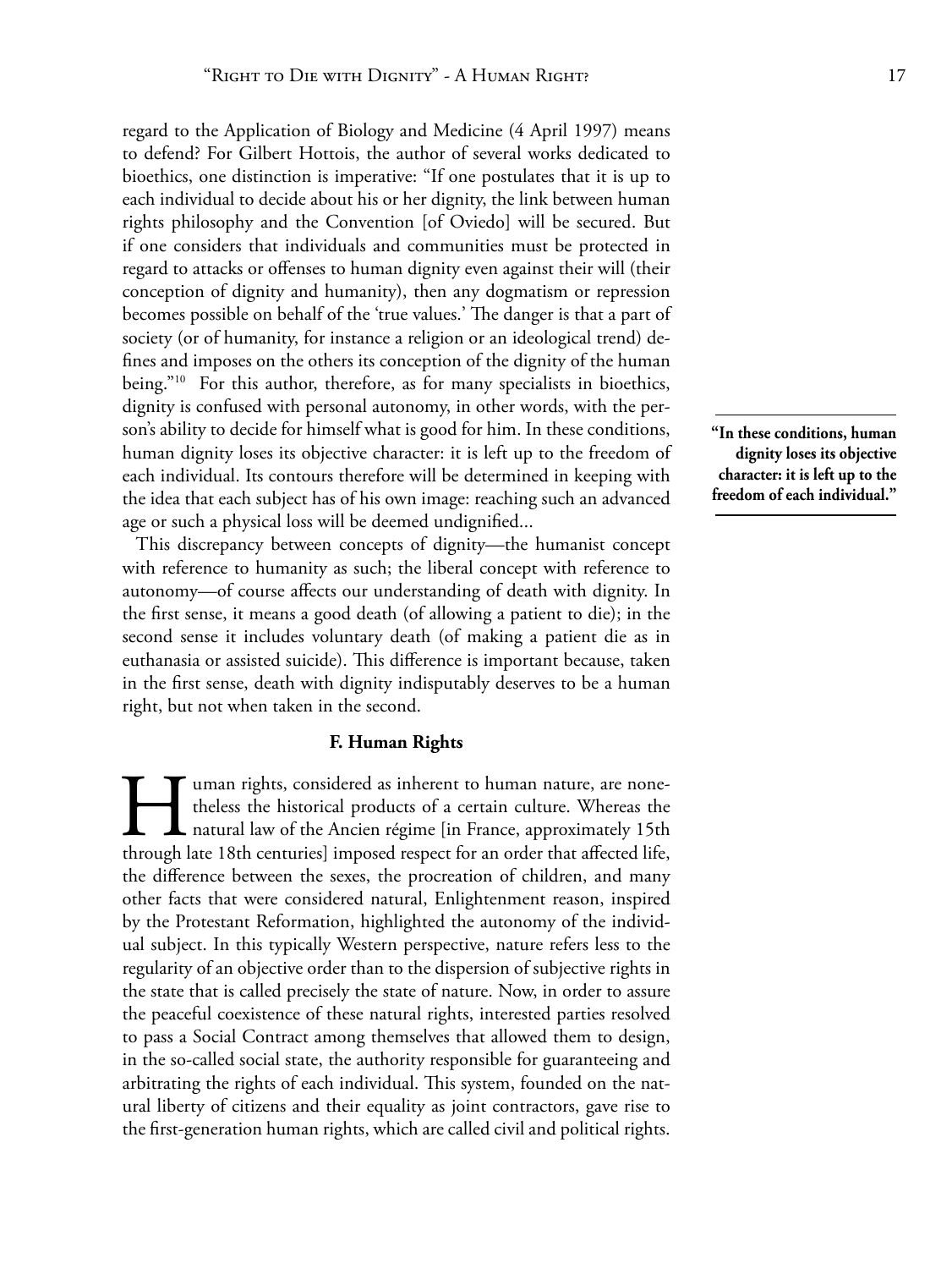regard to the Application of Biology and Medicine (4 April 1997) means to defend? For Gilbert Hottois, the author of several works dedicated to bioethics, one distinction is imperative: "If one postulates that it is up to each individual to decide about his or her dignity, the link between human rights philosophy and the Convention [of Oviedo] will be secured. But if one considers that individuals and communities must be protected in regard to attacks or offenses to human dignity even against their will (their conception of dignity and humanity), then any dogmatism or repression becomes possible on behalf of the 'true values.' The danger is that a part of society (or of humanity, for instance a religion or an ideological trend) defines and imposes on the others its conception of the dignity of the human being."[10] For this author, therefore, as for many specialists in bioethics, dignity is confused with personal autonomy, in other words, with the person's ability to decide for himself what is good for him. In these conditions, human dignity loses its objective character: it is left up to the freedom of each individual. Its contours therefore will be determined in keeping with the idea that each subject has of his own image: reaching such an advanced age or such a physical loss will be deemed undignified...

**"In these conditions, human dignity loses its objective character: it is left up to the freedom of each individual."**

This discrepancy between concepts of dignity—the humanist concept with reference to humanity as such; the liberal concept with reference to autonomy—of course affects our understanding of death with dignity. In the first sense, it means a good death (of allowing a patient to die); in the second sense it includes voluntary death (of making a patient die as in euthanasia or assisted suicide). This difference is important because, taken in the first sense, death with dignity indisputably deserves to be a human right, but not when taken in the second.

### F. Human Rights

Human rights, considered as inherent to human nature, are nonetheless the historical products of a certain culture. Whereas the natural law of the Ancien régime [in France, approximately 15th through late 18th centuries] imposed respect for an order that affected life, the difference between the sexes, the procreation of children, and many other facts that were considered natural, Enlightenment reason, inspired by the Protestant Reformation, highlighted the autonomy of the individual subject. In this typically Western perspective, nature refers less to the regularity of an objective order than to the dispersion of subjective rights in the state that is called precisely the state of nature. Now, in order to assure the peaceful coexistence of these natural rights, interested parties resolved to pass a Social Contract among themselves that allowed them to design, in the so-called social state, the authority responsible for guaranteeing and arbitrating the rights of each individual. This system, founded on the natural liberty of citizens and their equality as joint contractors, gave rise to the first-generation human rights, which are called civil and political rights.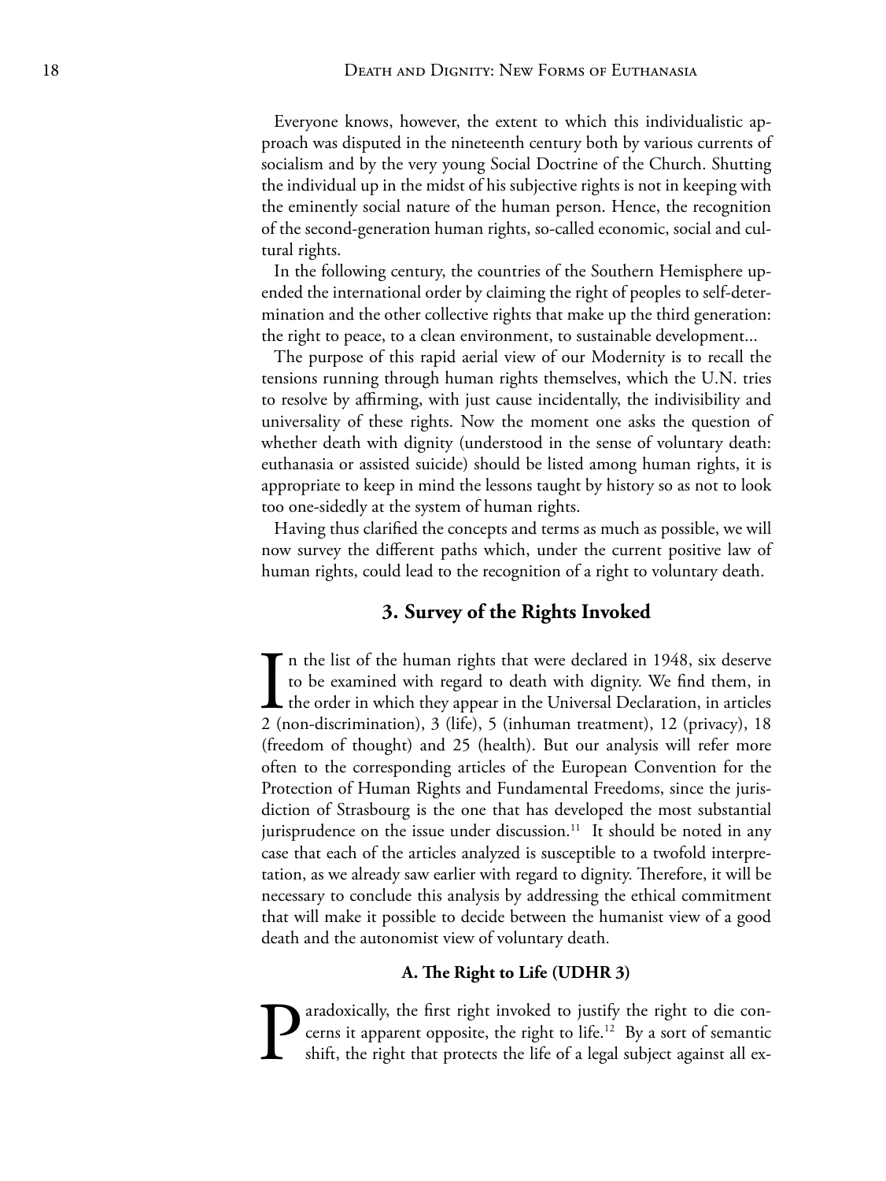Everyone knows, however, the extent to which this individualistic approach was disputed in the nineteenth century both by various currents of socialism and by the very young Social Doctrine of the Church. Shutting the individual up in the midst of his subjective rights is not in keeping with the eminently social nature of the human person. Hence, the recognition of the second-generation human rights, so-called economic, social and cultural rights.

In the following century, the countries of the Southern Hemisphere upended the international order by claiming the right of peoples to self-determination and the other collective rights that make up the third generation: the right to peace, to a clean environment, to sustainable development...

The purpose of this rapid aerial view of our Modernity is to recall the tensions running through human rights themselves, which the U.N. tries to resolve by affirming, with just cause incidentally, the indivisibility and universality of these rights. Now the moment one asks the question of whether death with dignity (understood in the sense of voluntary death: euthanasia or assisted suicide) should be listed among human rights, it is appropriate to keep in mind the lessons taught by history so as not to look too one-sidedly at the system of human rights.

Having thus clarified the concepts and terms as much as possible, we will now survey the different paths which, under the current positive law of human rights, could lead to the recognition of a right to voluntary death.

## 3. Survey of the Rights Invoked

In the list of the human rights that were declared in 1948, six deserve to be examined with regard to death with dignity. We find them, in the order in which they appear in the Universal Declaration, in articles 2 (non-discrimination), 3 (life), 5 (inhuman treatment), 12 (privacy), 18 (freedom of thought) and 25 (health). But our analysis will refer more often to the corresponding articles of the European Convention for the Protection of Human Rights and Fundamental Freedoms, since the jurisdiction of Strasbourg is the one that has developed the most substantial jurisprudence on the issue under discussion.[11] It should be noted in any case that each of the articles analyzed is susceptible to a twofold interpretation, as we already saw earlier with regard to dignity. Therefore, it will be necessary to conclude this analysis by addressing the ethical commitment that will make it possible to decide between the humanist view of a good death and the autonomist view of voluntary death.

### A. The Right to Life (UDHR 3)

Paradoxically, the first right invoked to justify the right to die concerns it apparent opposite, the right to life.[12] By a sort of semantic shift, the right that protects the life of a legal subject against all ex-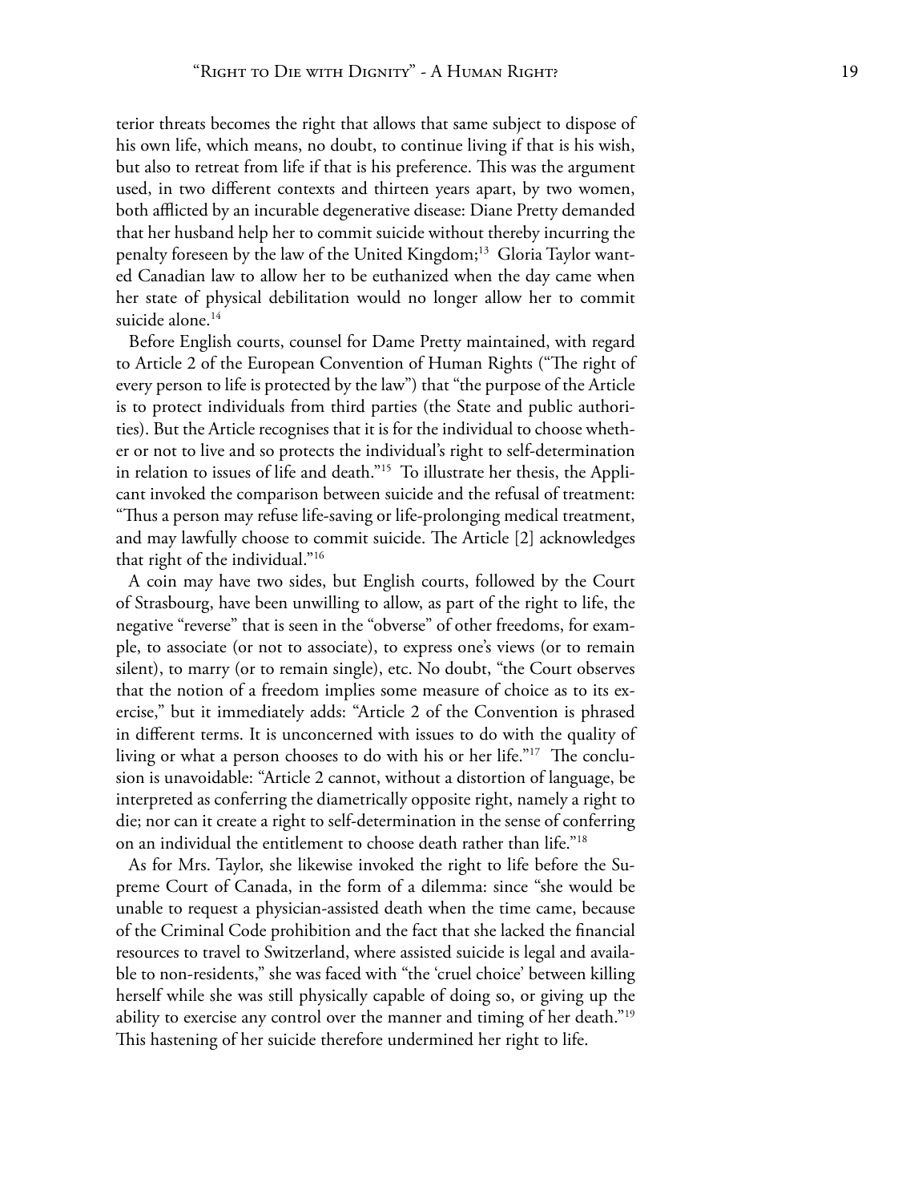terior threats becomes the right that allows that same subject to dispose of his own life, which means, no doubt, to continue living if that is his wish, but also to retreat from life if that is his preference. This was the argument used, in two different contexts and thirteen years apart, by two women, both afflicted by an incurable degenerative disease: Diane Pretty demanded that her husband help her to commit suicide without thereby incurring the penalty foreseen by the law of the United Kingdom;[13] Gloria Taylor wanted Canadian law to allow her to be euthanized when the day came when her state of physical debilitation would no longer allow her to commit suicide alone.[14]

Before English courts, counsel for Dame Pretty maintained, with regard to Article 2 of the European Convention of Human Rights ("The right of every person to life is protected by the law") that "the purpose of the Article is to protect individuals from third parties (the State and public authorities). But the Article recognises that it is for the individual to choose whether or not to live and so protects the individual's right to self-determination in relation to issues of life and death."[15] To illustrate her thesis, the Applicant invoked the comparison between suicide and the refusal of treatment: "Thus a person may refuse life-saving or life-prolonging medical treatment, and may lawfully choose to commit suicide. The Article [2] acknowledges that right of the individual."[16]

A coin may have two sides, but English courts, followed by the Court of Strasbourg, have been unwilling to allow, as part of the right to life, the negative "reverse" that is seen in the "obverse" of other freedoms, for example, to associate (or not to associate), to express one's views (or to remain silent), to marry (or to remain single), etc. No doubt, "the Court observes that the notion of a freedom implies some measure of choice as to its exercise," but it immediately adds: "Article 2 of the Convention is phrased in different terms. It is unconcerned with issues to do with the quality of living or what a person chooses to do with his or her life."[17] The conclusion is unavoidable: "Article 2 cannot, without a distortion of language, be interpreted as conferring the diametrically opposite right, namely a right to die; nor can it create a right to self-determination in the sense of conferring on an individual the entitlement to choose death rather than life."[18]

As for Mrs. Taylor, she likewise invoked the right to life before the Supreme Court of Canada, in the form of a dilemma: since "she would be unable to request a physician-assisted death when the time came, because of the Criminal Code prohibition and the fact that she lacked the financial resources to travel to Switzerland, where assisted suicide is legal and available to non-residents," she was faced with "the 'cruel choice' between killing herself while she was still physically capable of doing so, or giving up the ability to exercise any control over the manner and timing of her death."[19] This hastening of her suicide therefore undermined her right to life.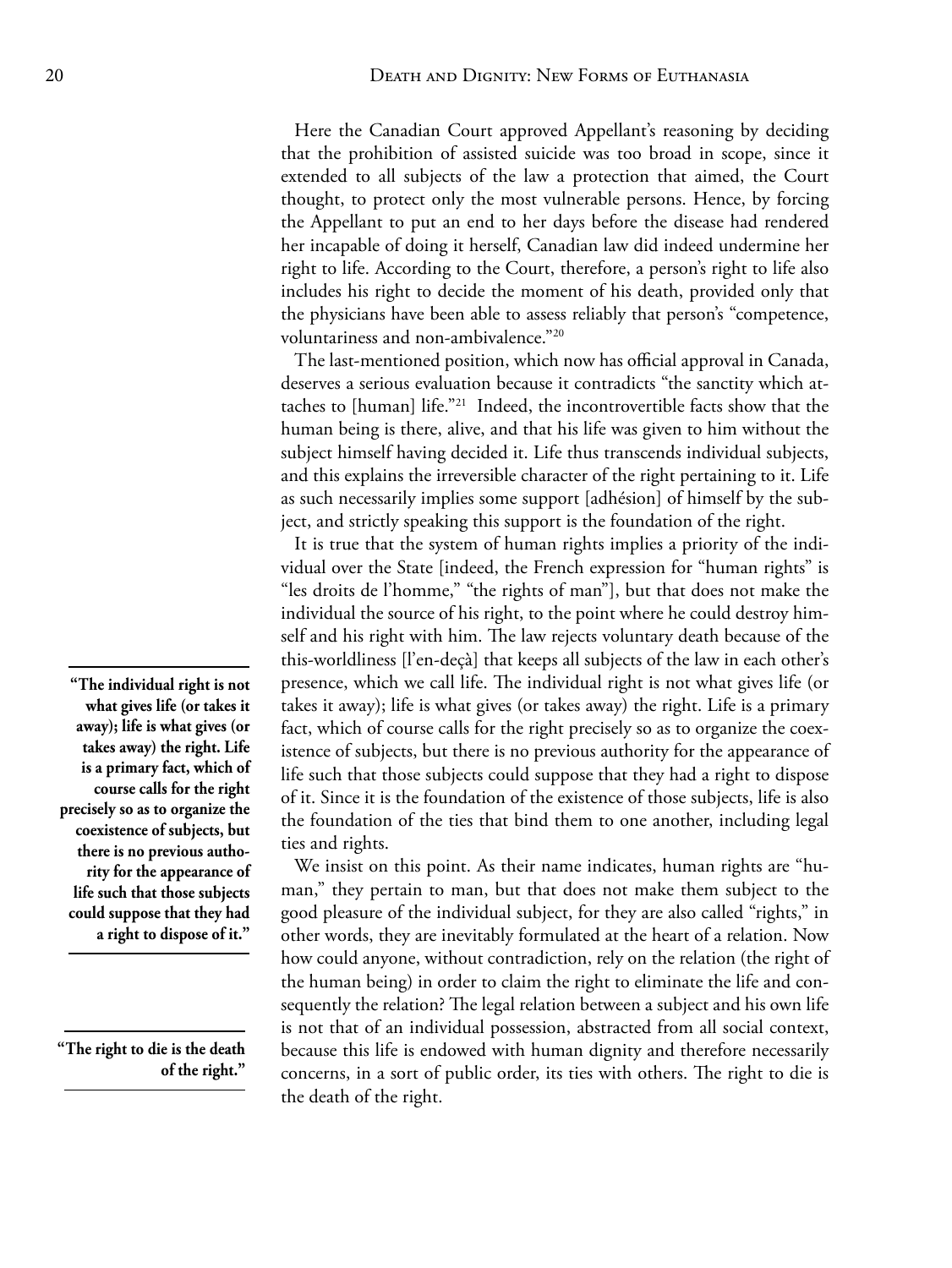Here the Canadian Court approved Appellant's reasoning by deciding that the prohibition of assisted suicide was too broad in scope, since it extended to all subjects of the law a protection that aimed, the Court thought, to protect only the most vulnerable persons. Hence, by forcing the Appellant to put an end to her days before the disease had rendered her incapable of doing it herself, Canadian law did indeed undermine her right to life. According to the Court, therefore, a person's right to life also includes his right to decide the moment of his death, provided only that the physicians have been able to assess reliably that person's "competence, voluntariness and non-ambivalence."[20]

The last-mentioned position, which now has official approval in Canada, deserves a serious evaluation because it contradicts "the sanctity which attaches to [human] life."[21] Indeed, the incontrovertible facts show that the human being is there, alive, and that his life was given to him without the subject himself having decided it. Life thus transcends individual subjects, and this explains the irreversible character of the right pertaining to it. Life as such necessarily implies some support [adhésion] of himself by the subject, and strictly speaking this support is the foundation of the right.

It is true that the system of human rights implies a priority of the individual over the State [indeed, the French expression for "human rights" is "les droits de l'homme," "the rights of man"], but that does not make the individual the source of his right, to the point where he could destroy himself and his right with him. The law rejects voluntary death because of the this-worldliness [l'en-deçà] that keeps all subjects of the law in each other's presence, which we call life. The individual right is not what gives life (or takes it away); life is what gives (or takes away) the right. Life is a primary fact, which of course calls for the right precisely so as to organize the coexistence of subjects, but there is no previous authority for the appearance of life such that those subjects could suppose that they had a right to dispose of it. Since it is the foundation of the existence of those subjects, life is also the foundation of the ties that bind them to one another, including legal ties and rights.

> **"The individual right is not what gives life (or takes it away); life is what gives (or takes away) the right. Life is a primary fact, which of course calls for the right precisely so as to organize the coexistence of subjects, but there is no previous authority for the appearance of life such that those subjects could suppose that they had a right to dispose of it."**

We insist on this point. As their name indicates, human rights are "human," they pertain to man, but that does not make them subject to the good pleasure of the individual subject, for they are also called "rights," in other words, they are inevitably formulated at the heart of a relation. Now how could anyone, without contradiction, rely on the relation (the right of the human being) in order to claim the right to eliminate the life and consequently the relation? The legal relation between a subject and his own life is not that of an individual possession, abstracted from all social context, because this life is endowed with human dignity and therefore necessarily concerns, in a sort of public order, its ties with others. The right to die is the death of the right.

> **"The right to die is the death of the right."**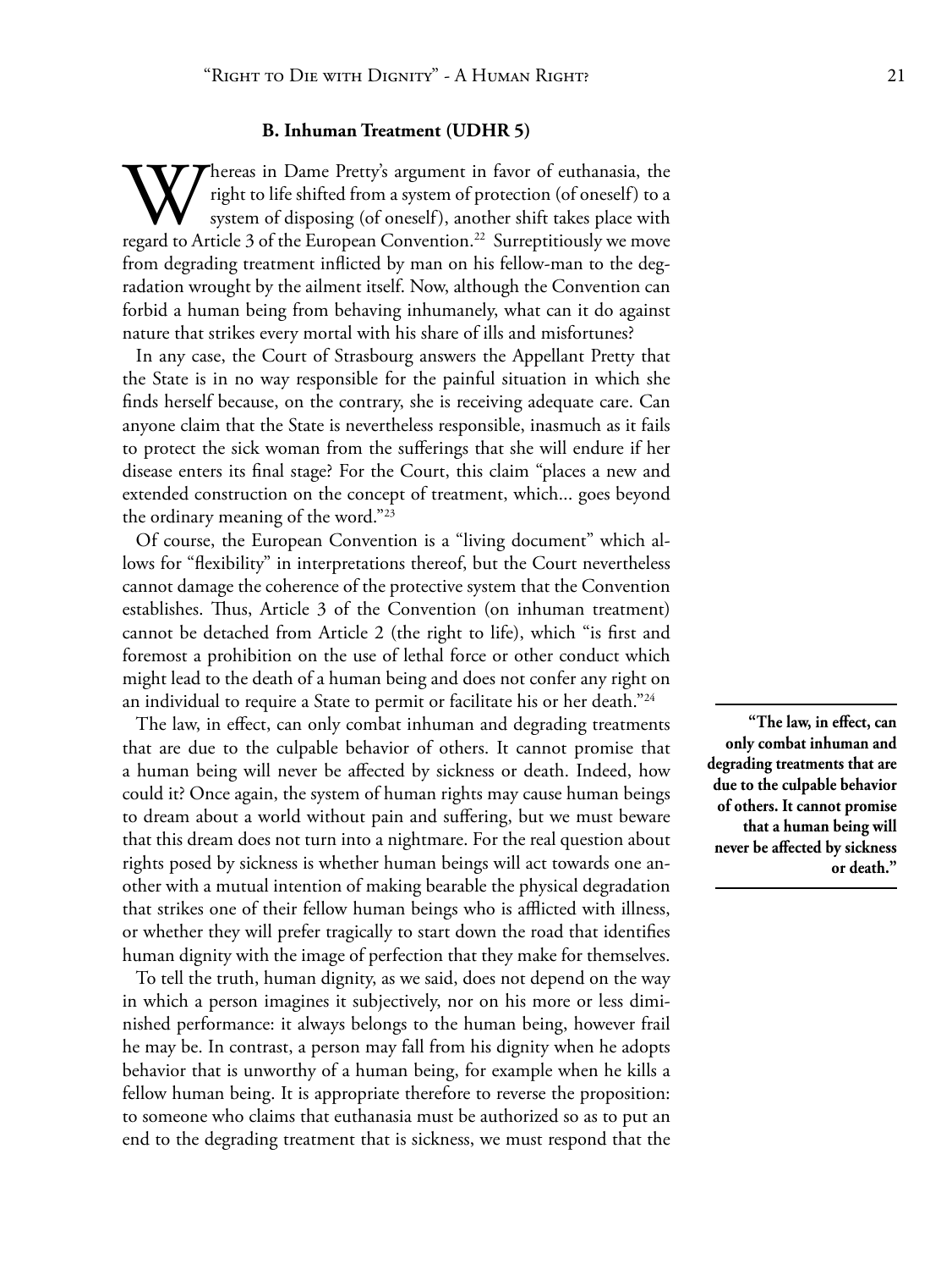### B. Inhuman Treatment (UDHR 5)

Whereas in Dame Pretty's argument in favor of euthanasia, the right to life shifted from a system of protection (of oneself) to a system of disposing (of oneself), another shift takes place with regard to Article 3 of the European Convention.[22] Surreptitiously we move from degrading treatment inflicted by man on his fellow-man to the degradation wrought by the ailment itself. Now, although the Convention can forbid a human being from behaving inhumanely, what can it do against nature that strikes every mortal with his share of ills and misfortunes?

In any case, the Court of Strasbourg answers the Appellant Pretty that the State is in no way responsible for the painful situation in which she finds herself because, on the contrary, she is receiving adequate care. Can anyone claim that the State is nevertheless responsible, inasmuch as it fails to protect the sick woman from the sufferings that she will endure if her disease enters its final stage? For the Court, this claim "places a new and extended construction on the concept of treatment, which... goes beyond the ordinary meaning of the word."[23]

Of course, the European Convention is a "living document" which allows for "flexibility" in interpretations thereof, but the Court nevertheless cannot damage the coherence of the protective system that the Convention establishes. Thus, Article 3 of the Convention (on inhuman treatment) cannot be detached from Article 2 (the right to life), which "is first and foremost a prohibition on the use of lethal force or other conduct which might lead to the death of a human being and does not confer any right on an individual to require a State to permit or facilitate his or her death."[24]

The law, in effect, can only combat inhuman and degrading treatments that are due to the culpable behavior of others. It cannot promise that a human being will never be affected by sickness or death. Indeed, how could it? Once again, the system of human rights may cause human beings to dream about a world without pain and suffering, but we must beware that this dream does not turn into a nightmare. For the real question about rights posed by sickness is whether human beings will act towards one another with a mutual intention of making bearable the physical degradation that strikes one of their fellow human beings who is afflicted with illness, or whether they will prefer tragically to start down the road that identifies human dignity with the image of perfection that they make for themselves.

> **"The law, in effect, can only combat inhuman and degrading treatments that are due to the culpable behavior of others. It cannot promise that a human being will never be affected by sickness or death."**

To tell the truth, human dignity, as we said, does not depend on the way in which a person imagines it subjectively, nor on his more or less diminished performance: it always belongs to the human being, however frail he may be. In contrast, a person may fall from his dignity when he adopts behavior that is unworthy of a human being, for example when he kills a fellow human being. It is appropriate therefore to reverse the proposition: to someone who claims that euthanasia must be authorized so as to put an end to the degrading treatment that is sickness, we must respond that the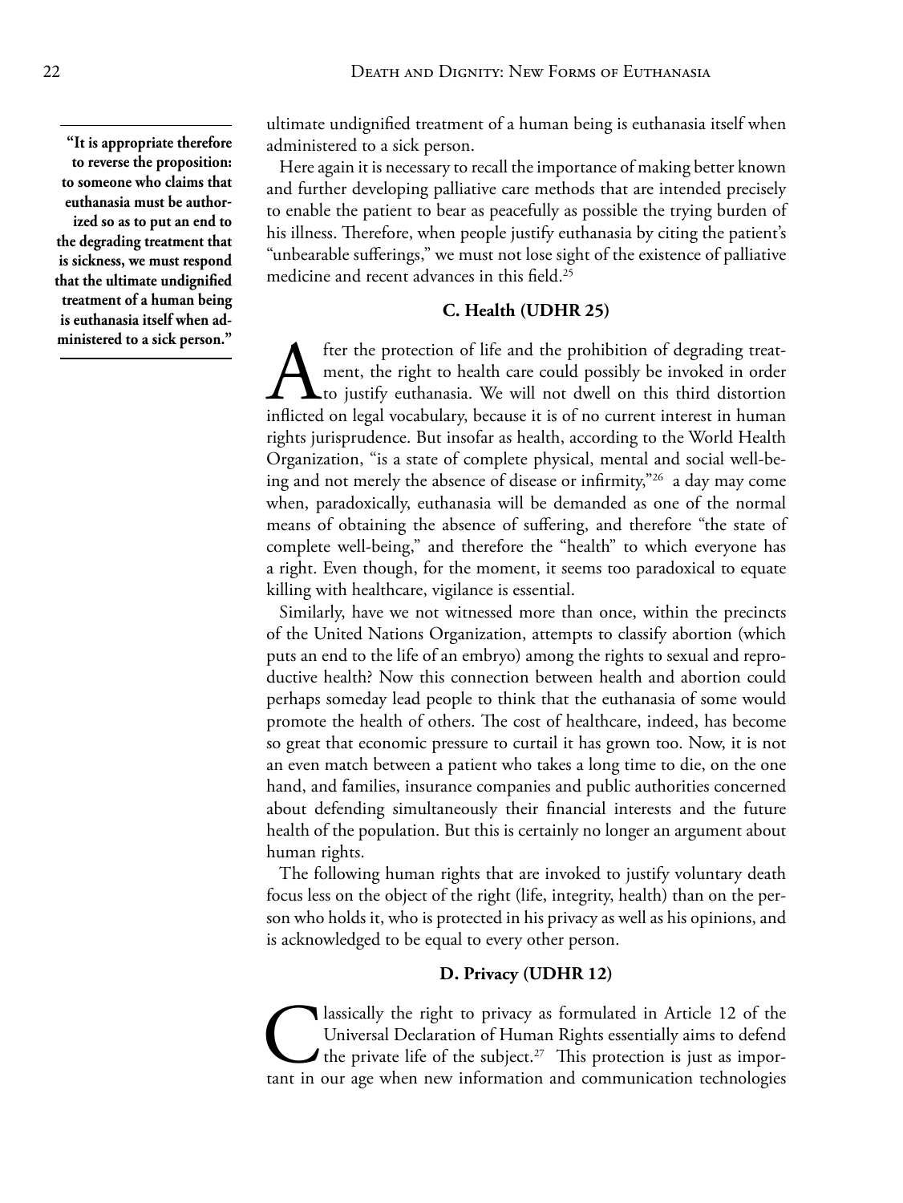> **"It is appropriate therefore to reverse the proposition: to someone who claims that euthanasia must be authorized so as to put an end to the degrading treatment that is sickness, we must respond that the ultimate undignified treatment of a human being is euthanasia itself when administered to a sick person."**

ultimate undignified treatment of a human being is euthanasia itself when administered to a sick person.

Here again it is necessary to recall the importance of making better known and further developing palliative care methods that are intended precisely to enable the patient to bear as peacefully as possible the trying burden of his illness. Therefore, when people justify euthanasia by citing the patient's "unbearable sufferings," we must not lose sight of the existence of palliative medicine and recent advances in this field.[25]

### C. Health (UDHR 25)

After the protection of life and the prohibition of degrading treatment, the right to health care could possibly be invoked in order to justify euthanasia. We will not dwell on this third distortion inflicted on legal vocabulary, because it is of no current interest in human rights jurisprudence. But insofar as health, according to the World Health Organization, "is a state of complete physical, mental and social well-being and not merely the absence of disease or infirmity,"[26] a day may come when, paradoxically, euthanasia will be demanded as one of the normal means of obtaining the absence of suffering, and therefore "the state of complete well-being," and therefore the "health" to which everyone has a right. Even though, for the moment, it seems too paradoxical to equate killing with healthcare, vigilance is essential.

Similarly, have we not witnessed more than once, within the precincts of the United Nations Organization, attempts to classify abortion (which puts an end to the life of an embryo) among the rights to sexual and reproductive health? Now this connection between health and abortion could perhaps someday lead people to think that the euthanasia of some would promote the health of others. The cost of healthcare, indeed, has become so great that economic pressure to curtail it has grown too. Now, it is not an even match between a patient who takes a long time to die, on the one hand, and families, insurance companies and public authorities concerned about defending simultaneously their financial interests and the future health of the population. But this is certainly no longer an argument about human rights.

The following human rights that are invoked to justify voluntary death focus less on the object of the right (life, integrity, health) than on the person who holds it, who is protected in his privacy as well as his opinions, and is acknowledged to be equal to every other person.

### D. Privacy (UDHR 12)

Classically the right to privacy as formulated in Article 12 of the Universal Declaration of Human Rights essentially aims to defend the private life of the subject.[27] This protection is just as important in our age when new information and communication technologies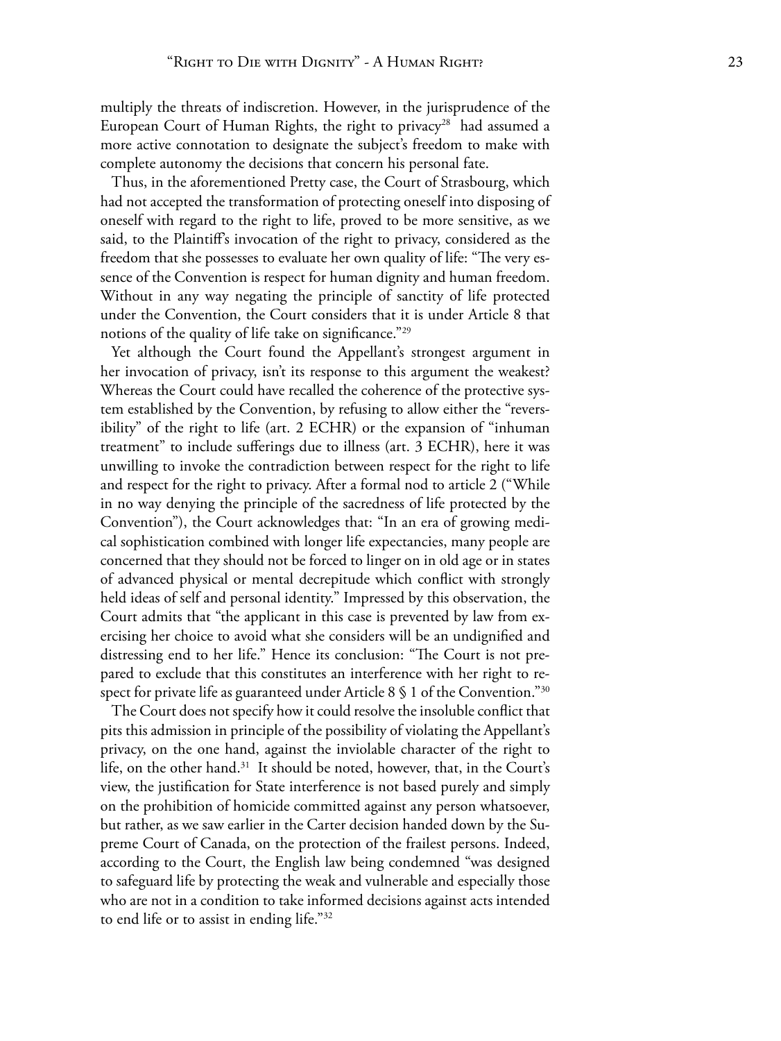multiply the threats of indiscretion. However, in the jurisprudence of the European Court of Human Rights, the right to privacy[28] had assumed a more active connotation to designate the subject's freedom to make with complete autonomy the decisions that concern his personal fate.

Thus, in the aforementioned Pretty case, the Court of Strasbourg, which had not accepted the transformation of protecting oneself into disposing of oneself with regard to the right to life, proved to be more sensitive, as we said, to the Plaintiff's invocation of the right to privacy, considered as the freedom that she possesses to evaluate her own quality of life: "The very essence of the Convention is respect for human dignity and human freedom. Without in any way negating the principle of sanctity of life protected under the Convention, the Court considers that it is under Article 8 that notions of the quality of life take on significance."[29]

Yet although the Court found the Appellant's strongest argument in her invocation of privacy, isn't its response to this argument the weakest? Whereas the Court could have recalled the coherence of the protective system established by the Convention, by refusing to allow either the "reversibility" of the right to life (art. 2 ECHR) or the expansion of "inhuman treatment" to include sufferings due to illness (art. 3 ECHR), here it was unwilling to invoke the contradiction between respect for the right to life and respect for the right to privacy. After a formal nod to article 2 ("While in no way denying the principle of the sacredness of life protected by the Convention"), the Court acknowledges that: "In an era of growing medical sophistication combined with longer life expectancies, many people are concerned that they should not be forced to linger on in old age or in states of advanced physical or mental decrepitude which conflict with strongly held ideas of self and personal identity." Impressed by this observation, the Court admits that "the applicant in this case is prevented by law from exercising her choice to avoid what she considers will be an undignified and distressing end to her life." Hence its conclusion: "The Court is not prepared to exclude that this constitutes an interference with her right to respect for private life as guaranteed under Article 8 § 1 of the Convention."[30]

The Court does not specify how it could resolve the insoluble conflict that pits this admission in principle of the possibility of violating the Appellant's privacy, on the one hand, against the inviolable character of the right to life, on the other hand.[31] It should be noted, however, that, in the Court's view, the justification for State interference is not based purely and simply on the prohibition of homicide committed against any person whatsoever, but rather, as we saw earlier in the Carter decision handed down by the Supreme Court of Canada, on the protection of the frailest persons. Indeed, according to the Court, the English law being condemned "was designed to safeguard life by protecting the weak and vulnerable and especially those who are not in a condition to take informed decisions against acts intended to end life or to assist in ending life."[32]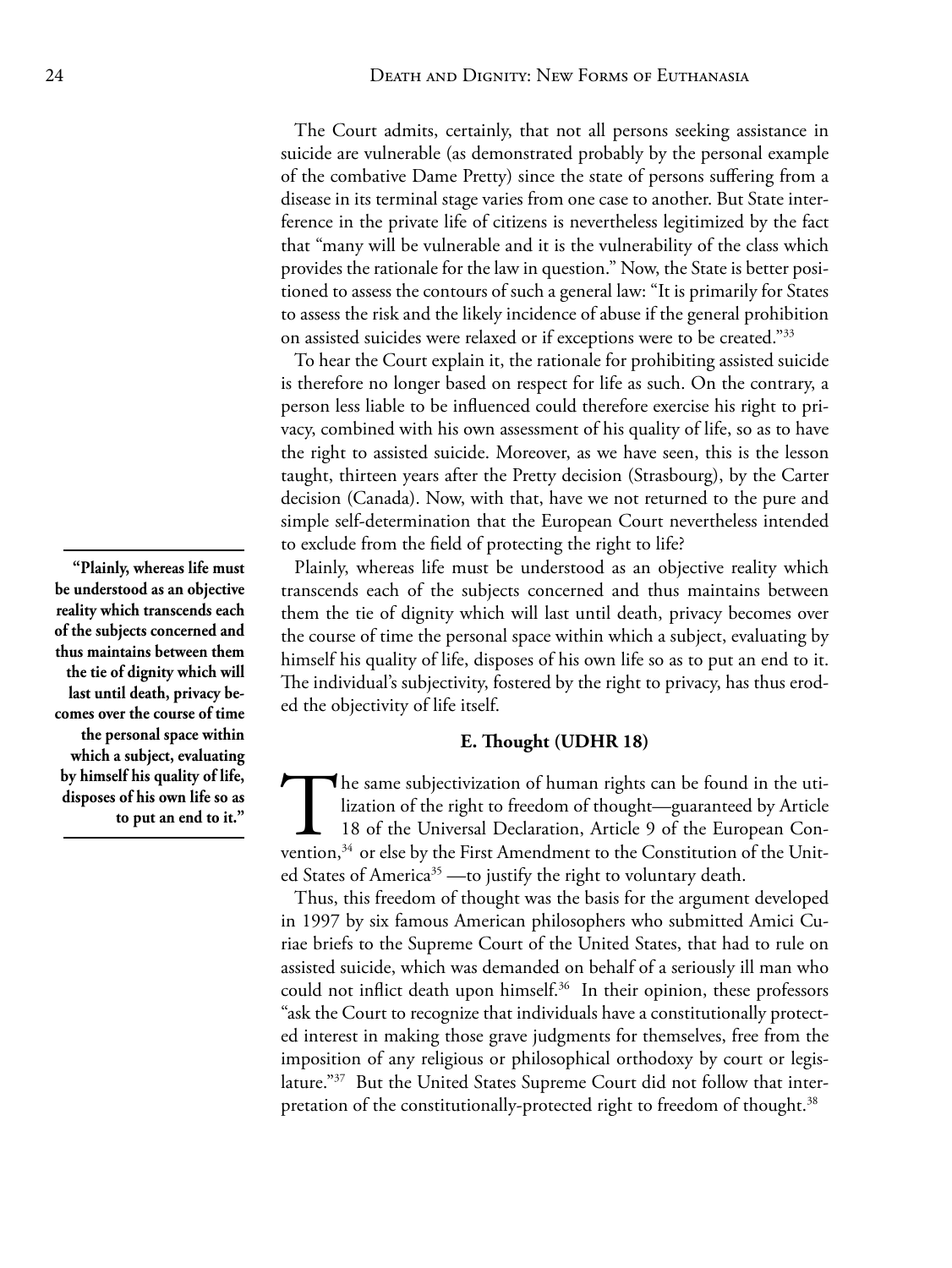The Court admits, certainly, that not all persons seeking assistance in suicide are vulnerable (as demonstrated probably by the personal example of the combative Dame Pretty) since the state of persons suffering from a disease in its terminal stage varies from one case to another. But State interference in the private life of citizens is nevertheless legitimized by the fact that "many will be vulnerable and it is the vulnerability of the class which provides the rationale for the law in question." Now, the State is better positioned to assess the contours of such a general law: "It is primarily for States to assess the risk and the likely incidence of abuse if the general prohibition on assisted suicides were relaxed or if exceptions were to be created."[33]

To hear the Court explain it, the rationale for prohibiting assisted suicide is therefore no longer based on respect for life as such. On the contrary, a person less liable to be influenced could therefore exercise his right to privacy, combined with his own assessment of his quality of life, so as to have the right to assisted suicide. Moreover, as we have seen, this is the lesson taught, thirteen years after the Pretty decision (Strasbourg), by the Carter decision (Canada). Now, with that, have we not returned to the pure and simple self-determination that the European Court nevertheless intended to exclude from the field of protecting the right to life?

> **"Plainly, whereas life must be understood as an objective reality which transcends each of the subjects concerned and thus maintains between them the tie of dignity which will last until death, privacy becomes over the course of time the personal space within which a subject, evaluating by himself his quality of life, disposes of his own life so as to put an end to it."**

Plainly, whereas life must be understood as an objective reality which transcends each of the subjects concerned and thus maintains between them the tie of dignity which will last until death, privacy becomes over the course of time the personal space within which a subject, evaluating by himself his quality of life, disposes of his own life so as to put an end to it. The individual's subjectivity, fostered by the right to privacy, has thus eroded the objectivity of life itself.

### E. Thought (UDHR 18)

The same subjectivization of human rights can be found in the utilization of the right to freedom of thought—guaranteed by Article 18 of the Universal Declaration, Article 9 of the European Convention,[34] or else by the First Amendment to the Constitution of the United States of America[35] —to justify the right to voluntary death.

Thus, this freedom of thought was the basis for the argument developed in 1997 by six famous American philosophers who submitted Amici Curiae briefs to the Supreme Court of the United States, that had to rule on assisted suicide, which was demanded on behalf of a seriously ill man who could not inflict death upon himself.[36] In their opinion, these professors "ask the Court to recognize that individuals have a constitutionally protected interest in making those grave judgments for themselves, free from the imposition of any religious or philosophical orthodoxy by court or legislature."[37] But the United States Supreme Court did not follow that interpretation of the constitutionally-protected right to freedom of thought.[38]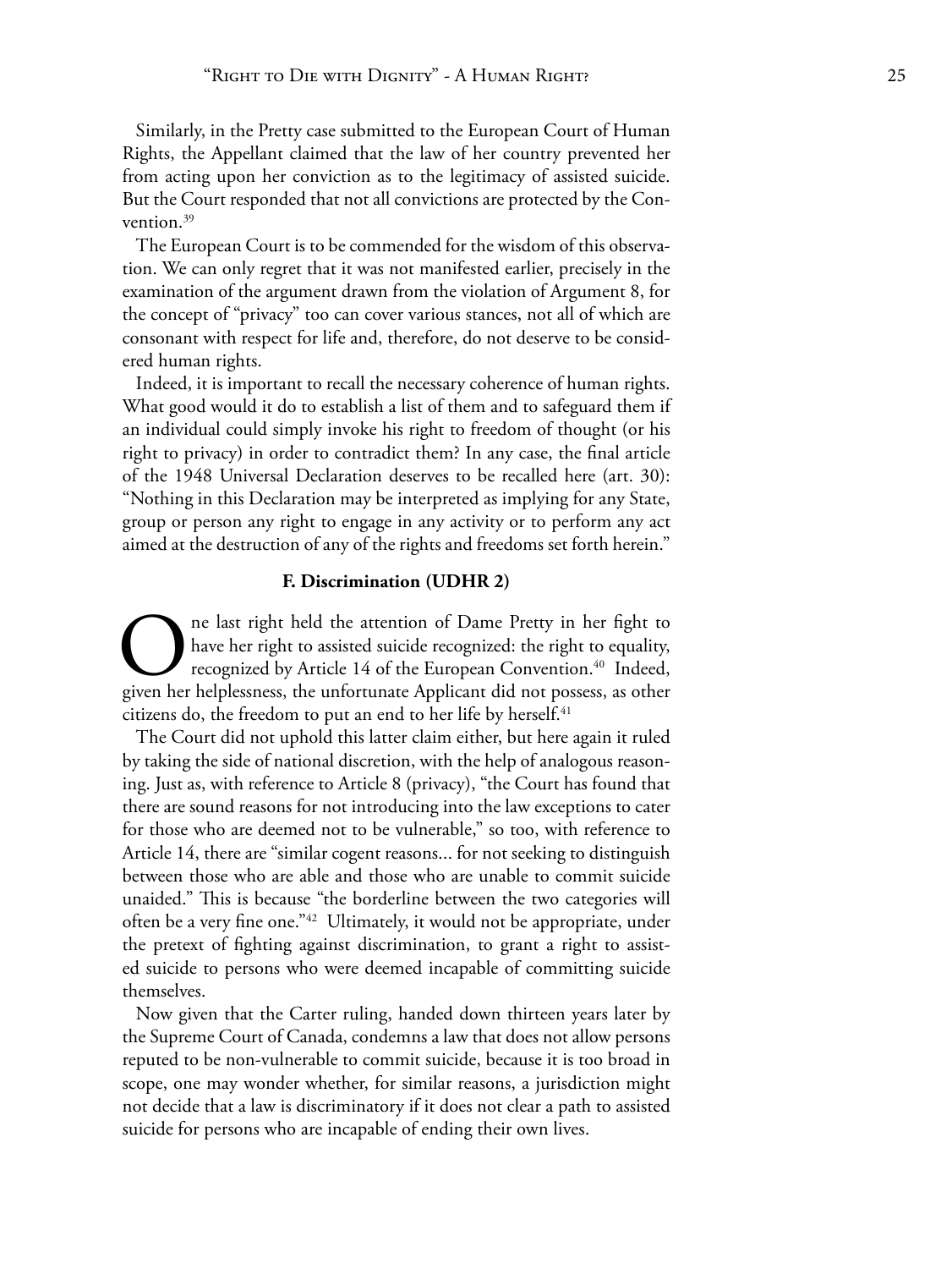Similarly, in the Pretty case submitted to the European Court of Human Rights, the Appellant claimed that the law of her country prevented her from acting upon her conviction as to the legitimacy of assisted suicide. But the Court responded that not all convictions are protected by the Convention.[39]

The European Court is to be commended for the wisdom of this observation. We can only regret that it was not manifested earlier, precisely in the examination of the argument drawn from the violation of Argument 8, for the concept of "privacy" too can cover various stances, not all of which are consonant with respect for life and, therefore, do not deserve to be considered human rights.

Indeed, it is important to recall the necessary coherence of human rights. What good would it do to establish a list of them and to safeguard them if an individual could simply invoke his right to freedom of thought (or his right to privacy) in order to contradict them? In any case, the final article of the 1948 Universal Declaration deserves to be recalled here (art. 30): "Nothing in this Declaration may be interpreted as implying for any State, group or person any right to engage in any activity or to perform any act aimed at the destruction of any of the rights and freedoms set forth herein."

### F. Discrimination (UDHR 2)

One last right held the attention of Dame Pretty in her fight to have her right to assisted suicide recognized: the right to equality, recognized by Article 14 of the European Convention.[40] Indeed, given her helplessness, the unfortunate Applicant did not possess, as other citizens do, the freedom to put an end to her life by herself.[41]

The Court did not uphold this latter claim either, but here again it ruled by taking the side of national discretion, with the help of analogous reasoning. Just as, with reference to Article 8 (privacy), "the Court has found that there are sound reasons for not introducing into the law exceptions to cater for those who are deemed not to be vulnerable," so too, with reference to Article 14, there are "similar cogent reasons... for not seeking to distinguish between those who are able and those who are unable to commit suicide unaided." This is because "the borderline between the two categories will often be a very fine one."[42] Ultimately, it would not be appropriate, under the pretext of fighting against discrimination, to grant a right to assisted suicide to persons who were deemed incapable of committing suicide themselves.

Now given that the Carter ruling, handed down thirteen years later by the Supreme Court of Canada, condemns a law that does not allow persons reputed to be non-vulnerable to commit suicide, because it is too broad in scope, one may wonder whether, for similar reasons, a jurisdiction might not decide that a law is discriminatory if it does not clear a path to assisted suicide for persons who are incapable of ending their own lives.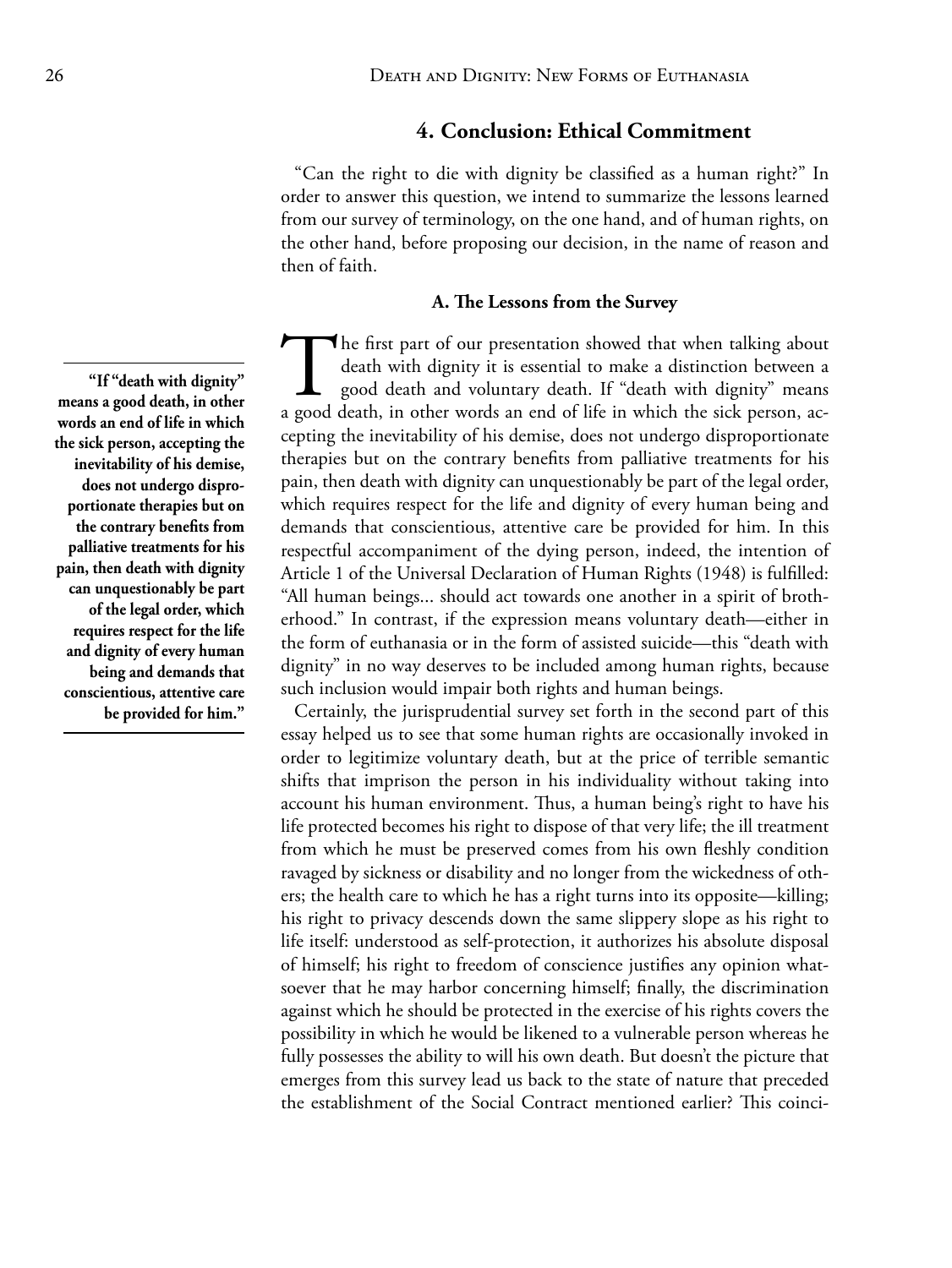## 4. Conclusion: Ethical Commitment

"Can the right to die with dignity be classified as a human right?" In order to answer this question, we intend to summarize the lessons learned from our survey of terminology, on the one hand, and of human rights, on the other hand, before proposing our decision, in the name of reason and then of faith.

### A. The Lessons from the Survey

> **"If "death with dignity" means a good death, in other words an end of life in which the sick person, accepting the inevitability of his demise, does not undergo disproportionate therapies but on the contrary benefits from palliative treatments for his pain, then death with dignity can unquestionably be part of the legal order, which requires respect for the life and dignity of every human being and demands that conscientious, attentive care be provided for him."**

The first part of our presentation showed that when talking about death with dignity it is essential to make a distinction between a good death and voluntary death. If "death with dignity" means a good death, in other words an end of life in which the sick person, accepting the inevitability of his demise, does not undergo disproportionate therapies but on the contrary benefits from palliative treatments for his pain, then death with dignity can unquestionably be part of the legal order, which requires respect for the life and dignity of every human being and demands that conscientious, attentive care be provided for him. In this respectful accompaniment of the dying person, indeed, the intention of Article 1 of the Universal Declaration of Human Rights (1948) is fulfilled: "All human beings... should act towards one another in a spirit of brotherhood." In contrast, if the expression means voluntary death—either in the form of euthanasia or in the form of assisted suicide—this "death with dignity" in no way deserves to be included among human rights, because such inclusion would impair both rights and human beings.

Certainly, the jurisprudential survey set forth in the second part of this essay helped us to see that some human rights are occasionally invoked in order to legitimize voluntary death, but at the price of terrible semantic shifts that imprison the person in his individuality without taking into account his human environment. Thus, a human being's right to have his life protected becomes his right to dispose of that very life; the ill treatment from which he must be preserved comes from his own fleshly condition ravaged by sickness or disability and no longer from the wickedness of others; the health care to which he has a right turns into its opposite—killing; his right to privacy descends down the same slippery slope as his right to life itself: understood as self-protection, it authorizes his absolute disposal of himself; his right to freedom of conscience justifies any opinion whatsoever that he may harbor concerning himself; finally, the discrimination against which he should be protected in the exercise of his rights covers the possibility in which he would be likened to a vulnerable person whereas he fully possesses the ability to will his own death. But doesn't the picture that emerges from this survey lead us back to the state of nature that preceded the establishment of the Social Contract mentioned earlier? This coinci-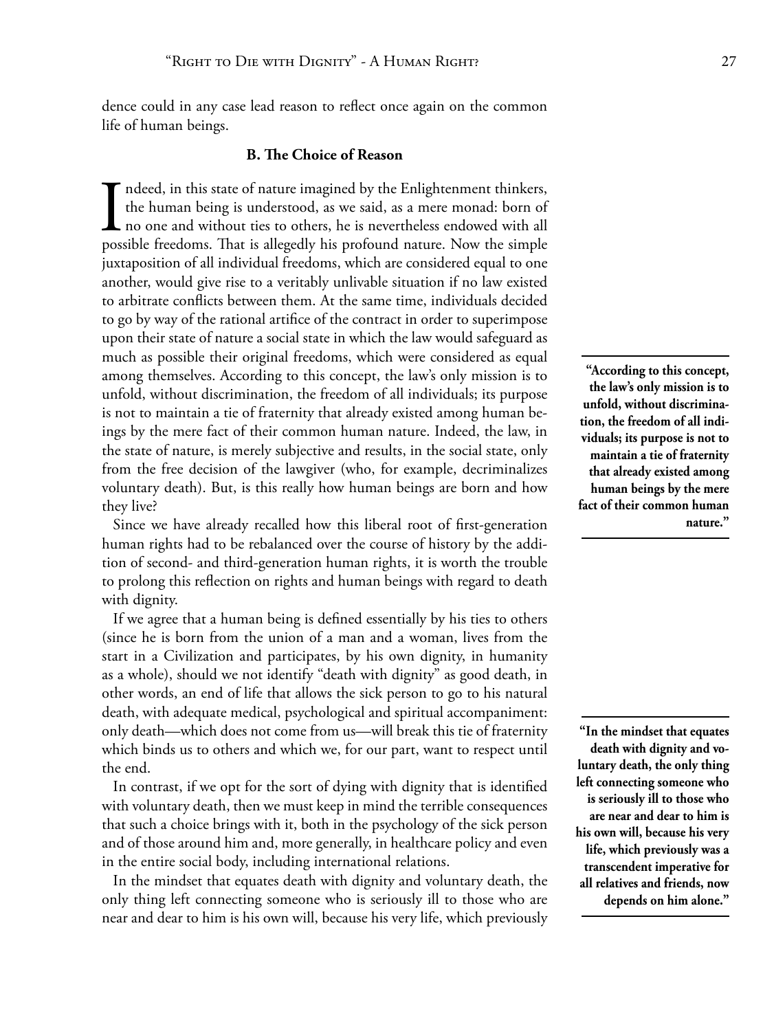dence could in any case lead reason to reflect once again on the common life of human beings.

### B. The Choice of Reason

Indeed, in this state of nature imagined by the Enlightenment thinkers, the human being is understood, as we said, as a mere monad: born of no one and without ties to others, he is nevertheless endowed with all possible freedoms. That is allegedly his profound nature. Now the simple juxtaposition of all individual freedoms, which are considered equal to one another, would give rise to a veritably unlivable situation if no law existed to arbitrate conflicts between them. At the same time, individuals decided to go by way of the rational artifice of the contract in order to superimpose upon their state of nature a social state in which the law would safeguard as much as possible their original freedoms, which were considered as equal among themselves. According to this concept, the law's only mission is to unfold, without discrimination, the freedom of all individuals; its purpose is not to maintain a tie of fraternity that already existed among human beings by the mere fact of their common human nature. Indeed, the law, in the state of nature, is merely subjective and results, in the social state, only from the free decision of the lawgiver (who, for example, decriminalizes voluntary death). But, is this really how human beings are born and how they live?

**"According to this concept, the law's only mission is to unfold, without discrimination, the freedom of all individuals; its purpose is not to maintain a tie of fraternity that already existed among human beings by the mere fact of their common human nature."**

Since we have already recalled how this liberal root of first-generation human rights had to be rebalanced over the course of history by the addition of second- and third-generation human rights, it is worth the trouble to prolong this reflection on rights and human beings with regard to death with dignity.

If we agree that a human being is defined essentially by his ties to others (since he is born from the union of a man and a woman, lives from the start in a Civilization and participates, by his own dignity, in humanity as a whole), should we not identify "death with dignity" as good death, in other words, an end of life that allows the sick person to go to his natural death, with adequate medical, psychological and spiritual accompaniment: only death—which does not come from us—will break this tie of fraternity which binds us to others and which we, for our part, want to respect until the end.

In contrast, if we opt for the sort of dying with dignity that is identified with voluntary death, then we must keep in mind the terrible consequences that such a choice brings with it, both in the psychology of the sick person and of those around him and, more generally, in healthcare policy and even in the entire social body, including international relations.

**"In the mindset that equates death with dignity and voluntary death, the only thing left connecting someone who is seriously ill to those who are near and dear to him is his own will, because his very life, which previously was a transcendent imperative for all relatives and friends, now depends on him alone."**

In the mindset that equates death with dignity and voluntary death, the only thing left connecting someone who is seriously ill to those who are near and dear to him is his own will, because his very life, which previously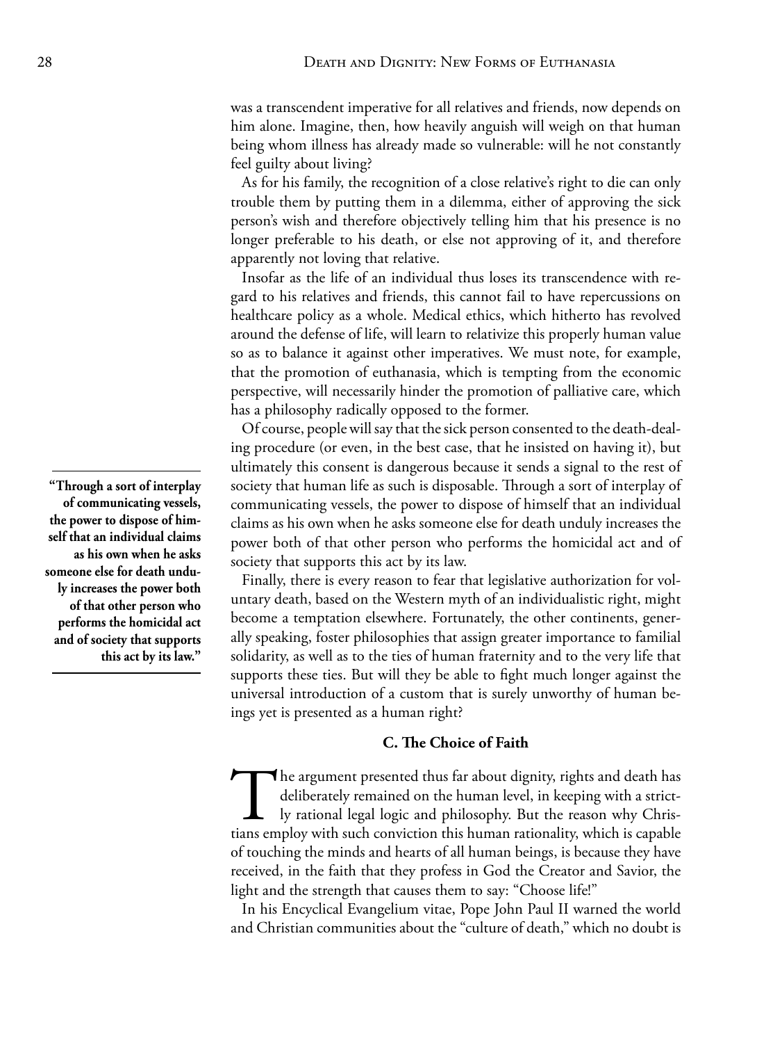was a transcendent imperative for all relatives and friends, now depends on him alone. Imagine, then, how heavily anguish will weigh on that human being whom illness has already made so vulnerable: will he not constantly feel guilty about living?

As for his family, the recognition of a close relative's right to die can only trouble them by putting them in a dilemma, either of approving the sick person's wish and therefore objectively telling him that his presence is no longer preferable to his death, or else not approving of it, and therefore apparently not loving that relative.

Insofar as the life of an individual thus loses its transcendence with regard to his relatives and friends, this cannot fail to have repercussions on healthcare policy as a whole. Medical ethics, which hitherto has revolved around the defense of life, will learn to relativize this properly human value so as to balance it against other imperatives. We must note, for example, that the promotion of euthanasia, which is tempting from the economic perspective, will necessarily hinder the promotion of palliative care, which has a philosophy radically opposed to the former.

Of course, people will say that the sick person consented to the death-dealing procedure (or even, in the best case, that he insisted on having it), but ultimately this consent is dangerous because it sends a signal to the rest of society that human life as such is disposable. Through a sort of interplay of communicating vessels, the power to dispose of himself that an individual claims as his own when he asks someone else for death unduly increases the power both of that other person who performs the homicidal act and of society that supports this act by its law.

> **"Through a sort of interplay of communicating vessels, the power to dispose of himself that an individual claims as his own when he asks someone else for death unduly increases the power both of that other person who performs the homicidal act and of society that supports this act by its law."**

Finally, there is every reason to fear that legislative authorization for voluntary death, based on the Western myth of an individualistic right, might become a temptation elsewhere. Fortunately, the other continents, generally speaking, foster philosophies that assign greater importance to familial solidarity, as well as to the ties of human fraternity and to the very life that supports these ties. But will they be able to fight much longer against the universal introduction of a custom that is surely unworthy of human beings yet is presented as a human right?

### C. The Choice of Faith

The argument presented thus far about dignity, rights and death has deliberately remained on the human level, in keeping with a strictly rational legal logic and philosophy. But the reason why Christians employ with such conviction this human rationality, which is capable of touching the minds and hearts of all human beings, is because they have received, in the faith that they profess in God the Creator and Savior, the light and the strength that causes them to say: "Choose life!"

In his Encyclical Evangelium vitae, Pope John Paul II warned the world and Christian communities about the "culture of death," which no doubt is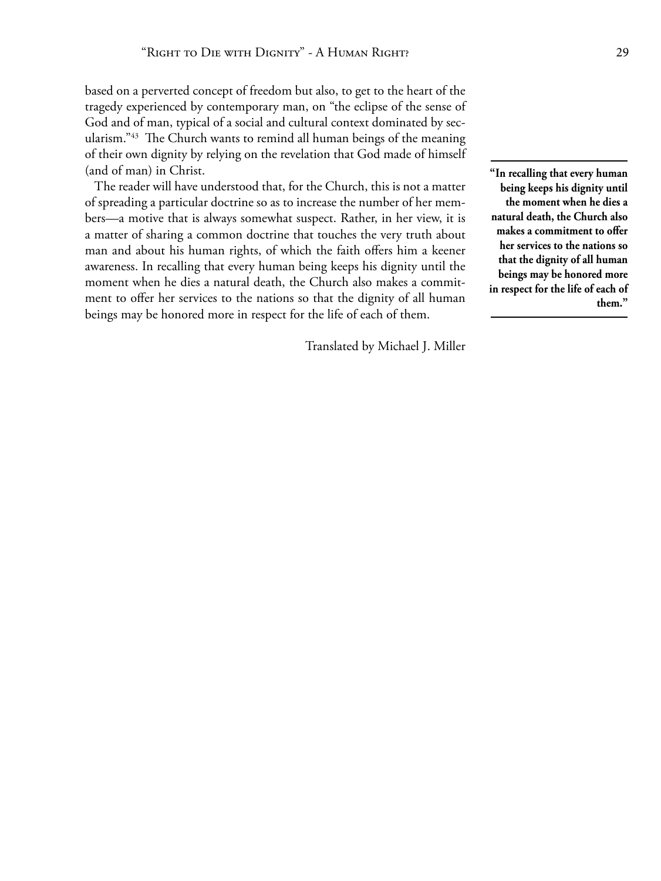based on a perverted concept of freedom but also, to get to the heart of the tragedy experienced by contemporary man, on "the eclipse of the sense of God and of man, typical of a social and cultural context dominated by secularism."[43] The Church wants to remind all human beings of the meaning of their own dignity by relying on the revelation that God made of himself (and of man) in Christ.

The reader will have understood that, for the Church, this is not a matter of spreading a particular doctrine so as to increase the number of her members—a motive that is always somewhat suspect. Rather, in her view, it is a matter of sharing a common doctrine that touches the very truth about man and about his human rights, of which the faith offers him a keener awareness. In recalling that every human being keeps his dignity until the moment when he dies a natural death, the Church also makes a commitment to offer her services to the nations so that the dignity of all human beings may be honored more in respect for the life of each of them.

**"In recalling that every human being keeps his dignity until the moment when he dies a natural death, the Church also makes a commitment to offer her services to the nations so that the dignity of all human beings may be honored more in respect for the life of each of them."**

Translated by Michael J. Miller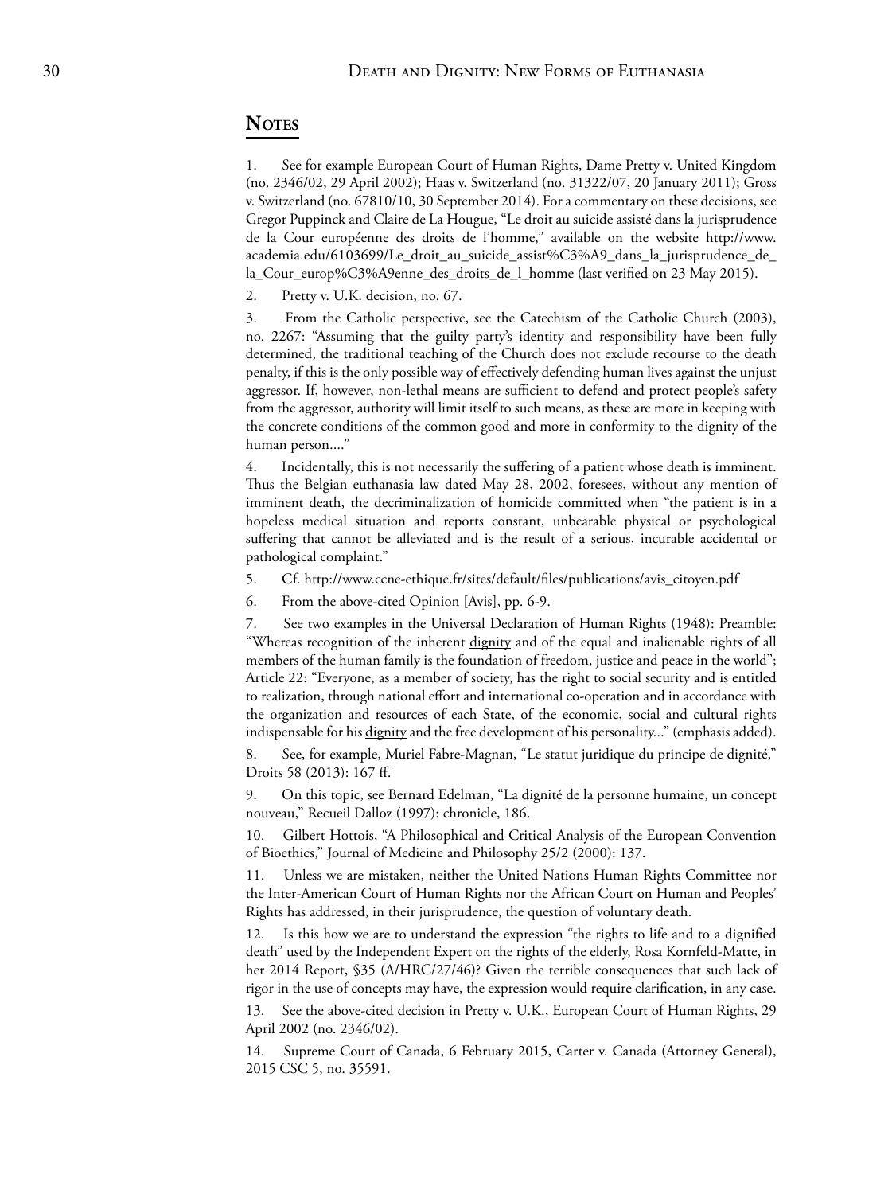## Notes

1. See for example European Court of Human Rights, Dame Pretty v. United Kingdom (no. 2346/02, 29 April 2002); Haas v. Switzerland (no. 31322/07, 20 January 2011); Gross v. Switzerland (no. 67810/10, 30 September 2014). For a commentary on these decisions, see Gregor Puppinck and Claire de La Hougue, "Le droit au suicide assisté dans la jurisprudence de la Cour européenne des droits de l'homme," available on the website http://www.academia.edu/6103699/Le_droit_au_suicide_assist%C3%A9_dans_la_jurisprudence_de_la_Cour_europ%C3%A9enne_des_droits_de_l_homme (last verified on 23 May 2015).

2. Pretty v. U.K. decision, no. 67.

3. From the Catholic perspective, see the Catechism of the Catholic Church (2003), no. 2267: "Assuming that the guilty party's identity and responsibility have been fully determined, the traditional teaching of the Church does not exclude recourse to the death penalty, if this is the only possible way of effectively defending human lives against the unjust aggressor. If, however, non-lethal means are sufficient to defend and protect people's safety from the aggressor, authority will limit itself to such means, as these are more in keeping with the concrete conditions of the common good and more in conformity to the dignity of the human person...."

4. Incidentally, this is not necessarily the suffering of a patient whose death is imminent. Thus the Belgian euthanasia law dated May 28, 2002, foresees, without any mention of imminent death, the decriminalization of homicide committed when "the patient is in a hopeless medical situation and reports constant, unbearable physical or psychological suffering that cannot be alleviated and is the result of a serious, incurable accidental or pathological complaint."

5. Cf. http://www.ccne-ethique.fr/sites/default/files/publications/avis_citoyen.pdf

6. From the above-cited Opinion [Avis], pp. 6-9.

7. See two examples in the Universal Declaration of Human Rights (1948): Preamble: "Whereas recognition of the inherent <u>dignity</u> and of the equal and inalienable rights of all members of the human family is the foundation of freedom, justice and peace in the world"; Article 22: "Everyone, as a member of society, has the right to social security and is entitled to realization, through national effort and international co-operation and in accordance with the organization and resources of each State, of the economic, social and cultural rights indispensable for his <u>dignity</u> and the free development of his personality..." (emphasis added).

8. See, for example, Muriel Fabre-Magnan, "Le statut juridique du principe de dignité," Droits 58 (2013): 167 ff.

9. On this topic, see Bernard Edelman, "La dignité de la personne humaine, un concept nouveau," Recueil Dalloz (1997): chronicle, 186.

10. Gilbert Hottois, "A Philosophical and Critical Analysis of the European Convention of Bioethics," Journal of Medicine and Philosophy 25/2 (2000): 137.

11. Unless we are mistaken, neither the United Nations Human Rights Committee nor the Inter-American Court of Human Rights nor the African Court on Human and Peoples' Rights has addressed, in their jurisprudence, the question of voluntary death.

12. Is this how we are to understand the expression "the rights to life and to a dignified death" used by the Independent Expert on the rights of the elderly, Rosa Kornfeld-Matte, in her 2014 Report, §35 (A/HRC/27/46)? Given the terrible consequences that such lack of rigor in the use of concepts may have, the expression would require clarification, in any case.

13. See the above-cited decision in Pretty v. U.K., European Court of Human Rights, 29 April 2002 (no. 2346/02).

14. Supreme Court of Canada, 6 February 2015, Carter v. Canada (Attorney General), 2015 CSC 5, no. 35591.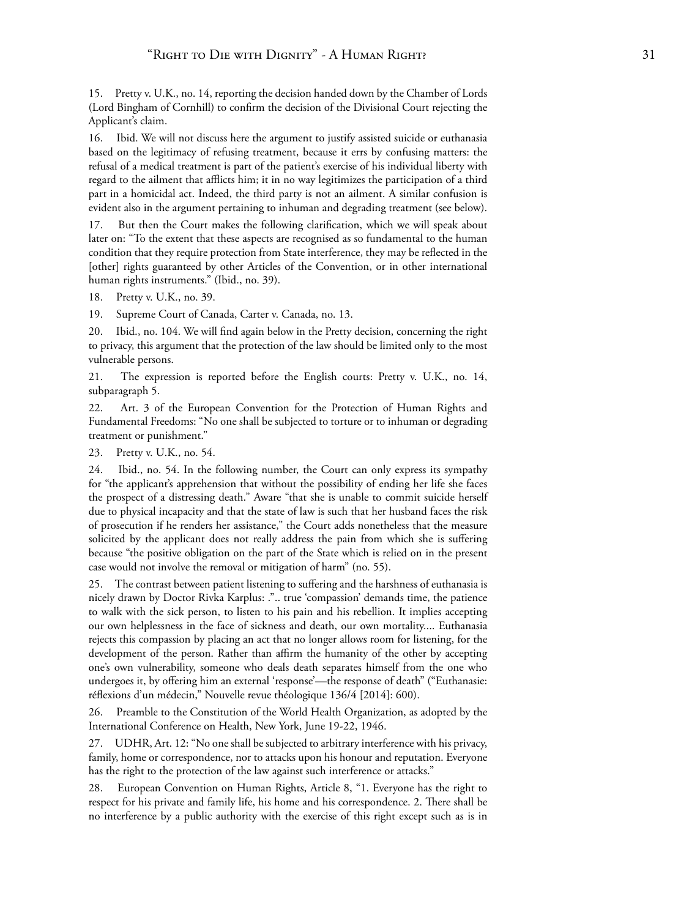15. Pretty v. U.K., no. 14, reporting the decision handed down by the Chamber of Lords (Lord Bingham of Cornhill) to confirm the decision of the Divisional Court rejecting the Applicant's claim.

16. Ibid. We will not discuss here the argument to justify assisted suicide or euthanasia based on the legitimacy of refusing treatment, because it errs by confusing matters: the refusal of a medical treatment is part of the patient's exercise of his individual liberty with regard to the ailment that afflicts him; it in no way legitimizes the participation of a third part in a homicidal act. Indeed, the third party is not an ailment. A similar confusion is evident also in the argument pertaining to inhuman and degrading treatment (see below).

17. But then the Court makes the following clarification, which we will speak about later on: "To the extent that these aspects are recognised as so fundamental to the human condition that they require protection from State interference, they may be reflected in the [other] rights guaranteed by other Articles of the Convention, or in other international human rights instruments." (Ibid., no. 39).

18. Pretty v. U.K., no. 39.

19. Supreme Court of Canada, Carter v. Canada, no. 13.

20. Ibid., no. 104. We will find again below in the Pretty decision, concerning the right to privacy, this argument that the protection of the law should be limited only to the most vulnerable persons.

21. The expression is reported before the English courts: Pretty v. U.K., no. 14, subparagraph 5.

22. Art. 3 of the European Convention for the Protection of Human Rights and Fundamental Freedoms: "No one shall be subjected to torture or to inhuman or degrading treatment or punishment."

23. Pretty v. U.K., no. 54.

24. Ibid., no. 54. In the following number, the Court can only express its sympathy for "the applicant's apprehension that without the possibility of ending her life she faces the prospect of a distressing death." Aware "that she is unable to commit suicide herself due to physical incapacity and that the state of law is such that her husband faces the risk of prosecution if he renders her assistance," the Court adds nonetheless that the measure solicited by the applicant does not really address the pain from which she is suffering because "the positive obligation on the part of the State which is relied on in the present case would not involve the removal or mitigation of harm" (no. 55).

25. The contrast between patient listening to suffering and the harshness of euthanasia is nicely drawn by Doctor Rivka Karplus: ."".. true 'compassion' demands time, the patience to walk with the sick person, to listen to his pain and his rebellion. It implies accepting our own helplessness in the face of sickness and death, our own mortality.... Euthanasia rejects this compassion by placing an act that no longer allows room for listening, for the development of the person. Rather than affirm the humanity of the other by accepting one's own vulnerability, someone who deals death separates himself from the one who undergoes it, by offering him an external 'response'—the response of death" ("Euthanasie: réflexions d'un médecin," Nouvelle revue théologique 136/4 [2014]: 600).

26. Preamble to the Constitution of the World Health Organization, as adopted by the International Conference on Health, New York, June 19-22, 1946.

27. UDHR, Art. 12: "No one shall be subjected to arbitrary interference with his privacy, family, home or correspondence, nor to attacks upon his honour and reputation. Everyone has the right to the protection of the law against such interference or attacks."

28. European Convention on Human Rights, Article 8, "1. Everyone has the right to respect for his private and family life, his home and his correspondence. 2. There shall be no interference by a public authority with the exercise of this right except such as is in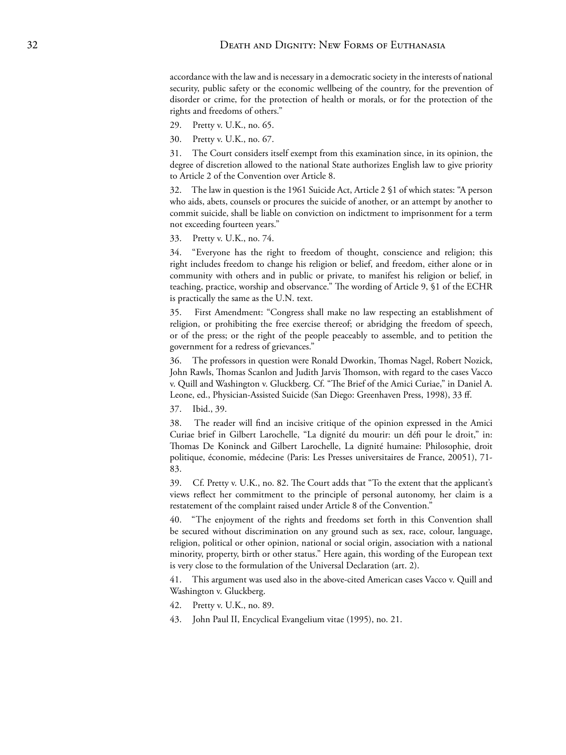accordance with the law and is necessary in a democratic society in the interests of national security, public safety or the economic wellbeing of the country, for the prevention of disorder or crime, for the protection of health or morals, or for the protection of the rights and freedoms of others."

29. Pretty v. U.K., no. 65.

30. Pretty v. U.K., no. 67.

31. The Court considers itself exempt from this examination since, in its opinion, the degree of discretion allowed to the national State authorizes English law to give priority to Article 2 of the Convention over Article 8.

32. The law in question is the 1961 Suicide Act, Article 2 §1 of which states: "A person who aids, abets, counsels or procures the suicide of another, or an attempt by another to commit suicide, shall be liable on conviction on indictment to imprisonment for a term not exceeding fourteen years."

33. Pretty v. U.K., no. 74.

34. "Everyone has the right to freedom of thought, conscience and religion; this right includes freedom to change his religion or belief, and freedom, either alone or in community with others and in public or private, to manifest his religion or belief, in teaching, practice, worship and observance." The wording of Article 9, §1 of the ECHR is practically the same as the U.N. text.

35. First Amendment: "Congress shall make no law respecting an establishment of religion, or prohibiting the free exercise thereof; or abridging the freedom of speech, or of the press; or the right of the people peaceably to assemble, and to petition the government for a redress of grievances."

36. The professors in question were Ronald Dworkin, Thomas Nagel, Robert Nozick, John Rawls, Thomas Scanlon and Judith Jarvis Thomson, with regard to the cases Vacco v. Quill and Washington v. Gluckberg. Cf. "The Brief of the Amici Curiae," in Daniel A. Leone, ed., Physician-Assisted Suicide (San Diego: Greenhaven Press, 1998), 33 ff.

37. Ibid., 39.

38. The reader will find an incisive critique of the opinion expressed in the Amici Curiae brief in Gilbert Larochelle, "La dignité du mourir: un défi pour le droit," in: Thomas De Koninck and Gilbert Larochelle, La dignité humaine: Philosophie, droit politique, économie, médecine (Paris: Les Presses universitaires de France, 20051), 71-83.

39. Cf. Pretty v. U.K., no. 82. The Court adds that "To the extent that the applicant's views reflect her commitment to the principle of personal autonomy, her claim is a restatement of the complaint raised under Article 8 of the Convention."

40. "The enjoyment of the rights and freedoms set forth in this Convention shall be secured without discrimination on any ground such as sex, race, colour, language, religion, political or other opinion, national or social origin, association with a national minority, property, birth or other status." Here again, this wording of the European text is very close to the formulation of the Universal Declaration (art. 2).

41. This argument was used also in the above-cited American cases Vacco v. Quill and Washington v. Gluckberg.

42. Pretty v. U.K., no. 89.

43. John Paul II, Encyclical Evangelium vitae (1995), no. 21.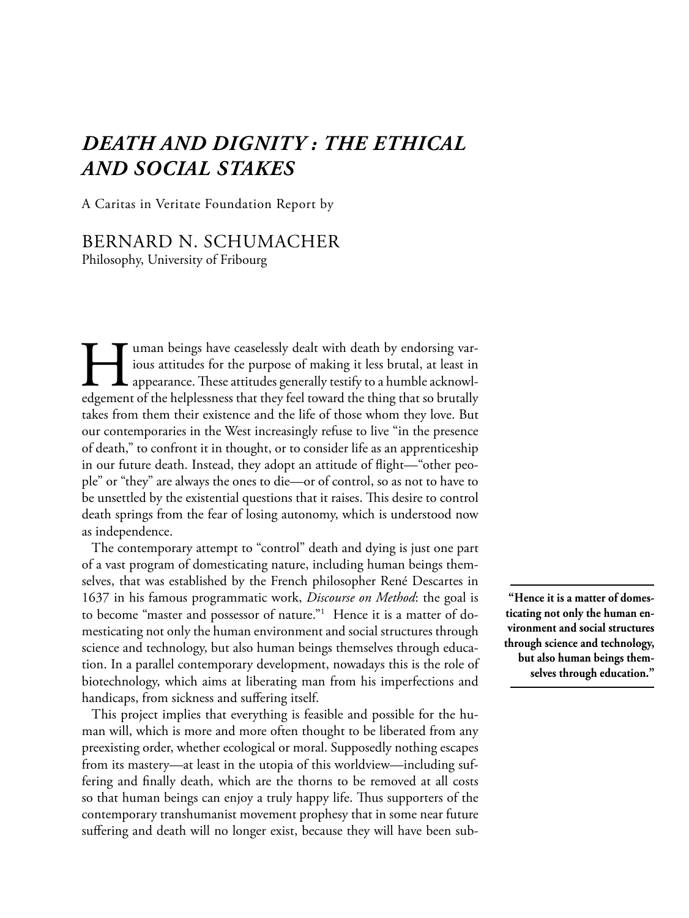# *DEATH AND DIGNITY : THE ETHICAL AND SOCIAL STAKES*

A Caritas in Veritate Foundation Report by

BERNARD N. SCHUMACHER
Philosophy, University of Fribourg

Human beings have ceaselessly dealt with death by endorsing various attitudes for the purpose of making it less brutal, at least in appearance. These attitudes generally testify to a humble acknowledgement of the helplessness that they feel toward the thing that so brutally takes from them their existence and the life of those whom they love. But our contemporaries in the West increasingly refuse to live "in the presence of death," to confront it in thought, or to consider life as an apprenticeship in our future death. Instead, they adopt an attitude of flight—"other people" or "they" are always the ones to die—or of control, so as not to have to be unsettled by the existential questions that it raises. This desire to control death springs from the fear of losing autonomy, which is understood now as independence.

The contemporary attempt to "control" death and dying is just one part of a vast program of domesticating nature, including human beings themselves, that was established by the French philosopher René Descartes in 1637 in his famous programmatic work, *Discourse on Method*: the goal is to become "master and possessor of nature."[1] Hence it is a matter of domesticating not only the human environment and social structures through science and technology, but also human beings themselves through education. In a parallel contemporary development, nowadays this is the role of biotechnology, which aims at liberating man from his imperfections and handicaps, from sickness and suffering itself.

> **"Hence it is a matter of domesticating not only the human environment and social structures through science and technology, but also human beings themselves through education."**

This project implies that everything is feasible and possible for the human will, which is more and more often thought to be liberated from any preexisting order, whether ecological or moral. Supposedly nothing escapes from its mastery—at least in the utopia of this worldview—including suffering and finally death, which are the thorns to be removed at all costs so that human beings can enjoy a truly happy life. Thus supporters of the contemporary transhumanist movement prophesy that in some near future suffering and death will no longer exist, because they will have been sub-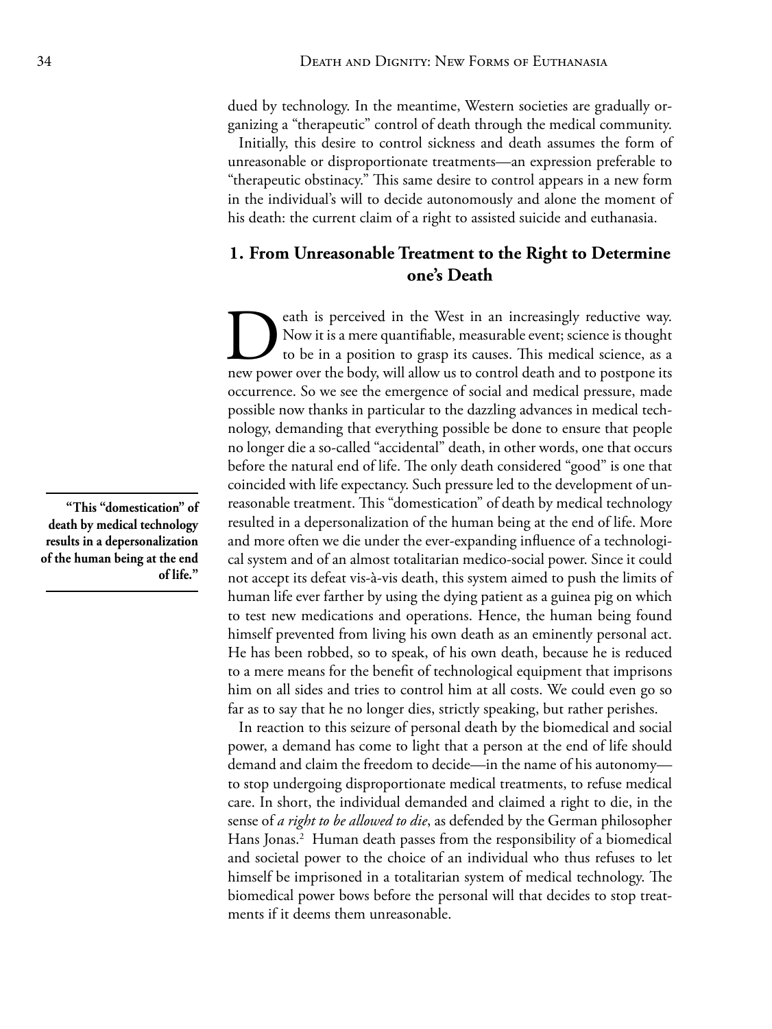dued by technology. In the meantime, Western societies are gradually organizing a "therapeutic" control of death through the medical community.

Initially, this desire to control sickness and death assumes the form of unreasonable or disproportionate treatments—an expression preferable to "therapeutic obstinacy." This same desire to control appears in a new form in the individual's will to decide autonomously and alone the moment of his death: the current claim of a right to assisted suicide and euthanasia.

## 1. From Unreasonable Treatment to the Right to Determine one's Death

Death is perceived in the West in an increasingly reductive way. Now it is a mere quantifiable, measurable event; science is thought to be in a position to grasp its causes. This medical science, as a new power over the body, will allow us to control death and to postpone its occurrence. So we see the emergence of social and medical pressure, made possible now thanks in particular to the dazzling advances in medical technology, demanding that everything possible be done to ensure that people no longer die a so-called "accidental" death, in other words, one that occurs before the natural end of life. The only death considered "good" is one that coincided with life expectancy. Such pressure led to the development of unreasonable treatment. This "domestication" of death by medical technology resulted in a depersonalization of the human being at the end of life. More and more often we die under the ever-expanding influence of a technological system and of an almost totalitarian medico-social power. Since it could not accept its defeat vis-à-vis death, this system aimed to push the limits of human life ever farther by using the dying patient as a guinea pig on which to test new medications and operations. Hence, the human being found himself prevented from living his own death as an eminently personal act. He has been robbed, so to speak, of his own death, because he is reduced to a mere means for the benefit of technological equipment that imprisons him on all sides and tries to control him at all costs. We could even go so far as to say that he no longer dies, strictly speaking, but rather perishes.

> **"This "domestication" of death by medical technology results in a depersonalization of the human being at the end of life."**

In reaction to this seizure of personal death by the biomedical and social power, a demand has come to light that a person at the end of life should demand and claim the freedom to decide—in the name of his autonomy—to stop undergoing disproportionate medical treatments, to refuse medical care. In short, the individual demanded and claimed a right to die, in the sense of *a right to be allowed to die*, as defended by the German philosopher Hans Jonas.[2] Human death passes from the responsibility of a biomedical and societal power to the choice of an individual who thus refuses to let himself be imprisoned in a totalitarian system of medical technology. The biomedical power bows before the personal will that decides to stop treatments if it deems them unreasonable.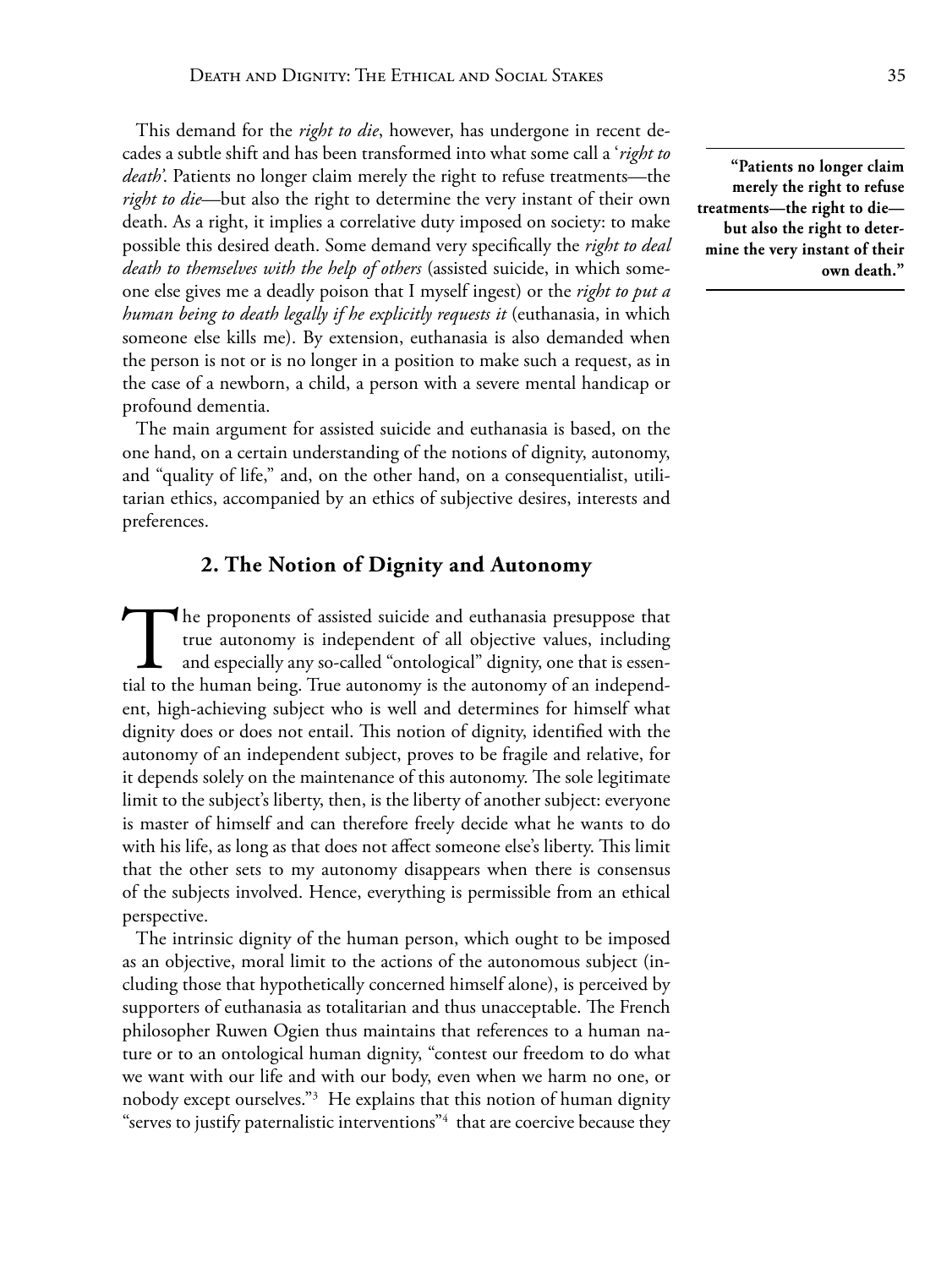This demand for the *right to die*, however, has undergone in recent decades a subtle shift and has been transformed into what some call a '*right to death*'. Patients no longer claim merely the right to refuse treatments—the *right to die*—but also the right to determine the very instant of their own death. As a right, it implies a correlative duty imposed on society: to make possible this desired death. Some demand very specifically the *right to deal death to themselves with the help of others* (assisted suicide, in which someone else gives me a deadly poison that I myself ingest) or the *right to put a human being to death legally if he explicitly requests it* (euthanasia, in which someone else kills me). By extension, euthanasia is also demanded when the person is not or is no longer in a position to make such a request, as in the case of a newborn, a child, a person with a severe mental handicap or profound dementia.

**"Patients no longer claim merely the right to refuse treatments—the right to die—but also the right to determine the very instant of their own death."**

The main argument for assisted suicide and euthanasia is based, on the one hand, on a certain understanding of the notions of dignity, autonomy, and "quality of life," and, on the other hand, on a consequentialist, utilitarian ethics, accompanied by an ethics of subjective desires, interests and preferences.

## 2. The Notion of Dignity and Autonomy

The proponents of assisted suicide and euthanasia presuppose that true autonomy is independent of all objective values, including and especially any so-called "ontological" dignity, one that is essential to the human being. True autonomy is the autonomy of an independent, high-achieving subject who is well and determines for himself what dignity does or does not entail. This notion of dignity, identified with the autonomy of an independent subject, proves to be fragile and relative, for it depends solely on the maintenance of this autonomy. The sole legitimate limit to the subject's liberty, then, is the liberty of another subject: everyone is master of himself and can therefore freely decide what he wants to do with his life, as long as that does not affect someone else's liberty. This limit that the other sets to my autonomy disappears when there is consensus of the subjects involved. Hence, everything is permissible from an ethical perspective.

The intrinsic dignity of the human person, which ought to be imposed as an objective, moral limit to the actions of the autonomous subject (including those that hypothetically concerned himself alone), is perceived by supporters of euthanasia as totalitarian and thus unacceptable. The French philosopher Ruwen Ogien thus maintains that references to a human nature or to an ontological human dignity, "contest our freedom to do what we want with our life and with our body, even when we harm no one, or nobody except ourselves."[3] He explains that this notion of human dignity "serves to justify paternalistic interventions"[4] that are coercive because they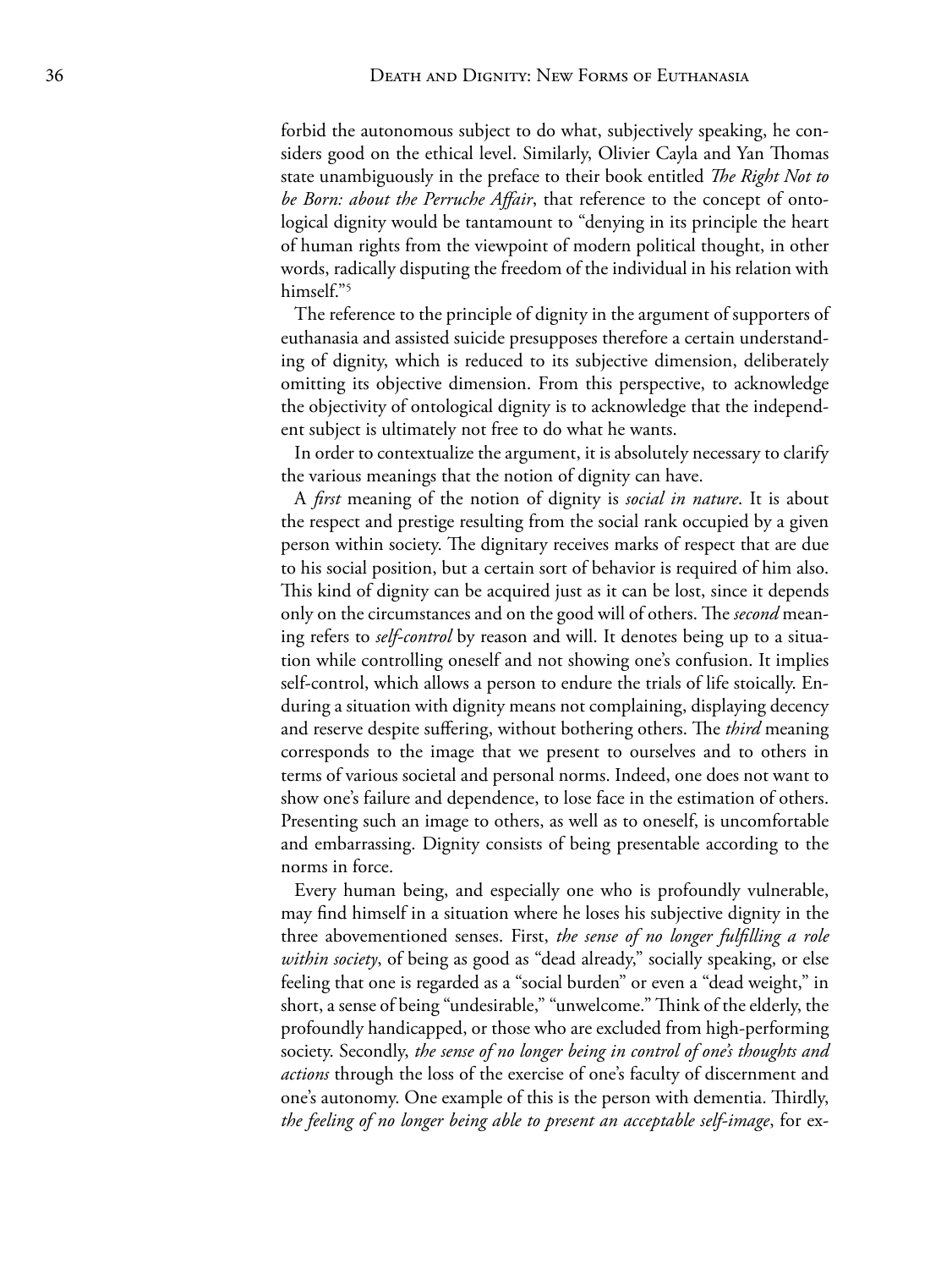forbid the autonomous subject to do what, subjectively speaking, he considers good on the ethical level. Similarly, Olivier Cayla and Yan Thomas state unambiguously in the preface to their book entitled *The Right Not to be Born: about the Perruche Affair*, that reference to the concept of ontological dignity would be tantamount to "denying in its principle the heart of human rights from the viewpoint of modern political thought, in other words, radically disputing the freedom of the individual in his relation with himself."[5]

The reference to the principle of dignity in the argument of supporters of euthanasia and assisted suicide presupposes therefore a certain understanding of dignity, which is reduced to its subjective dimension, deliberately omitting its objective dimension. From this perspective, to acknowledge the objectivity of ontological dignity is to acknowledge that the independent subject is ultimately not free to do what he wants.

In order to contextualize the argument, it is absolutely necessary to clarify the various meanings that the notion of dignity can have.

A *first* meaning of the notion of dignity is *social in nature*. It is about the respect and prestige resulting from the social rank occupied by a given person within society. The dignitary receives marks of respect that are due to his social position, but a certain sort of behavior is required of him also. This kind of dignity can be acquired just as it can be lost, since it depends only on the circumstances and on the good will of others. The *second* meaning refers to *self-control* by reason and will. It denotes being up to a situation while controlling oneself and not showing one's confusion. It implies self-control, which allows a person to endure the trials of life stoically. Enduring a situation with dignity means not complaining, displaying decency and reserve despite suffering, without bothering others. The *third* meaning corresponds to the image that we present to ourselves and to others in terms of various societal and personal norms. Indeed, one does not want to show one's failure and dependence, to lose face in the estimation of others. Presenting such an image to others, as well as to oneself, is uncomfortable and embarrassing. Dignity consists of being presentable according to the norms in force.

Every human being, and especially one who is profoundly vulnerable, may find himself in a situation where he loses his subjective dignity in the three abovementioned senses. First, *the sense of no longer fulfilling a role within society*, of being as good as "dead already," socially speaking, or else feeling that one is regarded as a "social burden" or even a "dead weight," in short, a sense of being "undesirable," "unwelcome." Think of the elderly, the profoundly handicapped, or those who are excluded from high-performing society. Secondly, *the sense of no longer being in control of one's thoughts and actions* through the loss of the exercise of one's faculty of discernment and one's autonomy. One example of this is the person with dementia. Thirdly, *the feeling of no longer being able to present an acceptable self-image*, for ex-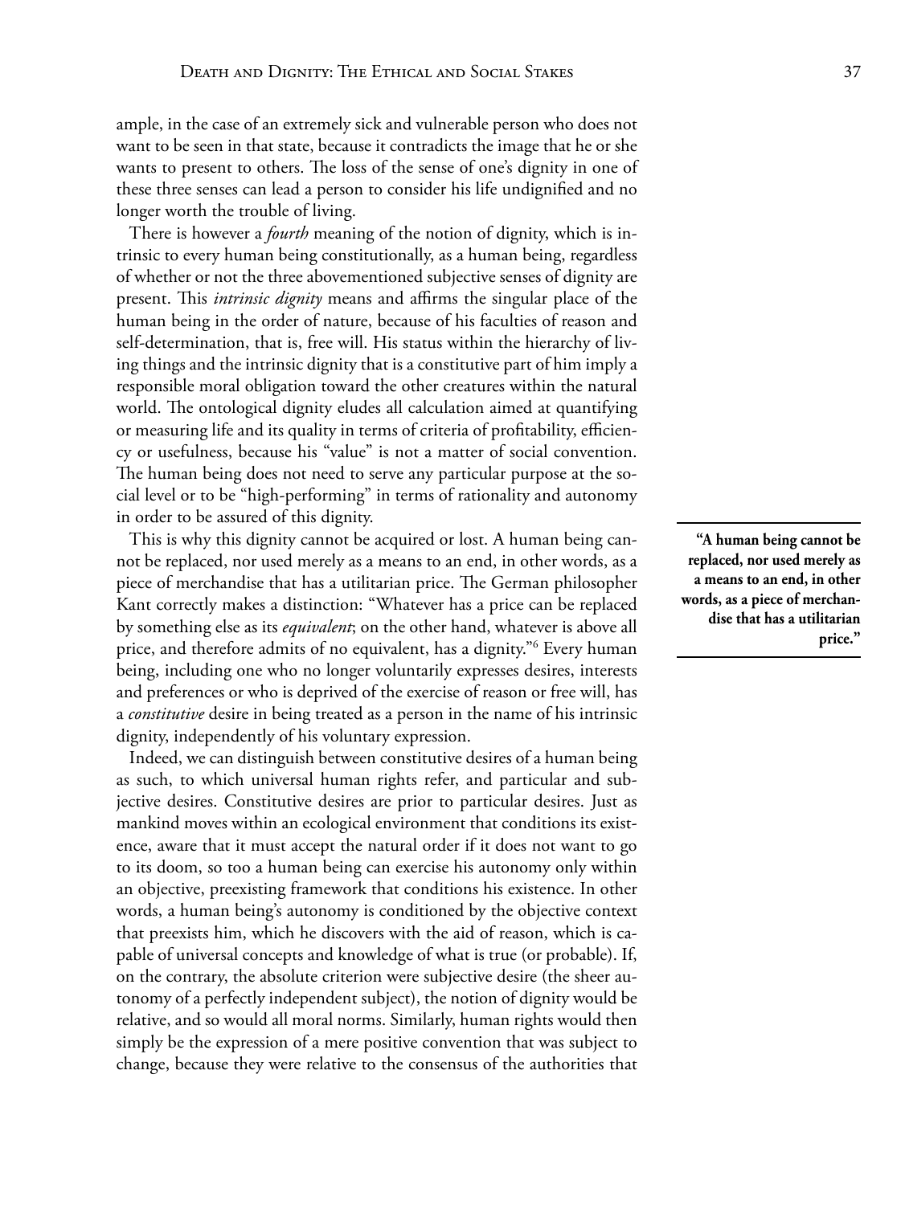ample, in the case of an extremely sick and vulnerable person who does not want to be seen in that state, because it contradicts the image that he or she wants to present to others. The loss of the sense of one's dignity in one of these three senses can lead a person to consider his life undignified and no longer worth the trouble of living.

There is however a *fourth* meaning of the notion of dignity, which is intrinsic to every human being constitutionally, as a human being, regardless of whether or not the three abovementioned subjective senses of dignity are present. This *intrinsic dignity* means and affirms the singular place of the human being in the order of nature, because of his faculties of reason and self-determination, that is, free will. His status within the hierarchy of living things and the intrinsic dignity that is a constitutive part of him imply a responsible moral obligation toward the other creatures within the natural world. The ontological dignity eludes all calculation aimed at quantifying or measuring life and its quality in terms of criteria of profitability, efficiency or usefulness, because his "value" is not a matter of social convention. The human being does not need to serve any particular purpose at the social level or to be "high-performing" in terms of rationality and autonomy in order to be assured of this dignity.

This is why this dignity cannot be acquired or lost. A human being cannot be replaced, nor used merely as a means to an end, in other words, as a piece of merchandise that has a utilitarian price. The German philosopher Kant correctly makes a distinction: "Whatever has a price can be replaced by something else as its *equivalent*; on the other hand, whatever is above all price, and therefore admits of no equivalent, has a dignity."[6] Every human being, including one who no longer voluntarily expresses desires, interests and preferences or who is deprived of the exercise of reason or free will, has a *constitutive* desire in being treated as a person in the name of his intrinsic dignity, independently of his voluntary expression.

**"A human being cannot be replaced, nor used merely as a means to an end, in other words, as a piece of merchandise that has a utilitarian price."**

Indeed, we can distinguish between constitutive desires of a human being as such, to which universal human rights refer, and particular and subjective desires. Constitutive desires are prior to particular desires. Just as mankind moves within an ecological environment that conditions its existence, aware that it must accept the natural order if it does not want to go to its doom, so too a human being can exercise his autonomy only within an objective, preexisting framework that conditions his existence. In other words, a human being's autonomy is conditioned by the objective context that preexists him, which he discovers with the aid of reason, which is capable of universal concepts and knowledge of what is true (or probable). If, on the contrary, the absolute criterion were subjective desire (the sheer autonomy of a perfectly independent subject), the notion of dignity would be relative, and so would all moral norms. Similarly, human rights would then simply be the expression of a mere positive convention that was subject to change, because they were relative to the consensus of the authorities that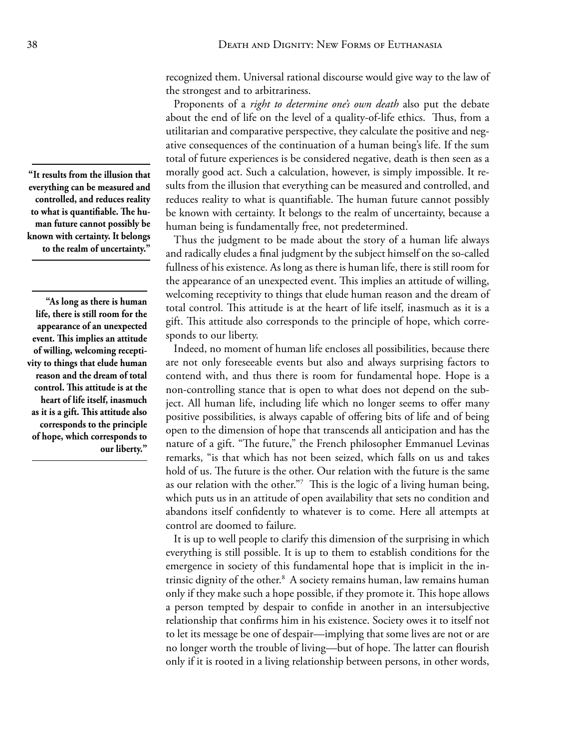recognized them. Universal rational discourse would give way to the law of the strongest and to arbitrariness.

Proponents of a *right to determine one's own death* also put the debate about the end of life on the level of a quality-of-life ethics. Thus, from a utilitarian and comparative perspective, they calculate the positive and negative consequences of the continuation of a human being's life. If the sum total of future experiences is be considered negative, death is then seen as a morally good act. Such a calculation, however, is simply impossible. It results from the illusion that everything can be measured and controlled, and reduces reality to what is quantifiable. The human future cannot possibly be known with certainty. It belongs to the realm of uncertainty, because a human being is fundamentally free, not predetermined.

**"It results from the illusion that everything can be measured and controlled, and reduces reality to what is quantifiable. The human future cannot possibly be known with certainty. It belongs to the realm of uncertainty."**

Thus the judgment to be made about the story of a human life always and radically eludes a final judgment by the subject himself on the so-called fullness of his existence. As long as there is human life, there is still room for the appearance of an unexpected event. This implies an attitude of willing, welcoming receptivity to things that elude human reason and the dream of total control. This attitude is at the heart of life itself, inasmuch as it is a gift. This attitude also corresponds to the principle of hope, which corresponds to our liberty.

**"As long as there is human life, there is still room for the appearance of an unexpected event. This implies an attitude of willing, welcoming receptivity to things that elude human reason and the dream of total control. This attitude is at the heart of life itself, inasmuch as it is a gift. This attitude also corresponds to the principle of hope, which corresponds to our liberty."**

Indeed, no moment of human life encloses all possibilities, because there are not only foreseeable events but also and always surprising factors to contend with, and thus there is room for fundamental hope. Hope is a non-controlling stance that is open to what does not depend on the subject. All human life, including life which no longer seems to offer many positive possibilities, is always capable of offering bits of life and of being open to the dimension of hope that transcends all anticipation and has the nature of a gift. "The future," the French philosopher Emmanuel Levinas remarks, "is that which has not been seized, which falls on us and takes hold of us. The future is the other. Our relation with the future is the same as our relation with the other."[7] This is the logic of a living human being, which puts us in an attitude of open availability that sets no condition and abandons itself confidently to whatever is to come. Here all attempts at control are doomed to failure.

It is up to well people to clarify this dimension of the surprising in which everything is still possible. It is up to them to establish conditions for the emergence in society of this fundamental hope that is implicit in the intrinsic dignity of the other.[8] A society remains human, law remains human only if they make such a hope possible, if they promote it. This hope allows a person tempted by despair to confide in another in an intersubjective relationship that confirms him in his existence. Society owes it to itself not to let its message be one of despair—implying that some lives are not or are no longer worth the trouble of living—but of hope. The latter can flourish only if it is rooted in a living relationship between persons, in other words,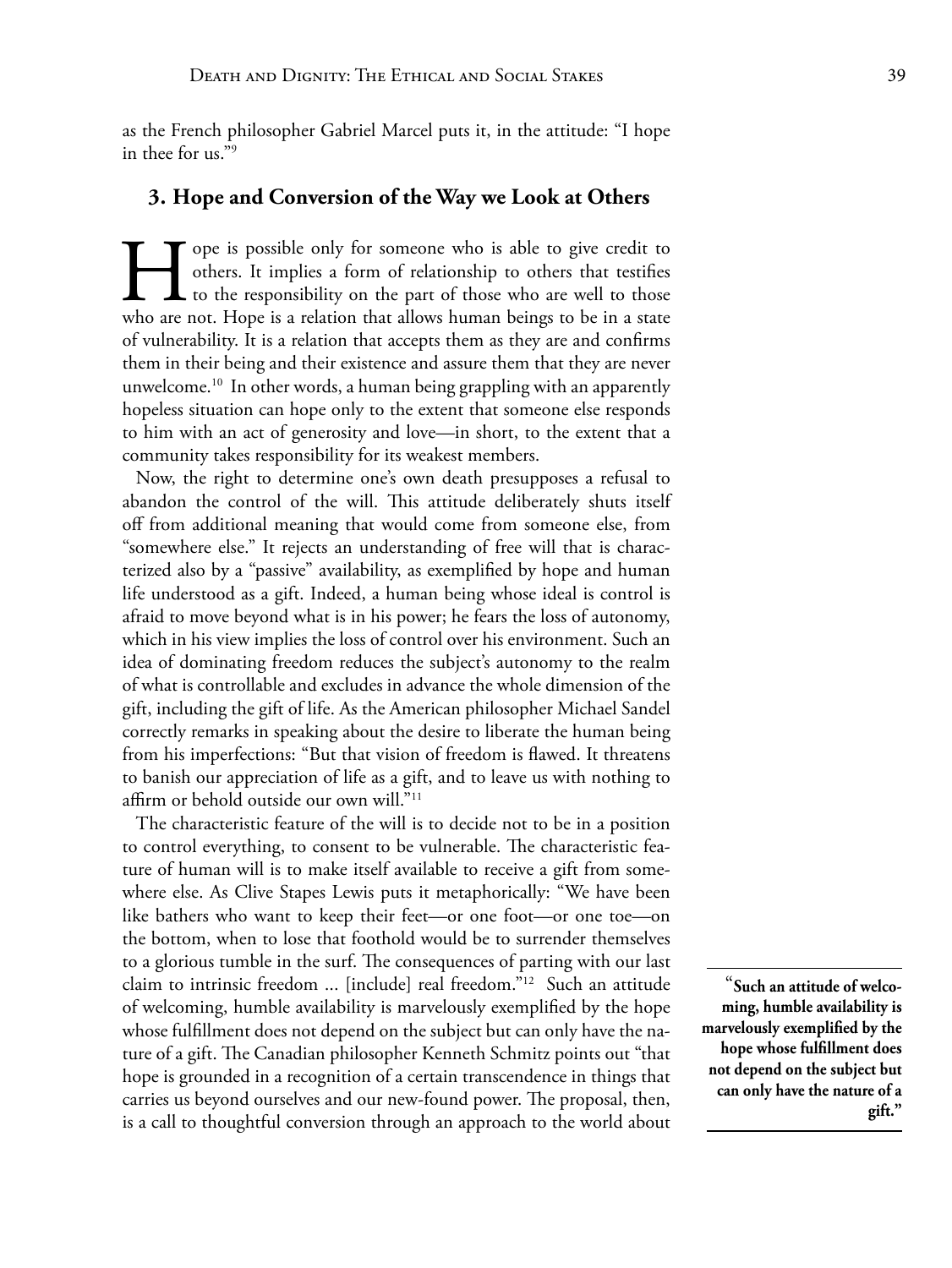as the French philosopher Gabriel Marcel puts it, in the attitude: "I hope in thee for us."[9]

### 3. Hope and Conversion of the Way we Look at Others

Hope is possible only for someone who is able to give credit to others. It implies a form of relationship to others that testifies to the responsibility on the part of those who are well to those who are not. Hope is a relation that allows human beings to be in a state of vulnerability. It is a relation that accepts them as they are and confirms them in their being and their existence and assure them that they are never unwelcome.[10] In other words, a human being grappling with an apparently hopeless situation can hope only to the extent that someone else responds to him with an act of generosity and love—in short, to the extent that a community takes responsibility for its weakest members.

Now, the right to determine one's own death presupposes a refusal to abandon the control of the will. This attitude deliberately shuts itself off from additional meaning that would come from someone else, from "somewhere else." It rejects an understanding of free will that is characterized also by a "passive" availability, as exemplified by hope and human life understood as a gift. Indeed, a human being whose ideal is control is afraid to move beyond what is in his power; he fears the loss of autonomy, which in his view implies the loss of control over his environment. Such an idea of dominating freedom reduces the subject's autonomy to the realm of what is controllable and excludes in advance the whole dimension of the gift, including the gift of life. As the American philosopher Michael Sandel correctly remarks in speaking about the desire to liberate the human being from his imperfections: "But that vision of freedom is flawed. It threatens to banish our appreciation of life as a gift, and to leave us with nothing to affirm or behold outside our own will."[11]

The characteristic feature of the will is to decide not to be in a position to control everything, to consent to be vulnerable. The characteristic feature of human will is to make itself available to receive a gift from somewhere else. As Clive Stapes Lewis puts it metaphorically: "We have been like bathers who want to keep their feet—or one foot—or one toe—on the bottom, when to lose that foothold would be to surrender themselves to a glorious tumble in the surf. The consequences of parting with our last claim to intrinsic freedom ... [include] real freedom."[12] Such an attitude of welcoming, humble availability is marvelously exemplified by the hope whose fulfillment does not depend on the subject but can only have the nature of a gift. The Canadian philosopher Kenneth Schmitz points out "that hope is grounded in a recognition of a certain transcendence in things that carries us beyond ourselves and our new-found power. The proposal, then, is a call to thoughtful conversion through an approach to the world about

> **"Such an attitude of welcoming, humble availability is marvelously exemplified by the hope whose fulfillment does not depend on the subject but can only have the nature of a gift."**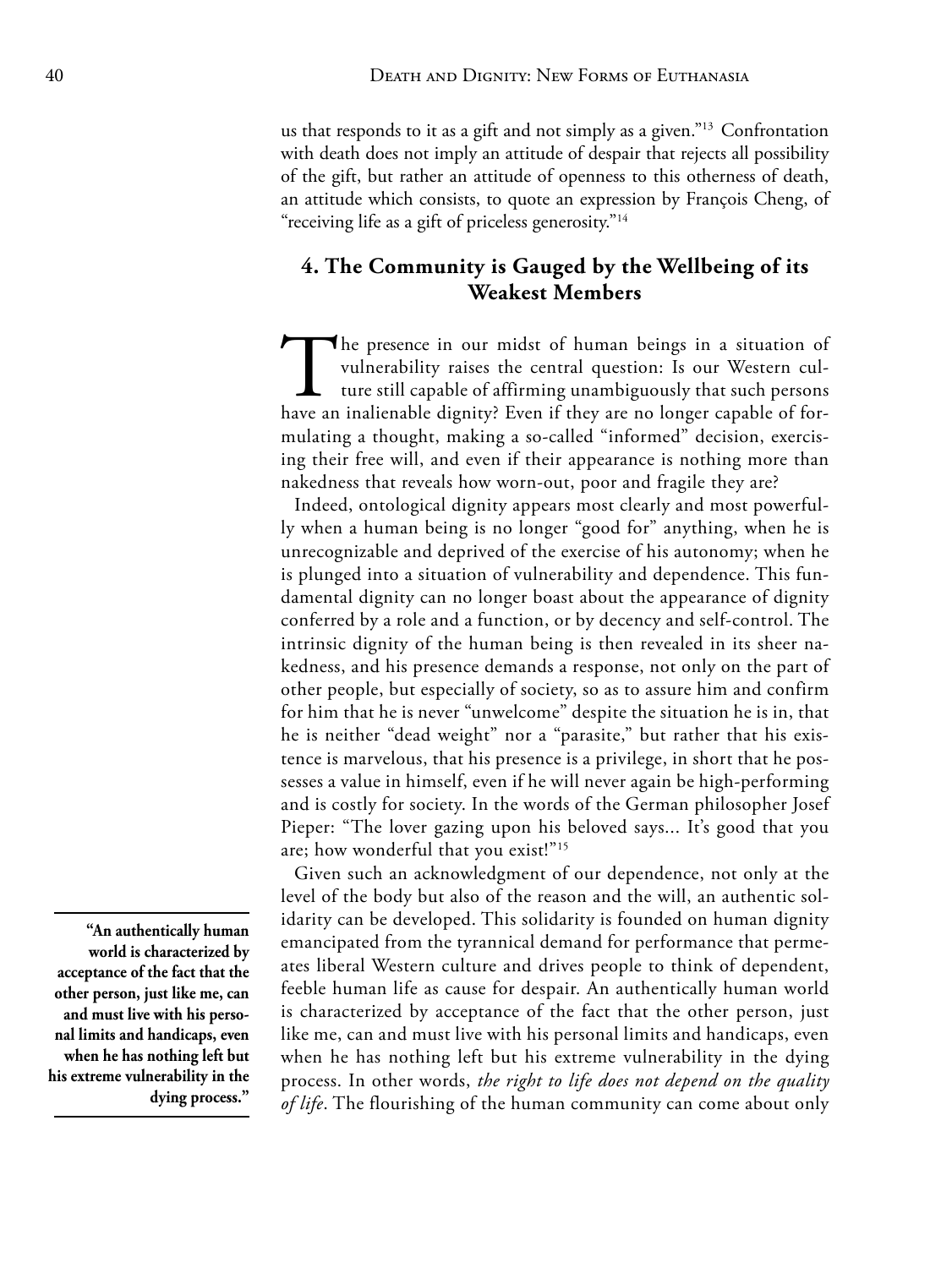us that responds to it as a gift and not simply as a given."[13] Confrontation with death does not imply an attitude of despair that rejects all possibility of the gift, but rather an attitude of openness to this otherness of death, an attitude which consists, to quote an expression by François Cheng, of "receiving life as a gift of priceless generosity."[14]

## 4. The Community is Gauged by the Wellbeing of its Weakest Members

The presence in our midst of human beings in a situation of vulnerability raises the central question: Is our Western culture still capable of affirming unambiguously that such persons have an inalienable dignity? Even if they are no longer capable of formulating a thought, making a so-called "informed" decision, exercising their free will, and even if their appearance is nothing more than nakedness that reveals how worn-out, poor and fragile they are?

Indeed, ontological dignity appears most clearly and most powerfully when a human being is no longer "good for" anything, when he is unrecognizable and deprived of the exercise of his autonomy; when he is plunged into a situation of vulnerability and dependence. This fundamental dignity can no longer boast about the appearance of dignity conferred by a role and a function, or by decency and self-control. The intrinsic dignity of the human being is then revealed in its sheer nakedness, and his presence demands a response, not only on the part of other people, but especially of society, so as to assure him and confirm for him that he is never "unwelcome" despite the situation he is in, that he is neither "dead weight" nor a "parasite," but rather that his existence is marvelous, that his presence is a privilege, in short that he possesses a value in himself, even if he will never again be high-performing and is costly for society. In the words of the German philosopher Josef Pieper: "The lover gazing upon his beloved says... It's good that you are; how wonderful that you exist!"[15]

Given such an acknowledgment of our dependence, not only at the level of the body but also of the reason and the will, an authentic solidarity can be developed. This solidarity is founded on human dignity emancipated from the tyrannical demand for performance that permeates liberal Western culture and drives people to think of dependent, feeble human life as cause for despair. An authentically human world is characterized by acceptance of the fact that the other person, just like me, can and must live with his personal limits and handicaps, even when he has nothing left but his extreme vulnerability in the dying process. In other words, *the right to life does not depend on the quality of life*. The flourishing of the human community can come about only

**"An authentically human world is characterized by acceptance of the fact that the other person, just like me, can and must live with his personal limits and handicaps, even when he has nothing left but his extreme vulnerability in the dying process."**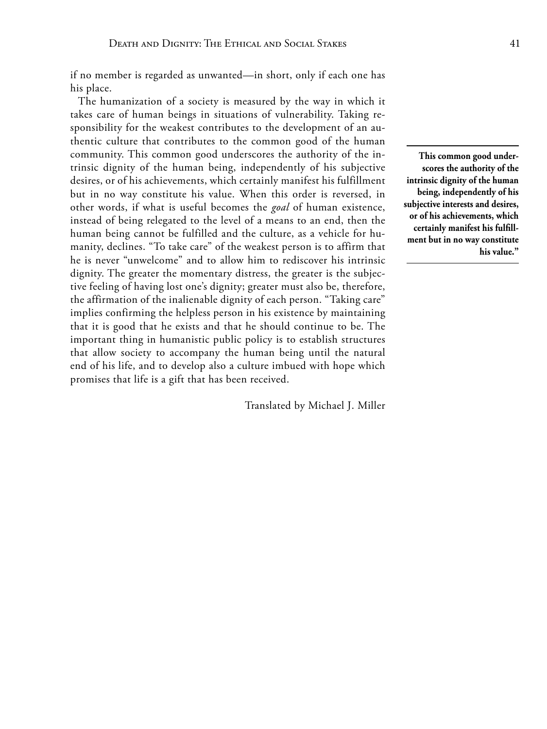if no member is regarded as unwanted—in short, only if each one has his place.

The humanization of a society is measured by the way in which it takes care of human beings in situations of vulnerability. Taking responsibility for the weakest contributes to the development of an authentic culture that contributes to the common good of the human community. This common good underscores the authority of the intrinsic dignity of the human being, independently of his subjective desires, or of his achievements, which certainly manifest his fulfillment but in no way constitute his value. When this order is reversed, in other words, if what is useful becomes the *goal* of human existence, instead of being relegated to the level of a means to an end, then the human being cannot be fulfilled and the culture, as a vehicle for humanity, declines. "To take care" of the weakest person is to affirm that he is never "unwelcome" and to allow him to rediscover his intrinsic dignity. The greater the momentary distress, the greater is the subjective feeling of having lost one's dignity; greater must also be, therefore, the affirmation of the inalienable dignity of each person. "Taking care" implies confirming the helpless person in his existence by maintaining that it is good that he exists and that he should continue to be. The important thing in humanistic public policy is to establish structures that allow society to accompany the human being until the natural end of his life, and to develop also a culture imbued with hope which promises that life is a gift that has been received.

**This common good underscores the authority of the intrinsic dignity of the human being, independently of his subjective interests and desires, or of his achievements, which certainly manifest his fulfillment but in no way constitute his value."**

Translated by Michael J. Miller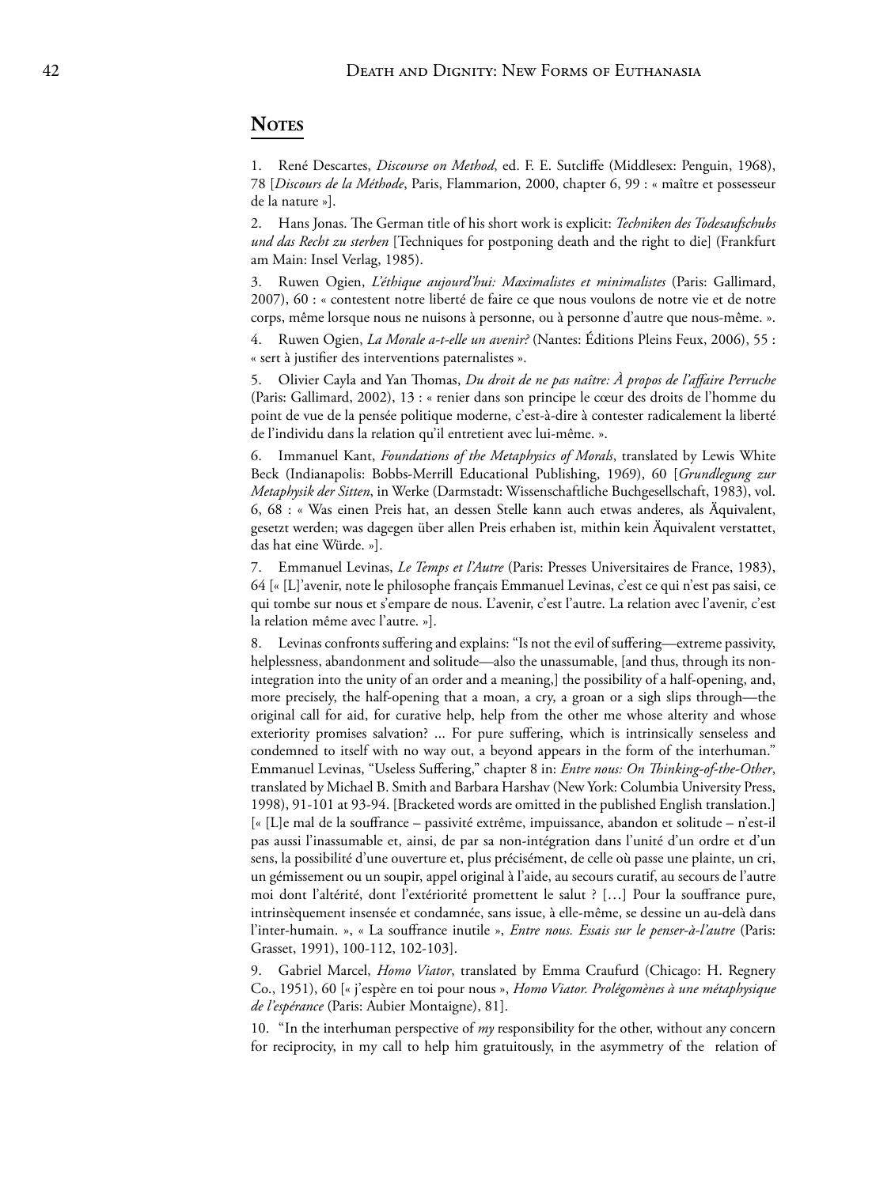## Notes

1. René Descartes, *Discourse on Method*, ed. F. E. Sutcliffe (Middlesex: Penguin, 1968), 78 [*Discours de la Méthode*, Paris, Flammarion, 2000, chapter 6, 99 : « maître et possesseur de la nature »].

2. Hans Jonas. The German title of his short work is explicit: *Techniken des Todesaufschubs und das Recht zu sterben* [Techniques for postponing death and the right to die] (Frankfurt am Main: Insel Verlag, 1985).

3. Ruwen Ogien, *L'éthique aujourd'hui: Maximalistes et minimalistes* (Paris: Gallimard, 2007), 60 : « contestent notre liberté de faire ce que nous voulons de notre vie et de notre corps, même lorsque nous ne nuisons à personne, ou à personne d'autre que nous-même. ».

4. Ruwen Ogien, *La Morale a-t-elle un avenir?* (Nantes: Éditions Pleins Feux, 2006), 55 : « sert à justifier des interventions paternalistes ».

5. Olivier Cayla and Yan Thomas, *Du droit de ne pas naître: À propos de l'affaire Perruche* (Paris: Gallimard, 2002), 13 : « renier dans son principe le cœur des droits de l'homme du point de vue de la pensée politique moderne, c'est-à-dire à contester radicalement la liberté de l'individu dans la relation qu'il entretient avec lui-même. ».

6. Immanuel Kant, *Foundations of the Metaphysics of Morals*, translated by Lewis White Beck (Indianapolis: Bobbs-Merrill Educational Publishing, 1969), 60 [*Grundlegung zur Metaphysik der Sitten*, in Werke (Darmstadt: Wissenschaftliche Buchgesellschaft, 1983), vol. 6, 68 : « Was einen Preis hat, an dessen Stelle kann auch etwas anderes, als Äquivalent, gesetzt werden; was dagegen über allen Preis erhaben ist, mithin kein Äquivalent verstattet, das hat eine Würde. »].

7. Emmanuel Levinas, *Le Temps et l'Autre* (Paris: Presses Universitaires de France, 1983), 64 [« [L]'avenir, note le philosophe français Emmanuel Levinas, c'est ce qui n'est pas saisi, ce qui tombe sur nous et s'empare de nous. L'avenir, c'est l'autre. La relation avec l'avenir, c'est la relation même avec l'autre. »].

8. Levinas confronts suffering and explains: "Is not the evil of suffering—extreme passivity, helplessness, abandonment and solitude—also the unassumable, [and thus, through its non-integration into the unity of an order and a meaning,] the possibility of a half-opening, and, more precisely, the half-opening that a moan, a cry, a groan or a sigh slips through—the original call for aid, for curative help, help from the other me whose alterity and whose exteriority promises salvation? ... For pure suffering, which is intrinsically senseless and condemned to itself with no way out, a beyond appears in the form of the interhuman." Emmanuel Levinas, "Useless Suffering," chapter 8 in: *Entre nous: On Thinking-of-the-Other*, translated by Michael B. Smith and Barbara Harshav (New York: Columbia University Press, 1998), 91-101 at 93-94. [Bracketed words are omitted in the published English translation.] [« [L]e mal de la souffrance – passivité extrême, impuissance, abandon et solitude – n'est-il pas aussi l'inassumable et, ainsi, de par sa non-intégration dans l'unité d'un ordre et d'un sens, la possibilité d'une ouverture et, plus précisément, de celle où passe une plainte, un cri, un gémissement ou un soupir, appel original à l'aide, au secours curatif, au secours de l'autre moi dont l'altérité, dont l'extériorité promettent le salut ? […] Pour la souffrance pure, intrinsèquement insensée et condamnée, sans issue, à elle-même, se dessine un au-delà dans l'inter-humain. », « La souffrance inutile », *Entre nous. Essais sur le penser-à-l'autre* (Paris: Grasset, 1991), 100-112, 102-103].

9. Gabriel Marcel, *Homo Viator*, translated by Emma Craufurd (Chicago: H. Regnery Co., 1951), 60 [« j'espère en toi pour nous », *Homo Viator. Prolégomènes à une métaphysique de l'espérance* (Paris: Aubier Montaigne), 81].

10. "In the interhuman perspective of *my* responsibility for the other, without any concern for reciprocity, in my call to help him gratuitously, in the asymmetry of the relation of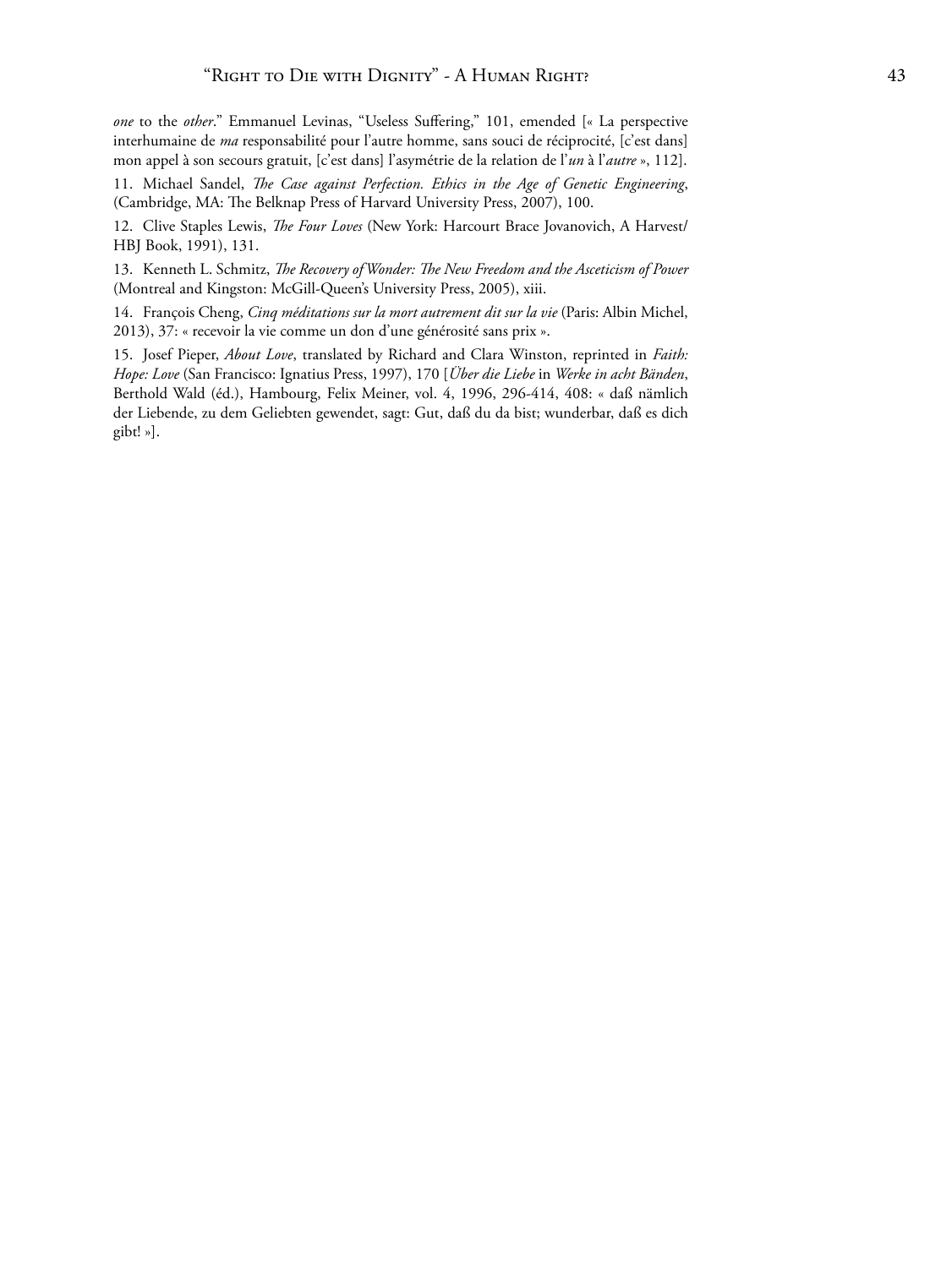*one* to the *other*." Emmanuel Levinas, "Useless Suffering," 101, emended [« La perspective interhumaine de *ma* responsabilité pour l'autre homme, sans souci de réciprocité, [c'est dans] mon appel à son secours gratuit, [c'est dans] l'asymétrie de la relation de l'*un* à l'*autre* », 112].

11. Michael Sandel, *The Case against Perfection. Ethics in the Age of Genetic Engineering*, (Cambridge, MA: The Belknap Press of Harvard University Press, 2007), 100.

12. Clive Staples Lewis, *The Four Loves* (New York: Harcourt Brace Jovanovich, A Harvest/HBJ Book, 1991), 131.

13. Kenneth L. Schmitz, *The Recovery of Wonder: The New Freedom and the Asceticism of Power* (Montreal and Kingston: McGill-Queen's University Press, 2005), xiii.

14. François Cheng, *Cinq méditations sur la mort autrement dit sur la vie* (Paris: Albin Michel, 2013), 37: « recevoir la vie comme un don d'une générosité sans prix ».

15. Josef Pieper, *About Love*, translated by Richard and Clara Winston, reprinted in *Faith: Hope: Love* (San Francisco: Ignatius Press, 1997), 170 [*Über die Liebe* in *Werke in acht Bänden*, Berthold Wald (éd.), Hambourg, Felix Meiner, vol. 4, 1996, 296-414, 408: « daß nämlich der Liebende, zu dem Geliebten gewendet, sagt: Gut, daß du da bist; wunderbar, daß es dich gibt! »].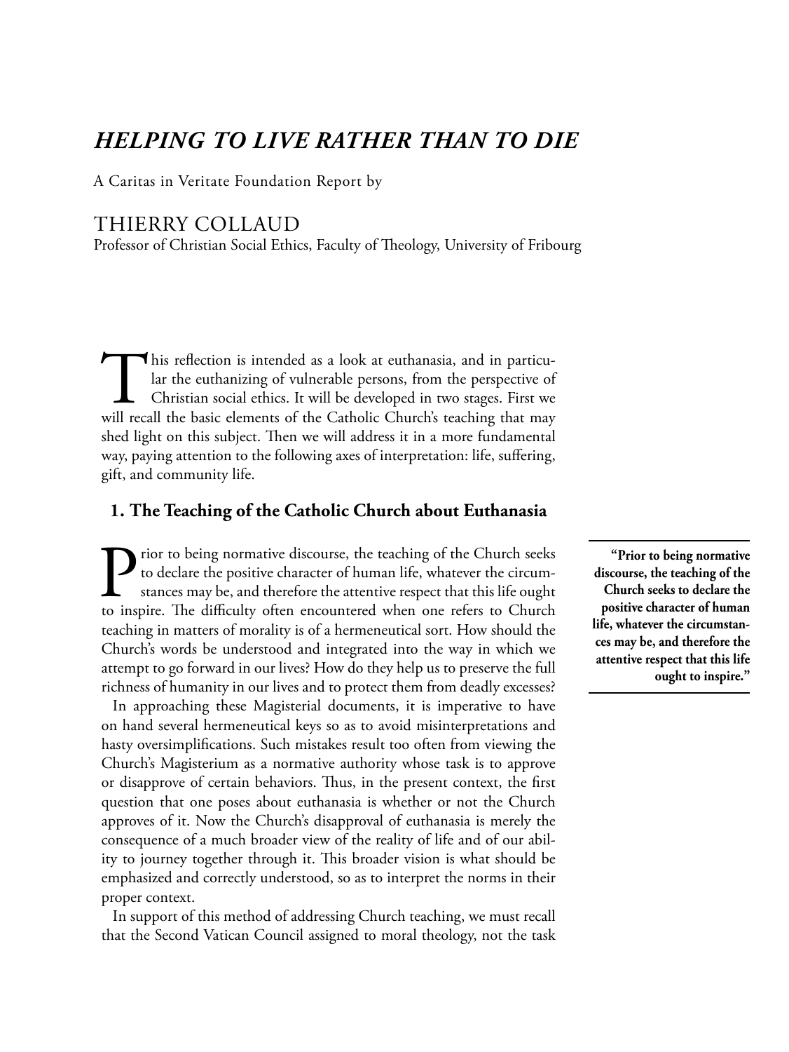# *HELPING TO LIVE RATHER THAN TO DIE*

A Caritas in Veritate Foundation Report by

THIERRY COLLAUD

Professor of Christian Social Ethics, Faculty of Theology, University of Fribourg

This reflection is intended as a look at euthanasia, and in particular the euthanizing of vulnerable persons, from the perspective of Christian social ethics. It will be developed in two stages. First we will recall the basic elements of the Catholic Church's teaching that may shed light on this subject. Then we will address it in a more fundamental way, paying attention to the following axes of interpretation: life, suffering, gift, and community life.

## 1. The Teaching of the Catholic Church about Euthanasia

Prior to being normative discourse, the teaching of the Church seeks to declare the positive character of human life, whatever the circumstances may be, and therefore the attentive respect that this life ought to inspire. The difficulty often encountered when one refers to Church teaching in matters of morality is of a hermeneutical sort. How should the Church's words be understood and integrated into the way in which we attempt to go forward in our lives? How do they help us to preserve the full richness of humanity in our lives and to protect them from deadly excesses?

**"Prior to being normative discourse, the teaching of the Church seeks to declare the positive character of human life, whatever the circumstances may be, and therefore the attentive respect that this life ought to inspire."**

In approaching these Magisterial documents, it is imperative to have on hand several hermeneutical keys so as to avoid misinterpretations and hasty oversimplifications. Such mistakes result too often from viewing the Church's Magisterium as a normative authority whose task is to approve or disapprove of certain behaviors. Thus, in the present context, the first question that one poses about euthanasia is whether or not the Church approves of it. Now the Church's disapproval of euthanasia is merely the consequence of a much broader view of the reality of life and of our ability to journey together through it. This broader vision is what should be emphasized and correctly understood, so as to interpret the norms in their proper context.

In support of this method of addressing Church teaching, we must recall that the Second Vatican Council assigned to moral theology, not the task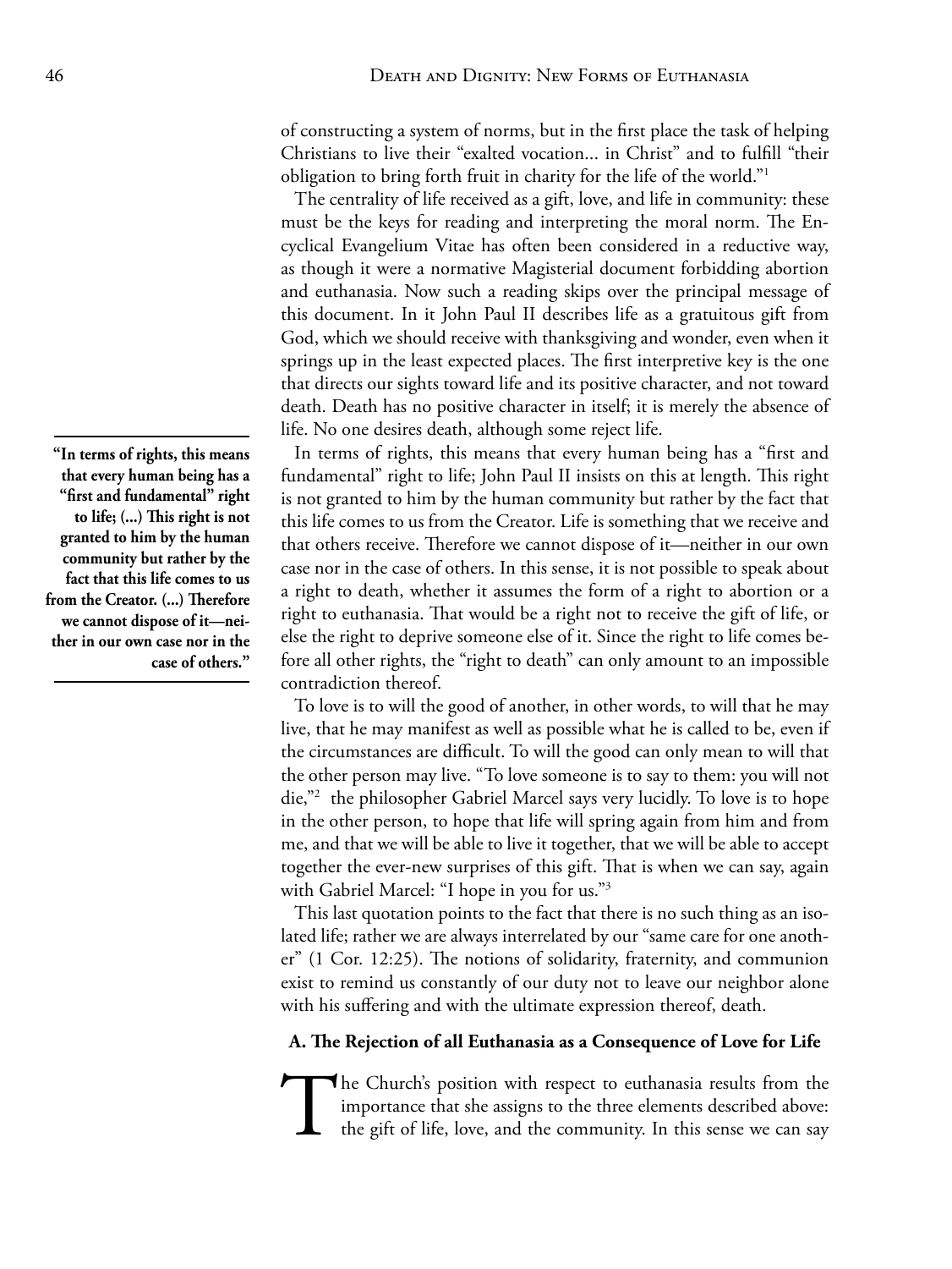of constructing a system of norms, but in the first place the task of helping Christians to live their "exalted vocation... in Christ" and to fulfill "their obligation to bring forth fruit in charity for the life of the world."[1]

The centrality of life received as a gift, love, and life in community: these must be the keys for reading and interpreting the moral norm. The Encyclical Evangelium Vitae has often been considered in a reductive way, as though it were a normative Magisterial document forbidding abortion and euthanasia. Now such a reading skips over the principal message of this document. In it John Paul II describes life as a gratuitous gift from God, which we should receive with thanksgiving and wonder, even when it springs up in the least expected places. The first interpretive key is the one that directs our sights toward life and its positive character, and not toward death. Death has no positive character in itself; it is merely the absence of life. No one desires death, although some reject life.

**"In terms of rights, this means that every human being has a "first and fundamental" right to life; (...) This right is not granted to him by the human community but rather by the fact that this life comes to us from the Creator. (...) Therefore we cannot dispose of it—neither in our own case nor in the case of others."**

In terms of rights, this means that every human being has a "first and fundamental" right to life; John Paul II insists on this at length. This right is not granted to him by the human community but rather by the fact that this life comes to us from the Creator. Life is something that we receive and that others receive. Therefore we cannot dispose of it—neither in our own case nor in the case of others. In this sense, it is not possible to speak about a right to death, whether it assumes the form of a right to abortion or a right to euthanasia. That would be a right not to receive the gift of life, or else the right to deprive someone else of it. Since the right to life comes before all other rights, the "right to death" can only amount to an impossible contradiction thereof.

To love is to will the good of another, in other words, to will that he may live, that he may manifest as well as possible what he is called to be, even if the circumstances are difficult. To will the good can only mean to will that the other person may live. "To love someone is to say to them: you will not die,"[2] the philosopher Gabriel Marcel says very lucidly. To love is to hope in the other person, to hope that life will spring again from him and from me, and that we will be able to live it together, that we will be able to accept together the ever-new surprises of this gift. That is when we can say, again with Gabriel Marcel: "I hope in you for us."[3]

This last quotation points to the fact that there is no such thing as an isolated life; rather we are always interrelated by our "same care for one another" (1 Cor. 12:25). The notions of solidarity, fraternity, and communion exist to remind us constantly of our duty not to leave our neighbor alone with his suffering and with the ultimate expression thereof, death.

### A. The Rejection of all Euthanasia as a Consequence of Love for Life

The Church's position with respect to euthanasia results from the importance that she assigns to the three elements described above: the gift of life, love, and the community. In this sense we can say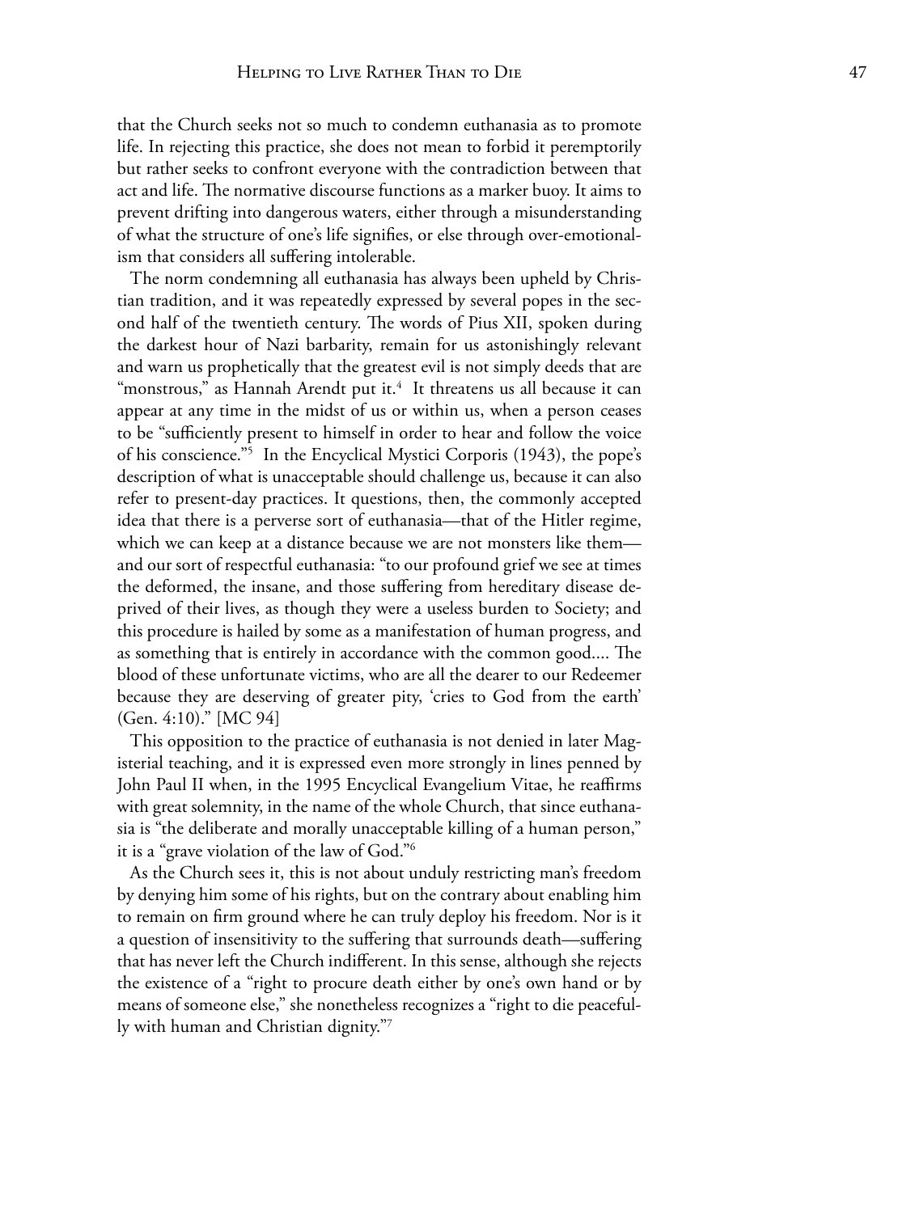that the Church seeks not so much to condemn euthanasia as to promote life. In rejecting this practice, she does not mean to forbid it peremptorily but rather seeks to confront everyone with the contradiction between that act and life. The normative discourse functions as a marker buoy. It aims to prevent drifting into dangerous waters, either through a misunderstanding of what the structure of one's life signifies, or else through over-emotionalism that considers all suffering intolerable.

The norm condemning all euthanasia has always been upheld by Christian tradition, and it was repeatedly expressed by several popes in the second half of the twentieth century. The words of Pius XII, spoken during the darkest hour of Nazi barbarity, remain for us astonishingly relevant and warn us prophetically that the greatest evil is not simply deeds that are "monstrous," as Hannah Arendt put it.[4] It threatens us all because it can appear at any time in the midst of us or within us, when a person ceases to be "sufficiently present to himself in order to hear and follow the voice of his conscience."[5] In the Encyclical Mystici Corporis (1943), the pope's description of what is unacceptable should challenge us, because it can also refer to present-day practices. It questions, then, the commonly accepted idea that there is a perverse sort of euthanasia—that of the Hitler regime, which we can keep at a distance because we are not monsters like them—and our sort of respectful euthanasia: "to our profound grief we see at times the deformed, the insane, and those suffering from hereditary disease deprived of their lives, as though they were a useless burden to Society; and this procedure is hailed by some as a manifestation of human progress, and as something that is entirely in accordance with the common good.... The blood of these unfortunate victims, who are all the dearer to our Redeemer because they are deserving of greater pity, 'cries to God from the earth' (Gen. 4:10)." [MC 94]

This opposition to the practice of euthanasia is not denied in later Magisterial teaching, and it is expressed even more strongly in lines penned by John Paul II when, in the 1995 Encyclical Evangelium Vitae, he reaffirms with great solemnity, in the name of the whole Church, that since euthanasia is "the deliberate and morally unacceptable killing of a human person," it is a "grave violation of the law of God."[6]

As the Church sees it, this is not about unduly restricting man's freedom by denying him some of his rights, but on the contrary about enabling him to remain on firm ground where he can truly deploy his freedom. Nor is it a question of insensitivity to the suffering that surrounds death—suffering that has never left the Church indifferent. In this sense, although she rejects the existence of a "right to procure death either by one's own hand or by means of someone else," she nonetheless recognizes a "right to die peacefully with human and Christian dignity."[7]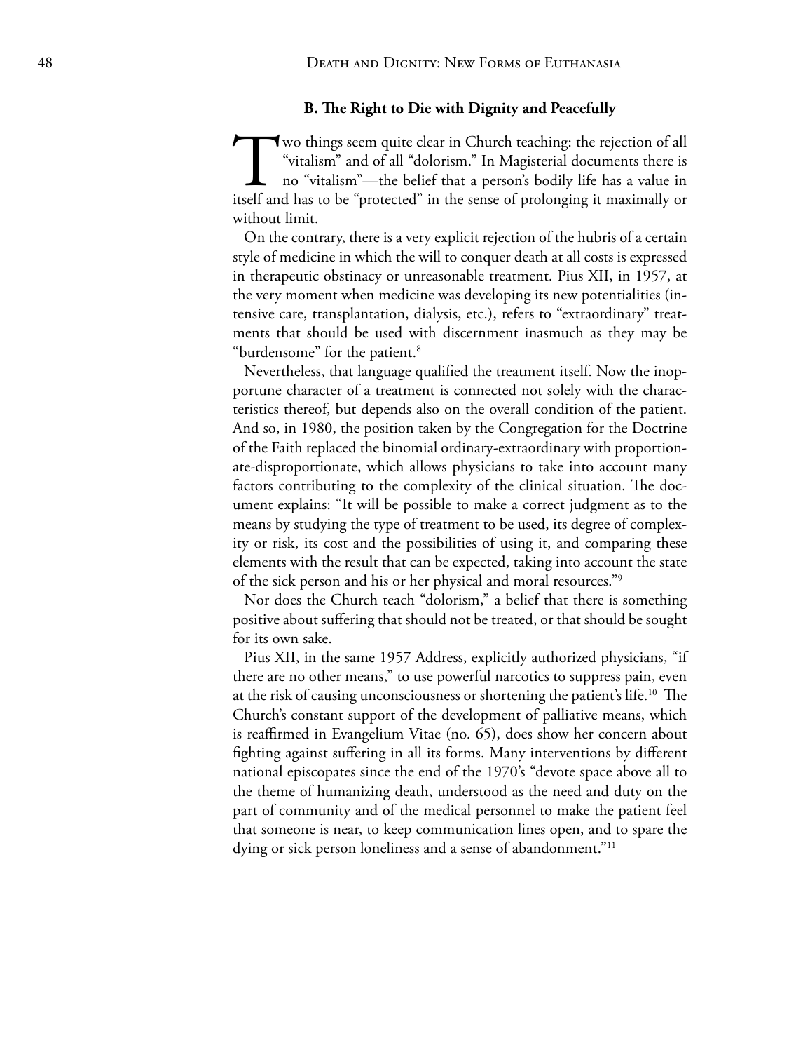### B. The Right to Die with Dignity and Peacefully

Two things seem quite clear in Church teaching: the rejection of all "vitalism" and of all "dolorism." In Magisterial documents there is no "vitalism"—the belief that a person's bodily life has a value in itself and has to be "protected" in the sense of prolonging it maximally or without limit.

On the contrary, there is a very explicit rejection of the hubris of a certain style of medicine in which the will to conquer death at all costs is expressed in therapeutic obstinacy or unreasonable treatment. Pius XII, in 1957, at the very moment when medicine was developing its new potentialities (intensive care, transplantation, dialysis, etc.), refers to "extraordinary" treatments that should be used with discernment inasmuch as they may be "burdensome" for the patient.[8]

Nevertheless, that language qualified the treatment itself. Now the inopportune character of a treatment is connected not solely with the characteristics thereof, but depends also on the overall condition of the patient. And so, in 1980, the position taken by the Congregation for the Doctrine of the Faith replaced the binomial ordinary-extraordinary with proportionate-disproportionate, which allows physicians to take into account many factors contributing to the complexity of the clinical situation. The document explains: "It will be possible to make a correct judgment as to the means by studying the type of treatment to be used, its degree of complexity or risk, its cost and the possibilities of using it, and comparing these elements with the result that can be expected, taking into account the state of the sick person and his or her physical and moral resources."[9]

Nor does the Church teach "dolorism," a belief that there is something positive about suffering that should not be treated, or that should be sought for its own sake.

Pius XII, in the same 1957 Address, explicitly authorized physicians, "if there are no other means," to use powerful narcotics to suppress pain, even at the risk of causing unconsciousness or shortening the patient's life.[10] The Church's constant support of the development of palliative means, which is reaffirmed in Evangelium Vitae (no. 65), does show her concern about fighting against suffering in all its forms. Many interventions by different national episcopates since the end of the 1970's "devote space above all to the theme of humanizing death, understood as the need and duty on the part of community and of the medical personnel to make the patient feel that someone is near, to keep communication lines open, and to spare the dying or sick person loneliness and a sense of abandonment."[11]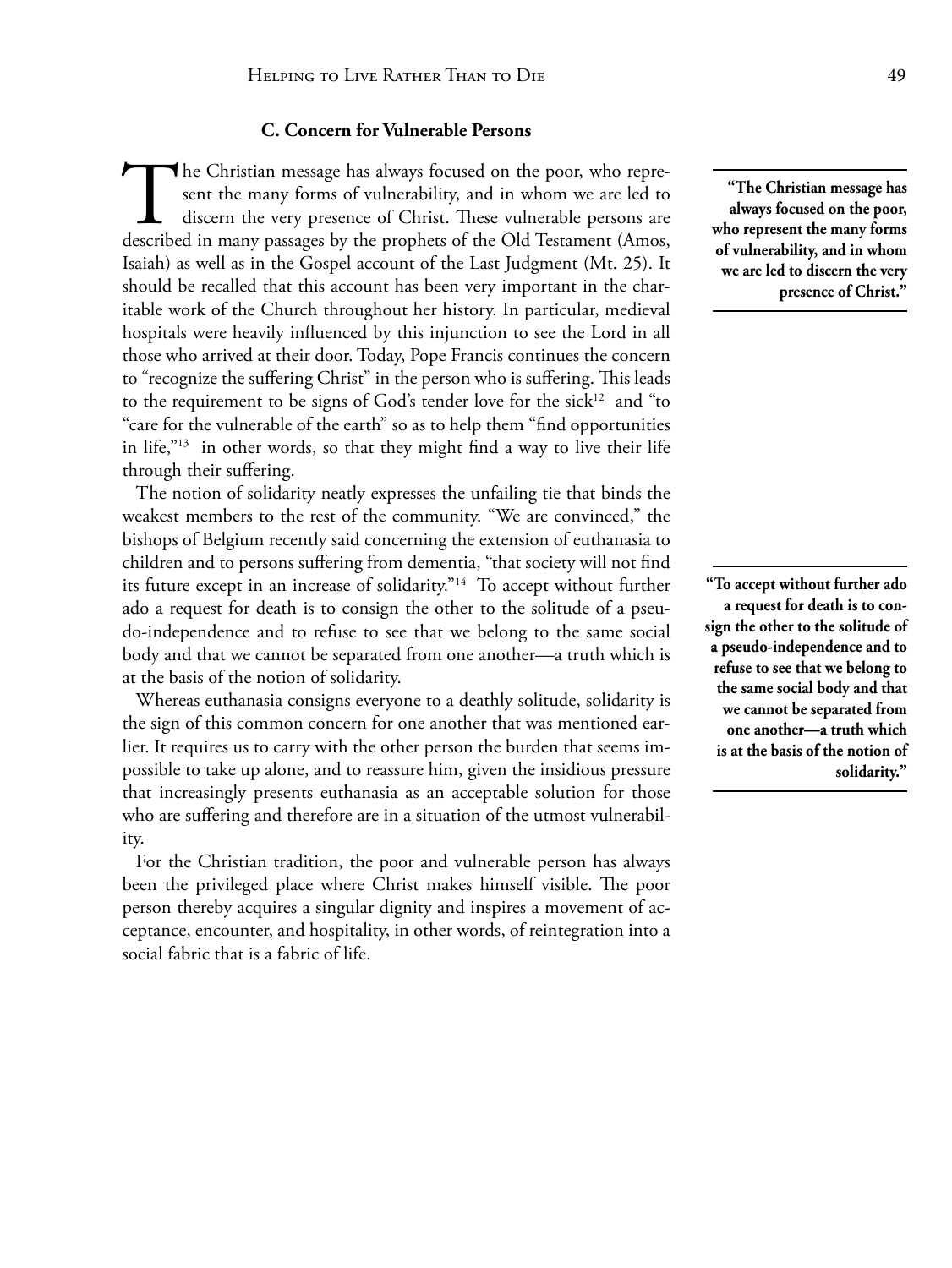### C. Concern for Vulnerable Persons

The Christian message has always focused on the poor, who represent the many forms of vulnerability, and in whom we are led to discern the very presence of Christ. These vulnerable persons are described in many passages by the prophets of the Old Testament (Amos, Isaiah) as well as in the Gospel account of the Last Judgment (Mt. 25). It should be recalled that this account has been very important in the charitable work of the Church throughout her history. In particular, medieval hospitals were heavily influenced by this injunction to see the Lord in all those who arrived at their door. Today, Pope Francis continues the concern to "recognize the suffering Christ" in the person who is suffering. This leads to the requirement to be signs of God's tender love for the sick[12] and "to "care for the vulnerable of the earth" so as to help them "find opportunities in life,"[13] in other words, so that they might find a way to live their life through their suffering.

**"The Christian message has always focused on the poor, who represent the many forms of vulnerability, and in whom we are led to discern the very presence of Christ."**

The notion of solidarity neatly expresses the unfailing tie that binds the weakest members to the rest of the community. "We are convinced," the bishops of Belgium recently said concerning the extension of euthanasia to children and to persons suffering from dementia, "that society will not find its future except in an increase of solidarity."[14] To accept without further ado a request for death is to consign the other to the solitude of a pseudo-independence and to refuse to see that we belong to the same social body and that we cannot be separated from one another—a truth which is at the basis of the notion of solidarity.

**"To accept without further ado a request for death is to consign the other to the solitude of a pseudo-independence and to refuse to see that we belong to the same social body and that we cannot be separated from one another—a truth which is at the basis of the notion of solidarity."**

Whereas euthanasia consigns everyone to a deathly solitude, solidarity is the sign of this common concern for one another that was mentioned earlier. It requires us to carry with the other person the burden that seems impossible to take up alone, and to reassure him, given the insidious pressure that increasingly presents euthanasia as an acceptable solution for those who are suffering and therefore are in a situation of the utmost vulnerability.

For the Christian tradition, the poor and vulnerable person has always been the privileged place where Christ makes himself visible. The poor person thereby acquires a singular dignity and inspires a movement of acceptance, encounter, and hospitality, in other words, of reintegration into a social fabric that is a fabric of life.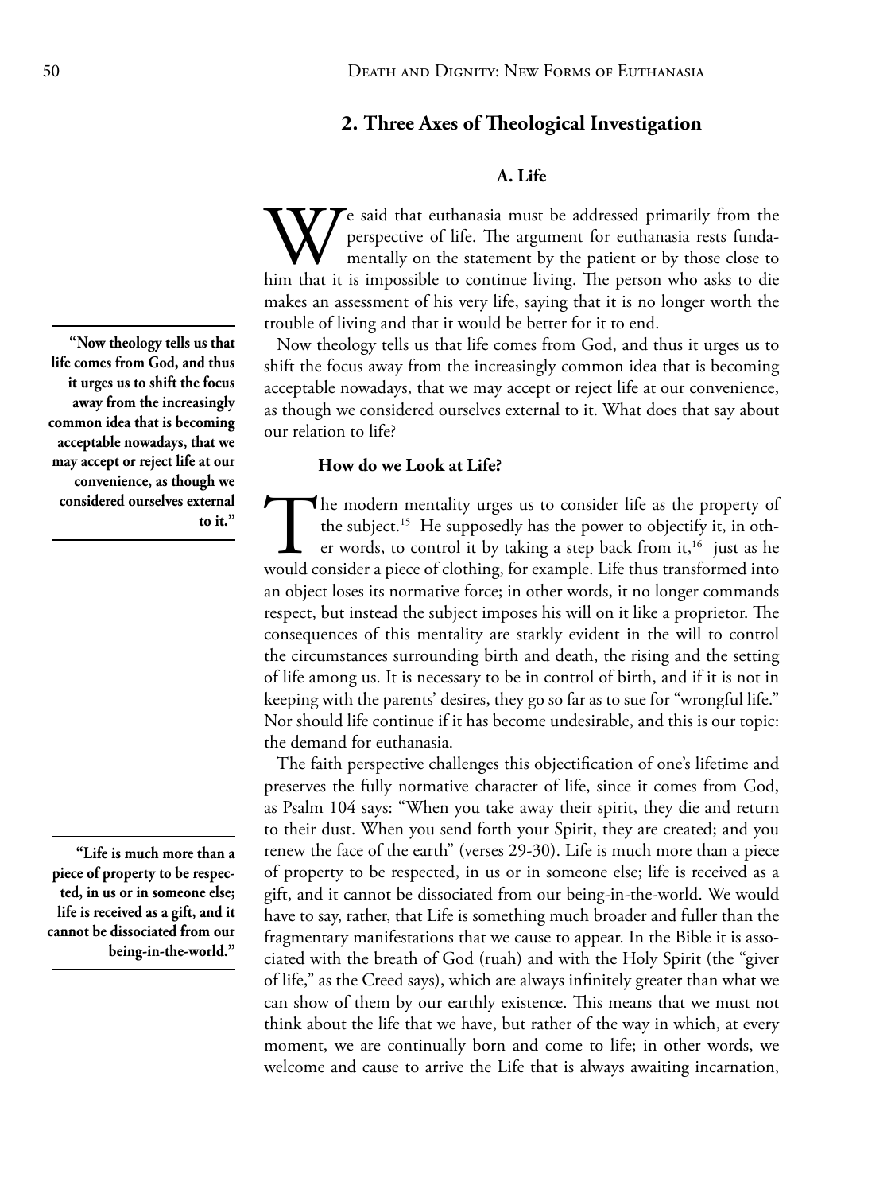## 2. Three Axes of Theological Investigation

### A. Life

We said that euthanasia must be addressed primarily from the perspective of life. The argument for euthanasia rests fundamentally on the statement by the patient or by those close to him that it is impossible to continue living. The person who asks to die makes an assessment of his very life, saying that it is no longer worth the trouble of living and that it would be better for it to end.

Now theology tells us that life comes from God, and thus it urges us to shift the focus away from the increasingly common idea that is becoming acceptable nowadays, that we may accept or reject life at our convenience, as though we considered ourselves external to it. What does that say about our relation to life?

> **"Now theology tells us that life comes from God, and thus it urges us to shift the focus away from the increasingly common idea that is becoming acceptable nowadays, that we may accept or reject life at our convenience, as though we considered ourselves external to it."**

#### How do we Look at Life?

The modern mentality urges us to consider life as the property of the subject.[15] He supposedly has the power to objectify it, in other words, to control it by taking a step back from it,[16] just as he would consider a piece of clothing, for example. Life thus transformed into an object loses its normative force; in other words, it no longer commands respect, but instead the subject imposes his will on it like a proprietor. The consequences of this mentality are starkly evident in the will to control the circumstances surrounding birth and death, the rising and the setting of life among us. It is necessary to be in control of birth, and if it is not in keeping with the parents' desires, they go so far as to sue for "wrongful life." Nor should life continue if it has become undesirable, and this is our topic: the demand for euthanasia.

The faith perspective challenges this objectification of one's lifetime and preserves the fully normative character of life, since it comes from God, as Psalm 104 says: "When you take away their spirit, they die and return to their dust. When you send forth your Spirit, they are created; and you renew the face of the earth" (verses 29-30). Life is much more than a piece of property to be respected, in us or in someone else; life is received as a gift, and it cannot be dissociated from our being-in-the-world. We would have to say, rather, that Life is something much broader and fuller than the fragmentary manifestations that we cause to appear. In the Bible it is associated with the breath of God (ruah) and with the Holy Spirit (the "giver of life," as the Creed says), which are always infinitely greater than what we can show of them by our earthly existence. This means that we must not think about the life that we have, but rather of the way in which, at every moment, we are continually born and come to life; in other words, we welcome and cause to arrive the Life that is always awaiting incarnation,

> **"Life is much more than a piece of property to be respected, in us or in someone else; life is received as a gift, and it cannot be dissociated from our being-in-the-world."**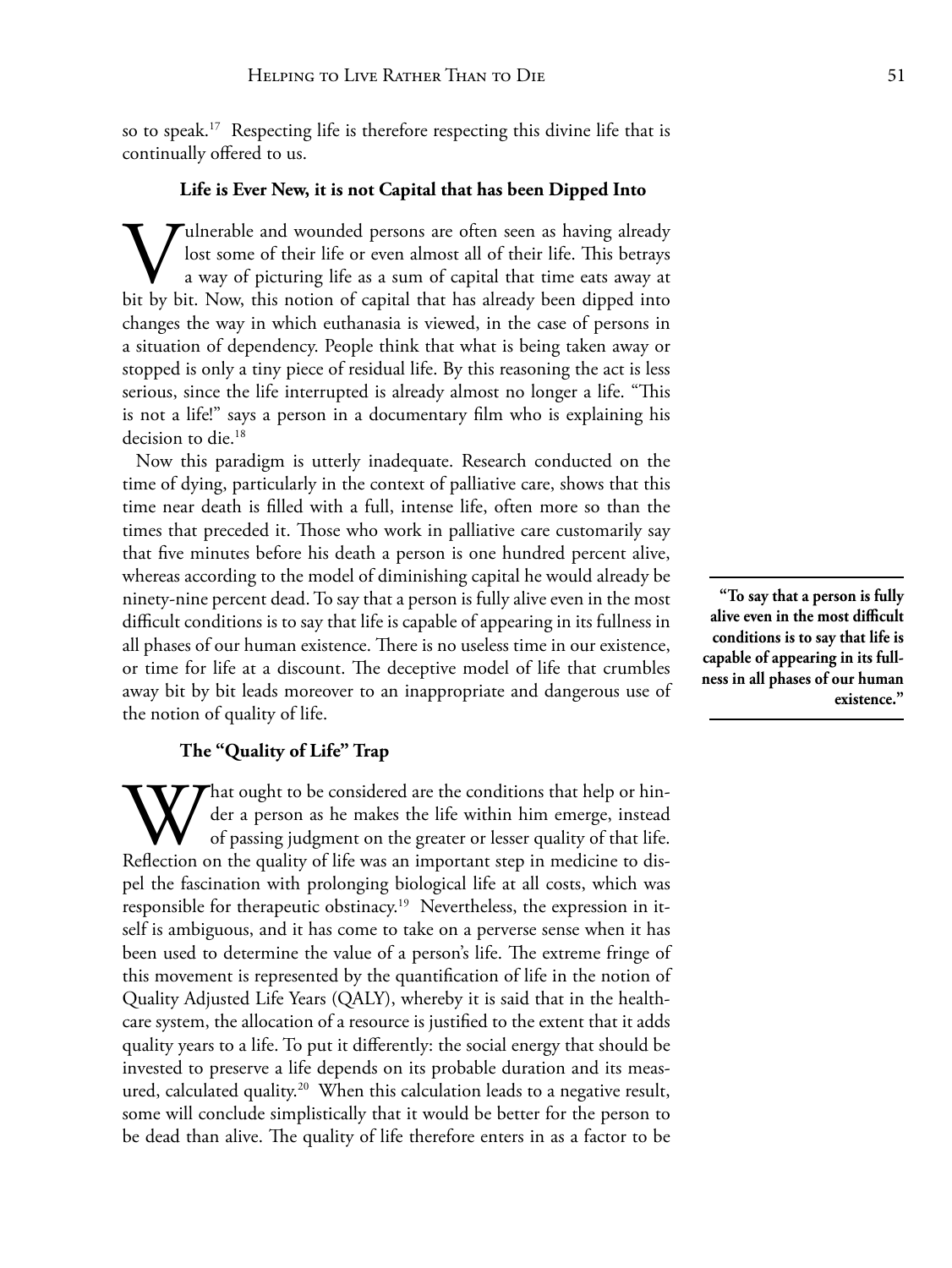so to speak.[17] Respecting life is therefore respecting this divine life that is continually offered to us.

### Life is Ever New, it is not Capital that has been Dipped Into

Vulnerable and wounded persons are often seen as having already lost some of their life or even almost all of their life. This betrays a way of picturing life as a sum of capital that time eats away at bit by bit. Now, this notion of capital that has already been dipped into changes the way in which euthanasia is viewed, in the case of persons in a situation of dependency. People think that what is being taken away or stopped is only a tiny piece of residual life. By this reasoning the act is less serious, since the life interrupted is already almost no longer a life. "This is not a life!" says a person in a documentary film who is explaining his decision to die.[18]

Now this paradigm is utterly inadequate. Research conducted on the time of dying, particularly in the context of palliative care, shows that this time near death is filled with a full, intense life, often more so than the times that preceded it. Those who work in palliative care customarily say that five minutes before his death a person is one hundred percent alive, whereas according to the model of diminishing capital he would already be ninety-nine percent dead. To say that a person is fully alive even in the most difficult conditions is to say that life is capable of appearing in its fullness in all phases of our human existence. There is no useless time in our existence, or time for life at a discount. The deceptive model of life that crumbles away bit by bit leads moreover to an inappropriate and dangerous use of the notion of quality of life.

> **"To say that a person is fully alive even in the most difficult conditions is to say that life is capable of appearing in its fullness in all phases of our human existence."**

### The "Quality of Life" Trap

What ought to be considered are the conditions that help or hinder a person as he makes the life within him emerge, instead of passing judgment on the greater or lesser quality of that life. Reflection on the quality of life was an important step in medicine to dispel the fascination with prolonging biological life at all costs, which was responsible for therapeutic obstinacy.[19] Nevertheless, the expression in itself is ambiguous, and it has come to take on a perverse sense when it has been used to determine the value of a person's life. The extreme fringe of this movement is represented by the quantification of life in the notion of Quality Adjusted Life Years (QALY), whereby it is said that in the healthcare system, the allocation of a resource is justified to the extent that it adds quality years to a life. To put it differently: the social energy that should be invested to preserve a life depends on its probable duration and its measured, calculated quality.[20] When this calculation leads to a negative result, some will conclude simplistically that it would be better for the person to be dead than alive. The quality of life therefore enters in as a factor to be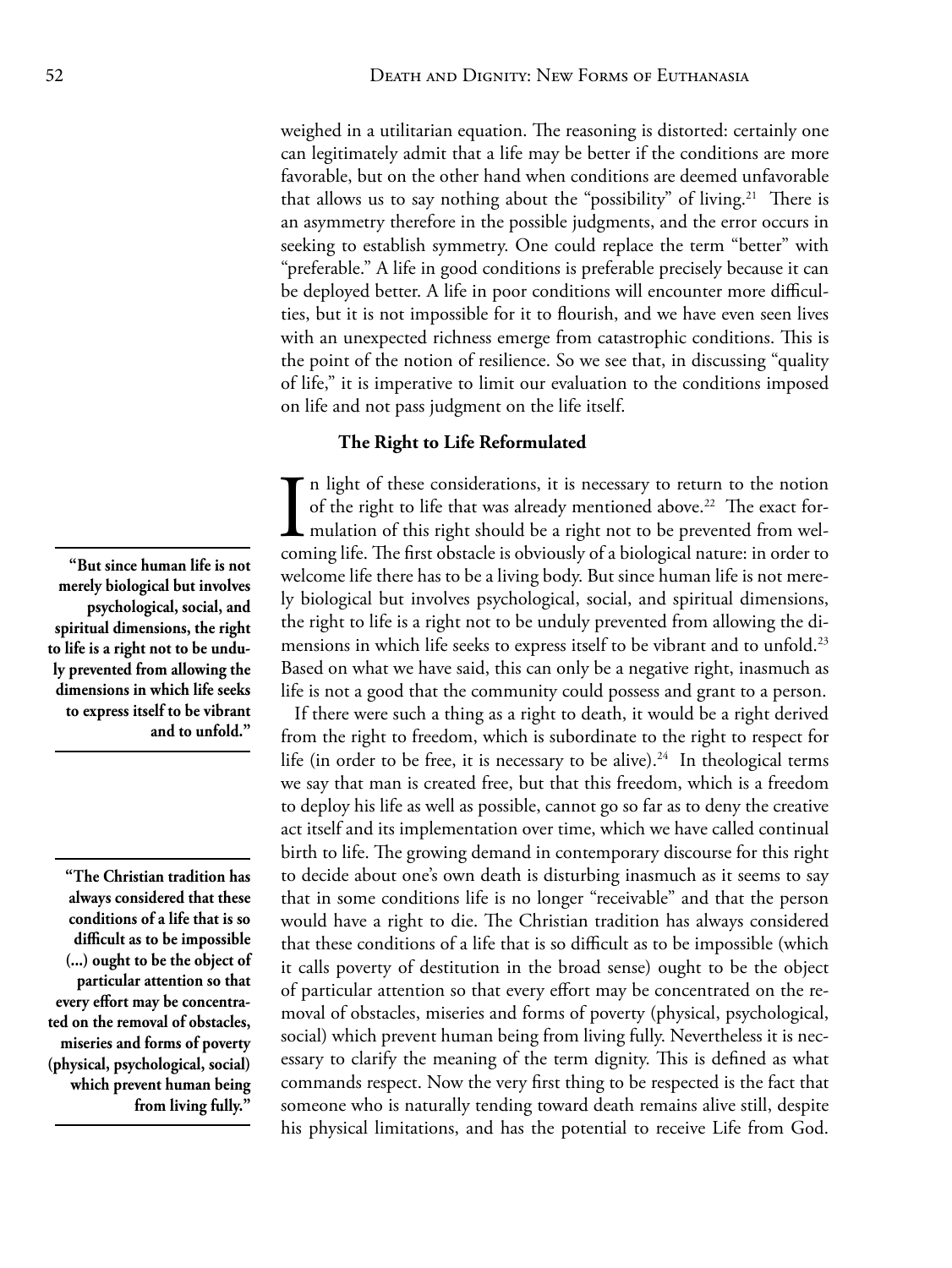weighed in a utilitarian equation. The reasoning is distorted: certainly one can legitimately admit that a life may be better if the conditions are more favorable, but on the other hand when conditions are deemed unfavorable that allows us to say nothing about the "possibility" of living.[21] There is an asymmetry therefore in the possible judgments, and the error occurs in seeking to establish symmetry. One could replace the term "better" with "preferable." A life in good conditions is preferable precisely because it can be deployed better. A life in poor conditions will encounter more difficulties, but it is not impossible for it to flourish, and we have even seen lives with an unexpected richness emerge from catastrophic conditions. This is the point of the notion of resilience. So we see that, in discussing "quality of life," it is imperative to limit our evaluation to the conditions imposed on life and not pass judgment on the life itself.

### The Right to Life Reformulated

In light of these considerations, it is necessary to return to the notion of the right to life that was already mentioned above.[22] The exact formulation of this right should be a right not to be prevented from welcoming life. The first obstacle is obviously of a biological nature: in order to welcome life there has to be a living body. But since human life is not merely biological but involves psychological, social, and spiritual dimensions, the right to life is a right not to be unduly prevented from allowing the dimensions in which life seeks to express itself to be vibrant and to unfold.[23] Based on what we have said, this can only be a negative right, inasmuch as life is not a good that the community could possess and grant to a person.

> **"But since human life is not merely biological but involves psychological, social, and spiritual dimensions, the right to life is a right not to be unduly prevented from allowing the dimensions in which life seeks to express itself to be vibrant and to unfold."**

If there were such a thing as a right to death, it would be a right derived from the right to freedom, which is subordinate to the right to respect for life (in order to be free, it is necessary to be alive).[24] In theological terms we say that man is created free, but that this freedom, which is a freedom to deploy his life as well as possible, cannot go so far as to deny the creative act itself and its implementation over time, which we have called continual birth to life. The growing demand in contemporary discourse for this right to decide about one's own death is disturbing inasmuch as it seems to say that in some conditions life is no longer "receivable" and that the person would have a right to die. The Christian tradition has always considered that these conditions of a life that is so difficult as to be impossible (which it calls poverty of destitution in the broad sense) ought to be the object of particular attention so that every effort may be concentrated on the removal of obstacles, miseries and forms of poverty (physical, psychological, social) which prevent human being from living fully. Nevertheless it is necessary to clarify the meaning of the term dignity. This is defined as what commands respect. Now the very first thing to be respected is the fact that someone who is naturally tending toward death remains alive still, despite his physical limitations, and has the potential to receive Life from God.

> **"The Christian tradition has always considered that these conditions of a life that is so difficult as to be impossible (...) ought to be the object of particular attention so that every effort may be concentrated on the removal of obstacles, miseries and forms of poverty (physical, psychological, social) which prevent human being from living fully."**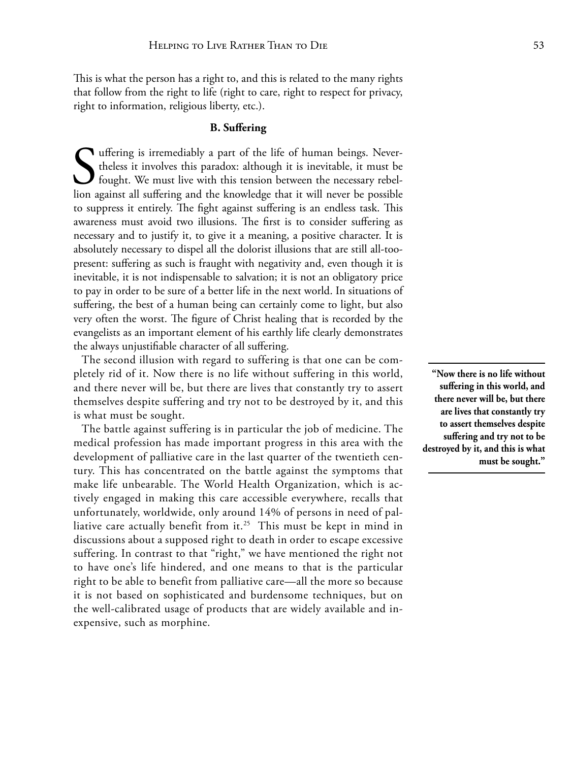This is what the person has a right to, and this is related to the many rights that follow from the right to life (right to care, right to respect for privacy, right to information, religious liberty, etc.).

### B. Suffering

Suffering is irremediably a part of the life of human beings. Nevertheless it involves this paradox: although it is inevitable, it must be fought. We must live with this tension between the necessary rebellion against all suffering and the knowledge that it will never be possible to suppress it entirely. The fight against suffering is an endless task. This awareness must avoid two illusions. The first is to consider suffering as necessary and to justify it, to give it a meaning, a positive character. It is absolutely necessary to dispel all the dolorist illusions that are still all-too-present: suffering as such is fraught with negativity and, even though it is inevitable, it is not indispensable to salvation; it is not an obligatory price to pay in order to be sure of a better life in the next world. In situations of suffering, the best of a human being can certainly come to light, but also very often the worst. The figure of Christ healing that is recorded by the evangelists as an important element of his earthly life clearly demonstrates the always unjustifiable character of all suffering.

The second illusion with regard to suffering is that one can be completely rid of it. Now there is no life without suffering in this world, and there never will be, but there are lives that constantly try to assert themselves despite suffering and try not to be destroyed by it, and this is what must be sought.

> **"Now there is no life without suffering in this world, and there never will be, but there are lives that constantly try to assert themselves despite suffering and try not to be destroyed by it, and this is what must be sought."**

The battle against suffering is in particular the job of medicine. The medical profession has made important progress in this area with the development of palliative care in the last quarter of the twentieth century. This has concentrated on the battle against the symptoms that make life unbearable. The World Health Organization, which is actively engaged in making this care accessible everywhere, recalls that unfortunately, worldwide, only around 14% of persons in need of palliative care actually benefit from it.[25] This must be kept in mind in discussions about a supposed right to death in order to escape excessive suffering. In contrast to that "right," we have mentioned the right not to have one's life hindered, and one means to that is the particular right to be able to benefit from palliative care—all the more so because it is not based on sophisticated and burdensome techniques, but on the well-calibrated usage of products that are widely available and inexpensive, such as morphine.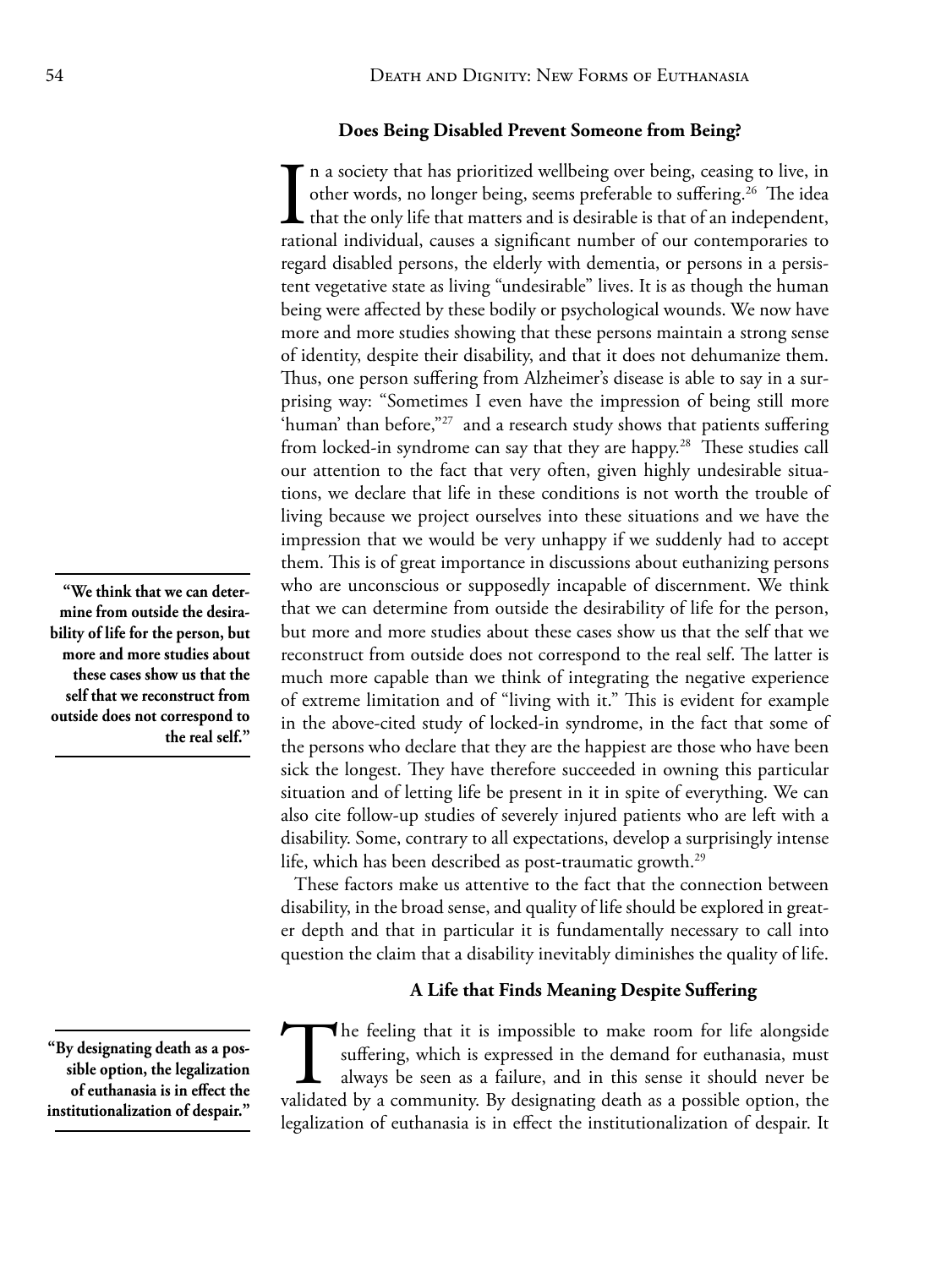### Does Being Disabled Prevent Someone from Being?

In a society that has prioritized wellbeing over being, ceasing to live, in other words, no longer being, seems preferable to suffering.[26] The idea that the only life that matters and is desirable is that of an independent, rational individual, causes a significant number of our contemporaries to regard disabled persons, the elderly with dementia, or persons in a persistent vegetative state as living "undesirable" lives. It is as though the human being were affected by these bodily or psychological wounds. We now have more and more studies showing that these persons maintain a strong sense of identity, despite their disability, and that it does not dehumanize them. Thus, one person suffering from Alzheimer's disease is able to say in a surprising way: "Sometimes I even have the impression of being still more 'human' than before,"[27] and a research study shows that patients suffering from locked-in syndrome can say that they are happy.[28] These studies call our attention to the fact that very often, given highly undesirable situations, we declare that life in these conditions is not worth the trouble of living because we project ourselves into these situations and we have the impression that we would be very unhappy if we suddenly had to accept them. This is of great importance in discussions about euthanizing persons who are unconscious or supposedly incapable of discernment. We think that we can determine from outside the desirability of life for the person, but more and more studies about these cases show us that the self that we reconstruct from outside does not correspond to the real self. The latter is much more capable than we think of integrating the negative experience of extreme limitation and of "living with it." This is evident for example in the above-cited study of locked-in syndrome, in the fact that some of the persons who declare that they are the happiest are those who have been sick the longest. They have therefore succeeded in owning this particular situation and of letting life be present in it in spite of everything. We can also cite follow-up studies of severely injured patients who are left with a disability. Some, contrary to all expectations, develop a surprisingly intense life, which has been described as post-traumatic growth.[29]

**"We think that we can determine from outside the desirability of life for the person, but more and more studies about these cases show us that the self that we reconstruct from outside does not correspond to the real self."**

These factors make us attentive to the fact that the connection between disability, in the broad sense, and quality of life should be explored in greater depth and that in particular it is fundamentally necessary to call into question the claim that a disability inevitably diminishes the quality of life.

### A Life that Finds Meaning Despite Suffering

The feeling that it is impossible to make room for life alongside suffering, which is expressed in the demand for euthanasia, must always be seen as a failure, and in this sense it should never be validated by a community. By designating death as a possible option, the legalization of euthanasia is in effect the institutionalization of despair. It

**"By designating death as a possible option, the legalization of euthanasia is in effect the institutionalization of despair."**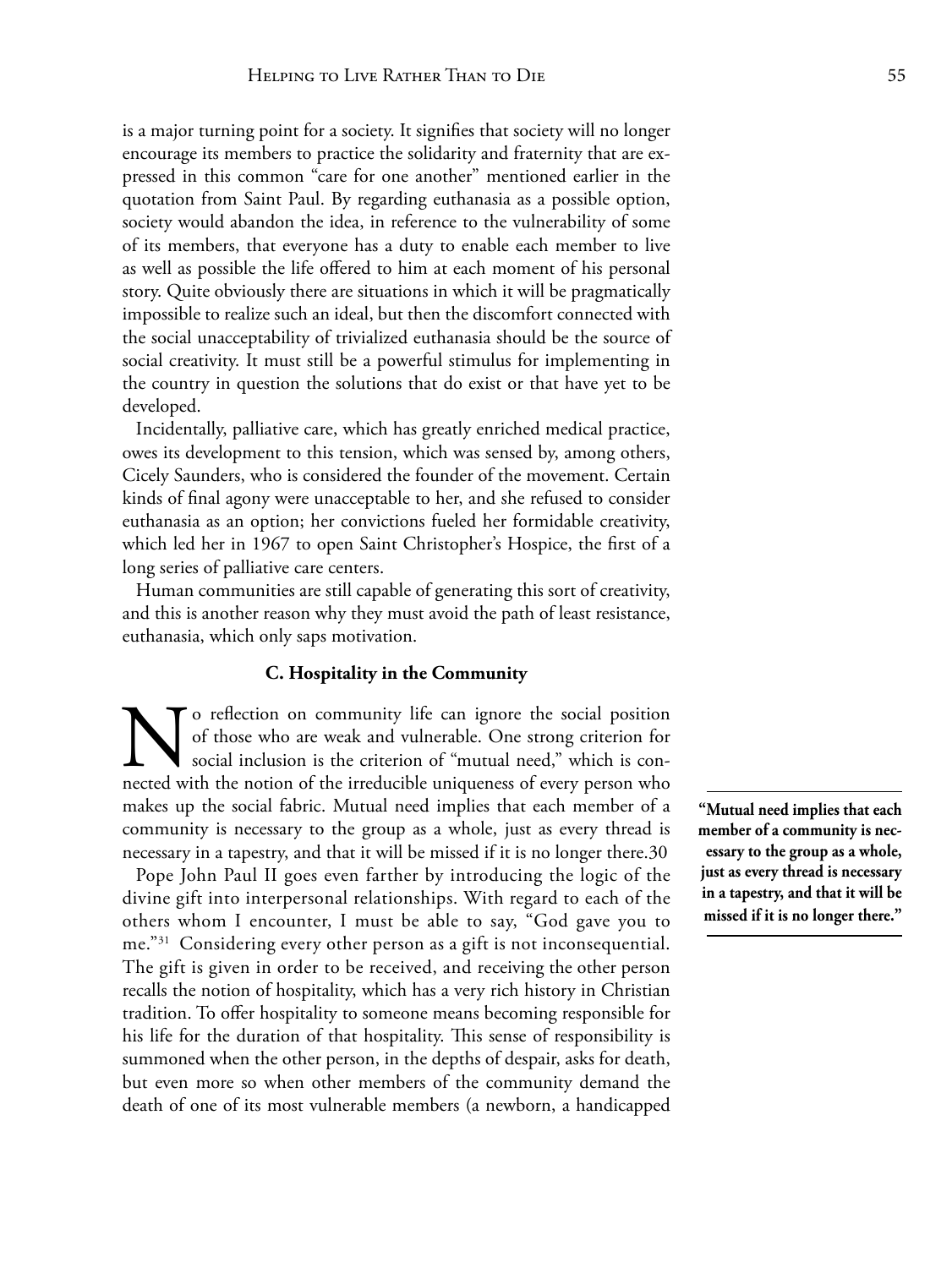is a major turning point for a society. It signifies that society will no longer encourage its members to practice the solidarity and fraternity that are expressed in this common "care for one another" mentioned earlier in the quotation from Saint Paul. By regarding euthanasia as a possible option, society would abandon the idea, in reference to the vulnerability of some of its members, that everyone has a duty to enable each member to live as well as possible the life offered to him at each moment of his personal story. Quite obviously there are situations in which it will be pragmatically impossible to realize such an ideal, but then the discomfort connected with the social unacceptability of trivialized euthanasia should be the source of social creativity. It must still be a powerful stimulus for implementing in the country in question the solutions that do exist or that have yet to be developed.

Incidentally, palliative care, which has greatly enriched medical practice, owes its development to this tension, which was sensed by, among others, Cicely Saunders, who is considered the founder of the movement. Certain kinds of final agony were unacceptable to her, and she refused to consider euthanasia as an option; her convictions fueled her formidable creativity, which led her in 1967 to open Saint Christopher's Hospice, the first of a long series of palliative care centers.

Human communities are still capable of generating this sort of creativity, and this is another reason why they must avoid the path of least resistance, euthanasia, which only saps motivation.

### C. Hospitality in the Community

No reflection on community life can ignore the social position of those who are weak and vulnerable. One strong criterion for social inclusion is the criterion of "mutual need," which is connected with the notion of the irreducible uniqueness of every person who makes up the social fabric. Mutual need implies that each member of a community is necessary to the group as a whole, just as every thread is necessary in a tapestry, and that it will be missed if it is no longer there.[30]

**"Mutual need implies that each member of a community is necessary to the group as a whole, just as every thread is necessary in a tapestry, and that it will be missed if it is no longer there."**

Pope John Paul II goes even farther by introducing the logic of the divine gift into interpersonal relationships. With regard to each of the others whom I encounter, I must be able to say, "God gave you to me."[31] Considering every other person as a gift is not inconsequential. The gift is given in order to be received, and receiving the other person recalls the notion of hospitality, which has a very rich history in Christian tradition. To offer hospitality to someone means becoming responsible for his life for the duration of that hospitality. This sense of responsibility is summoned when the other person, in the depths of despair, asks for death, but even more so when other members of the community demand the death of one of its most vulnerable members (a newborn, a handicapped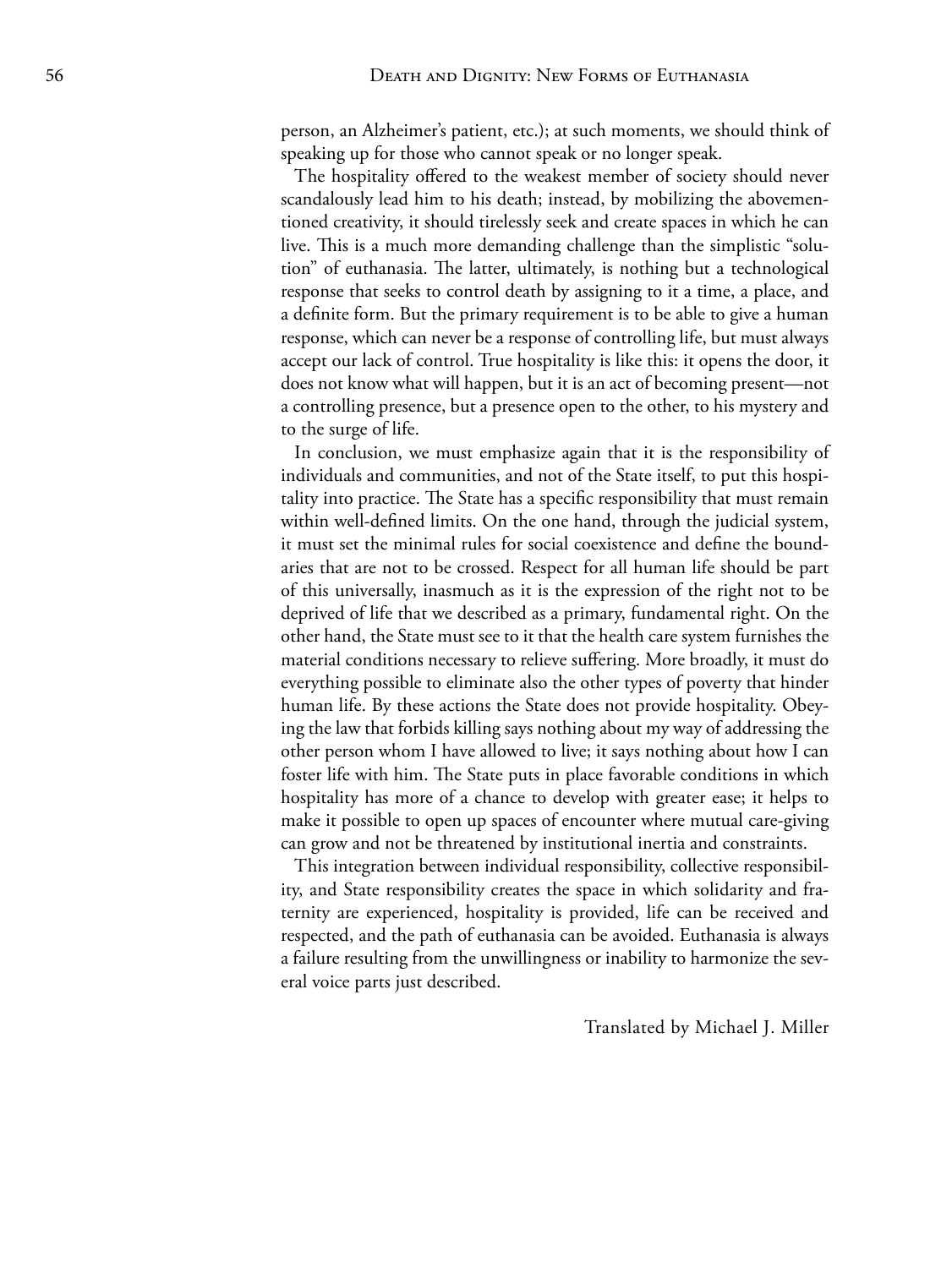person, an Alzheimer's patient, etc.); at such moments, we should think of speaking up for those who cannot speak or no longer speak.

The hospitality offered to the weakest member of society should never scandalously lead him to his death; instead, by mobilizing the abovementioned creativity, it should tirelessly seek and create spaces in which he can live. This is a much more demanding challenge than the simplistic "solution" of euthanasia. The latter, ultimately, is nothing but a technological response that seeks to control death by assigning to it a time, a place, and a definite form. But the primary requirement is to be able to give a human response, which can never be a response of controlling life, but must always accept our lack of control. True hospitality is like this: it opens the door, it does not know what will happen, but it is an act of becoming present—not a controlling presence, but a presence open to the other, to his mystery and to the surge of life.

In conclusion, we must emphasize again that it is the responsibility of individuals and communities, and not of the State itself, to put this hospitality into practice. The State has a specific responsibility that must remain within well-defined limits. On the one hand, through the judicial system, it must set the minimal rules for social coexistence and define the boundaries that are not to be crossed. Respect for all human life should be part of this universally, inasmuch as it is the expression of the right not to be deprived of life that we described as a primary, fundamental right. On the other hand, the State must see to it that the health care system furnishes the material conditions necessary to relieve suffering. More broadly, it must do everything possible to eliminate also the other types of poverty that hinder human life. By these actions the State does not provide hospitality. Obeying the law that forbids killing says nothing about my way of addressing the other person whom I have allowed to live; it says nothing about how I can foster life with him. The State puts in place favorable conditions in which hospitality has more of a chance to develop with greater ease; it helps to make it possible to open up spaces of encounter where mutual care-giving can grow and not be threatened by institutional inertia and constraints.

This integration between individual responsibility, collective responsibility, and State responsibility creates the space in which solidarity and fraternity are experienced, hospitality is provided, life can be received and respected, and the path of euthanasia can be avoided. Euthanasia is always a failure resulting from the unwillingness or inability to harmonize the several voice parts just described.

Translated by Michael J. Miller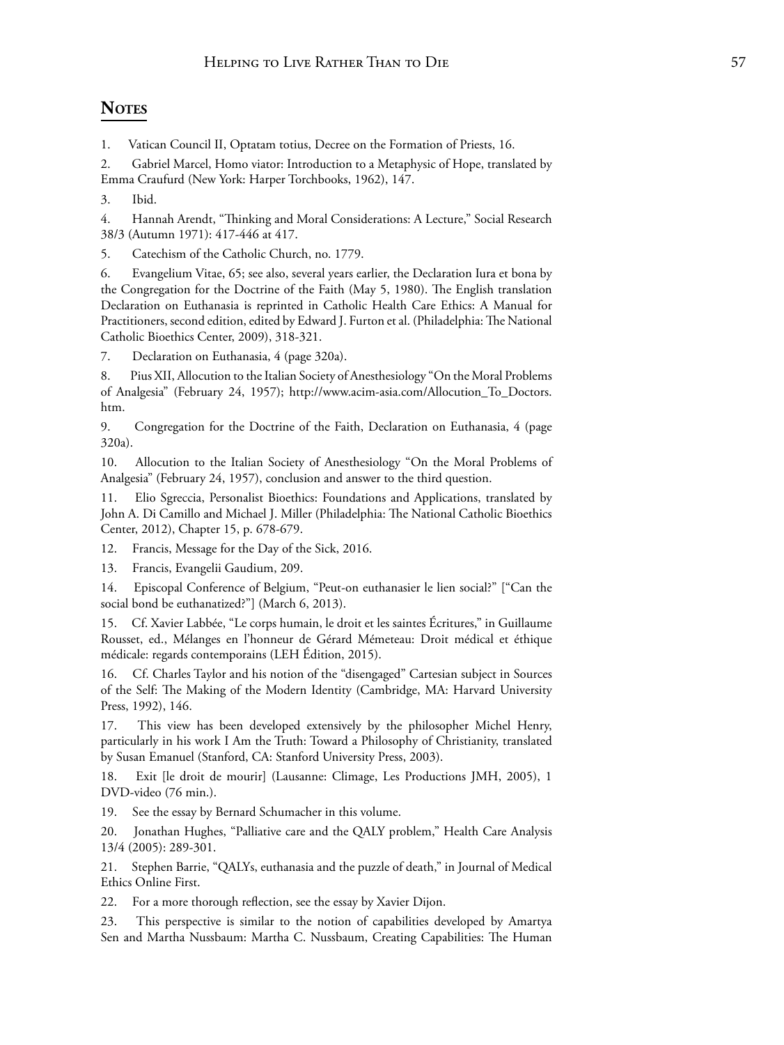## Notes

1. Vatican Council II, Optatam totius, Decree on the Formation of Priests, 16.

2. Gabriel Marcel, Homo viator: Introduction to a Metaphysic of Hope, translated by Emma Craufurd (New York: Harper Torchbooks, 1962), 147.

3. Ibid.

4. Hannah Arendt, "Thinking and Moral Considerations: A Lecture," Social Research 38/3 (Autumn 1971): 417-446 at 417.

5. Catechism of the Catholic Church, no. 1779.

6. Evangelium Vitae, 65; see also, several years earlier, the Declaration Iura et bona by the Congregation for the Doctrine of the Faith (May 5, 1980). The English translation Declaration on Euthanasia is reprinted in Catholic Health Care Ethics: A Manual for Practitioners, second edition, edited by Edward J. Furton et al. (Philadelphia: The National Catholic Bioethics Center, 2009), 318-321.

7. Declaration on Euthanasia, 4 (page 320a).

8. Pius XII, Allocution to the Italian Society of Anesthesiology "On the Moral Problems of Analgesia" (February 24, 1957); http://www.acim-asia.com/Allocution_To_Doctors.htm.

9. Congregation for the Doctrine of the Faith, Declaration on Euthanasia, 4 (page 320a).

10. Allocution to the Italian Society of Anesthesiology "On the Moral Problems of Analgesia" (February 24, 1957), conclusion and answer to the third question.

11. Elio Sgreccia, Personalist Bioethics: Foundations and Applications, translated by John A. Di Camillo and Michael J. Miller (Philadelphia: The National Catholic Bioethics Center, 2012), Chapter 15, p. 678-679.

12. Francis, Message for the Day of the Sick, 2016.

13. Francis, Evangelii Gaudium, 209.

14. Episcopal Conference of Belgium, "Peut-on euthanasier le lien social?" ["Can the social bond be euthanatized?"] (March 6, 2013).

15. Cf. Xavier Labbée, "Le corps humain, le droit et les saintes Écritures," in Guillaume Rousset, ed., Mélanges en l'honneur de Gérard Mémeteau: Droit médical et éthique médicale: regards contemporains (LEH Édition, 2015).

16. Cf. Charles Taylor and his notion of the "disengaged" Cartesian subject in Sources of the Self: The Making of the Modern Identity (Cambridge, MA: Harvard University Press, 1992), 146.

17. This view has been developed extensively by the philosopher Michel Henry, particularly in his work I Am the Truth: Toward a Philosophy of Christianity, translated by Susan Emanuel (Stanford, CA: Stanford University Press, 2003).

18. Exit [le droit de mourir] (Lausanne: Climage, Les Productions JMH, 2005), 1 DVD-video (76 min.).

19. See the essay by Bernard Schumacher in this volume.

20. Jonathan Hughes, "Palliative care and the QALY problem," Health Care Analysis 13/4 (2005): 289-301.

21. Stephen Barrie, "QALYs, euthanasia and the puzzle of death," in Journal of Medical Ethics Online First.

22. For a more thorough reflection, see the essay by Xavier Dijon.

23. This perspective is similar to the notion of capabilities developed by Amartya Sen and Martha Nussbaum: Martha C. Nussbaum, Creating Capabilities: The Human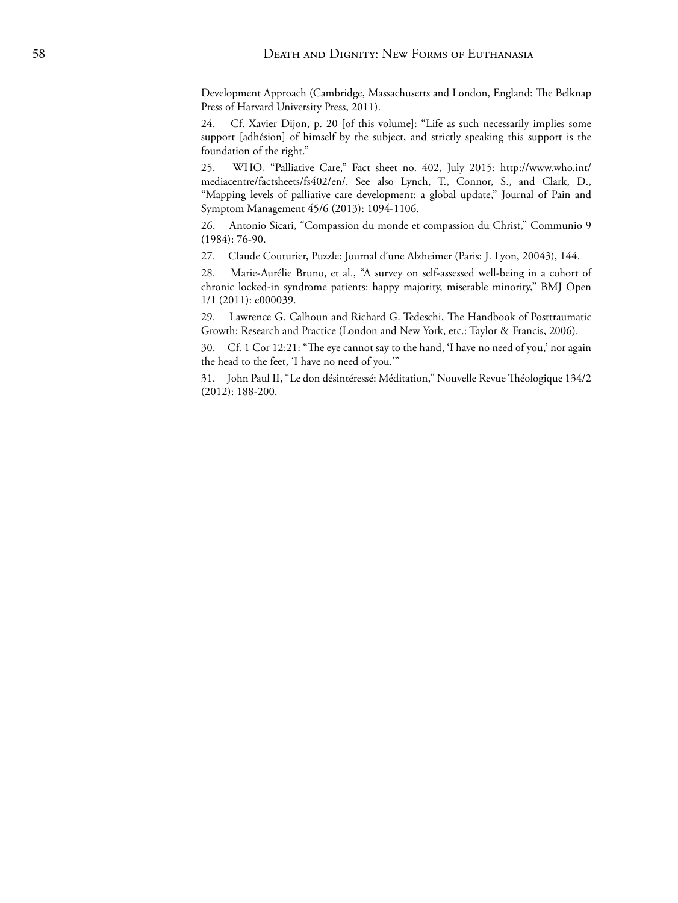Development Approach (Cambridge, Massachusetts and London, England: The Belknap Press of Harvard University Press, 2011).

24. Cf. Xavier Dijon, p. 20 [of this volume]: "Life as such necessarily implies some support [adhésion] of himself by the subject, and strictly speaking this support is the foundation of the right."

25. WHO, "Palliative Care," Fact sheet no. 402, July 2015: http://www.who.int/mediacentre/factsheets/fs402/en/. See also Lynch, T., Connor, S., and Clark, D., "Mapping levels of palliative care development: a global update," Journal of Pain and Symptom Management 45/6 (2013): 1094-1106.

26. Antonio Sicari, "Compassion du monde et compassion du Christ," Communio 9 (1984): 76-90.

27. Claude Couturier, Puzzle: Journal d'une Alzheimer (Paris: J. Lyon, 20043), 144.

28. Marie-Aurélie Bruno, et al., "A survey on self-assessed well-being in a cohort of chronic locked-in syndrome patients: happy majority, miserable minority," BMJ Open 1/1 (2011): e000039.

29. Lawrence G. Calhoun and Richard G. Tedeschi, The Handbook of Posttraumatic Growth: Research and Practice (London and New York, etc.: Taylor & Francis, 2006).

30. Cf. 1 Cor 12:21: "The eye cannot say to the hand, 'I have no need of you,' nor again the head to the feet, 'I have no need of you.'"

31. John Paul II, "Le don désintéressé: Méditation," Nouvelle Revue Théologique 134/2 (2012): 188-200.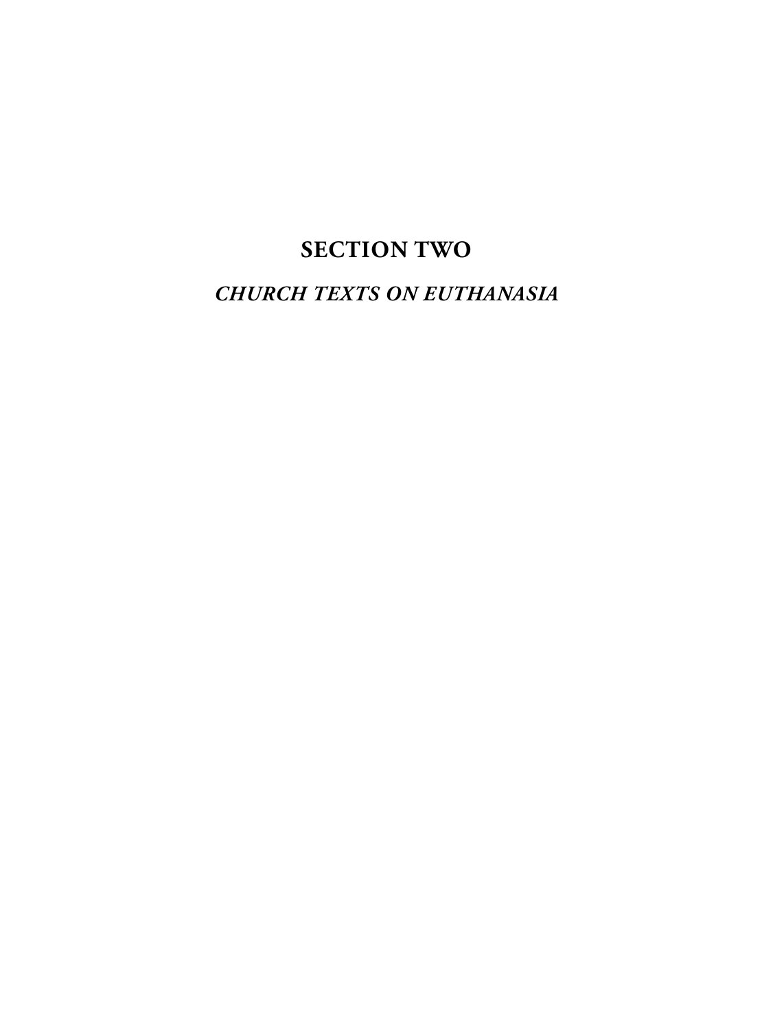# SECTION TWO

## *CHURCH TEXTS ON EUTHANASIA*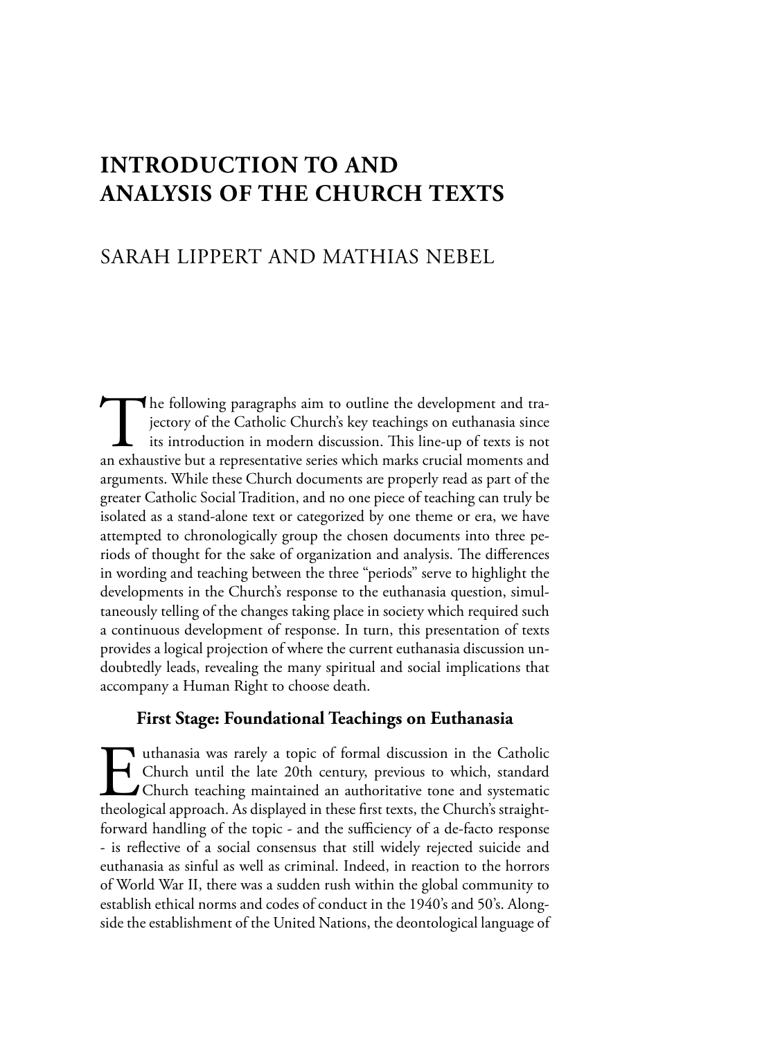# INTRODUCTION TO AND ANALYSIS OF THE CHURCH TEXTS

SARAH LIPPERT AND MATHIAS NEBEL

The following paragraphs aim to outline the development and trajectory of the Catholic Church's key teachings on euthanasia since its introduction in modern discussion. This line-up of texts is not an exhaustive but a representative series which marks crucial moments and arguments. While these Church documents are properly read as part of the greater Catholic Social Tradition, and no one piece of teaching can truly be isolated as a stand-alone text or categorized by one theme or era, we have attempted to chronologically group the chosen documents into three periods of thought for the sake of organization and analysis. The differences in wording and teaching between the three "periods" serve to highlight the developments in the Church's response to the euthanasia question, simultaneously telling of the changes taking place in society which required such a continuous development of response. In turn, this presentation of texts provides a logical projection of where the current euthanasia discussion undoubtedly leads, revealing the many spiritual and social implications that accompany a Human Right to choose death.

## First Stage: Foundational Teachings on Euthanasia

Euthanasia was rarely a topic of formal discussion in the Catholic Church until the late 20th century, previous to which, standard Church teaching maintained an authoritative tone and systematic theological approach. As displayed in these first texts, the Church's straightforward handling of the topic - and the sufficiency of a de-facto response - is reflective of a social consensus that still widely rejected suicide and euthanasia as sinful as well as criminal. Indeed, in reaction to the horrors of World War II, there was a sudden rush within the global community to establish ethical norms and codes of conduct in the 1940's and 50's. Alongside the establishment of the United Nations, the deontological language of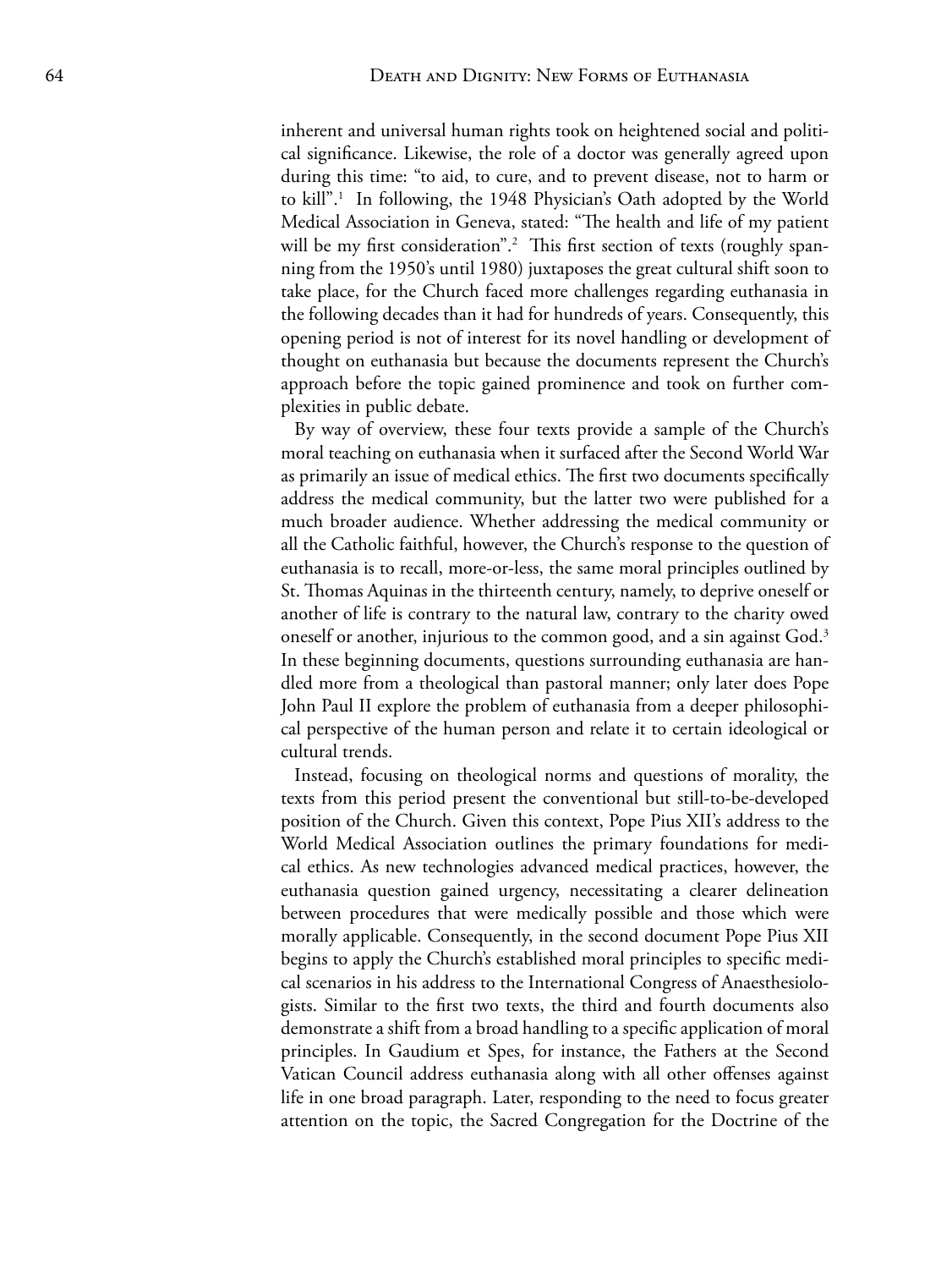inherent and universal human rights took on heightened social and political significance. Likewise, the role of a doctor was generally agreed upon during this time: "to aid, to cure, and to prevent disease, not to harm or to kill".[1] In following, the 1948 Physician's Oath adopted by the World Medical Association in Geneva, stated: "The health and life of my patient will be my first consideration".[2] This first section of texts (roughly spanning from the 1950's until 1980) juxtaposes the great cultural shift soon to take place, for the Church faced more challenges regarding euthanasia in the following decades than it had for hundreds of years. Consequently, this opening period is not of interest for its novel handling or development of thought on euthanasia but because the documents represent the Church's approach before the topic gained prominence and took on further complexities in public debate.

By way of overview, these four texts provide a sample of the Church's moral teaching on euthanasia when it surfaced after the Second World War as primarily an issue of medical ethics. The first two documents specifically address the medical community, but the latter two were published for a much broader audience. Whether addressing the medical community or all the Catholic faithful, however, the Church's response to the question of euthanasia is to recall, more-or-less, the same moral principles outlined by St. Thomas Aquinas in the thirteenth century, namely, to deprive oneself or another of life is contrary to the natural law, contrary to the charity owed oneself or another, injurious to the common good, and a sin against God.[3] In these beginning documents, questions surrounding euthanasia are handled more from a theological than pastoral manner; only later does Pope John Paul II explore the problem of euthanasia from a deeper philosophical perspective of the human person and relate it to certain ideological or cultural trends.

Instead, focusing on theological norms and questions of morality, the texts from this period present the conventional but still-to-be-developed position of the Church. Given this context, Pope Pius XII's address to the World Medical Association outlines the primary foundations for medical ethics. As new technologies advanced medical practices, however, the euthanasia question gained urgency, necessitating a clearer delineation between procedures that were medically possible and those which were morally applicable. Consequently, in the second document Pope Pius XII begins to apply the Church's established moral principles to specific medical scenarios in his address to the International Congress of Anaesthesiologists. Similar to the first two texts, the third and fourth documents also demonstrate a shift from a broad handling to a specific application of moral principles. In Gaudium et Spes, for instance, the Fathers at the Second Vatican Council address euthanasia along with all other offenses against life in one broad paragraph. Later, responding to the need to focus greater attention on the topic, the Sacred Congregation for the Doctrine of the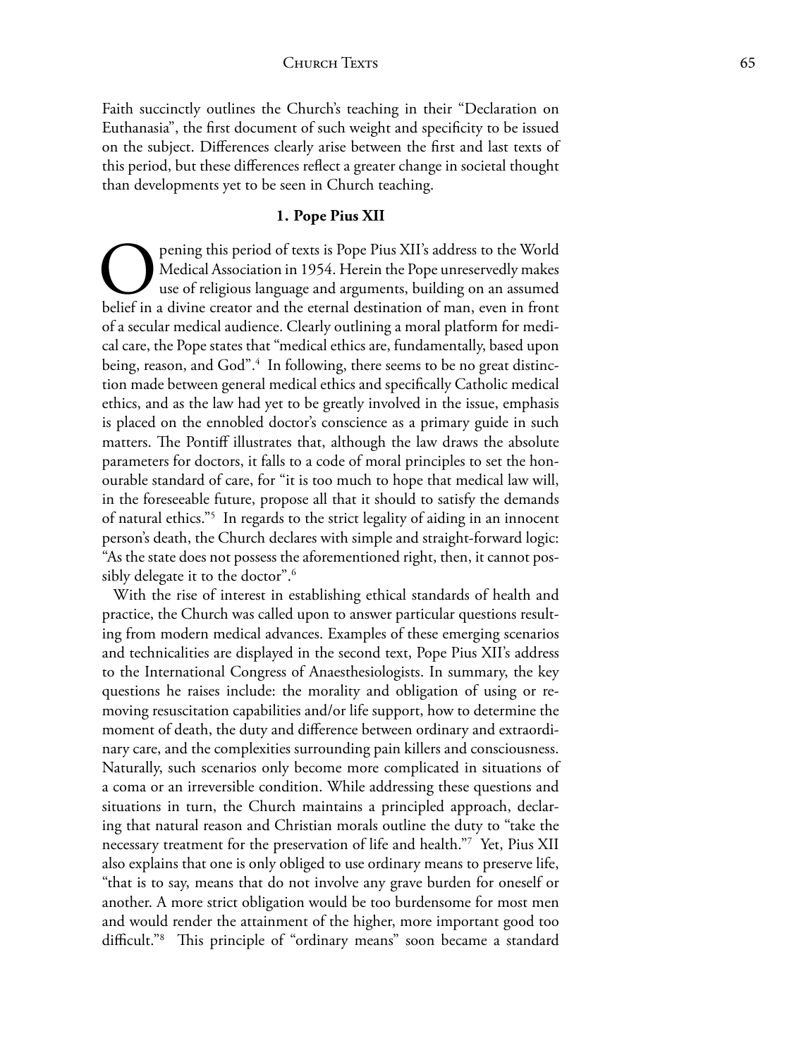Faith succinctly outlines the Church's teaching in their "Declaration on Euthanasia", the first document of such weight and specificity to be issued on the subject. Differences clearly arise between the first and last texts of this period, but these differences reflect a greater change in societal thought than developments yet to be seen in Church teaching.

### 1. Pope Pius XII

Opening this period of texts is Pope Pius XII's address to the World Medical Association in 1954. Herein the Pope unreservedly makes use of religious language and arguments, building on an assumed belief in a divine creator and the eternal destination of man, even in front of a secular medical audience. Clearly outlining a moral platform for medical care, the Pope states that "medical ethics are, fundamentally, based upon being, reason, and God".[4] In following, there seems to be no great distinction made between general medical ethics and specifically Catholic medical ethics, and as the law had yet to be greatly involved in the issue, emphasis is placed on the ennobled doctor's conscience as a primary guide in such matters. The Pontiff illustrates that, although the law draws the absolute parameters for doctors, it falls to a code of moral principles to set the honourable standard of care, for "it is too much to hope that medical law will, in the foreseeable future, propose all that it should to satisfy the demands of natural ethics."[5] In regards to the strict legality of aiding in an innocent person's death, the Church declares with simple and straight-forward logic: "As the state does not possess the aforementioned right, then, it cannot possibly delegate it to the doctor".[6]

With the rise of interest in establishing ethical standards of health and practice, the Church was called upon to answer particular questions resulting from modern medical advances. Examples of these emerging scenarios and technicalities are displayed in the second text, Pope Pius XII's address to the International Congress of Anaesthesiologists. In summary, the key questions he raises include: the morality and obligation of using or removing resuscitation capabilities and/or life support, how to determine the moment of death, the duty and difference between ordinary and extraordinary care, and the complexities surrounding pain killers and consciousness. Naturally, such scenarios only become more complicated in situations of a coma or an irreversible condition. While addressing these questions and situations in turn, the Church maintains a principled approach, declaring that natural reason and Christian morals outline the duty to "take the necessary treatment for the preservation of life and health."[7] Yet, Pius XII also explains that one is only obliged to use ordinary means to preserve life, "that is to say, means that do not involve any grave burden for oneself or another. A more strict obligation would be too burdensome for most men and would render the attainment of the higher, more important good too difficult."[8] This principle of "ordinary means" soon became a standard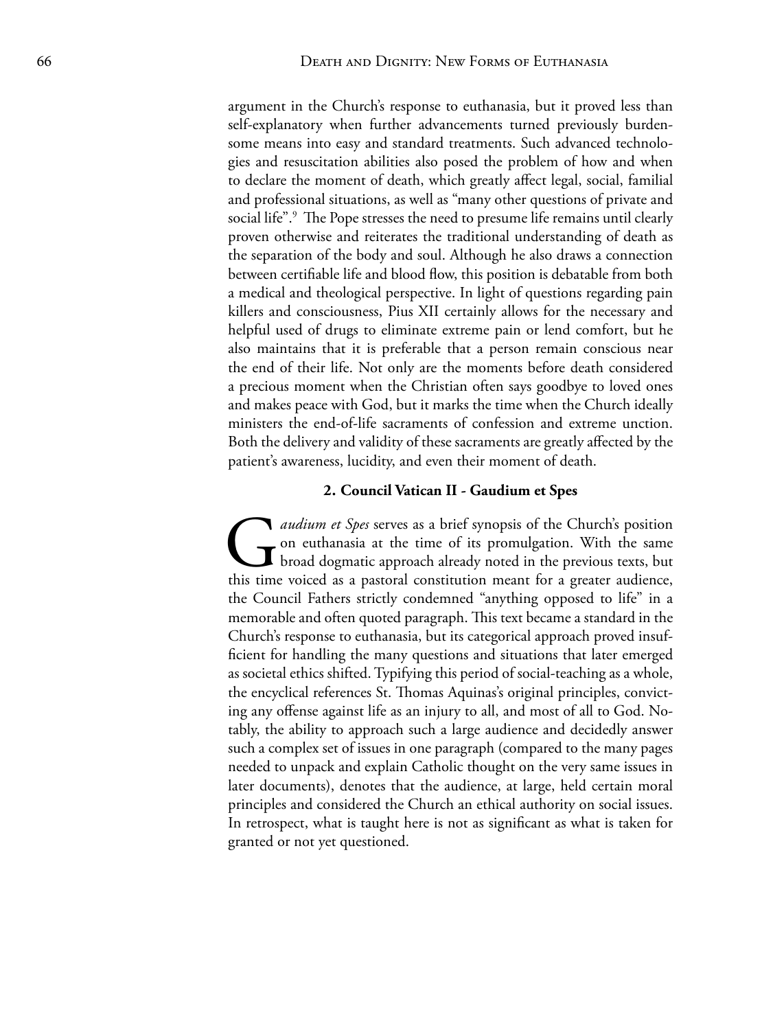argument in the Church's response to euthanasia, but it proved less than self-explanatory when further advancements turned previously burdensome means into easy and standard treatments. Such advanced technologies and resuscitation abilities also posed the problem of how and when to declare the moment of death, which greatly affect legal, social, familial and professional situations, as well as "many other questions of private and social life".[9] The Pope stresses the need to presume life remains until clearly proven otherwise and reiterates the traditional understanding of death as the separation of the body and soul. Although he also draws a connection between certifiable life and blood flow, this position is debatable from both a medical and theological perspective. In light of questions regarding pain killers and consciousness, Pius XII certainly allows for the necessary and helpful used of drugs to eliminate extreme pain or lend comfort, but he also maintains that it is preferable that a person remain conscious near the end of their life. Not only are the moments before death considered a precious moment when the Christian often says goodbye to loved ones and makes peace with God, but it marks the time when the Church ideally ministers the end-of-life sacraments of confession and extreme unction. Both the delivery and validity of these sacraments are greatly affected by the patient's awareness, lucidity, and even their moment of death.

## 2. Council Vatican II - Gaudium et Spes

*Gaudium et Spes* serves as a brief synopsis of the Church's position on euthanasia at the time of its promulgation. With the same broad dogmatic approach already noted in the previous texts, but this time voiced as a pastoral constitution meant for a greater audience, the Council Fathers strictly condemned "anything opposed to life" in a memorable and often quoted paragraph. This text became a standard in the Church's response to euthanasia, but its categorical approach proved insufficient for handling the many questions and situations that later emerged as societal ethics shifted. Typifying this period of social-teaching as a whole, the encyclical references St. Thomas Aquinas's original principles, convicting any offense against life as an injury to all, and most of all to God. Notably, the ability to approach such a large audience and decidedly answer such a complex set of issues in one paragraph (compared to the many pages needed to unpack and explain Catholic thought on the very same issues in later documents), denotes that the audience, at large, held certain moral principles and considered the Church an ethical authority on social issues. In retrospect, what is taught here is not as significant as what is taken for granted or not yet questioned.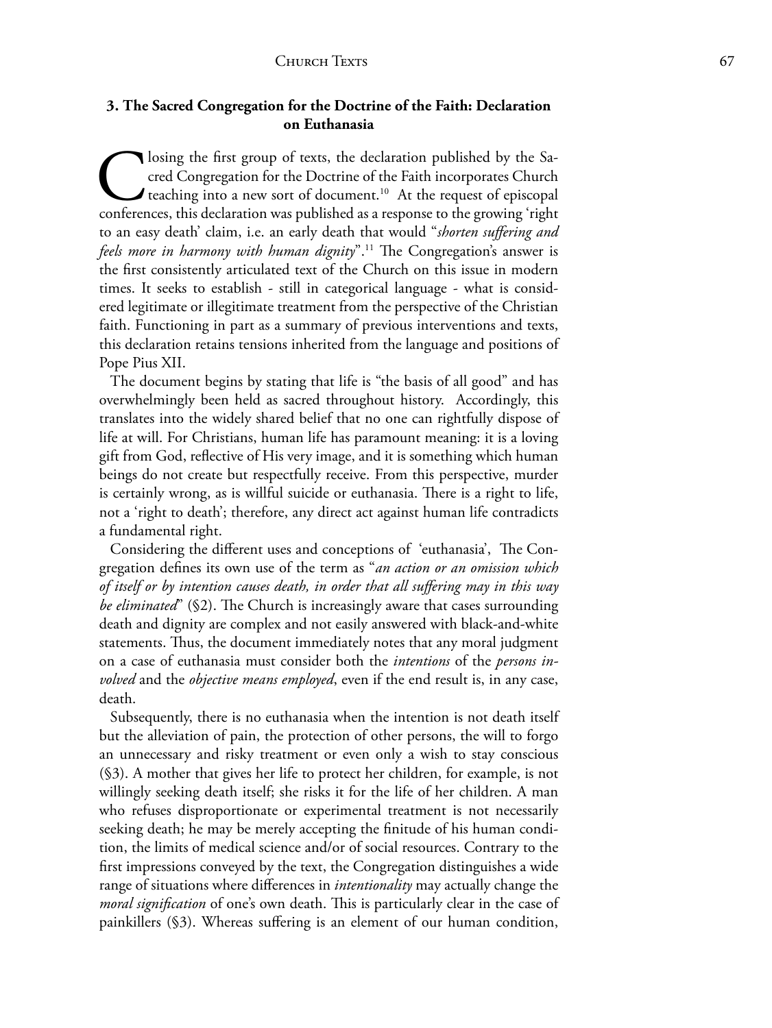### 3. The Sacred Congregation for the Doctrine of the Faith: Declaration on Euthanasia

Closing the first group of texts, the declaration published by the Sacred Congregation for the Doctrine of the Faith incorporates Church teaching into a new sort of document.[10] At the request of episcopal conferences, this declaration was published as a response to the growing 'right to an easy death' claim, i.e. an early death that would "*shorten suffering and feels more in harmony with human dignity*".[11] The Congregation's answer is the first consistently articulated text of the Church on this issue in modern times. It seeks to establish - still in categorical language - what is considered legitimate or illegitimate treatment from the perspective of the Christian faith. Functioning in part as a summary of previous interventions and texts, this declaration retains tensions inherited from the language and positions of Pope Pius XII.

The document begins by stating that life is "the basis of all good" and has overwhelmingly been held as sacred throughout history. Accordingly, this translates into the widely shared belief that no one can rightfully dispose of life at will. For Christians, human life has paramount meaning: it is a loving gift from God, reflective of His very image, and it is something which human beings do not create but respectfully receive. From this perspective, murder is certainly wrong, as is willful suicide or euthanasia. There is a right to life, not a 'right to death'; therefore, any direct act against human life contradicts a fundamental right.

Considering the different uses and conceptions of 'euthanasia', The Congregation defines its own use of the term as "*an action or an omission which of itself or by intention causes death, in order that all suffering may in this way be eliminated*" (§2). The Church is increasingly aware that cases surrounding death and dignity are complex and not easily answered with black-and-white statements. Thus, the document immediately notes that any moral judgment on a case of euthanasia must consider both the *intentions* of the *persons involved* and the *objective means employed*, even if the end result is, in any case, death.

Subsequently, there is no euthanasia when the intention is not death itself but the alleviation of pain, the protection of other persons, the will to forgo an unnecessary and risky treatment or even only a wish to stay conscious (§3). A mother that gives her life to protect her children, for example, is not willingly seeking death itself; she risks it for the life of her children. A man who refuses disproportionate or experimental treatment is not necessarily seeking death; he may be merely accepting the finitude of his human condition, the limits of medical science and/or of social resources. Contrary to the first impressions conveyed by the text, the Congregation distinguishes a wide range of situations where differences in *intentionality* may actually change the *moral signification* of one's own death. This is particularly clear in the case of painkillers (§3). Whereas suffering is an element of our human condition,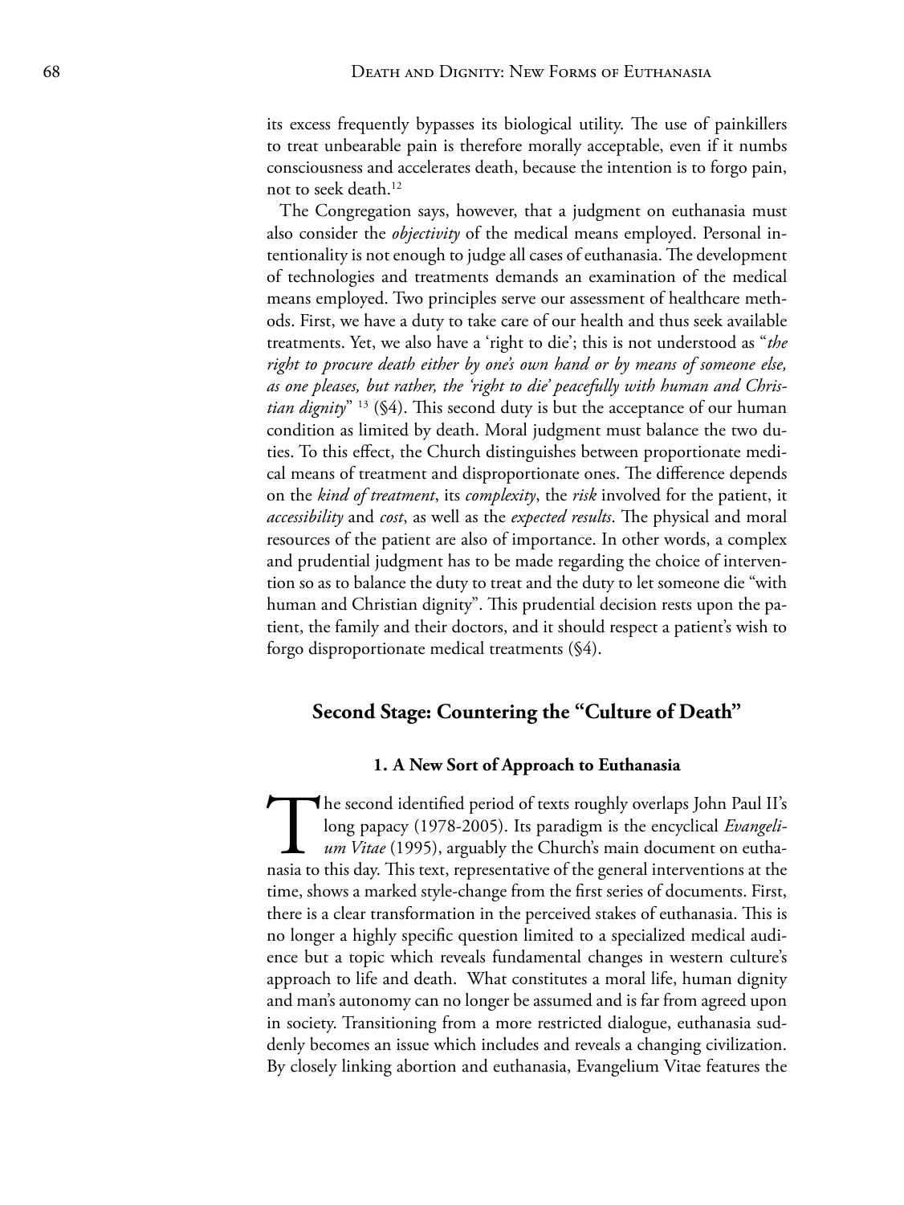its excess frequently bypasses its biological utility. The use of painkillers to treat unbearable pain is therefore morally acceptable, even if it numbs consciousness and accelerates death, because the intention is to forgo pain, not to seek death.[12]

The Congregation says, however, that a judgment on euthanasia must also consider the *objectivity* of the medical means employed. Personal intentionality is not enough to judge all cases of euthanasia. The development of technologies and treatments demands an examination of the medical means employed. Two principles serve our assessment of healthcare methods. First, we have a duty to take care of our health and thus seek available treatments. Yet, we also have a 'right to die'; this is not understood as "*the right to procure death either by one's own hand or by means of someone else, as one pleases, but rather, the 'right to die' peacefully with human and Christian dignity*" [13] (§4). This second duty is but the acceptance of our human condition as limited by death. Moral judgment must balance the two duties. To this effect, the Church distinguishes between proportionate medical means of treatment and disproportionate ones. The difference depends on the *kind of treatment*, its *complexity*, the *risk* involved for the patient, it *accessibility* and *cost*, as well as the *expected results*. The physical and moral resources of the patient are also of importance. In other words, a complex and prudential judgment has to be made regarding the choice of intervention so as to balance the duty to treat and the duty to let someone die "with human and Christian dignity". This prudential decision rests upon the patient, the family and their doctors, and it should respect a patient's wish to forgo disproportionate medical treatments (§4).

## Second Stage: Countering the "Culture of Death"

### 1. A New Sort of Approach to Euthanasia

The second identified period of texts roughly overlaps John Paul II's long papacy (1978-2005). Its paradigm is the encyclical *Evangelium Vitae* (1995), arguably the Church's main document on euthanasia to this day. This text, representative of the general interventions at the time, shows a marked style-change from the first series of documents. First, there is a clear transformation in the perceived stakes of euthanasia. This is no longer a highly specific question limited to a specialized medical audience but a topic which reveals fundamental changes in western culture's approach to life and death. What constitutes a moral life, human dignity and man's autonomy can no longer be assumed and is far from agreed upon in society. Transitioning from a more restricted dialogue, euthanasia suddenly becomes an issue which includes and reveals a changing civilization. By closely linking abortion and euthanasia, Evangelium Vitae features the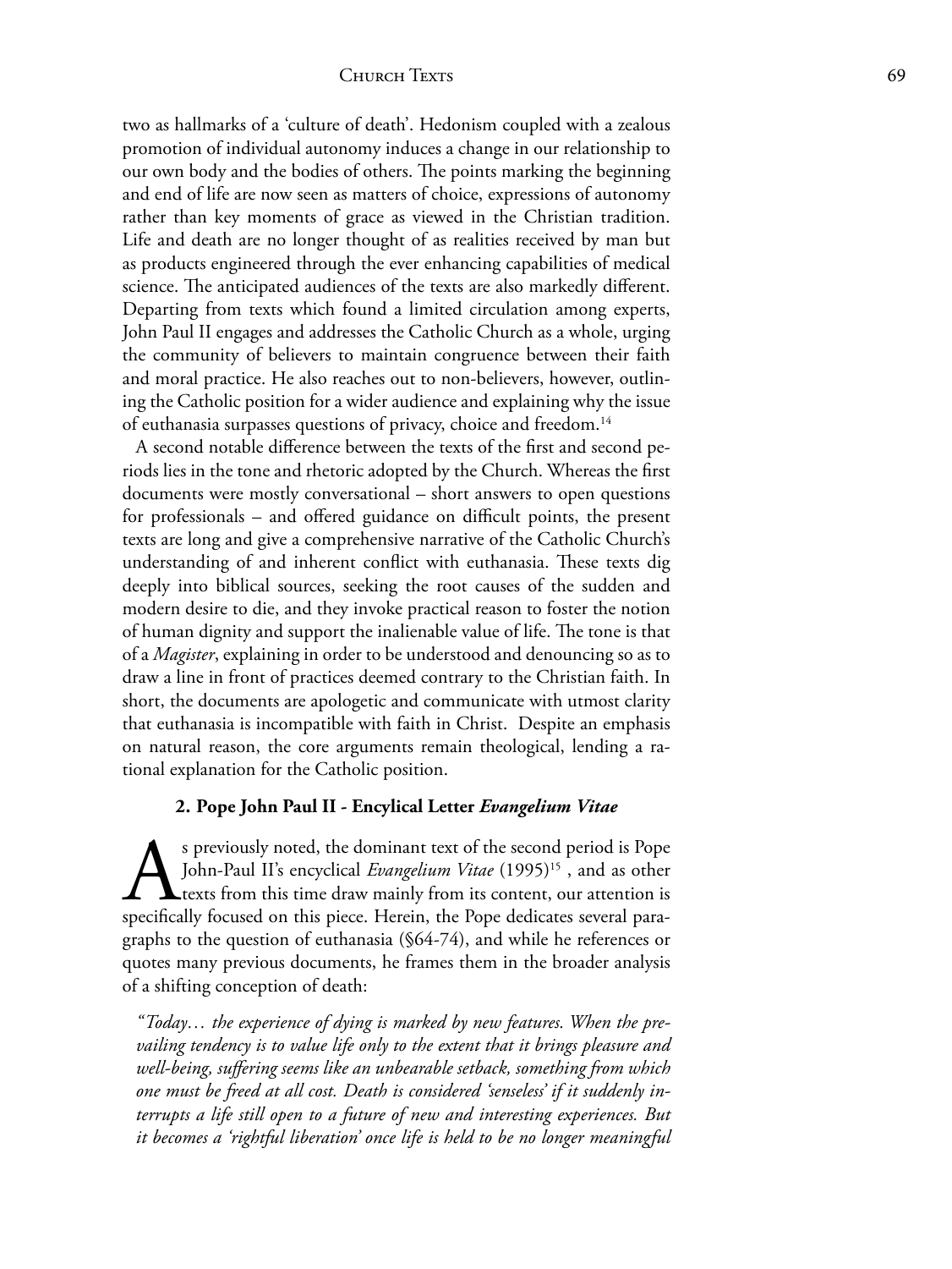two as hallmarks of a 'culture of death'. Hedonism coupled with a zealous promotion of individual autonomy induces a change in our relationship to our own body and the bodies of others. The points marking the beginning and end of life are now seen as matters of choice, expressions of autonomy rather than key moments of grace as viewed in the Christian tradition. Life and death are no longer thought of as realities received by man but as products engineered through the ever enhancing capabilities of medical science. The anticipated audiences of the texts are also markedly different. Departing from texts which found a limited circulation among experts, John Paul II engages and addresses the Catholic Church as a whole, urging the community of believers to maintain congruence between their faith and moral practice. He also reaches out to non-believers, however, outlining the Catholic position for a wider audience and explaining why the issue of euthanasia surpasses questions of privacy, choice and freedom.[14]

A second notable difference between the texts of the first and second periods lies in the tone and rhetoric adopted by the Church. Whereas the first documents were mostly conversational – short answers to open questions for professionals – and offered guidance on difficult points, the present texts are long and give a comprehensive narrative of the Catholic Church's understanding of and inherent conflict with euthanasia. These texts dig deeply into biblical sources, seeking the root causes of the sudden and modern desire to die, and they invoke practical reason to foster the notion of human dignity and support the inalienable value of life. The tone is that of a *Magister*, explaining in order to be understood and denouncing so as to draw a line in front of practices deemed contrary to the Christian faith. In short, the documents are apologetic and communicate with utmost clarity that euthanasia is incompatible with faith in Christ. Despite an emphasis on natural reason, the core arguments remain theological, lending a rational explanation for the Catholic position.

### 2. Pope John Paul II - Encylical Letter *Evangelium Vitae*

As previously noted, the dominant text of the second period is Pope John-Paul II's encyclical *Evangelium Vitae* (1995)[15] , and as other texts from this time draw mainly from its content, our attention is specifically focused on this piece. Herein, the Pope dedicates several paragraphs to the question of euthanasia (§64-74), and while he references or quotes many previous documents, he frames them in the broader analysis of a shifting conception of death:

*"Today… the experience of dying is marked by new features. When the prevailing tendency is to value life only to the extent that it brings pleasure and well-being, suffering seems like an unbearable setback, something from which one must be freed at all cost. Death is considered 'senseless' if it suddenly interrupts a life still open to a future of new and interesting experiences. But it becomes a 'rightful liberation' once life is held to be no longer meaningful*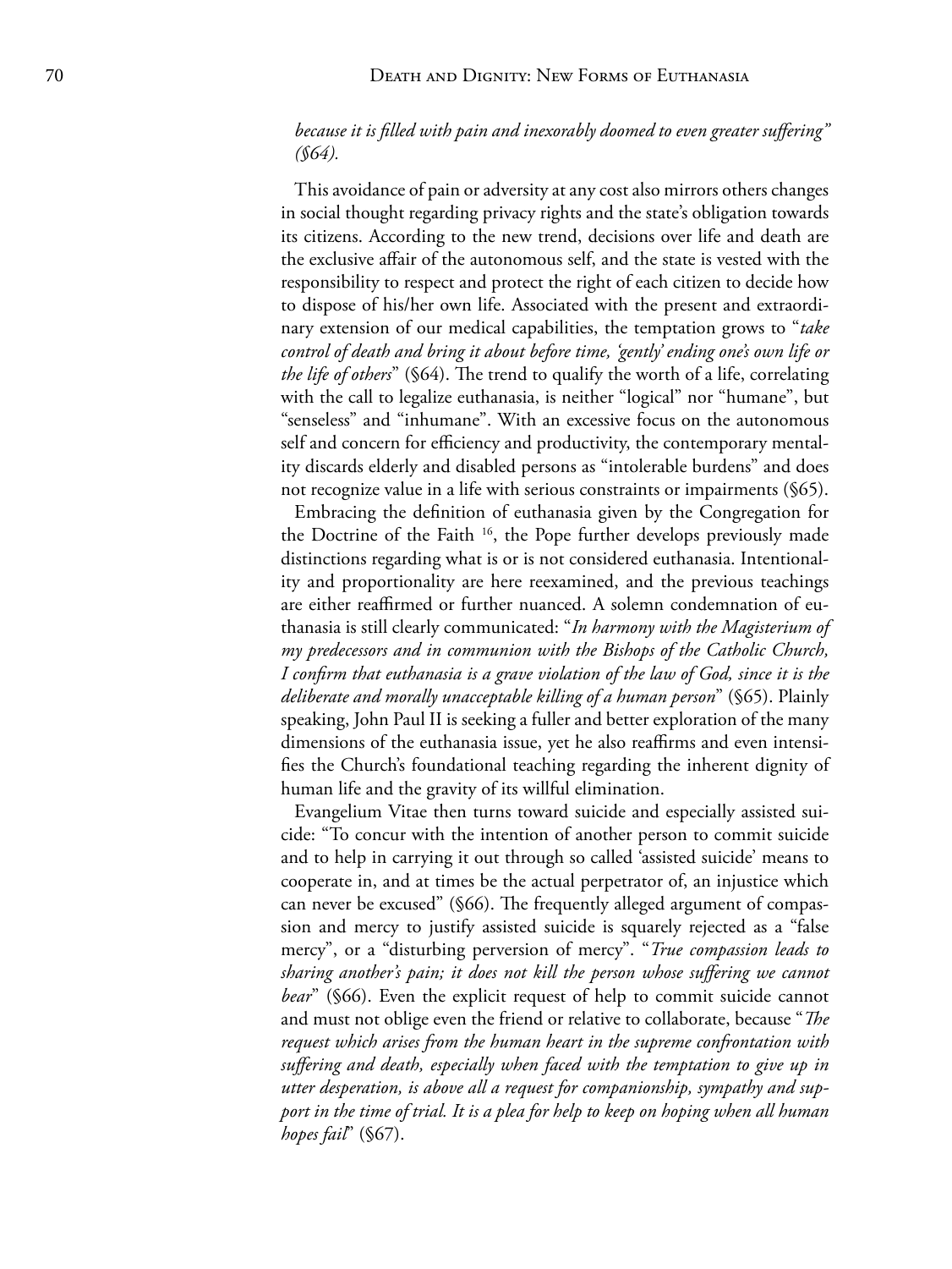*because it is filled with pain and inexorably doomed to even greater suffering" (§64).*

This avoidance of pain or adversity at any cost also mirrors others changes in social thought regarding privacy rights and the state's obligation towards its citizens. According to the new trend, decisions over life and death are the exclusive affair of the autonomous self, and the state is vested with the responsibility to respect and protect the right of each citizen to decide how to dispose of his/her own life. Associated with the present and extraordinary extension of our medical capabilities, the temptation grows to "*take control of death and bring it about before time, 'gently' ending one's own life or the life of others*" (§64). The trend to qualify the worth of a life, correlating with the call to legalize euthanasia, is neither "logical" nor "humane", but "senseless" and "inhumane". With an excessive focus on the autonomous self and concern for efficiency and productivity, the contemporary mentality discards elderly and disabled persons as "intolerable burdens" and does not recognize value in a life with serious constraints or impairments (§65).

Embracing the definition of euthanasia given by the Congregation for the Doctrine of the Faith [16], the Pope further develops previously made distinctions regarding what is or is not considered euthanasia. Intentionality and proportionality are here reexamined, and the previous teachings are either reaffirmed or further nuanced. A solemn condemnation of euthanasia is still clearly communicated: "*In harmony with the Magisterium of my predecessors and in communion with the Bishops of the Catholic Church, I confirm that euthanasia is a grave violation of the law of God, since it is the deliberate and morally unacceptable killing of a human person*" (§65). Plainly speaking, John Paul II is seeking a fuller and better exploration of the many dimensions of the euthanasia issue, yet he also reaffirms and even intensifies the Church's foundational teaching regarding the inherent dignity of human life and the gravity of its willful elimination.

Evangelium Vitae then turns toward suicide and especially assisted suicide: "To concur with the intention of another person to commit suicide and to help in carrying it out through so called 'assisted suicide' means to cooperate in, and at times be the actual perpetrator of, an injustice which can never be excused" (§66). The frequently alleged argument of compassion and mercy to justify assisted suicide is squarely rejected as a "false mercy", or a "disturbing perversion of mercy". "*True compassion leads to sharing another's pain; it does not kill the person whose suffering we cannot bear*" (§66). Even the explicit request of help to commit suicide cannot and must not oblige even the friend or relative to collaborate, because "*The request which arises from the human heart in the supreme confrontation with suffering and death, especially when faced with the temptation to give up in utter desperation, is above all a request for companionship, sympathy and support in the time of trial. It is a plea for help to keep on hoping when all human hopes fail*" (§67).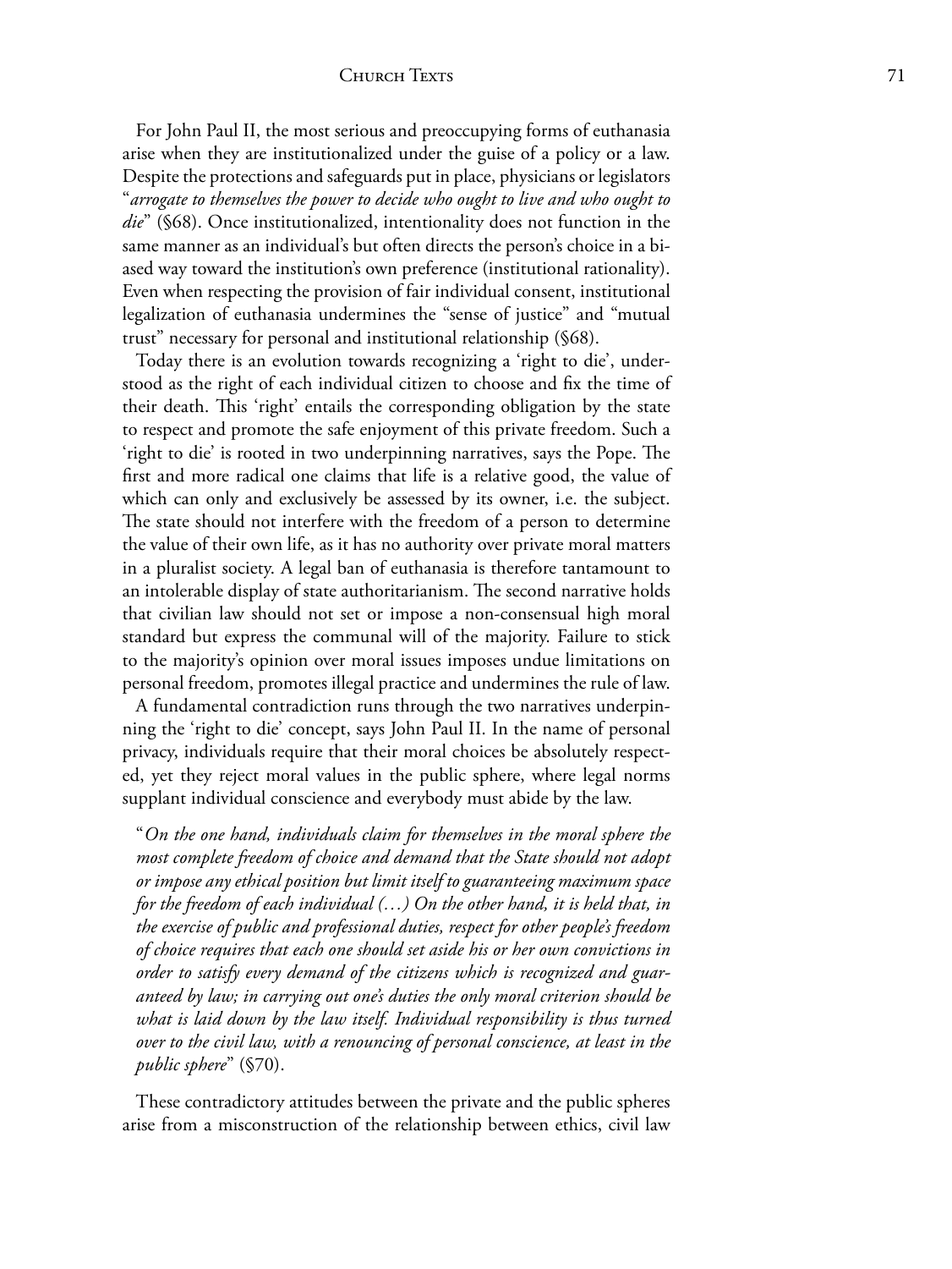For John Paul II, the most serious and preoccupying forms of euthanasia arise when they are institutionalized under the guise of a policy or a law. Despite the protections and safeguards put in place, physicians or legislators "*arrogate to themselves the power to decide who ought to live and who ought to die*" (§68). Once institutionalized, intentionality does not function in the same manner as an individual's but often directs the person's choice in a biased way toward the institution's own preference (institutional rationality). Even when respecting the provision of fair individual consent, institutional legalization of euthanasia undermines the "sense of justice" and "mutual trust" necessary for personal and institutional relationship (§68).

Today there is an evolution towards recognizing a 'right to die', understood as the right of each individual citizen to choose and fix the time of their death. This 'right' entails the corresponding obligation by the state to respect and promote the safe enjoyment of this private freedom. Such a 'right to die' is rooted in two underpinning narratives, says the Pope. The first and more radical one claims that life is a relative good, the value of which can only and exclusively be assessed by its owner, i.e. the subject. The state should not interfere with the freedom of a person to determine the value of their own life, as it has no authority over private moral matters in a pluralist society. A legal ban of euthanasia is therefore tantamount to an intolerable display of state authoritarianism. The second narrative holds that civilian law should not set or impose a non-consensual high moral standard but express the communal will of the majority. Failure to stick to the majority's opinion over moral issues imposes undue limitations on personal freedom, promotes illegal practice and undermines the rule of law.

A fundamental contradiction runs through the two narratives underpinning the 'right to die' concept, says John Paul II. In the name of personal privacy, individuals require that their moral choices be absolutely respected, yet they reject moral values in the public sphere, where legal norms supplant individual conscience and everybody must abide by the law.

> "*On the one hand, individuals claim for themselves in the moral sphere the most complete freedom of choice and demand that the State should not adopt or impose any ethical position but limit itself to guaranteeing maximum space for the freedom of each individual (…) On the other hand, it is held that, in the exercise of public and professional duties, respect for other people's freedom of choice requires that each one should set aside his or her own convictions in order to satisfy every demand of the citizens which is recognized and guaranteed by law; in carrying out one's duties the only moral criterion should be what is laid down by the law itself. Individual responsibility is thus turned over to the civil law, with a renouncing of personal conscience, at least in the public sphere*" (§70).

These contradictory attitudes between the private and the public spheres arise from a misconstruction of the relationship between ethics, civil law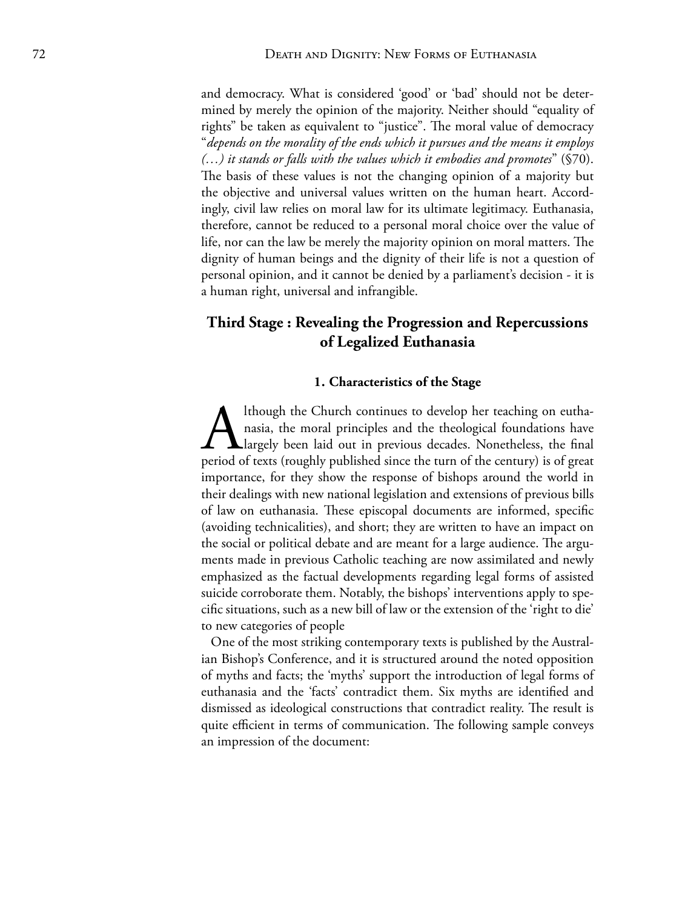and democracy. What is considered 'good' or 'bad' should not be determined by merely the opinion of the majority. Neither should "equality of rights" be taken as equivalent to "justice". The moral value of democracy "*depends on the morality of the ends which it pursues and the means it employs (…) it stands or falls with the values which it embodies and promotes*" (§70). The basis of these values is not the changing opinion of a majority but the objective and universal values written on the human heart. Accordingly, civil law relies on moral law for its ultimate legitimacy. Euthanasia, therefore, cannot be reduced to a personal moral choice over the value of life, nor can the law be merely the majority opinion on moral matters. The dignity of human beings and the dignity of their life is not a question of personal opinion, and it cannot be denied by a parliament's decision - it is a human right, universal and infrangible.

## Third Stage : Revealing the Progression and Repercussions of Legalized Euthanasia

### 1. Characteristics of the Stage

Although the Church continues to develop her teaching on euthanasia, the moral principles and the theological foundations have largely been laid out in previous decades. Nonetheless, the final period of texts (roughly published since the turn of the century) is of great importance, for they show the response of bishops around the world in their dealings with new national legislation and extensions of previous bills of law on euthanasia. These episcopal documents are informed, specific (avoiding technicalities), and short; they are written to have an impact on the social or political debate and are meant for a large audience. The arguments made in previous Catholic teaching are now assimilated and newly emphasized as the factual developments regarding legal forms of assisted suicide corroborate them. Notably, the bishops' interventions apply to specific situations, such as a new bill of law or the extension of the 'right to die' to new categories of people

One of the most striking contemporary texts is published by the Australian Bishop's Conference, and it is structured around the noted opposition of myths and facts; the 'myths' support the introduction of legal forms of euthanasia and the 'facts' contradict them. Six myths are identified and dismissed as ideological constructions that contradict reality. The result is quite efficient in terms of communication. The following sample conveys an impression of the document: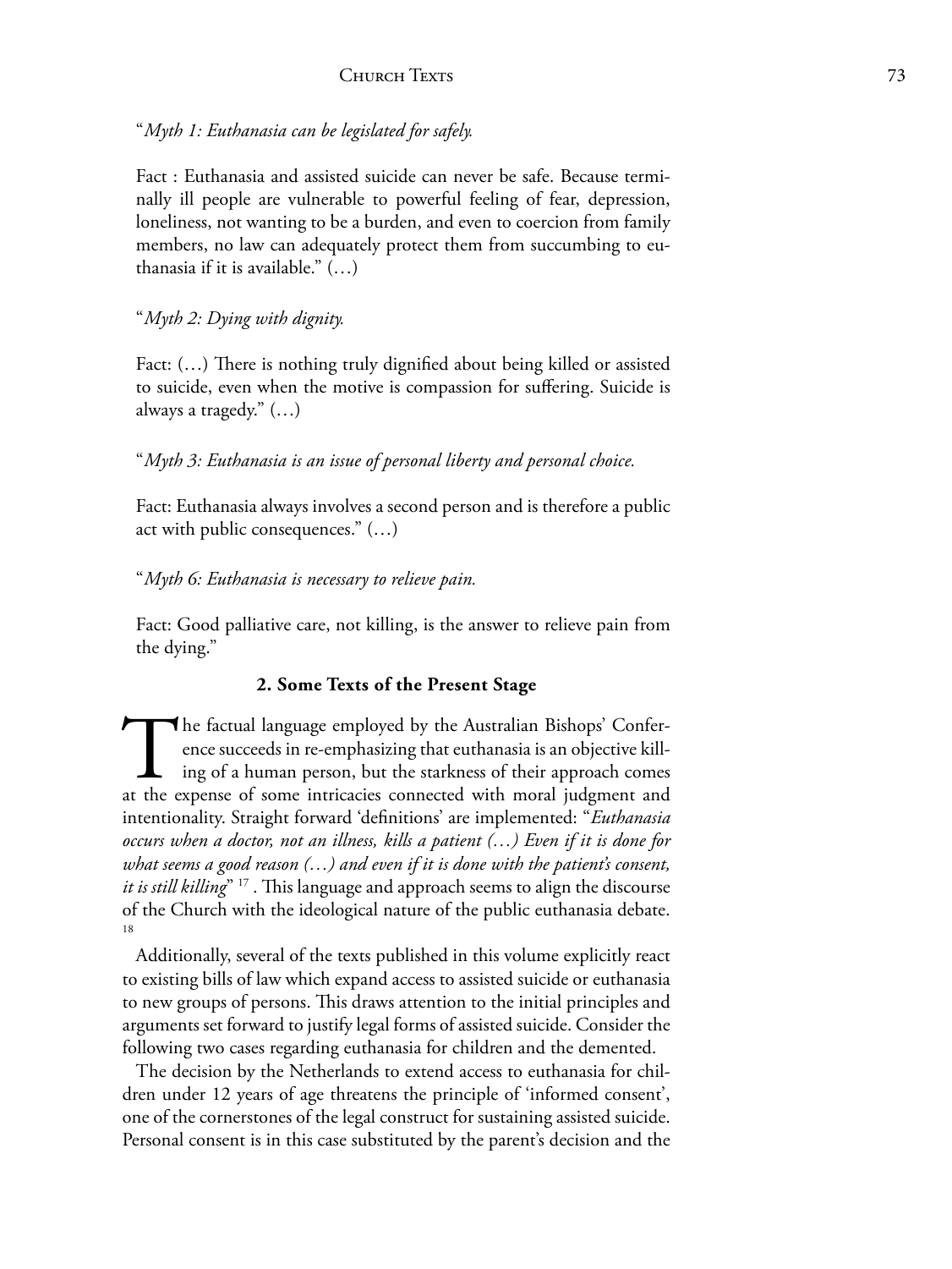"*Myth 1: Euthanasia can be legislated for safely.*

Fact : Euthanasia and assisted suicide can never be safe. Because terminally ill people are vulnerable to powerful feeling of fear, depression, loneliness, not wanting to be a burden, and even to coercion from family members, no law can adequately protect them from succumbing to euthanasia if it is available." (…)

"*Myth 2: Dying with dignity.*

Fact: (…) There is nothing truly dignified about being killed or assisted to suicide, even when the motive is compassion for suffering. Suicide is always a tragedy." (…)

"*Myth 3: Euthanasia is an issue of personal liberty and personal choice.*

Fact: Euthanasia always involves a second person and is therefore a public act with public consequences." (…)

"*Myth 6: Euthanasia is necessary to relieve pain.*

Fact: Good palliative care, not killing, is the answer to relieve pain from the dying."

### 2. Some Texts of the Present Stage

The factual language employed by the Australian Bishops' Conference succeeds in re-emphasizing that euthanasia is an objective killing of a human person, but the starkness of their approach comes at the expense of some intricacies connected with moral judgment and intentionality. Straight forward 'definitions' are implemented: "*Euthanasia occurs when a doctor, not an illness, kills a patient (…) Even if it is done for what seems a good reason (…) and even if it is done with the patient's consent, it is still killing*" [17] . This language and approach seems to align the discourse of the Church with the ideological nature of the public euthanasia debate. [18]

Additionally, several of the texts published in this volume explicitly react to existing bills of law which expand access to assisted suicide or euthanasia to new groups of persons. This draws attention to the initial principles and arguments set forward to justify legal forms of assisted suicide. Consider the following two cases regarding euthanasia for children and the demented.

The decision by the Netherlands to extend access to euthanasia for children under 12 years of age threatens the principle of 'informed consent', one of the cornerstones of the legal construct for sustaining assisted suicide. Personal consent is in this case substituted by the parent's decision and the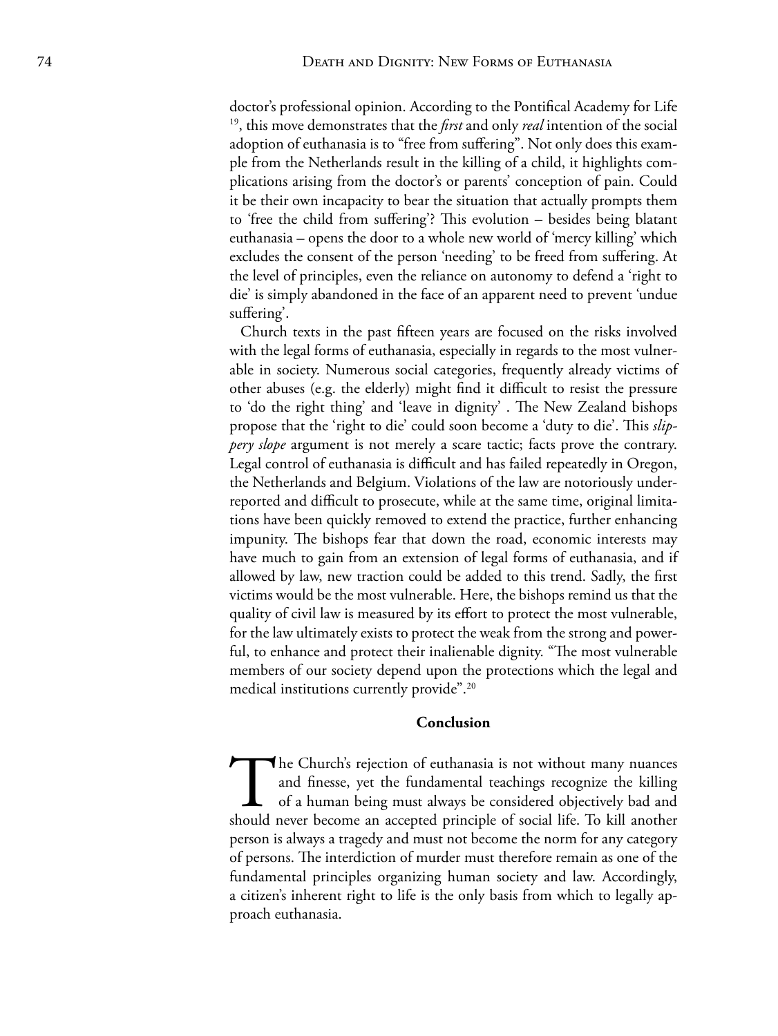doctor's professional opinion. According to the Pontifical Academy for Life [19], this move demonstrates that the *first* and only *real* intention of the social adoption of euthanasia is to "free from suffering". Not only does this example from the Netherlands result in the killing of a child, it highlights complications arising from the doctor's or parents' conception of pain. Could it be their own incapacity to bear the situation that actually prompts them to 'free the child from suffering'? This evolution – besides being blatant euthanasia – opens the door to a whole new world of 'mercy killing' which excludes the consent of the person 'needing' to be freed from suffering. At the level of principles, even the reliance on autonomy to defend a 'right to die' is simply abandoned in the face of an apparent need to prevent 'undue suffering'.

Church texts in the past fifteen years are focused on the risks involved with the legal forms of euthanasia, especially in regards to the most vulnerable in society. Numerous social categories, frequently already victims of other abuses (e.g. the elderly) might find it difficult to resist the pressure to 'do the right thing' and 'leave in dignity' . The New Zealand bishops propose that the 'right to die' could soon become a 'duty to die'. This *slippery slope* argument is not merely a scare tactic; facts prove the contrary. Legal control of euthanasia is difficult and has failed repeatedly in Oregon, the Netherlands and Belgium. Violations of the law are notoriously under-reported and difficult to prosecute, while at the same time, original limitations have been quickly removed to extend the practice, further enhancing impunity. The bishops fear that down the road, economic interests may have much to gain from an extension of legal forms of euthanasia, and if allowed by law, new traction could be added to this trend. Sadly, the first victims would be the most vulnerable. Here, the bishops remind us that the quality of civil law is measured by its effort to protect the most vulnerable, for the law ultimately exists to protect the weak from the strong and powerful, to enhance and protect their inalienable dignity. "The most vulnerable members of our society depend upon the protections which the legal and medical institutions currently provide".[20]

## Conclusion

The Church's rejection of euthanasia is not without many nuances and finesse, yet the fundamental teachings recognize the killing of a human being must always be considered objectively bad and should never become an accepted principle of social life. To kill another person is always a tragedy and must not become the norm for any category of persons. The interdiction of murder must therefore remain as one of the fundamental principles organizing human society and law. Accordingly, a citizen's inherent right to life is the only basis from which to legally approach euthanasia.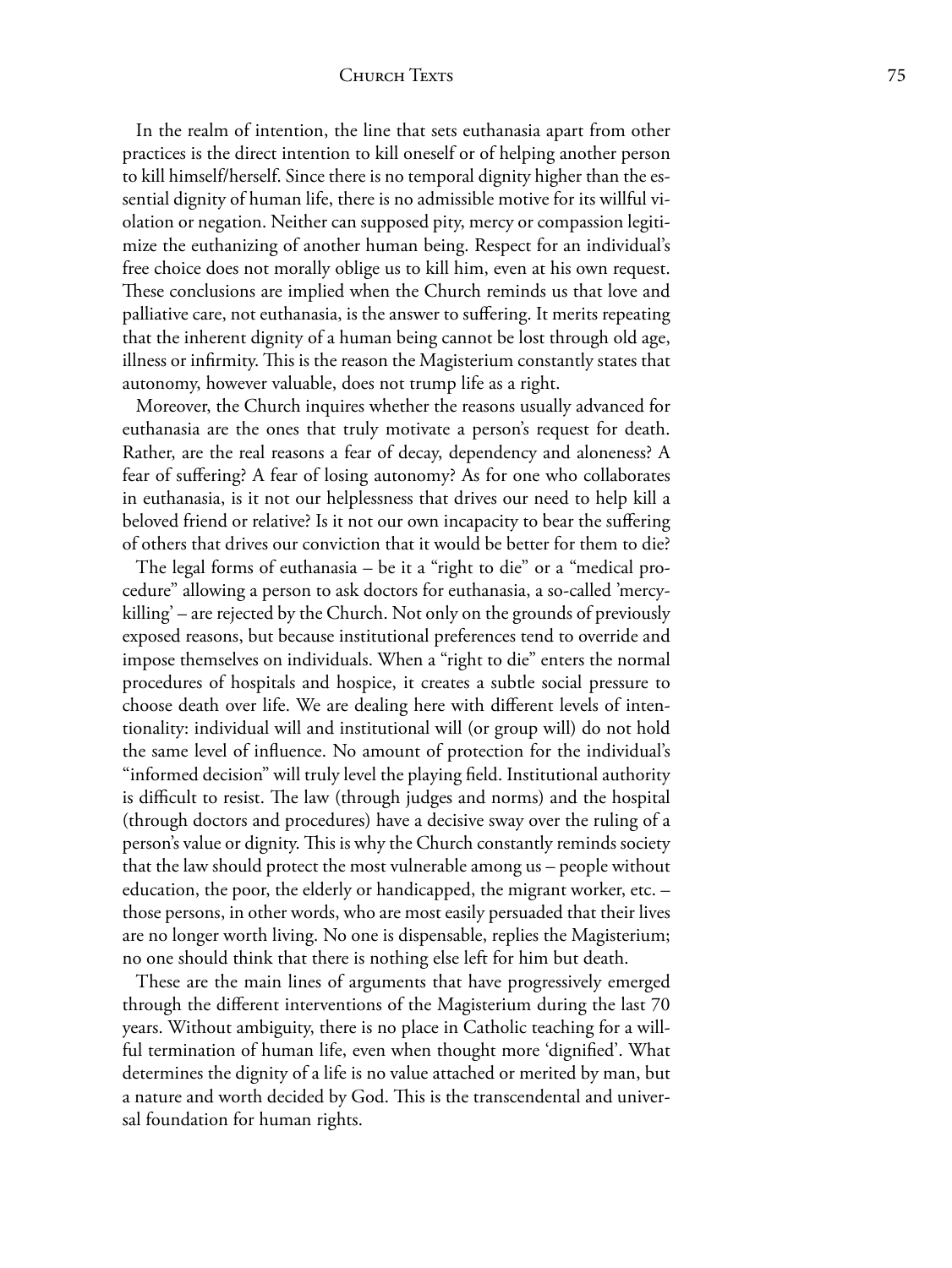In the realm of intention, the line that sets euthanasia apart from other practices is the direct intention to kill oneself or of helping another person to kill himself/herself. Since there is no temporal dignity higher than the essential dignity of human life, there is no admissible motive for its willful violation or negation. Neither can supposed pity, mercy or compassion legitimize the euthanizing of another human being. Respect for an individual's free choice does not morally oblige us to kill him, even at his own request. These conclusions are implied when the Church reminds us that love and palliative care, not euthanasia, is the answer to suffering. It merits repeating that the inherent dignity of a human being cannot be lost through old age, illness or infirmity. This is the reason the Magisterium constantly states that autonomy, however valuable, does not trump life as a right.

Moreover, the Church inquires whether the reasons usually advanced for euthanasia are the ones that truly motivate a person's request for death. Rather, are the real reasons a fear of decay, dependency and aloneness? A fear of suffering? A fear of losing autonomy? As for one who collaborates in euthanasia, is it not our helplessness that drives our need to help kill a beloved friend or relative? Is it not our own incapacity to bear the suffering of others that drives our conviction that it would be better for them to die?

The legal forms of euthanasia – be it a "right to die" or a "medical procedure" allowing a person to ask doctors for euthanasia, a so-called 'mercy-killing' – are rejected by the Church. Not only on the grounds of previously exposed reasons, but because institutional preferences tend to override and impose themselves on individuals. When a "right to die" enters the normal procedures of hospitals and hospice, it creates a subtle social pressure to choose death over life. We are dealing here with different levels of intentionality: individual will and institutional will (or group will) do not hold the same level of influence. No amount of protection for the individual's "informed decision" will truly level the playing field. Institutional authority is difficult to resist. The law (through judges and norms) and the hospital (through doctors and procedures) have a decisive sway over the ruling of a person's value or dignity. This is why the Church constantly reminds society that the law should protect the most vulnerable among us – people without education, the poor, the elderly or handicapped, the migrant worker, etc. – those persons, in other words, who are most easily persuaded that their lives are no longer worth living. No one is dispensable, replies the Magisterium; no one should think that there is nothing else left for him but death.

These are the main lines of arguments that have progressively emerged through the different interventions of the Magisterium during the last 70 years. Without ambiguity, there is no place in Catholic teaching for a willful termination of human life, even when thought more 'dignified'. What determines the dignity of a life is no value attached or merited by man, but a nature and worth decided by God. This is the transcendental and universal foundation for human rights.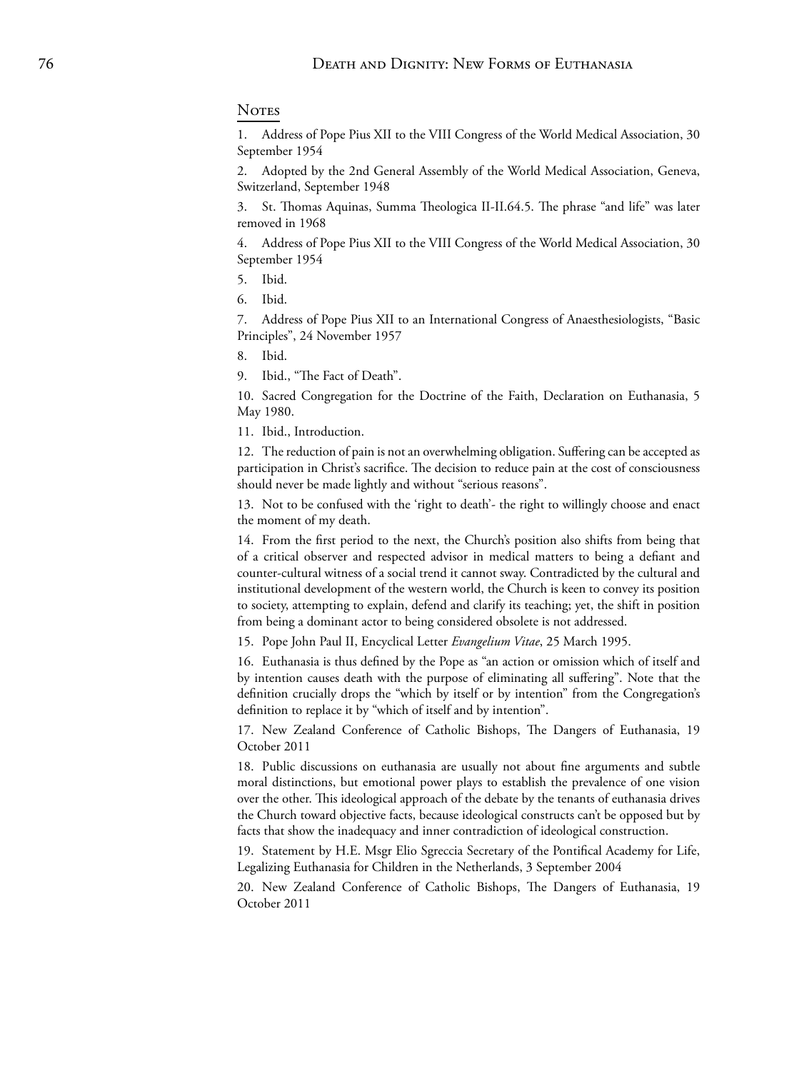## Notes

1. Address of Pope Pius XII to the VIII Congress of the World Medical Association, 30 September 1954

2. Adopted by the 2nd General Assembly of the World Medical Association, Geneva, Switzerland, September 1948

3. St. Thomas Aquinas, Summa Theologica II-II.64.5. The phrase "and life" was later removed in 1968

4. Address of Pope Pius XII to the VIII Congress of the World Medical Association, 30 September 1954

5. Ibid.

6. Ibid.

7. Address of Pope Pius XII to an International Congress of Anaesthesiologists, "Basic Principles", 24 November 1957

8. Ibid.

9. Ibid., "The Fact of Death".

10. Sacred Congregation for the Doctrine of the Faith, Declaration on Euthanasia, 5 May 1980.

11. Ibid., Introduction.

12. The reduction of pain is not an overwhelming obligation. Suffering can be accepted as participation in Christ's sacrifice. The decision to reduce pain at the cost of consciousness should never be made lightly and without "serious reasons".

13. Not to be confused with the 'right to death'- the right to willingly choose and enact the moment of my death.

14. From the first period to the next, the Church's position also shifts from being that of a critical observer and respected advisor in medical matters to being a defiant and counter-cultural witness of a social trend it cannot sway. Contradicted by the cultural and institutional development of the western world, the Church is keen to convey its position to society, attempting to explain, defend and clarify its teaching; yet, the shift in position from being a dominant actor to being considered obsolete is not addressed.

15. Pope John Paul II, Encyclical Letter *Evangelium Vitae*, 25 March 1995.

16. Euthanasia is thus defined by the Pope as "an action or omission which of itself and by intention causes death with the purpose of eliminating all suffering". Note that the definition crucially drops the "which by itself or by intention" from the Congregation's definition to replace it by "which of itself and by intention".

17. New Zealand Conference of Catholic Bishops, The Dangers of Euthanasia, 19 October 2011

18. Public discussions on euthanasia are usually not about fine arguments and subtle moral distinctions, but emotional power plays to establish the prevalence of one vision over the other. This ideological approach of the debate by the tenants of euthanasia drives the Church toward objective facts, because ideological constructs can't be opposed but by facts that show the inadequacy and inner contradiction of ideological construction.

19. Statement by H.E. Msgr Elio Sgreccia Secretary of the Pontifical Academy for Life, Legalizing Euthanasia for Children in the Netherlands, 3 September 2004

20. New Zealand Conference of Catholic Bishops, The Dangers of Euthanasia, 19 October 2011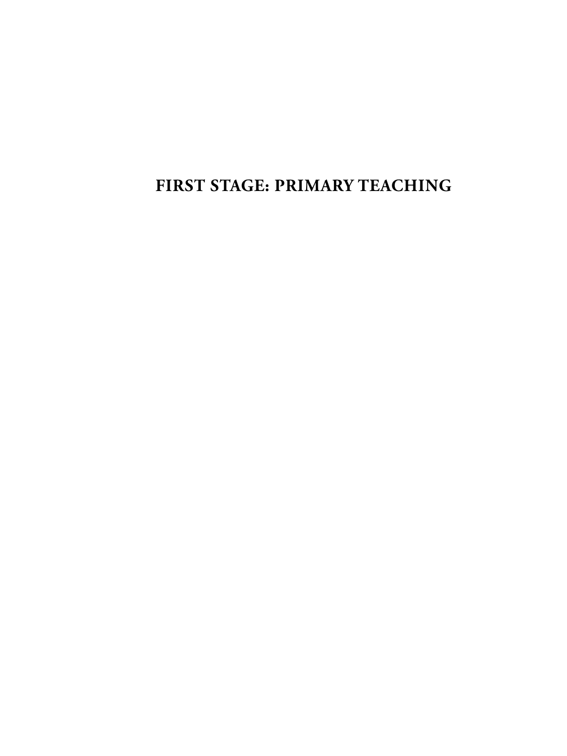# FIRST STAGE: PRIMARY TEACHING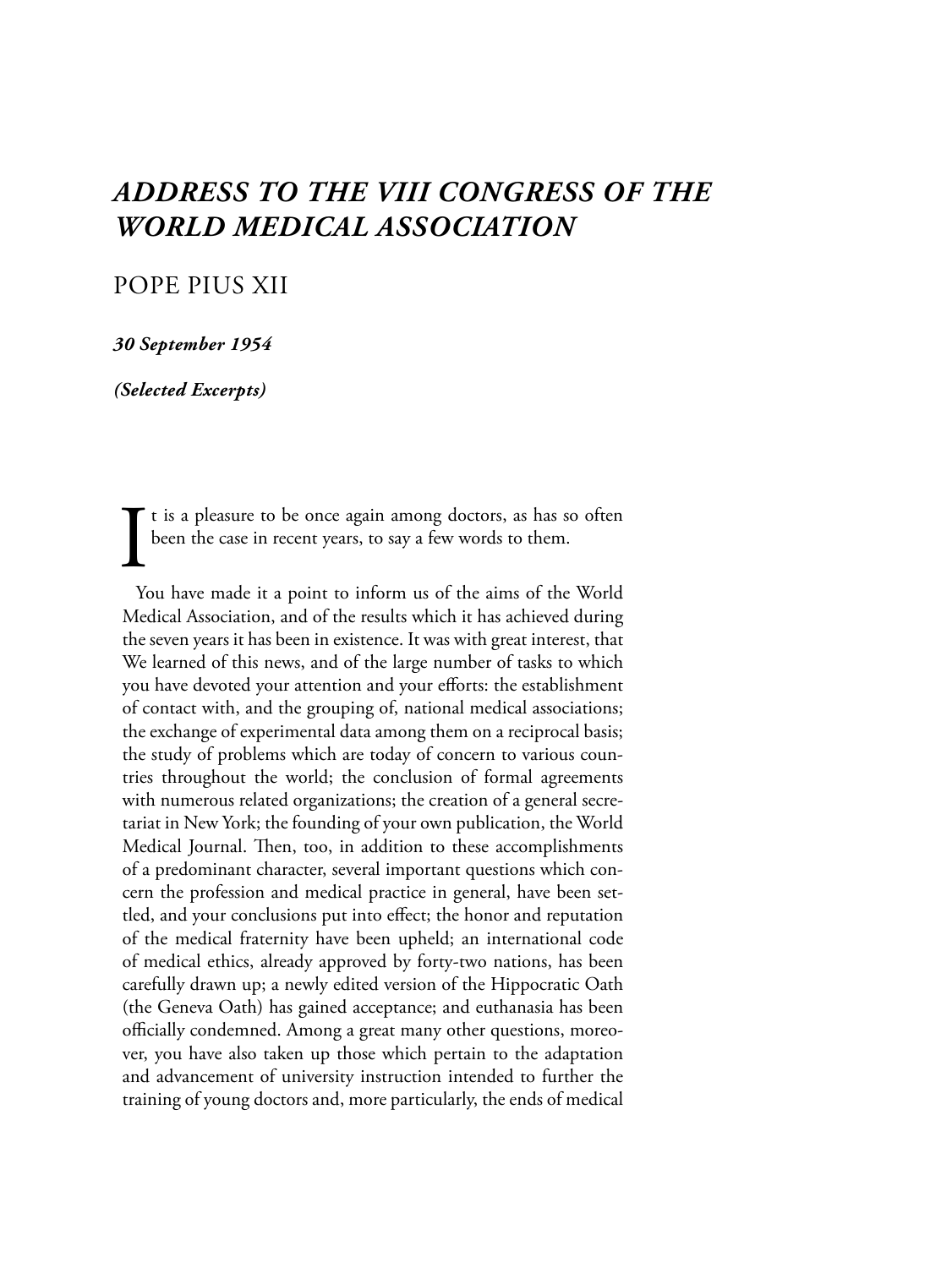# *ADDRESS TO THE VIII CONGRESS OF THE WORLD MEDICAL ASSOCIATION*

## POPE PIUS XII

***30 September 1954***

***(Selected Excerpts)***

It is a pleasure to be once again among doctors, as has so often been the case in recent years, to say a few words to them.

You have made it a point to inform us of the aims of the World Medical Association, and of the results which it has achieved during the seven years it has been in existence. It was with great interest, that We learned of this news, and of the large number of tasks to which you have devoted your attention and your efforts: the establishment of contact with, and the grouping of, national medical associations; the exchange of experimental data among them on a reciprocal basis; the study of problems which are today of concern to various countries throughout the world; the conclusion of formal agreements with numerous related organizations; the creation of a general secretariat in New York; the founding of your own publication, the World Medical Journal. Then, too, in addition to these accomplishments of a predominant character, several important questions which concern the profession and medical practice in general, have been settled, and your conclusions put into effect; the honor and reputation of the medical fraternity have been upheld; an international code of medical ethics, already approved by forty-two nations, has been carefully drawn up; a newly edited version of the Hippocratic Oath (the Geneva Oath) has gained acceptance; and euthanasia has been officially condemned. Among a great many other questions, moreover, you have also taken up those which pertain to the adaptation and advancement of university instruction intended to further the training of young doctors and, more particularly, the ends of medical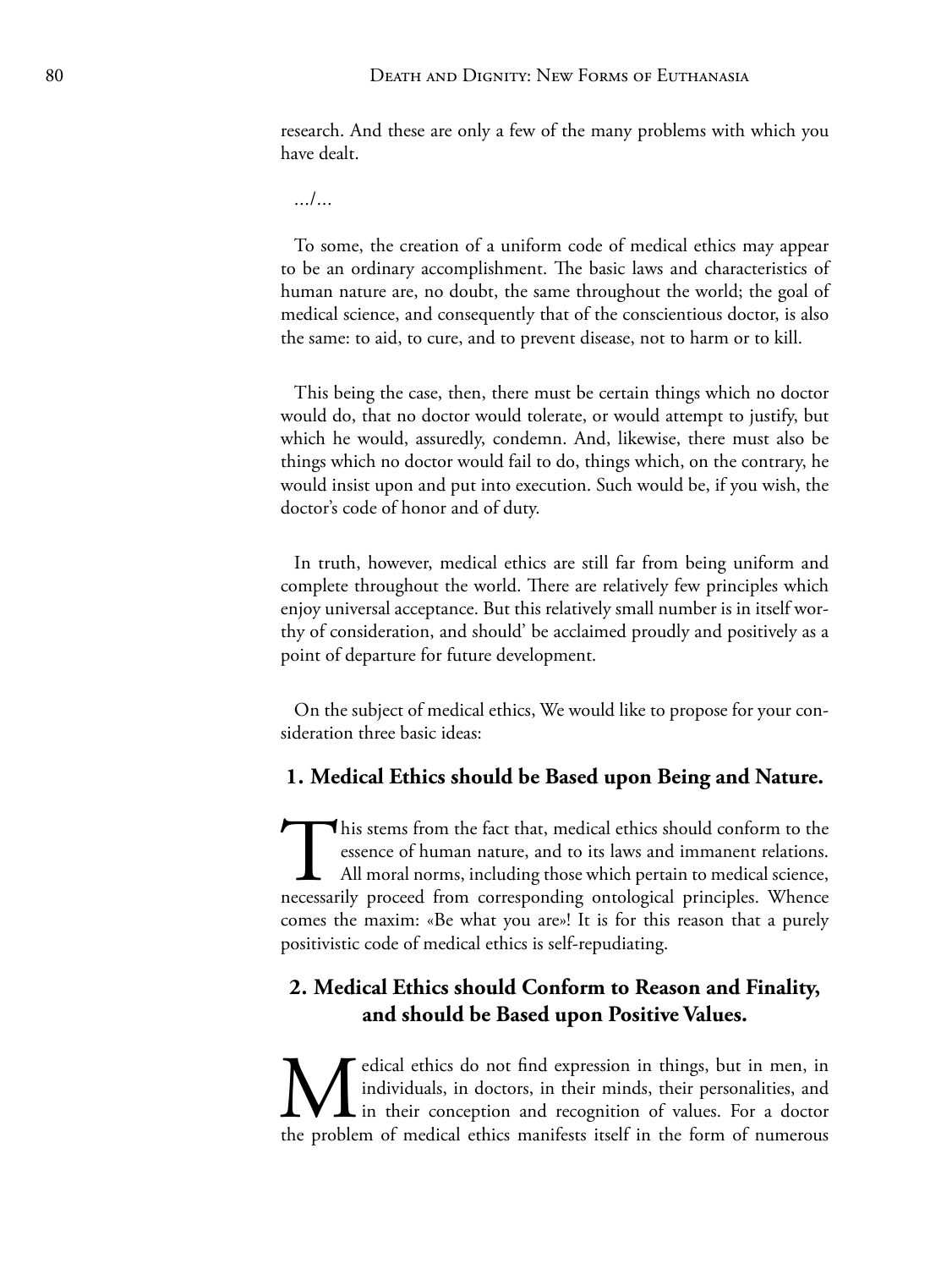research. And these are only a few of the many problems with which you have dealt.

.../...

To some, the creation of a uniform code of medical ethics may appear to be an ordinary accomplishment. The basic laws and characteristics of human nature are, no doubt, the same throughout the world; the goal of medical science, and consequently that of the conscientious doctor, is also the same: to aid, to cure, and to prevent disease, not to harm or to kill.

This being the case, then, there must be certain things which no doctor would do, that no doctor would tolerate, or would attempt to justify, but which he would, assuredly, condemn. And, likewise, there must also be things which no doctor would fail to do, things which, on the contrary, he would insist upon and put into execution. Such would be, if you wish, the doctor's code of honor and of duty.

In truth, however, medical ethics are still far from being uniform and complete throughout the world. There are relatively few principles which enjoy universal acceptance. But this relatively small number is in itself worthy of consideration, and should' be acclaimed proudly and positively as a point of departure for future development.

On the subject of medical ethics, We would like to propose for your consideration three basic ideas:

### 1. Medical Ethics should be Based upon Being and Nature.

This stems from the fact that, medical ethics should conform to the essence of human nature, and to its laws and immanent relations. All moral norms, including those which pertain to medical science, necessarily proceed from corresponding ontological principles. Whence comes the maxim: «Be what you are»! It is for this reason that a purely positivistic code of medical ethics is self-repudiating.

### 2. Medical Ethics should Conform to Reason and Finality, and should be Based upon Positive Values.

Medical ethics do not find expression in things, but in men, in individuals, in doctors, in their minds, their personalities, and in their conception and recognition of values. For a doctor the problem of medical ethics manifests itself in the form of numerous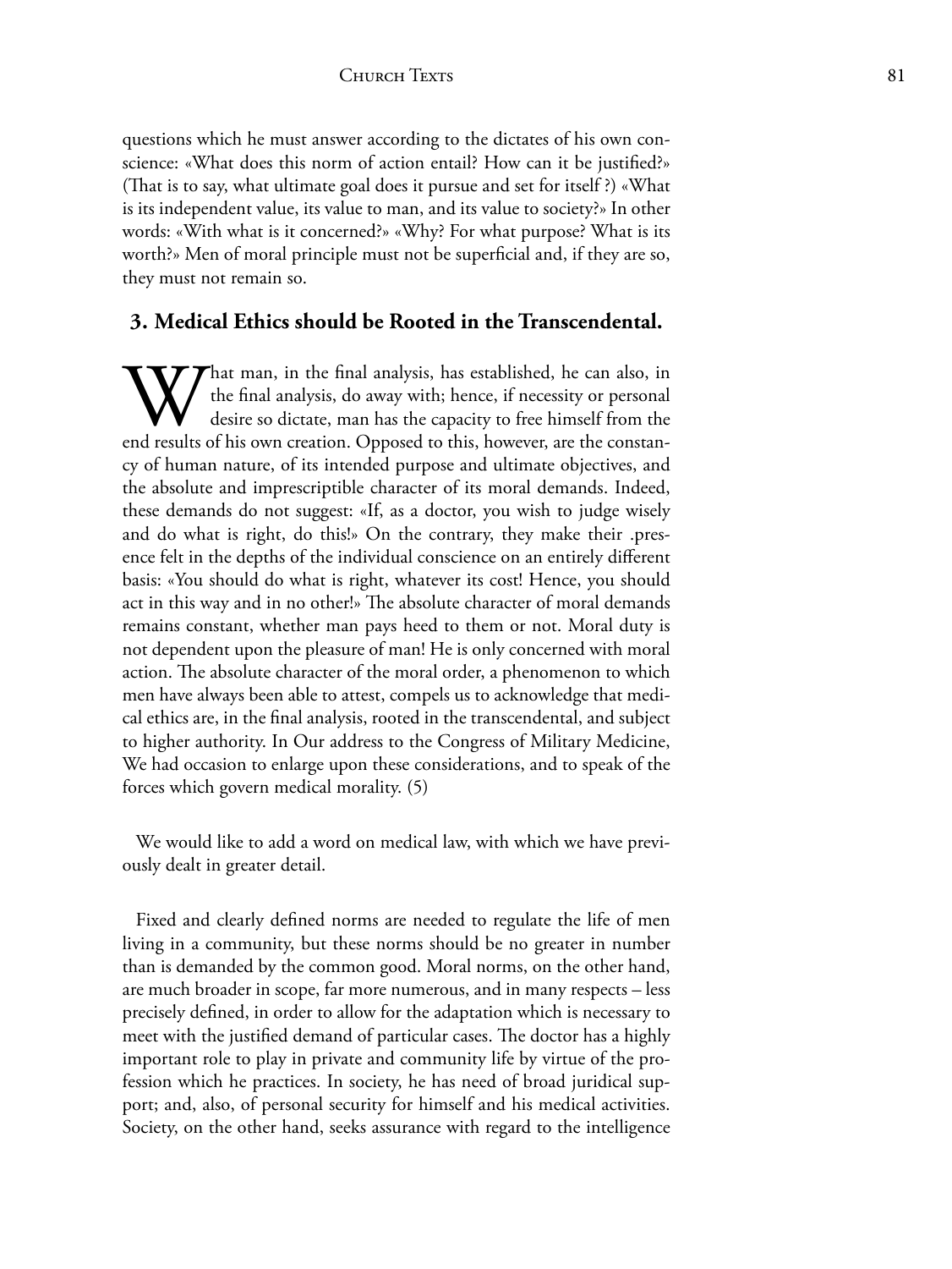questions which he must answer according to the dictates of his own conscience: «What does this norm of action entail? How can it be justified?» (That is to say, what ultimate goal does it pursue and set for itself ?) «What is its independent value, its value to man, and its value to society?» In other words: «With what is it concerned?» «Why? For what purpose? What is its worth?» Men of moral principle must not be superficial and, if they are so, they must not remain so.

### 3. Medical Ethics should be Rooted in the Transcendental.

What man, in the final analysis, has established, he can also, in the final analysis, do away with; hence, if necessity or personal desire so dictate, man has the capacity to free himself from the end results of his own creation. Opposed to this, however, are the constancy of human nature, of its intended purpose and ultimate objectives, and the absolute and imprescriptible character of its moral demands. Indeed, these demands do not suggest: «If, as a doctor, you wish to judge wisely and do what is right, do this!» On the contrary, they make their .presence felt in the depths of the individual conscience on an entirely different basis: «You should do what is right, whatever its cost! Hence, you should act in this way and in no other!» The absolute character of moral demands remains constant, whether man pays heed to them or not. Moral duty is not dependent upon the pleasure of man! He is only concerned with moral action. The absolute character of the moral order, a phenomenon to which men have always been able to attest, compels us to acknowledge that medical ethics are, in the final analysis, rooted in the transcendental, and subject to higher authority. In Our address to the Congress of Military Medicine, We had occasion to enlarge upon these considerations, and to speak of the forces which govern medical morality. (5)

We would like to add a word on medical law, with which we have previously dealt in greater detail.

Fixed and clearly defined norms are needed to regulate the life of men living in a community, but these norms should be no greater in number than is demanded by the common good. Moral norms, on the other hand, are much broader in scope, far more numerous, and in many respects – less precisely defined, in order to allow for the adaptation which is necessary to meet with the justified demand of particular cases. The doctor has a highly important role to play in private and community life by virtue of the profession which he practices. In society, he has need of broad juridical support; and, also, of personal security for himself and his medical activities. Society, on the other hand, seeks assurance with regard to the intelligence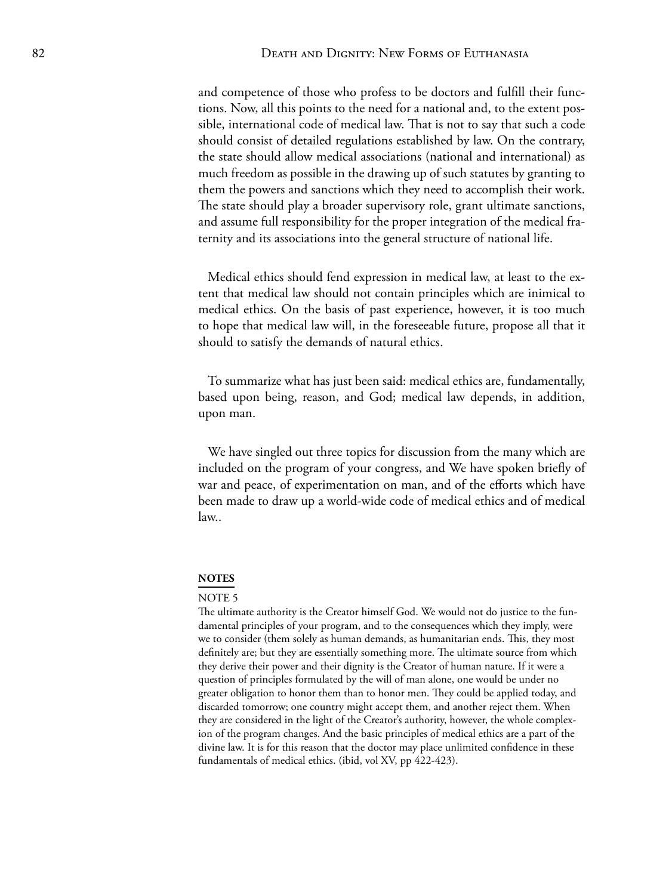and competence of those who profess to be doctors and fulfill their functions. Now, all this points to the need for a national and, to the extent possible, international code of medical law. That is not to say that such a code should consist of detailed regulations established by law. On the contrary, the state should allow medical associations (national and international) as much freedom as possible in the drawing up of such statutes by granting to them the powers and sanctions which they need to accomplish their work. The state should play a broader supervisory role, grant ultimate sanctions, and assume full responsibility for the proper integration of the medical fraternity and its associations into the general structure of national life.

Medical ethics should fend expression in medical law, at least to the extent that medical law should not contain principles which are inimical to medical ethics. On the basis of past experience, however, it is too much to hope that medical law will, in the foreseeable future, propose all that it should to satisfy the demands of natural ethics.

To summarize what has just been said: medical ethics are, fundamentally, based upon being, reason, and God; medical law depends, in addition, upon man.

We have singled out three topics for discussion from the many which are included on the program of your congress, and We have spoken briefly of war and peace, of experimentation on man, and of the efforts which have been made to draw up a world-wide code of medical ethics and of medical law..

**NOTES**

NOTE 5

The ultimate authority is the Creator himself God. We would not do justice to the fundamental principles of your program, and to the consequences which they imply, were we to consider (them solely as human demands, as humanitarian ends. This, they most definitely are; but they are essentially something more. The ultimate source from which they derive their power and their dignity is the Creator of human nature. If it were a question of principles formulated by the will of man alone, one would be under no greater obligation to honor them than to honor men. They could be applied today, and discarded tomorrow; one country might accept them, and another reject them. When they are considered in the light of the Creator's authority, however, the whole complexion of the program changes. And the basic principles of medical ethics are a part of the divine law. It is for this reason that the doctor may place unlimited confidence in these fundamentals of medical ethics. (ibid, vol XV, pp 422-423).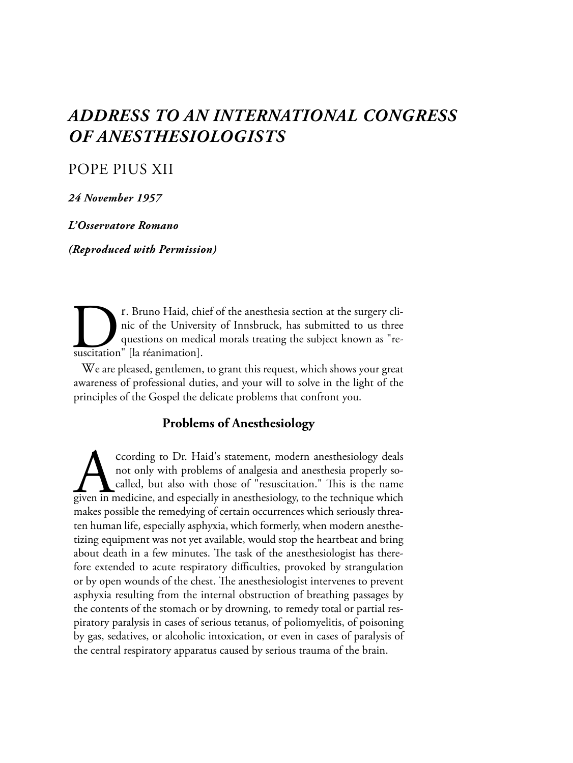# *ADDRESS TO AN INTERNATIONAL CONGRESS OF ANESTHESIOLOGISTS*

POPE PIUS XII

***24 November 1957***

***L'Osservatore Romano***

***(Reproduced with Permission)***

Dr. Bruno Haid, chief of the anesthesia section at the surgery clinic of the University of Innsbruck, has submitted to us three questions on medical morals treating the subject known as "resuscitation" [la réanimation].

We are pleased, gentlemen, to grant this request, which shows your great awareness of professional duties, and your will to solve in the light of the principles of the Gospel the delicate problems that confront you.

## Problems of Anesthesiology

According to Dr. Haid's statement, modern anesthesiology deals not only with problems of analgesia and anesthesia properly so-called, but also with those of "resuscitation." This is the name given in medicine, and especially in anesthesiology, to the technique which makes possible the remedying of certain occurrences which seriously threaten human life, especially asphyxia, which formerly, when modern anesthetizing equipment was not yet available, would stop the heartbeat and bring about death in a few minutes. The task of the anesthesiologist has therefore extended to acute respiratory difficulties, provoked by strangulation or by open wounds of the chest. The anesthesiologist intervenes to prevent asphyxia resulting from the internal obstruction of breathing passages by the contents of the stomach or by drowning, to remedy total or partial respiratory paralysis in cases of serious tetanus, of poliomyelitis, of poisoning by gas, sedatives, or alcoholic intoxication, or even in cases of paralysis of the central respiratory apparatus caused by serious trauma of the brain.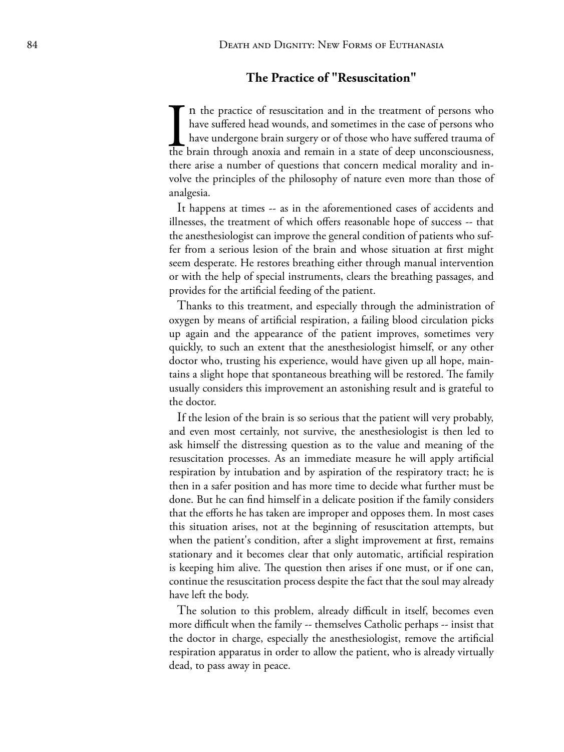## The Practice of "Resuscitation"

In the practice of resuscitation and in the treatment of persons who have suffered head wounds, and sometimes in the case of persons who have undergone brain surgery or of those who have suffered trauma of the brain through anoxia and remain in a state of deep unconsciousness, there arise a number of questions that concern medical morality and involve the principles of the philosophy of nature even more than those of analgesia.

It happens at times -- as in the aforementioned cases of accidents and illnesses, the treatment of which offers reasonable hope of success -- that the anesthesiologist can improve the general condition of patients who suffer from a serious lesion of the brain and whose situation at first might seem desperate. He restores breathing either through manual intervention or with the help of special instruments, clears the breathing passages, and provides for the artificial feeding of the patient.

Thanks to this treatment, and especially through the administration of oxygen by means of artificial respiration, a failing blood circulation picks up again and the appearance of the patient improves, sometimes very quickly, to such an extent that the anesthesiologist himself, or any other doctor who, trusting his experience, would have given up all hope, maintains a slight hope that spontaneous breathing will be restored. The family usually considers this improvement an astonishing result and is grateful to the doctor.

If the lesion of the brain is so serious that the patient will very probably, and even most certainly, not survive, the anesthesiologist is then led to ask himself the distressing question as to the value and meaning of the resuscitation processes. As an immediate measure he will apply artificial respiration by intubation and by aspiration of the respiratory tract; he is then in a safer position and has more time to decide what further must be done. But he can find himself in a delicate position if the family considers that the efforts he has taken are improper and opposes them. In most cases this situation arises, not at the beginning of resuscitation attempts, but when the patient's condition, after a slight improvement at first, remains stationary and it becomes clear that only automatic, artificial respiration is keeping him alive. The question then arises if one must, or if one can, continue the resuscitation process despite the fact that the soul may already have left the body.

The solution to this problem, already difficult in itself, becomes even more difficult when the family -- themselves Catholic perhaps -- insist that the doctor in charge, especially the anesthesiologist, remove the artificial respiration apparatus in order to allow the patient, who is already virtually dead, to pass away in peace.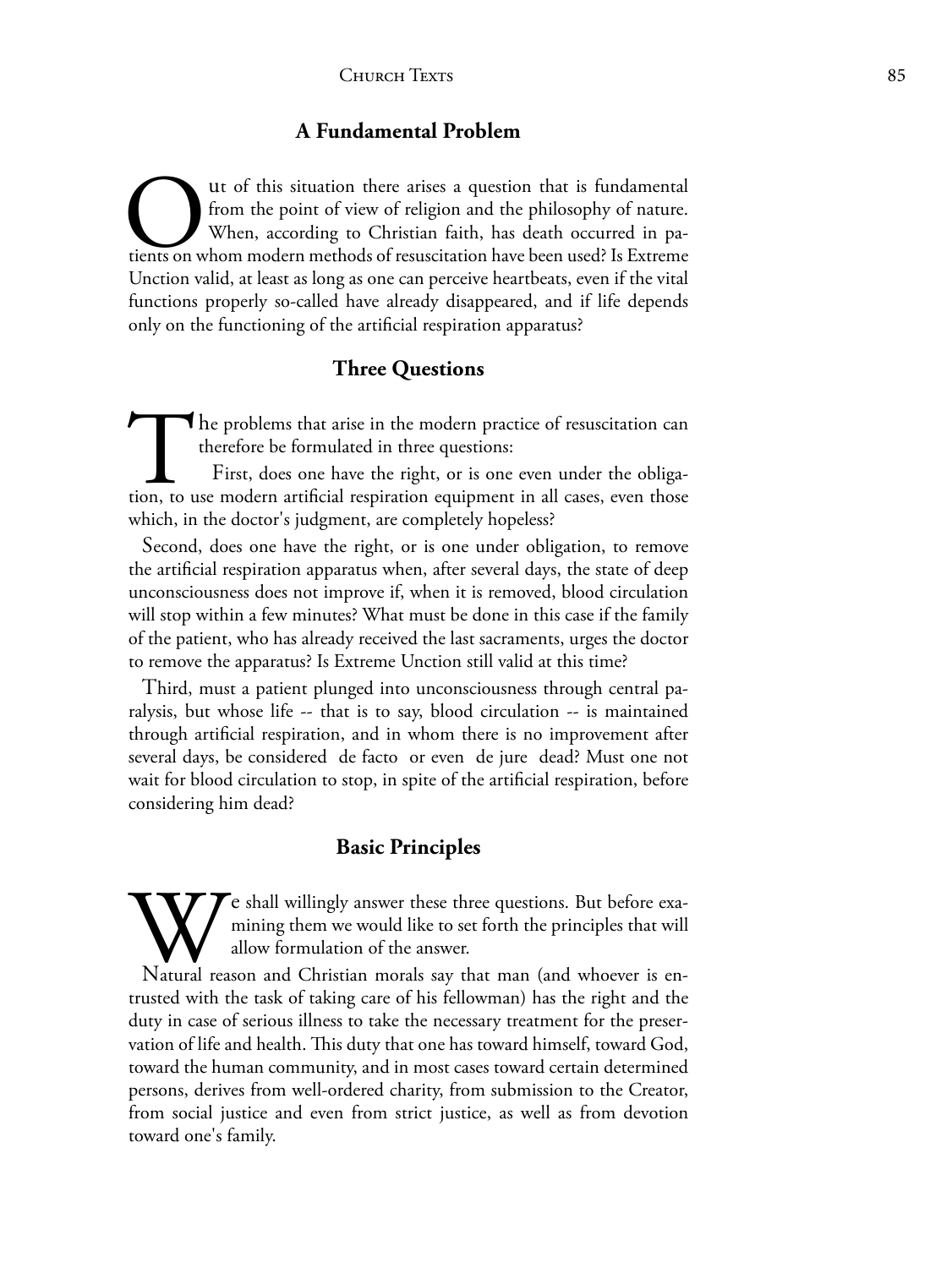## A Fundamental Problem

Out of this situation there arises a question that is fundamental from the point of view of religion and the philosophy of nature. When, according to Christian faith, has death occurred in patients on whom modern methods of resuscitation have been used? Is Extreme Unction valid, at least as long as one can perceive heartbeats, even if the vital functions properly so-called have already disappeared, and if life depends only on the functioning of the artificial respiration apparatus?

## Three Questions

The problems that arise in the modern practice of resuscitation can therefore be formulated in three questions:

First, does one have the right, or is one even under the obligation, to use modern artificial respiration equipment in all cases, even those which, in the doctor's judgment, are completely hopeless?

Second, does one have the right, or is one under obligation, to remove the artificial respiration apparatus when, after several days, the state of deep unconsciousness does not improve if, when it is removed, blood circulation will stop within a few minutes? What must be done in this case if the family of the patient, who has already received the last sacraments, urges the doctor to remove the apparatus? Is Extreme Unction still valid at this time?

Third, must a patient plunged into unconsciousness through central paralysis, but whose life -- that is to say, blood circulation -- is maintained through artificial respiration, and in whom there is no improvement after several days, be considered de facto or even de jure dead? Must one not wait for blood circulation to stop, in spite of the artificial respiration, before considering him dead?

## Basic Principles

We shall willingly answer these three questions. But before examining them we would like to set forth the principles that will allow formulation of the answer.

Natural reason and Christian morals say that man (and whoever is entrusted with the task of taking care of his fellowman) has the right and the duty in case of serious illness to take the necessary treatment for the preservation of life and health. This duty that one has toward himself, toward God, toward the human community, and in most cases toward certain determined persons, derives from well-ordered charity, from submission to the Creator, from social justice and even from strict justice, as well as from devotion toward one's family.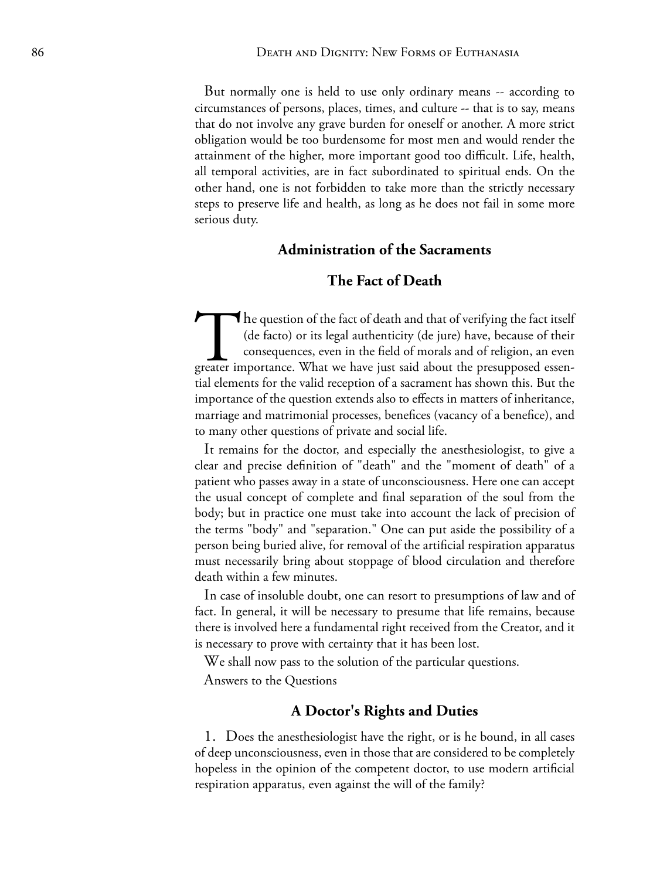But normally one is held to use only ordinary means -- according to circumstances of persons, places, times, and culture -- that is to say, means that do not involve any grave burden for oneself or another. A more strict obligation would be too burdensome for most men and would render the attainment of the higher, more important good too difficult. Life, health, all temporal activities, are in fact subordinated to spiritual ends. On the other hand, one is not forbidden to take more than the strictly necessary steps to preserve life and health, as long as he does not fail in some more serious duty.

### Administration of the Sacraments

### The Fact of Death

The question of the fact of death and that of verifying the fact itself (de facto) or its legal authenticity (de jure) have, because of their consequences, even in the field of morals and of religion, an even greater importance. What we have just said about the presupposed essential elements for the valid reception of a sacrament has shown this. But the importance of the question extends also to effects in matters of inheritance, marriage and matrimonial processes, benefices (vacancy of a benefice), and to many other questions of private and social life.

It remains for the doctor, and especially the anesthesiologist, to give a clear and precise definition of "death" and the "moment of death" of a patient who passes away in a state of unconsciousness. Here one can accept the usual concept of complete and final separation of the soul from the body; but in practice one must take into account the lack of precision of the terms "body" and "separation." One can put aside the possibility of a person being buried alive, for removal of the artificial respiration apparatus must necessarily bring about stoppage of blood circulation and therefore death within a few minutes.

In case of insoluble doubt, one can resort to presumptions of law and of fact. In general, it will be necessary to presume that life remains, because there is involved here a fundamental right received from the Creator, and it is necessary to prove with certainty that it has been lost.

We shall now pass to the solution of the particular questions.

Answers to the Questions

### A Doctor's Rights and Duties

1. Does the anesthesiologist have the right, or is he bound, in all cases of deep unconsciousness, even in those that are considered to be completely hopeless in the opinion of the competent doctor, to use modern artificial respiration apparatus, even against the will of the family?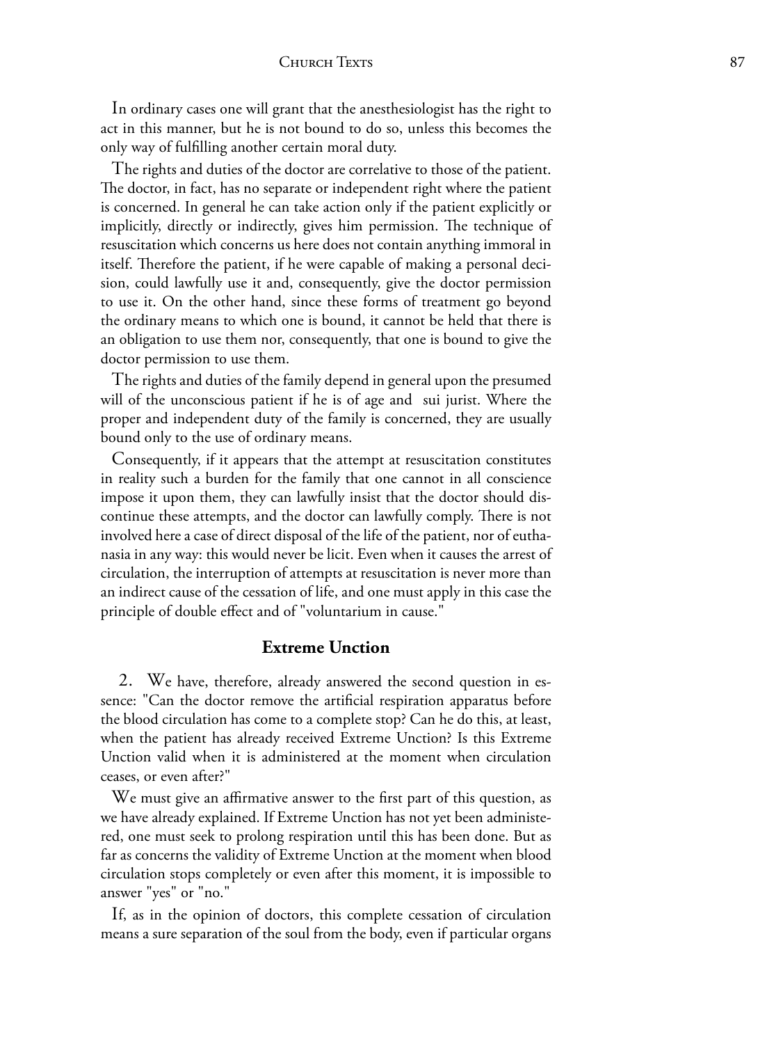In ordinary cases one will grant that the anesthesiologist has the right to act in this manner, but he is not bound to do so, unless this becomes the only way of fulfilling another certain moral duty.

The rights and duties of the doctor are correlative to those of the patient. The doctor, in fact, has no separate or independent right where the patient is concerned. In general he can take action only if the patient explicitly or implicitly, directly or indirectly, gives him permission. The technique of resuscitation which concerns us here does not contain anything immoral in itself. Therefore the patient, if he were capable of making a personal decision, could lawfully use it and, consequently, give the doctor permission to use it. On the other hand, since these forms of treatment go beyond the ordinary means to which one is bound, it cannot be held that there is an obligation to use them nor, consequently, that one is bound to give the doctor permission to use them.

The rights and duties of the family depend in general upon the presumed will of the unconscious patient if he is of age and sui jurist. Where the proper and independent duty of the family is concerned, they are usually bound only to the use of ordinary means.

Consequently, if it appears that the attempt at resuscitation constitutes in reality such a burden for the family that one cannot in all conscience impose it upon them, they can lawfully insist that the doctor should discontinue these attempts, and the doctor can lawfully comply. There is not involved here a case of direct disposal of the life of the patient, nor of euthanasia in any way: this would never be licit. Even when it causes the arrest of circulation, the interruption of attempts at resuscitation is never more than an indirect cause of the cessation of life, and one must apply in this case the principle of double effect and of "voluntarium in cause."

## Extreme Unction

2. We have, therefore, already answered the second question in essence: "Can the doctor remove the artificial respiration apparatus before the blood circulation has come to a complete stop? Can he do this, at least, when the patient has already received Extreme Unction? Is this Extreme Unction valid when it is administered at the moment when circulation ceases, or even after?"

We must give an affirmative answer to the first part of this question, as we have already explained. If Extreme Unction has not yet been administered, one must seek to prolong respiration until this has been done. But as far as concerns the validity of Extreme Unction at the moment when blood circulation stops completely or even after this moment, it is impossible to answer "yes" or "no."

If, as in the opinion of doctors, this complete cessation of circulation means a sure separation of the soul from the body, even if particular organs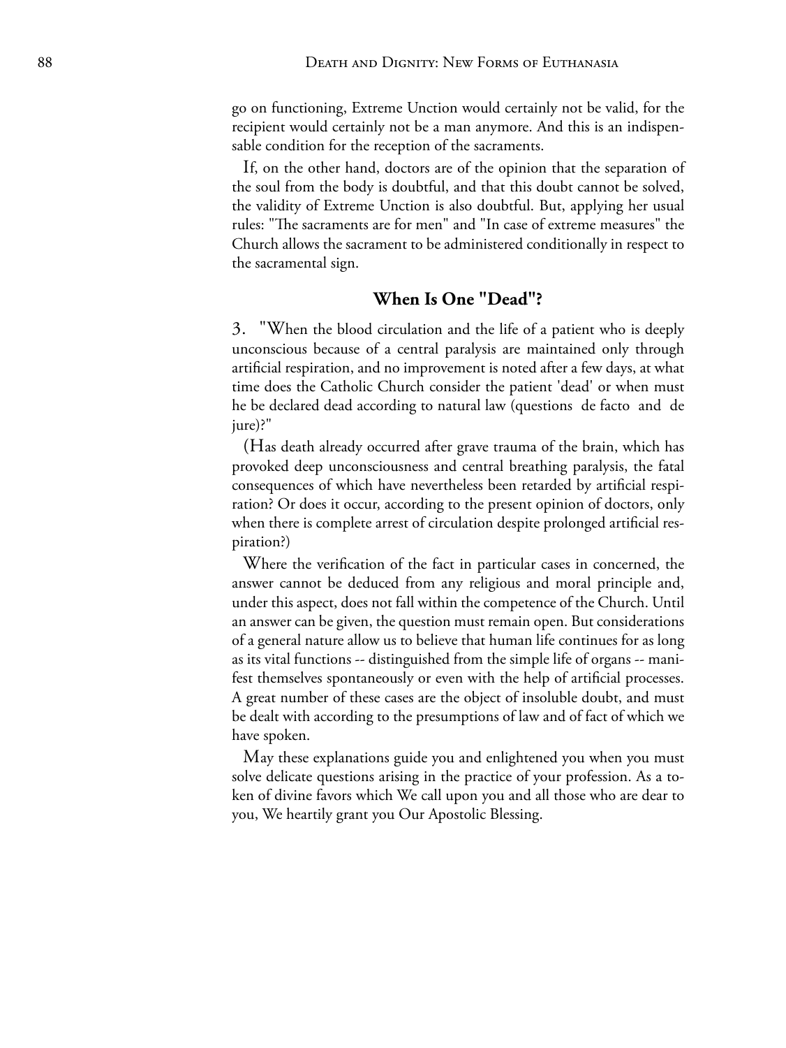go on functioning, Extreme Unction would certainly not be valid, for the recipient would certainly not be a man anymore. And this is an indispensable condition for the reception of the sacraments.

If, on the other hand, doctors are of the opinion that the separation of the soul from the body is doubtful, and that this doubt cannot be solved, the validity of Extreme Unction is also doubtful. But, applying her usual rules: "The sacraments are for men" and "In case of extreme measures" the Church allows the sacrament to be administered conditionally in respect to the sacramental sign.

## When Is One "Dead"?

3. "When the blood circulation and the life of a patient who is deeply unconscious because of a central paralysis are maintained only through artificial respiration, and no improvement is noted after a few days, at what time does the Catholic Church consider the patient 'dead' or when must he be declared dead according to natural law (questions de facto and de jure)?"

(Has death already occurred after grave trauma of the brain, which has provoked deep unconsciousness and central breathing paralysis, the fatal consequences of which have nevertheless been retarded by artificial respiration? Or does it occur, according to the present opinion of doctors, only when there is complete arrest of circulation despite prolonged artificial respiration?)

Where the verification of the fact in particular cases in concerned, the answer cannot be deduced from any religious and moral principle and, under this aspect, does not fall within the competence of the Church. Until an answer can be given, the question must remain open. But considerations of a general nature allow us to believe that human life continues for as long as its vital functions -- distinguished from the simple life of organs -- manifest themselves spontaneously or even with the help of artificial processes. A great number of these cases are the object of insoluble doubt, and must be dealt with according to the presumptions of law and of fact of which we have spoken.

May these explanations guide you and enlightened you when you must solve delicate questions arising in the practice of your profession. As a token of divine favors which We call upon you and all those who are dear to you, We heartily grant you Our Apostolic Blessing.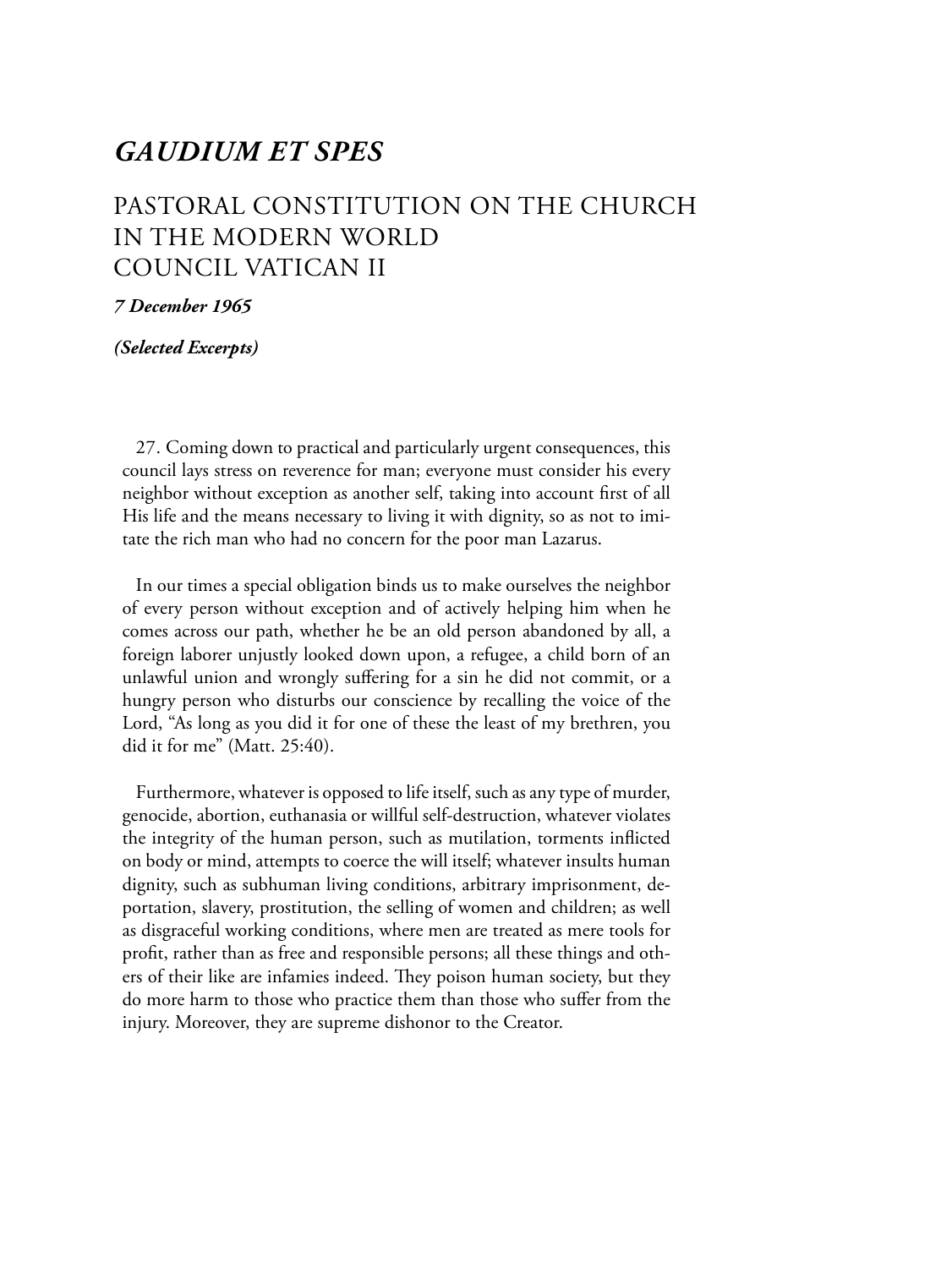# *GAUDIUM ET SPES*

## PASTORAL CONSTITUTION ON THE CHURCH IN THE MODERN WORLD COUNCIL VATICAN II

***7 December 1965***

***(Selected Excerpts)***

27. Coming down to practical and particularly urgent consequences, this council lays stress on reverence for man; everyone must consider his every neighbor without exception as another self, taking into account first of all His life and the means necessary to living it with dignity, so as not to imitate the rich man who had no concern for the poor man Lazarus.

In our times a special obligation binds us to make ourselves the neighbor of every person without exception and of actively helping him when he comes across our path, whether he be an old person abandoned by all, a foreign laborer unjustly looked down upon, a refugee, a child born of an unlawful union and wrongly suffering for a sin he did not commit, or a hungry person who disturbs our conscience by recalling the voice of the Lord, "As long as you did it for one of these the least of my brethren, you did it for me" (Matt. 25:40).

Furthermore, whatever is opposed to life itself, such as any type of murder, genocide, abortion, euthanasia or willful self-destruction, whatever violates the integrity of the human person, such as mutilation, torments inflicted on body or mind, attempts to coerce the will itself; whatever insults human dignity, such as subhuman living conditions, arbitrary imprisonment, deportation, slavery, prostitution, the selling of women and children; as well as disgraceful working conditions, where men are treated as mere tools for profit, rather than as free and responsible persons; all these things and others of their like are infamies indeed. They poison human society, but they do more harm to those who practice them than those who suffer from the injury. Moreover, they are supreme dishonor to the Creator.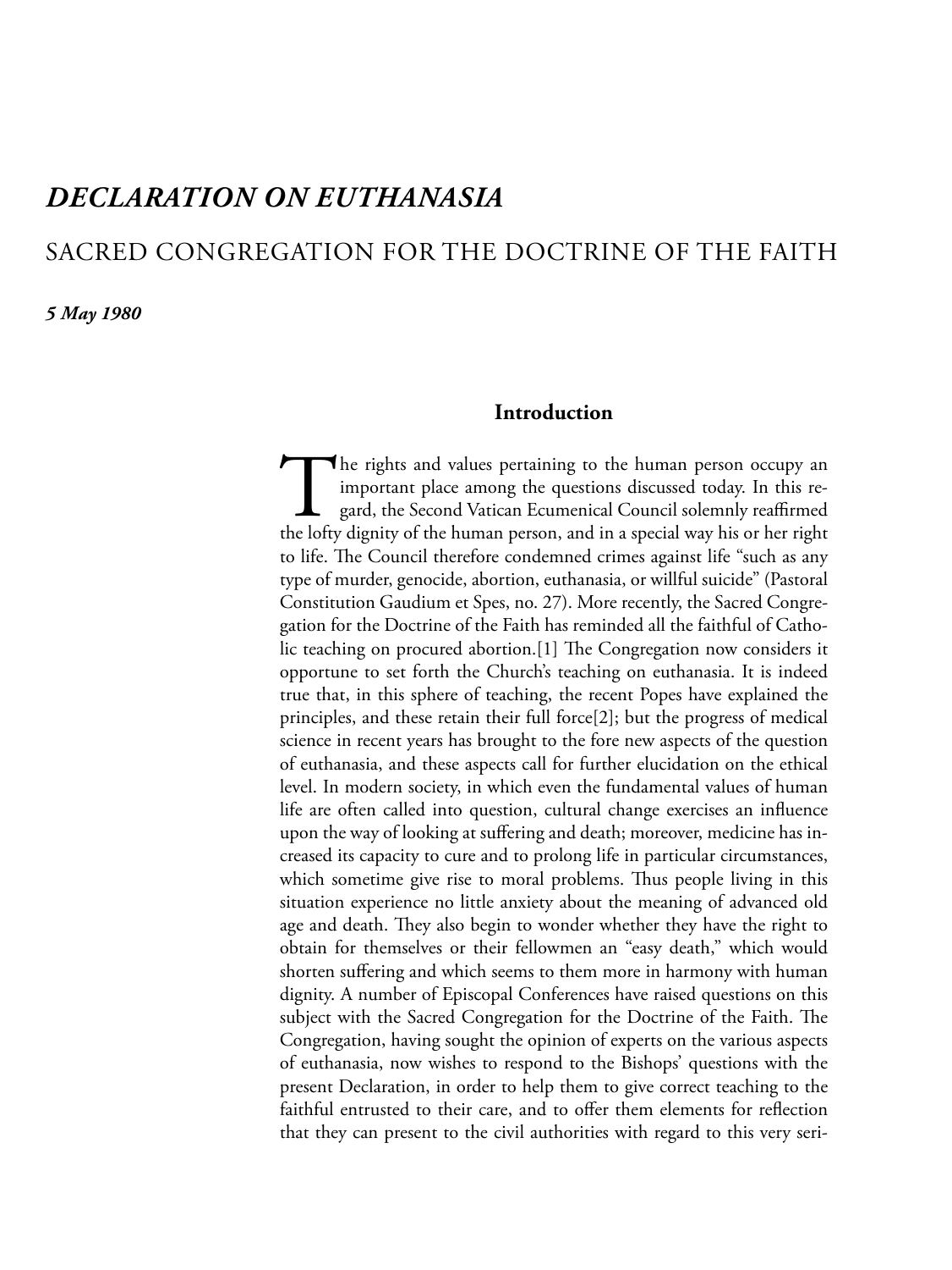# *DECLARATION ON EUTHANASIA*

## SACRED CONGREGATION FOR THE DOCTRINE OF THE FAITH

***5 May 1980***

### Introduction

The rights and values pertaining to the human person occupy an important place among the questions discussed today. In this regard, the Second Vatican Ecumenical Council solemnly reaffirmed the lofty dignity of the human person, and in a special way his or her right to life. The Council therefore condemned crimes against life "such as any type of murder, genocide, abortion, euthanasia, or willful suicide" (Pastoral Constitution Gaudium et Spes, no. 27). More recently, the Sacred Congregation for the Doctrine of the Faith has reminded all the faithful of Catholic teaching on procured abortion.[1] The Congregation now considers it opportune to set forth the Church's teaching on euthanasia. It is indeed true that, in this sphere of teaching, the recent Popes have explained the principles, and these retain their full force[2]; but the progress of medical science in recent years has brought to the fore new aspects of the question of euthanasia, and these aspects call for further elucidation on the ethical level. In modern society, in which even the fundamental values of human life are often called into question, cultural change exercises an influence upon the way of looking at suffering and death; moreover, medicine has increased its capacity to cure and to prolong life in particular circumstances, which sometime give rise to moral problems. Thus people living in this situation experience no little anxiety about the meaning of advanced old age and death. They also begin to wonder whether they have the right to obtain for themselves or their fellowmen an "easy death," which would shorten suffering and which seems to them more in harmony with human dignity. A number of Episcopal Conferences have raised questions on this subject with the Sacred Congregation for the Doctrine of the Faith. The Congregation, having sought the opinion of experts on the various aspects of euthanasia, now wishes to respond to the Bishops' questions with the present Declaration, in order to help them to give correct teaching to the faithful entrusted to their care, and to offer them elements for reflection that they can present to the civil authorities with regard to this very seri-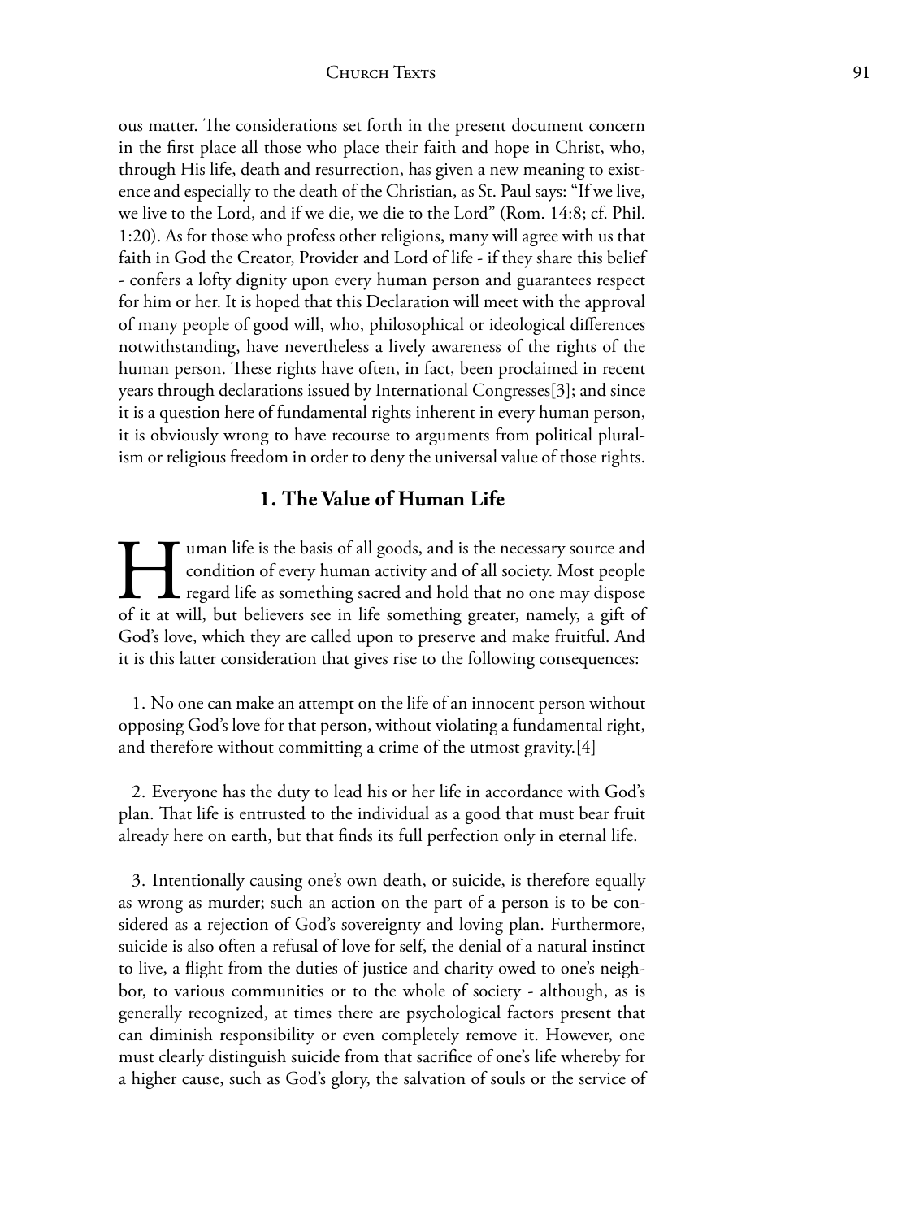ous matter. The considerations set forth in the present document concern in the first place all those who place their faith and hope in Christ, who, through His life, death and resurrection, has given a new meaning to existence and especially to the death of the Christian, as St. Paul says: "If we live, we live to the Lord, and if we die, we die to the Lord" (Rom. 14:8; cf. Phil. 1:20). As for those who profess other religions, many will agree with us that faith in God the Creator, Provider and Lord of life - if they share this belief - confers a lofty dignity upon every human person and guarantees respect for him or her. It is hoped that this Declaration will meet with the approval of many people of good will, who, philosophical or ideological differences notwithstanding, have nevertheless a lively awareness of the rights of the human person. These rights have often, in fact, been proclaimed in recent years through declarations issued by International Congresses[3]; and since it is a question here of fundamental rights inherent in every human person, it is obviously wrong to have recourse to arguments from political pluralism or religious freedom in order to deny the universal value of those rights.

## 1. The Value of Human Life

Human life is the basis of all goods, and is the necessary source and condition of every human activity and of all society. Most people regard life as something sacred and hold that no one may dispose of it at will, but believers see in life something greater, namely, a gift of God's love, which they are called upon to preserve and make fruitful. And it is this latter consideration that gives rise to the following consequences:

1. No one can make an attempt on the life of an innocent person without opposing God's love for that person, without violating a fundamental right, and therefore without committing a crime of the utmost gravity.[4]

2. Everyone has the duty to lead his or her life in accordance with God's plan. That life is entrusted to the individual as a good that must bear fruit already here on earth, but that finds its full perfection only in eternal life.

3. Intentionally causing one's own death, or suicide, is therefore equally as wrong as murder; such an action on the part of a person is to be considered as a rejection of God's sovereignty and loving plan. Furthermore, suicide is also often a refusal of love for self, the denial of a natural instinct to live, a flight from the duties of justice and charity owed to one's neighbor, to various communities or to the whole of society - although, as is generally recognized, at times there are psychological factors present that can diminish responsibility or even completely remove it. However, one must clearly distinguish suicide from that sacrifice of one's life whereby for a higher cause, such as God's glory, the salvation of souls or the service of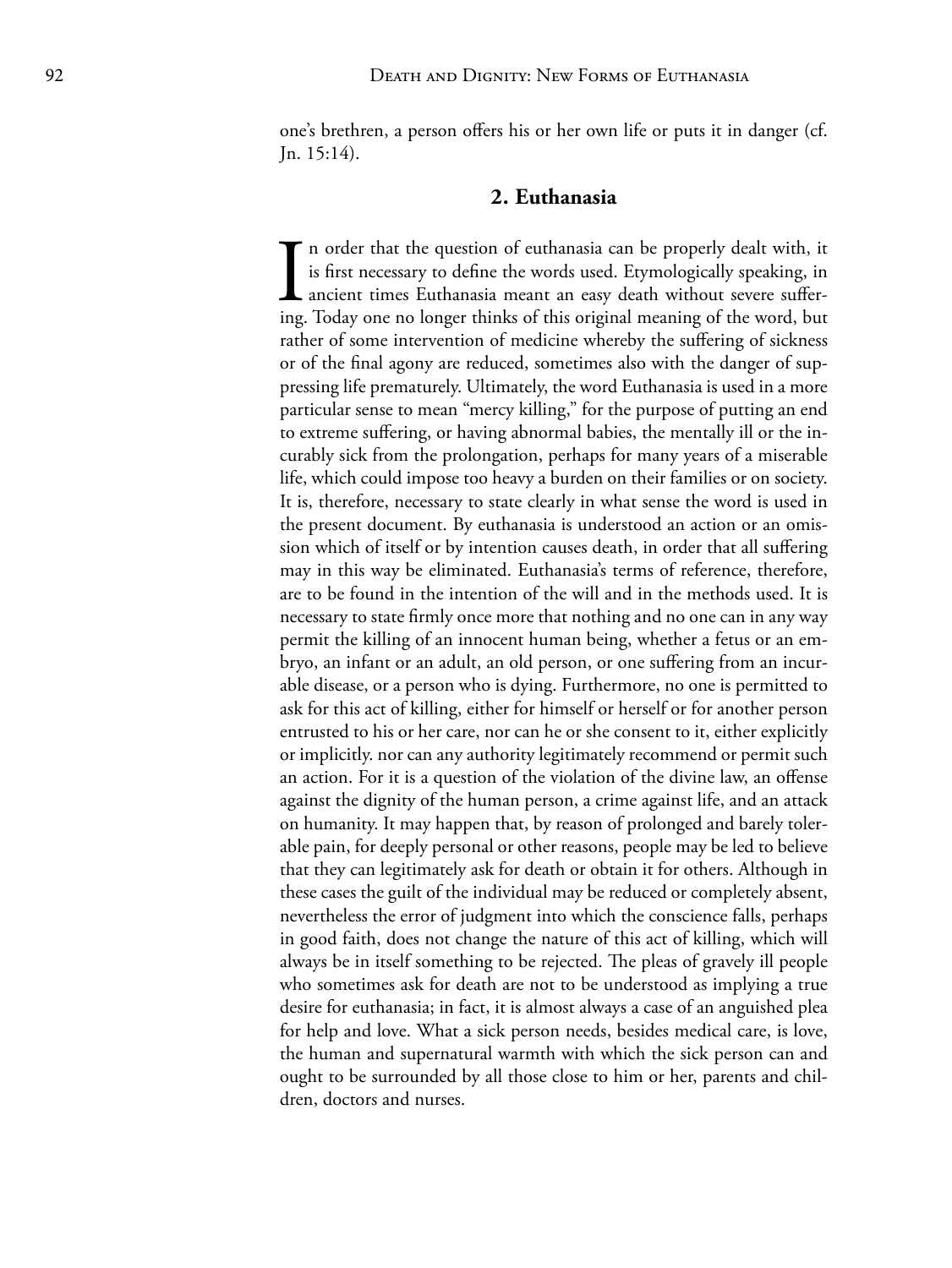one's brethren, a person offers his or her own life or puts it in danger (cf. Jn. 15:14).

## 2. Euthanasia

In order that the question of euthanasia can be properly dealt with, it is first necessary to define the words used. Etymologically speaking, in ancient times Euthanasia meant an easy death without severe suffering. Today one no longer thinks of this original meaning of the word, but rather of some intervention of medicine whereby the suffering of sickness or of the final agony are reduced, sometimes also with the danger of suppressing life prematurely. Ultimately, the word Euthanasia is used in a more particular sense to mean "mercy killing," for the purpose of putting an end to extreme suffering, or having abnormal babies, the mentally ill or the incurably sick from the prolongation, perhaps for many years of a miserable life, which could impose too heavy a burden on their families or on society. It is, therefore, necessary to state clearly in what sense the word is used in the present document. By euthanasia is understood an action or an omission which of itself or by intention causes death, in order that all suffering may in this way be eliminated. Euthanasia's terms of reference, therefore, are to be found in the intention of the will and in the methods used. It is necessary to state firmly once more that nothing and no one can in any way permit the killing of an innocent human being, whether a fetus or an embryo, an infant or an adult, an old person, or one suffering from an incurable disease, or a person who is dying. Furthermore, no one is permitted to ask for this act of killing, either for himself or herself or for another person entrusted to his or her care, nor can he or she consent to it, either explicitly or implicitly. nor can any authority legitimately recommend or permit such an action. For it is a question of the violation of the divine law, an offense against the dignity of the human person, a crime against life, and an attack on humanity. It may happen that, by reason of prolonged and barely tolerable pain, for deeply personal or other reasons, people may be led to believe that they can legitimately ask for death or obtain it for others. Although in these cases the guilt of the individual may be reduced or completely absent, nevertheless the error of judgment into which the conscience falls, perhaps in good faith, does not change the nature of this act of killing, which will always be in itself something to be rejected. The pleas of gravely ill people who sometimes ask for death are not to be understood as implying a true desire for euthanasia; in fact, it is almost always a case of an anguished plea for help and love. What a sick person needs, besides medical care, is love, the human and supernatural warmth with which the sick person can and ought to be surrounded by all those close to him or her, parents and children, doctors and nurses.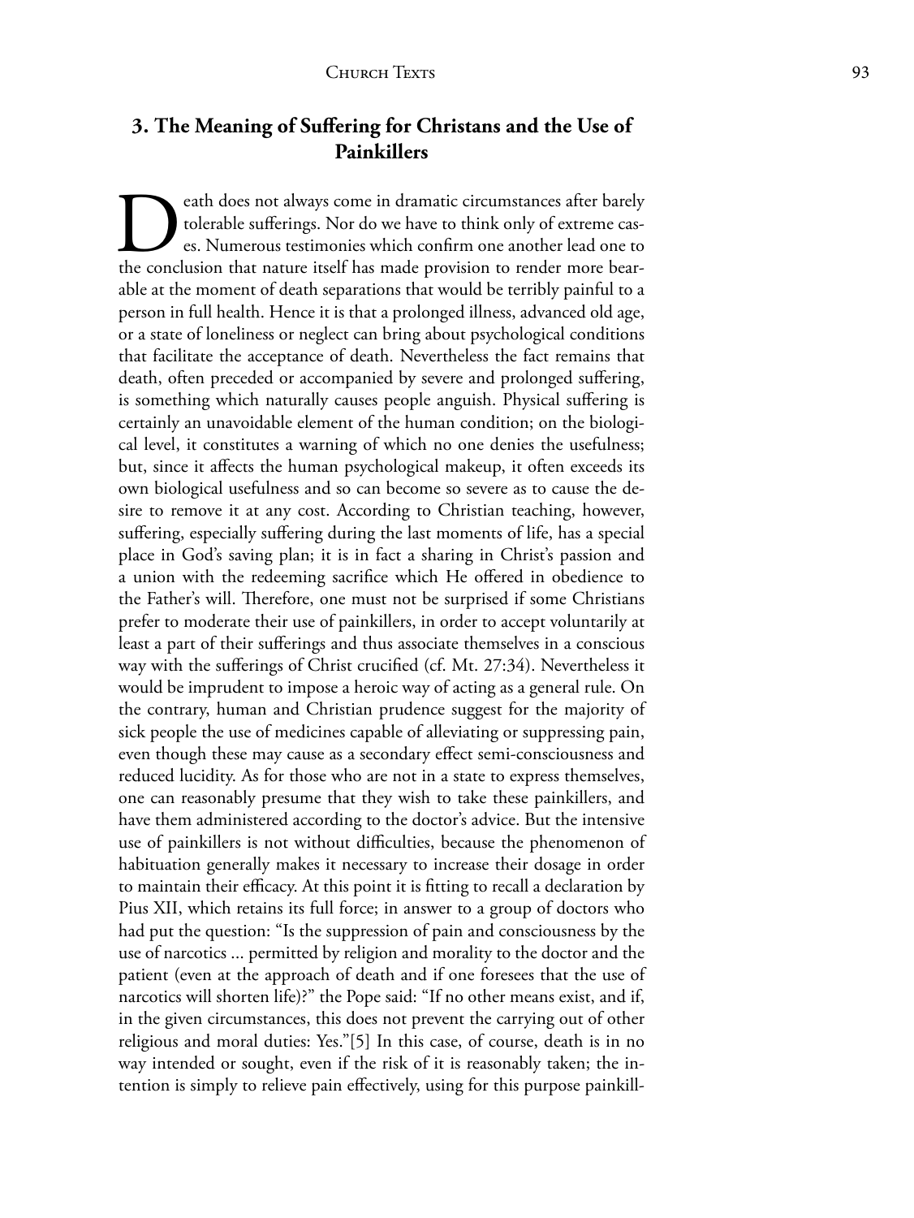## 3. The Meaning of Suffering for Christans and the Use of Painkillers

Death does not always come in dramatic circumstances after barely tolerable sufferings. Nor do we have to think only of extreme cases. Numerous testimonies which confirm one another lead one to the conclusion that nature itself has made provision to render more bearable at the moment of death separations that would be terribly painful to a person in full health. Hence it is that a prolonged illness, advanced old age, or a state of loneliness or neglect can bring about psychological conditions that facilitate the acceptance of death. Nevertheless the fact remains that death, often preceded or accompanied by severe and prolonged suffering, is something which naturally causes people anguish. Physical suffering is certainly an unavoidable element of the human condition; on the biological level, it constitutes a warning of which no one denies the usefulness; but, since it affects the human psychological makeup, it often exceeds its own biological usefulness and so can become so severe as to cause the desire to remove it at any cost. According to Christian teaching, however, suffering, especially suffering during the last moments of life, has a special place in God's saving plan; it is in fact a sharing in Christ's passion and a union with the redeeming sacrifice which He offered in obedience to the Father's will. Therefore, one must not be surprised if some Christians prefer to moderate their use of painkillers, in order to accept voluntarily at least a part of their sufferings and thus associate themselves in a conscious way with the sufferings of Christ crucified (cf. Mt. 27:34). Nevertheless it would be imprudent to impose a heroic way of acting as a general rule. On the contrary, human and Christian prudence suggest for the majority of sick people the use of medicines capable of alleviating or suppressing pain, even though these may cause as a secondary effect semi-consciousness and reduced lucidity. As for those who are not in a state to express themselves, one can reasonably presume that they wish to take these painkillers, and have them administered according to the doctor's advice. But the intensive use of painkillers is not without difficulties, because the phenomenon of habituation generally makes it necessary to increase their dosage in order to maintain their efficacy. At this point it is fitting to recall a declaration by Pius XII, which retains its full force; in answer to a group of doctors who had put the question: "Is the suppression of pain and consciousness by the use of narcotics ... permitted by religion and morality to the doctor and the patient (even at the approach of death and if one foresees that the use of narcotics will shorten life)?" the Pope said: "If no other means exist, and if, in the given circumstances, this does not prevent the carrying out of other religious and moral duties: Yes."[5] In this case, of course, death is in no way intended or sought, even if the risk of it is reasonably taken; the intention is simply to relieve pain effectively, using for this purpose painkill-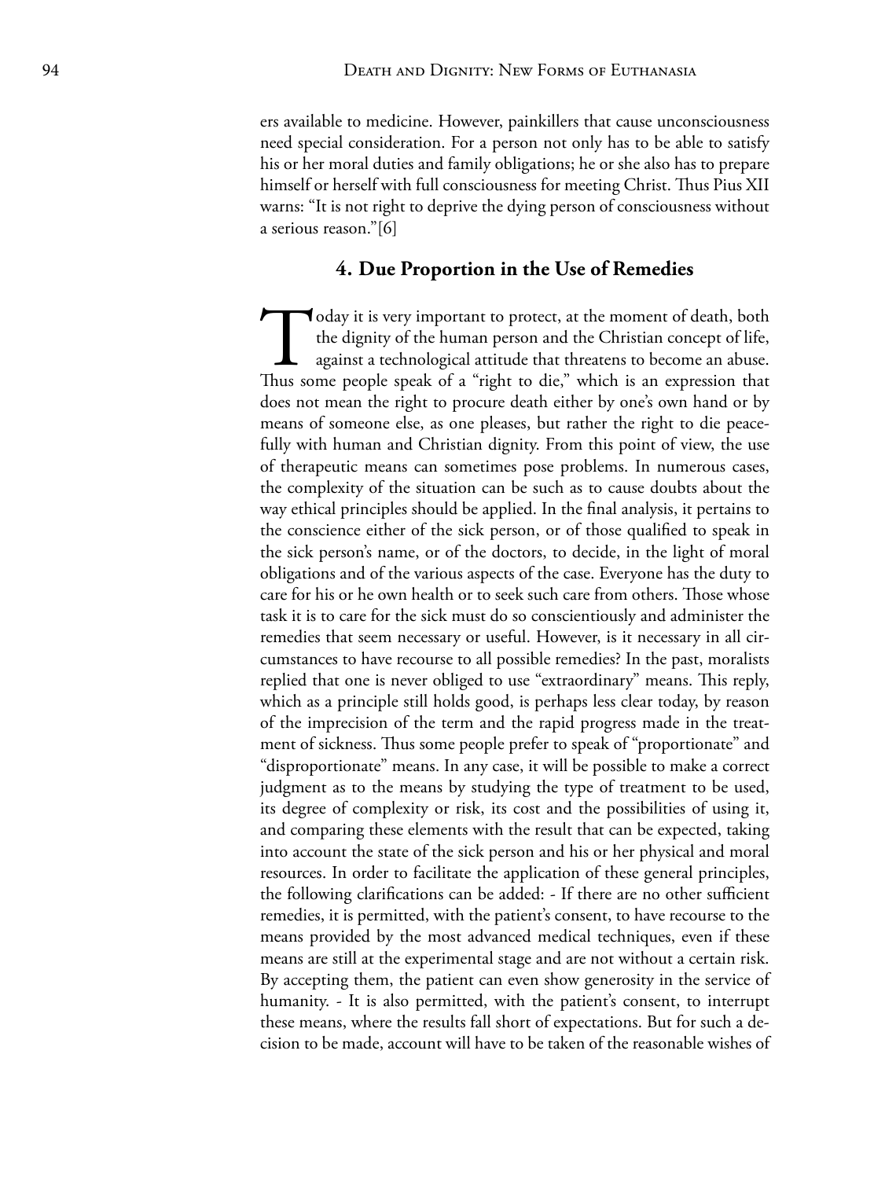ers available to medicine. However, painkillers that cause unconsciousness need special consideration. For a person not only has to be able to satisfy his or her moral duties and family obligations; he or she also has to prepare himself or herself with full consciousness for meeting Christ. Thus Pius XII warns: "It is not right to deprive the dying person of consciousness without a serious reason."[6]

## 4. Due Proportion in the Use of Remedies

Today it is very important to protect, at the moment of death, both the dignity of the human person and the Christian concept of life, against a technological attitude that threatens to become an abuse. Thus some people speak of a "right to die," which is an expression that does not mean the right to procure death either by one's own hand or by means of someone else, as one pleases, but rather the right to die peacefully with human and Christian dignity. From this point of view, the use of therapeutic means can sometimes pose problems. In numerous cases, the complexity of the situation can be such as to cause doubts about the way ethical principles should be applied. In the final analysis, it pertains to the conscience either of the sick person, or of those qualified to speak in the sick person's name, or of the doctors, to decide, in the light of moral obligations and of the various aspects of the case. Everyone has the duty to care for his or he own health or to seek such care from others. Those whose task it is to care for the sick must do so conscientiously and administer the remedies that seem necessary or useful. However, is it necessary in all circumstances to have recourse to all possible remedies? In the past, moralists replied that one is never obliged to use "extraordinary" means. This reply, which as a principle still holds good, is perhaps less clear today, by reason of the imprecision of the term and the rapid progress made in the treatment of sickness. Thus some people prefer to speak of "proportionate" and "disproportionate" means. In any case, it will be possible to make a correct judgment as to the means by studying the type of treatment to be used, its degree of complexity or risk, its cost and the possibilities of using it, and comparing these elements with the result that can be expected, taking into account the state of the sick person and his or her physical and moral resources. In order to facilitate the application of these general principles, the following clarifications can be added: - If there are no other sufficient remedies, it is permitted, with the patient's consent, to have recourse to the means provided by the most advanced medical techniques, even if these means are still at the experimental stage and are not without a certain risk. By accepting them, the patient can even show generosity in the service of humanity. - It is also permitted, with the patient's consent, to interrupt these means, where the results fall short of expectations. But for such a decision to be made, account will have to be taken of the reasonable wishes of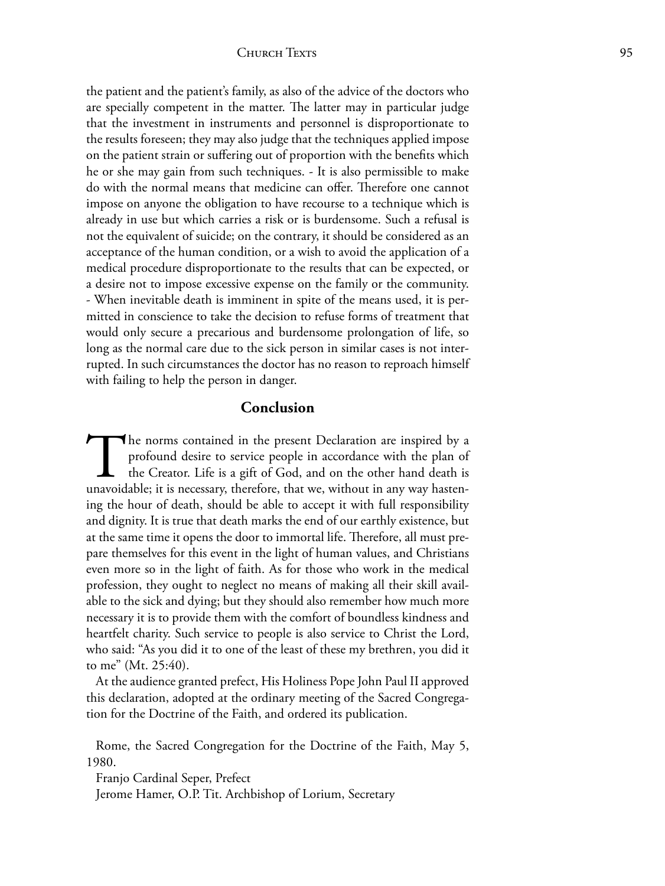the patient and the patient's family, as also of the advice of the doctors who are specially competent in the matter. The latter may in particular judge that the investment in instruments and personnel is disproportionate to the results foreseen; they may also judge that the techniques applied impose on the patient strain or suffering out of proportion with the benefits which he or she may gain from such techniques. - It is also permissible to make do with the normal means that medicine can offer. Therefore one cannot impose on anyone the obligation to have recourse to a technique which is already in use but which carries a risk or is burdensome. Such a refusal is not the equivalent of suicide; on the contrary, it should be considered as an acceptance of the human condition, or a wish to avoid the application of a medical procedure disproportionate to the results that can be expected, or a desire not to impose excessive expense on the family or the community. - When inevitable death is imminent in spite of the means used, it is permitted in conscience to take the decision to refuse forms of treatment that would only secure a precarious and burdensome prolongation of life, so long as the normal care due to the sick person in similar cases is not interrupted. In such circumstances the doctor has no reason to reproach himself with failing to help the person in danger.

## Conclusion

The norms contained in the present Declaration are inspired by a profound desire to service people in accordance with the plan of the Creator. Life is a gift of God, and on the other hand death is unavoidable; it is necessary, therefore, that we, without in any way hastening the hour of death, should be able to accept it with full responsibility and dignity. It is true that death marks the end of our earthly existence, but at the same time it opens the door to immortal life. Therefore, all must prepare themselves for this event in the light of human values, and Christians even more so in the light of faith. As for those who work in the medical profession, they ought to neglect no means of making all their skill available to the sick and dying; but they should also remember how much more necessary it is to provide them with the comfort of boundless kindness and heartfelt charity. Such service to people is also service to Christ the Lord, who said: "As you did it to one of the least of these my brethren, you did it to me" (Mt. 25:40).

At the audience granted prefect, His Holiness Pope John Paul II approved this declaration, adopted at the ordinary meeting of the Sacred Congregation for the Doctrine of the Faith, and ordered its publication.

Rome, the Sacred Congregation for the Doctrine of the Faith, May 5, 1980.

Franjo Cardinal Seper, Prefect

Jerome Hamer, O.P. Tit. Archbishop of Lorium, Secretary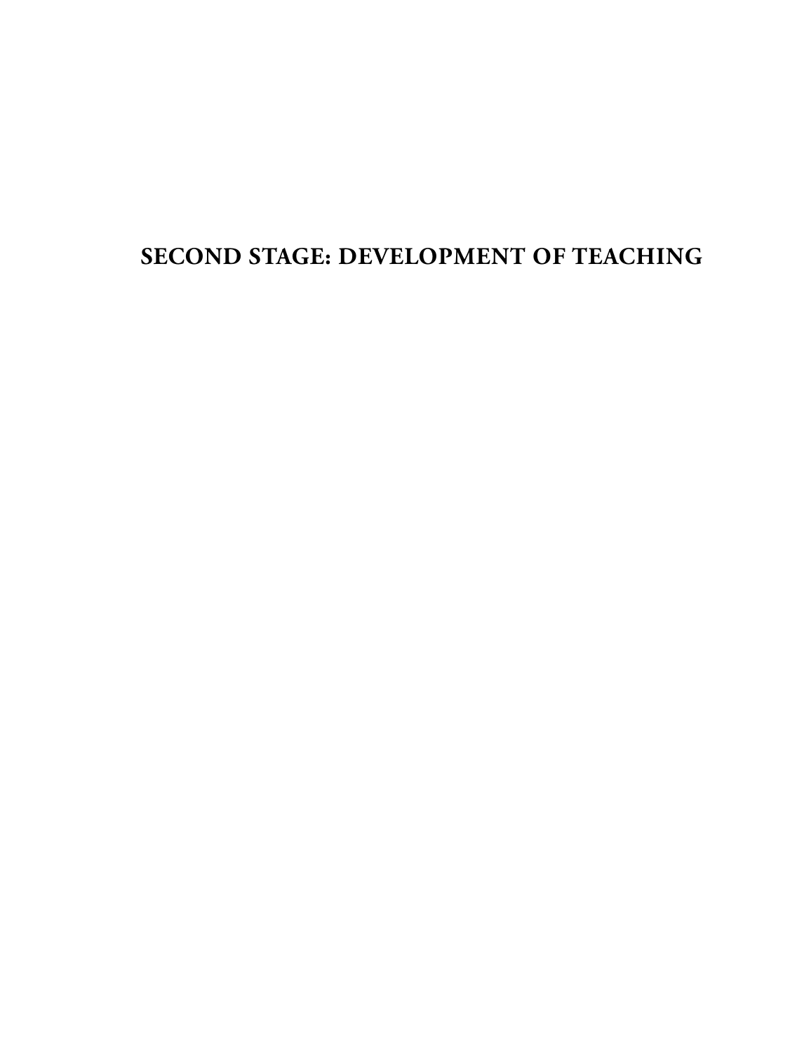# SECOND STAGE: DEVELOPMENT OF TEACHING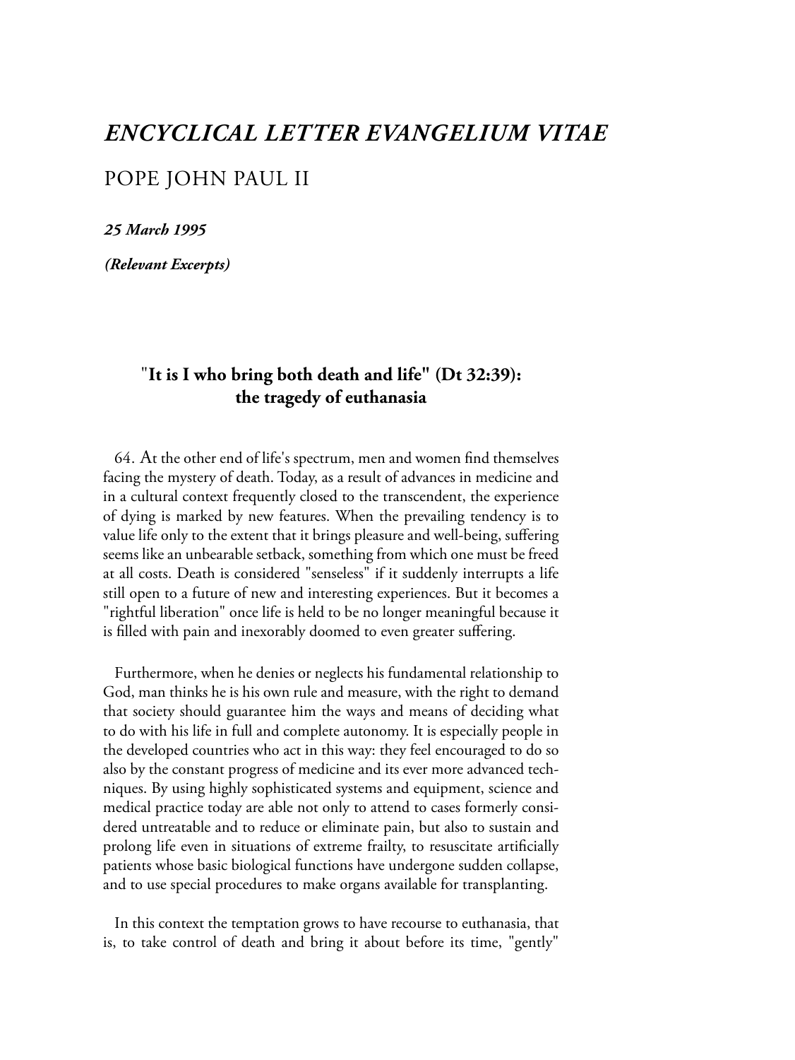# *ENCYCLICAL LETTER EVANGELIUM VITAE*

## POPE JOHN PAUL II

***25 March 1995***

***(Relevant Excerpts)***

### "It is I who bring both death and life" (Dt 32:39): the tragedy of euthanasia

64. At the other end of life's spectrum, men and women find themselves facing the mystery of death. Today, as a result of advances in medicine and in a cultural context frequently closed to the transcendent, the experience of dying is marked by new features. When the prevailing tendency is to value life only to the extent that it brings pleasure and well-being, suffering seems like an unbearable setback, something from which one must be freed at all costs. Death is considered "senseless" if it suddenly interrupts a life still open to a future of new and interesting experiences. But it becomes a "rightful liberation" once life is held to be no longer meaningful because it is filled with pain and inexorably doomed to even greater suffering.

Furthermore, when he denies or neglects his fundamental relationship to God, man thinks he is his own rule and measure, with the right to demand that society should guarantee him the ways and means of deciding what to do with his life in full and complete autonomy. It is especially people in the developed countries who act in this way: they feel encouraged to do so also by the constant progress of medicine and its ever more advanced techniques. By using highly sophisticated systems and equipment, science and medical practice today are able not only to attend to cases formerly considered untreatable and to reduce or eliminate pain, but also to sustain and prolong life even in situations of extreme frailty, to resuscitate artificially patients whose basic biological functions have undergone sudden collapse, and to use special procedures to make organs available for transplanting.

In this context the temptation grows to have recourse to euthanasia, that is, to take control of death and bring it about before its time, "gently"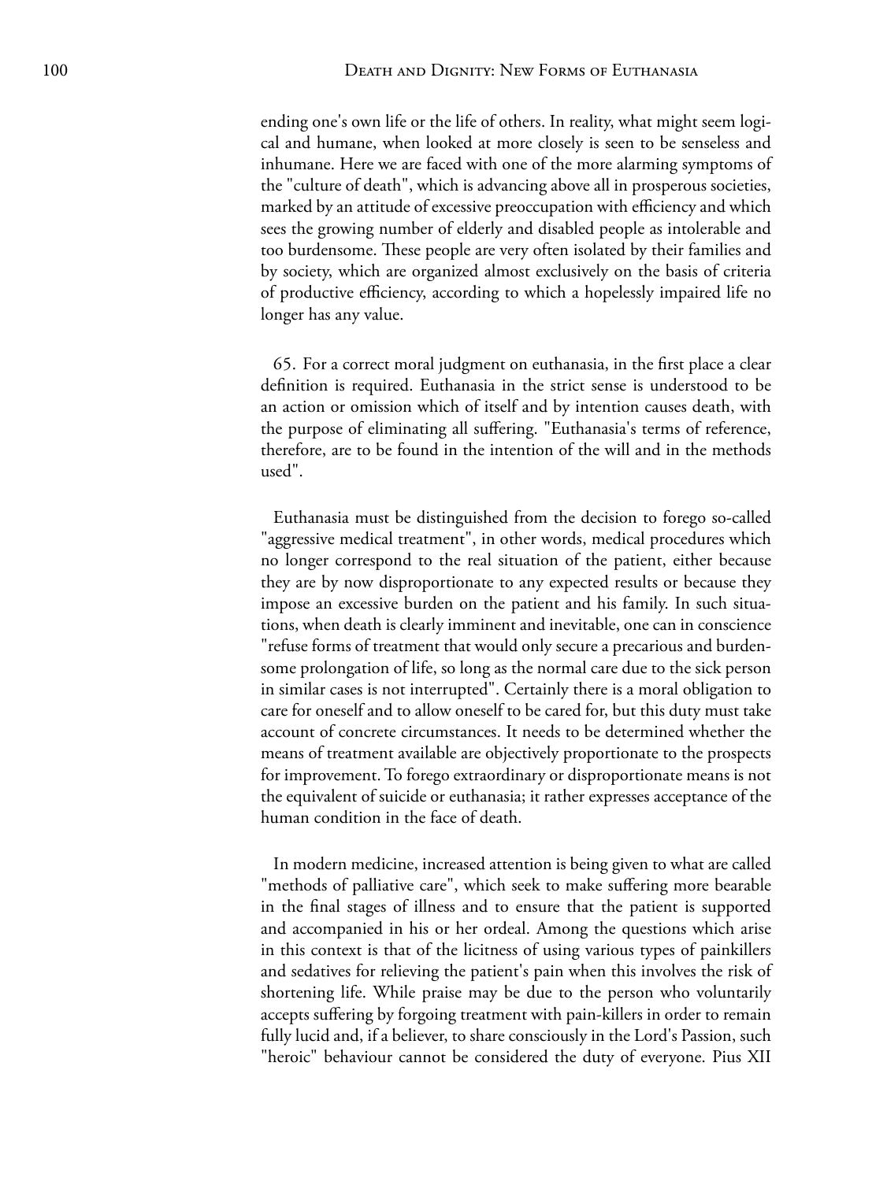ending one's own life or the life of others. In reality, what might seem logical and humane, when looked at more closely is seen to be senseless and inhumane. Here we are faced with one of the more alarming symptoms of the "culture of death", which is advancing above all in prosperous societies, marked by an attitude of excessive preoccupation with efficiency and which sees the growing number of elderly and disabled people as intolerable and too burdensome. These people are very often isolated by their families and by society, which are organized almost exclusively on the basis of criteria of productive efficiency, according to which a hopelessly impaired life no longer has any value.

65. For a correct moral judgment on euthanasia, in the first place a clear definition is required. Euthanasia in the strict sense is understood to be an action or omission which of itself and by intention causes death, with the purpose of eliminating all suffering. "Euthanasia's terms of reference, therefore, are to be found in the intention of the will and in the methods used".

Euthanasia must be distinguished from the decision to forego so-called "aggressive medical treatment", in other words, medical procedures which no longer correspond to the real situation of the patient, either because they are by now disproportionate to any expected results or because they impose an excessive burden on the patient and his family. In such situations, when death is clearly imminent and inevitable, one can in conscience "refuse forms of treatment that would only secure a precarious and burdensome prolongation of life, so long as the normal care due to the sick person in similar cases is not interrupted". Certainly there is a moral obligation to care for oneself and to allow oneself to be cared for, but this duty must take account of concrete circumstances. It needs to be determined whether the means of treatment available are objectively proportionate to the prospects for improvement. To forego extraordinary or disproportionate means is not the equivalent of suicide or euthanasia; it rather expresses acceptance of the human condition in the face of death.

In modern medicine, increased attention is being given to what are called "methods of palliative care", which seek to make suffering more bearable in the final stages of illness and to ensure that the patient is supported and accompanied in his or her ordeal. Among the questions which arise in this context is that of the licitness of using various types of painkillers and sedatives for relieving the patient's pain when this involves the risk of shortening life. While praise may be due to the person who voluntarily accepts suffering by forgoing treatment with pain-killers in order to remain fully lucid and, if a believer, to share consciously in the Lord's Passion, such "heroic" behaviour cannot be considered the duty of everyone. Pius XII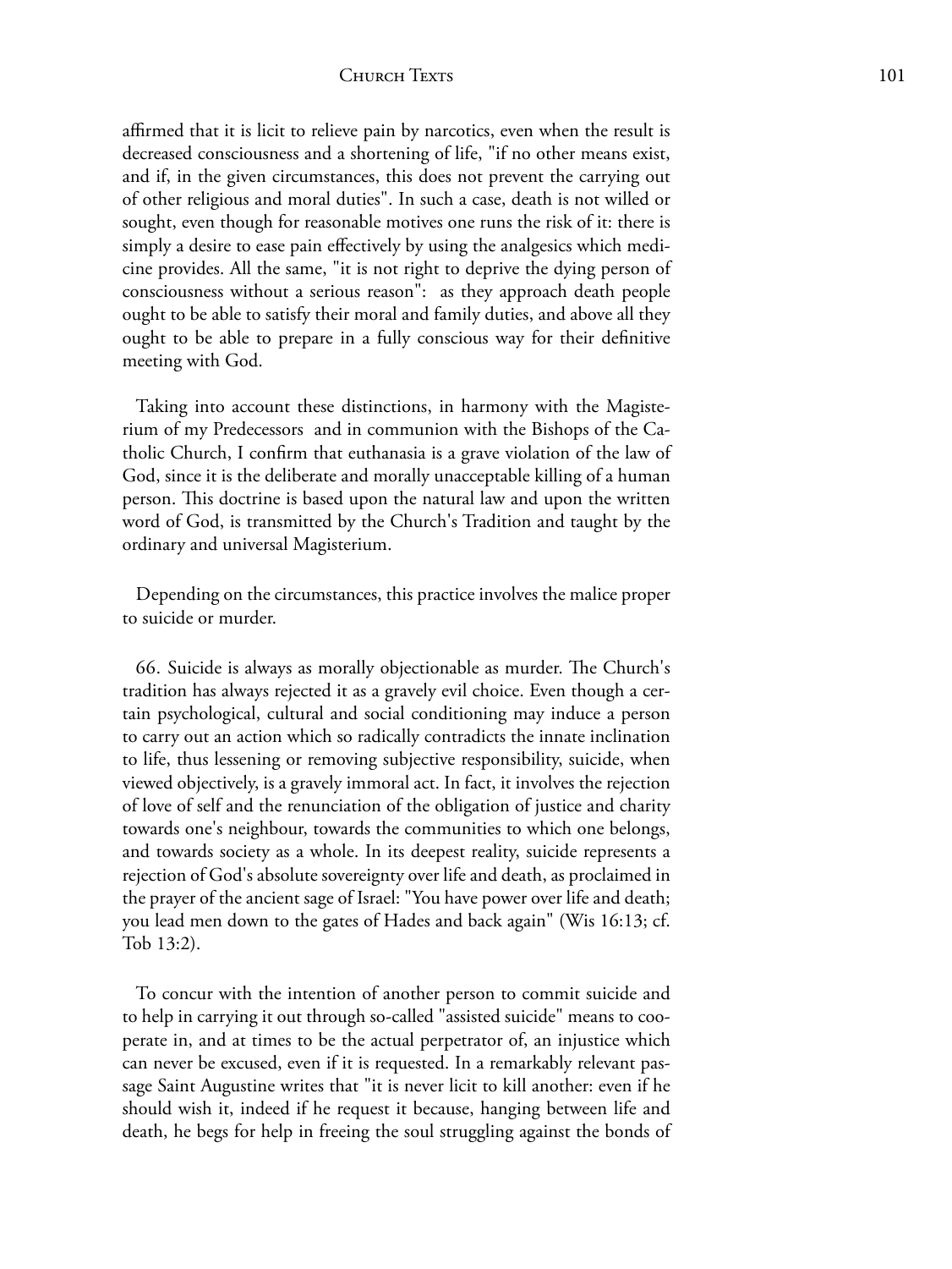affirmed that it is licit to relieve pain by narcotics, even when the result is decreased consciousness and a shortening of life, "if no other means exist, and if, in the given circumstances, this does not prevent the carrying out of other religious and moral duties". In such a case, death is not willed or sought, even though for reasonable motives one runs the risk of it: there is simply a desire to ease pain effectively by using the analgesics which medicine provides. All the same, "it is not right to deprive the dying person of consciousness without a serious reason": as they approach death people ought to be able to satisfy their moral and family duties, and above all they ought to be able to prepare in a fully conscious way for their definitive meeting with God.

Taking into account these distinctions, in harmony with the Magisterium of my Predecessors and in communion with the Bishops of the Catholic Church, I confirm that euthanasia is a grave violation of the law of God, since it is the deliberate and morally unacceptable killing of a human person. This doctrine is based upon the natural law and upon the written word of God, is transmitted by the Church's Tradition and taught by the ordinary and universal Magisterium.

Depending on the circumstances, this practice involves the malice proper to suicide or murder.

66. Suicide is always as morally objectionable as murder. The Church's tradition has always rejected it as a gravely evil choice. Even though a certain psychological, cultural and social conditioning may induce a person to carry out an action which so radically contradicts the innate inclination to life, thus lessening or removing subjective responsibility, suicide, when viewed objectively, is a gravely immoral act. In fact, it involves the rejection of love of self and the renunciation of the obligation of justice and charity towards one's neighbour, towards the communities to which one belongs, and towards society as a whole. In its deepest reality, suicide represents a rejection of God's absolute sovereignty over life and death, as proclaimed in the prayer of the ancient sage of Israel: "You have power over life and death; you lead men down to the gates of Hades and back again" (Wis 16:13; cf. Tob 13:2).

To concur with the intention of another person to commit suicide and to help in carrying it out through so-called "assisted suicide" means to cooperate in, and at times to be the actual perpetrator of, an injustice which can never be excused, even if it is requested. In a remarkably relevant passage Saint Augustine writes that "it is never licit to kill another: even if he should wish it, indeed if he request it because, hanging between life and death, he begs for help in freeing the soul struggling against the bonds of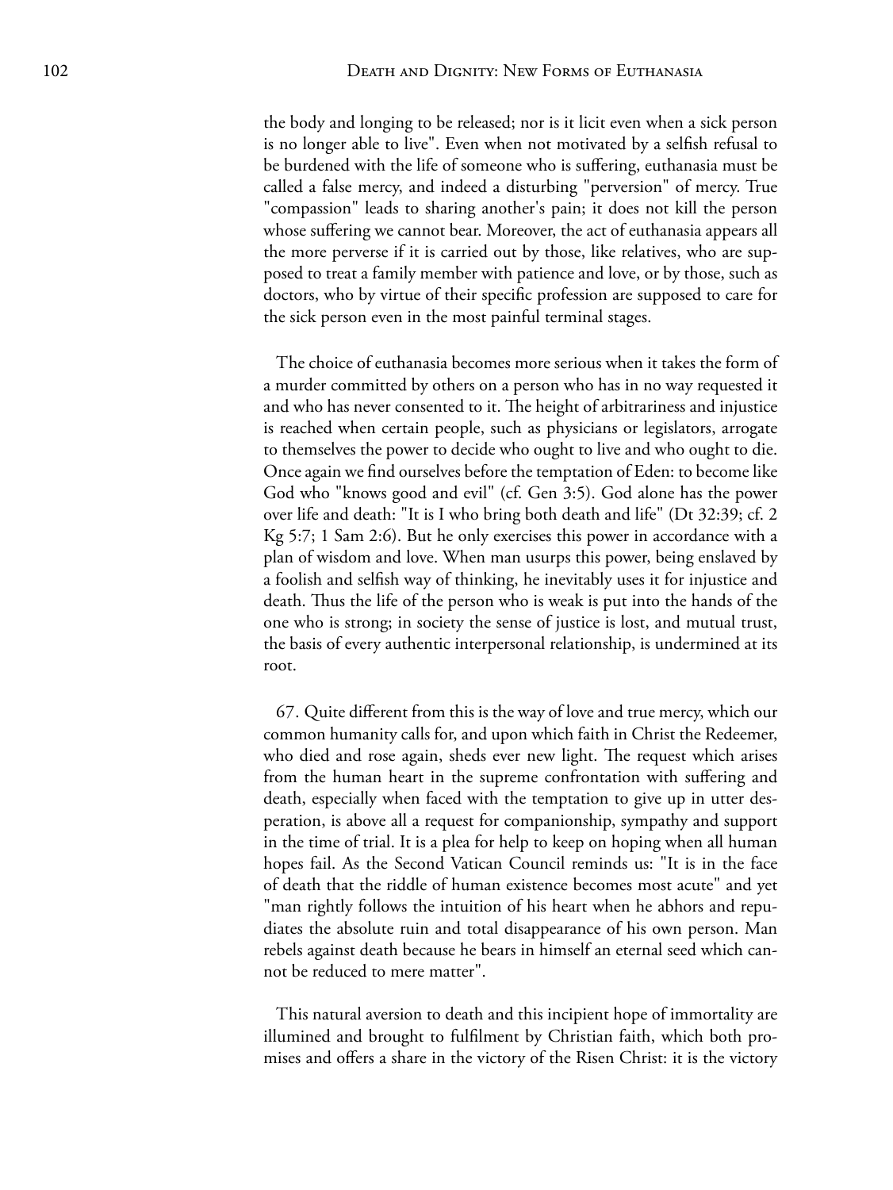the body and longing to be released; nor is it licit even when a sick person is no longer able to live". Even when not motivated by a selfish refusal to be burdened with the life of someone who is suffering, euthanasia must be called a false mercy, and indeed a disturbing "perversion" of mercy. True "compassion" leads to sharing another's pain; it does not kill the person whose suffering we cannot bear. Moreover, the act of euthanasia appears all the more perverse if it is carried out by those, like relatives, who are supposed to treat a family member with patience and love, or by those, such as doctors, who by virtue of their specific profession are supposed to care for the sick person even in the most painful terminal stages.

The choice of euthanasia becomes more serious when it takes the form of a murder committed by others on a person who has in no way requested it and who has never consented to it. The height of arbitrariness and injustice is reached when certain people, such as physicians or legislators, arrogate to themselves the power to decide who ought to live and who ought to die. Once again we find ourselves before the temptation of Eden: to become like God who "knows good and evil" (cf. Gen 3:5). God alone has the power over life and death: "It is I who bring both death and life" (Dt 32:39; cf. 2 Kg 5:7; 1 Sam 2:6). But he only exercises this power in accordance with a plan of wisdom and love. When man usurps this power, being enslaved by a foolish and selfish way of thinking, he inevitably uses it for injustice and death. Thus the life of the person who is weak is put into the hands of the one who is strong; in society the sense of justice is lost, and mutual trust, the basis of every authentic interpersonal relationship, is undermined at its root.

67. Quite different from this is the way of love and true mercy, which our common humanity calls for, and upon which faith in Christ the Redeemer, who died and rose again, sheds ever new light. The request which arises from the human heart in the supreme confrontation with suffering and death, especially when faced with the temptation to give up in utter desperation, is above all a request for companionship, sympathy and support in the time of trial. It is a plea for help to keep on hoping when all human hopes fail. As the Second Vatican Council reminds us: "It is in the face of death that the riddle of human existence becomes most acute" and yet "man rightly follows the intuition of his heart when he abhors and repudiates the absolute ruin and total disappearance of his own person. Man rebels against death because he bears in himself an eternal seed which cannot be reduced to mere matter".

This natural aversion to death and this incipient hope of immortality are illumined and brought to fulfilment by Christian faith, which both promises and offers a share in the victory of the Risen Christ: it is the victory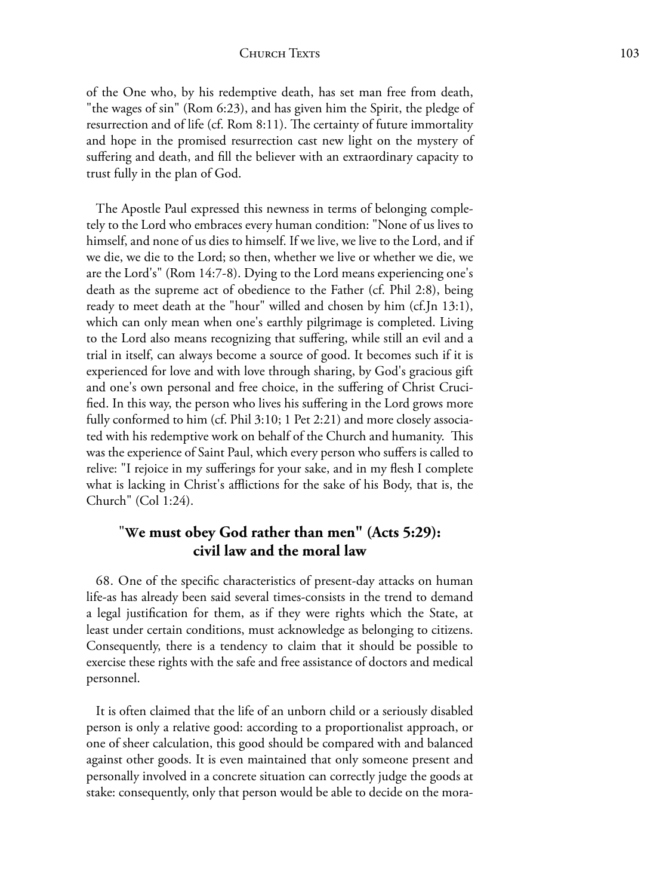of the One who, by his redemptive death, has set man free from death, "the wages of sin" (Rom 6:23), and has given him the Spirit, the pledge of resurrection and of life (cf. Rom 8:11). The certainty of future immortality and hope in the promised resurrection cast new light on the mystery of suffering and death, and fill the believer with an extraordinary capacity to trust fully in the plan of God.

The Apostle Paul expressed this newness in terms of belonging completely to the Lord who embraces every human condition: "None of us lives to himself, and none of us dies to himself. If we live, we live to the Lord, and if we die, we die to the Lord; so then, whether we live or whether we die, we are the Lord's" (Rom 14:7-8). Dying to the Lord means experiencing one's death as the supreme act of obedience to the Father (cf. Phil 2:8), being ready to meet death at the "hour" willed and chosen by him (cf.Jn 13:1), which can only mean when one's earthly pilgrimage is completed. Living to the Lord also means recognizing that suffering, while still an evil and a trial in itself, can always become a source of good. It becomes such if it is experienced for love and with love through sharing, by God's gracious gift and one's own personal and free choice, in the suffering of Christ Crucified. In this way, the person who lives his suffering in the Lord grows more fully conformed to him (cf. Phil 3:10; 1 Pet 2:21) and more closely associated with his redemptive work on behalf of the Church and humanity. This was the experience of Saint Paul, which every person who suffers is called to relive: "I rejoice in my sufferings for your sake, and in my flesh I complete what is lacking in Christ's afflictions for the sake of his Body, that is, the Church" (Col 1:24).

## "We must obey God rather than men" (Acts 5:29): civil law and the moral law

68. One of the specific characteristics of present-day attacks on human life-as has already been said several times-consists in the trend to demand a legal justification for them, as if they were rights which the State, at least under certain conditions, must acknowledge as belonging to citizens. Consequently, there is a tendency to claim that it should be possible to exercise these rights with the safe and free assistance of doctors and medical personnel.

It is often claimed that the life of an unborn child or a seriously disabled person is only a relative good: according to a proportionalist approach, or one of sheer calculation, this good should be compared with and balanced against other goods. It is even maintained that only someone present and personally involved in a concrete situation can correctly judge the goods at stake: consequently, only that person would be able to decide on the mora-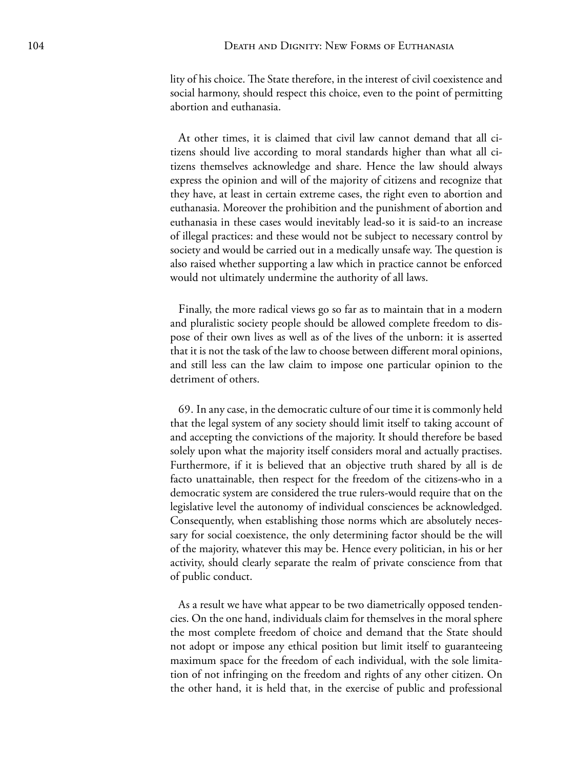lity of his choice. The State therefore, in the interest of civil coexistence and social harmony, should respect this choice, even to the point of permitting abortion and euthanasia.

At other times, it is claimed that civil law cannot demand that all citizens should live according to moral standards higher than what all citizens themselves acknowledge and share. Hence the law should always express the opinion and will of the majority of citizens and recognize that they have, at least in certain extreme cases, the right even to abortion and euthanasia. Moreover the prohibition and the punishment of abortion and euthanasia in these cases would inevitably lead-so it is said-to an increase of illegal practices: and these would not be subject to necessary control by society and would be carried out in a medically unsafe way. The question is also raised whether supporting a law which in practice cannot be enforced would not ultimately undermine the authority of all laws.

Finally, the more radical views go so far as to maintain that in a modern and pluralistic society people should be allowed complete freedom to dispose of their own lives as well as of the lives of the unborn: it is asserted that it is not the task of the law to choose between different moral opinions, and still less can the law claim to impose one particular opinion to the detriment of others.

69. In any case, in the democratic culture of our time it is commonly held that the legal system of any society should limit itself to taking account of and accepting the convictions of the majority. It should therefore be based solely upon what the majority itself considers moral and actually practises. Furthermore, if it is believed that an objective truth shared by all is de facto unattainable, then respect for the freedom of the citizens-who in a democratic system are considered the true rulers-would require that on the legislative level the autonomy of individual consciences be acknowledged. Consequently, when establishing those norms which are absolutely necessary for social coexistence, the only determining factor should be the will of the majority, whatever this may be. Hence every politician, in his or her activity, should clearly separate the realm of private conscience from that of public conduct.

As a result we have what appear to be two diametrically opposed tendencies. On the one hand, individuals claim for themselves in the moral sphere the most complete freedom of choice and demand that the State should not adopt or impose any ethical position but limit itself to guaranteeing maximum space for the freedom of each individual, with the sole limitation of not infringing on the freedom and rights of any other citizen. On the other hand, it is held that, in the exercise of public and professional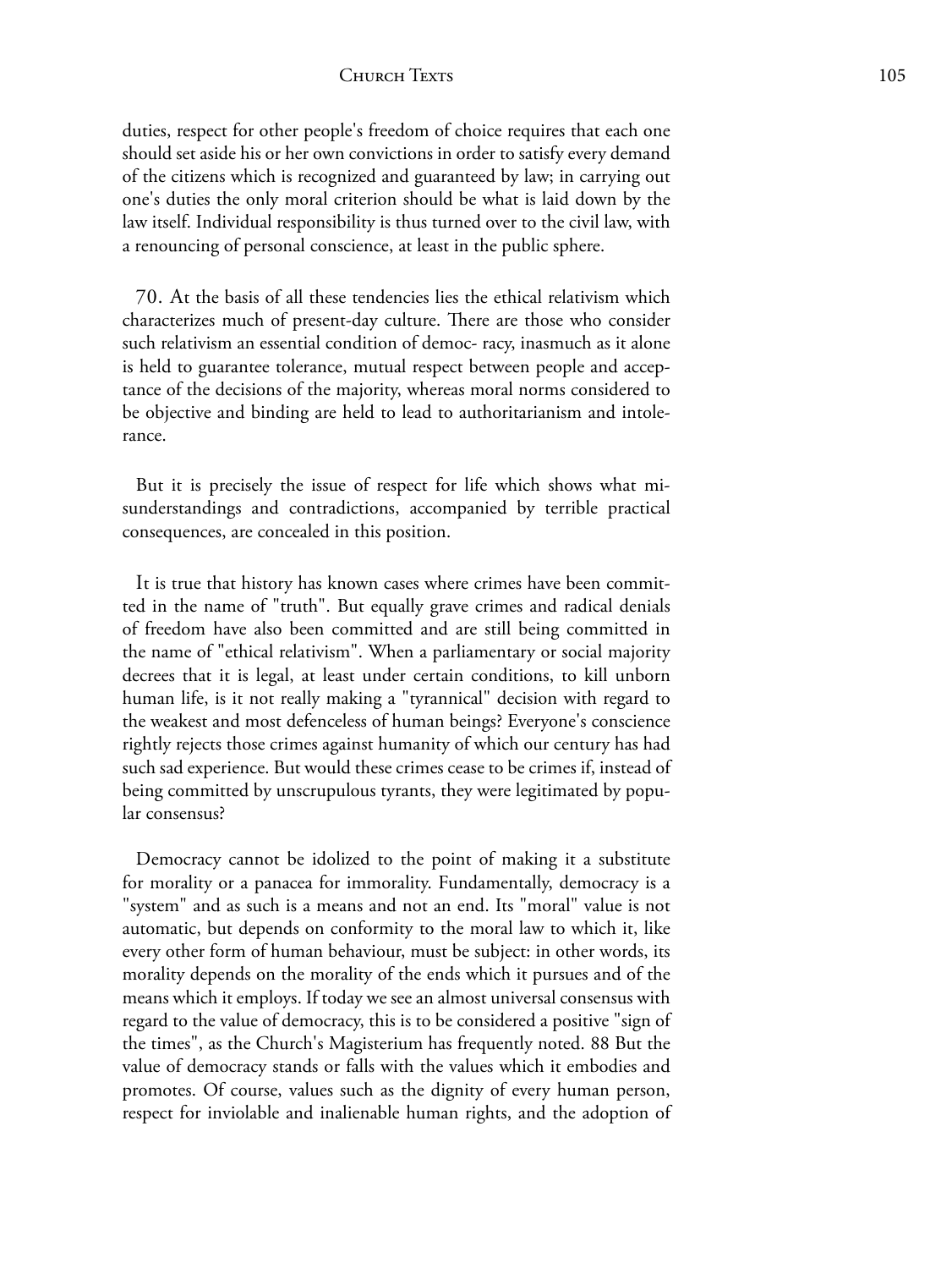duties, respect for other people's freedom of choice requires that each one should set aside his or her own convictions in order to satisfy every demand of the citizens which is recognized and guaranteed by law; in carrying out one's duties the only moral criterion should be what is laid down by the law itself. Individual responsibility is thus turned over to the civil law, with a renouncing of personal conscience, at least in the public sphere.

70. At the basis of all these tendencies lies the ethical relativism which characterizes much of present-day culture. There are those who consider such relativism an essential condition of democracy, inasmuch as it alone is held to guarantee tolerance, mutual respect between people and acceptance of the decisions of the majority, whereas moral norms considered to be objective and binding are held to lead to authoritarianism and intolerance.

But it is precisely the issue of respect for life which shows what misunderstandings and contradictions, accompanied by terrible practical consequences, are concealed in this position.

It is true that history has known cases where crimes have been committed in the name of "truth". But equally grave crimes and radical denials of freedom have also been committed and are still being committed in the name of "ethical relativism". When a parliamentary or social majority decrees that it is legal, at least under certain conditions, to kill unborn human life, is it not really making a "tyrannical" decision with regard to the weakest and most defenceless of human beings? Everyone's conscience rightly rejects those crimes against humanity of which our century has had such sad experience. But would these crimes cease to be crimes if, instead of being committed by unscrupulous tyrants, they were legitimated by popular consensus?

Democracy cannot be idolized to the point of making it a substitute for morality or a panacea for immorality. Fundamentally, democracy is a "system" and as such is a means and not an end. Its "moral" value is not automatic, but depends on conformity to the moral law to which it, like every other form of human behaviour, must be subject: in other words, its morality depends on the morality of the ends which it pursues and of the means which it employs. If today we see an almost universal consensus with regard to the value of democracy, this is to be considered a positive "sign of the times", as the Church's Magisterium has frequently noted. 88 But the value of democracy stands or falls with the values which it embodies and promotes. Of course, values such as the dignity of every human person, respect for inviolable and inalienable human rights, and the adoption of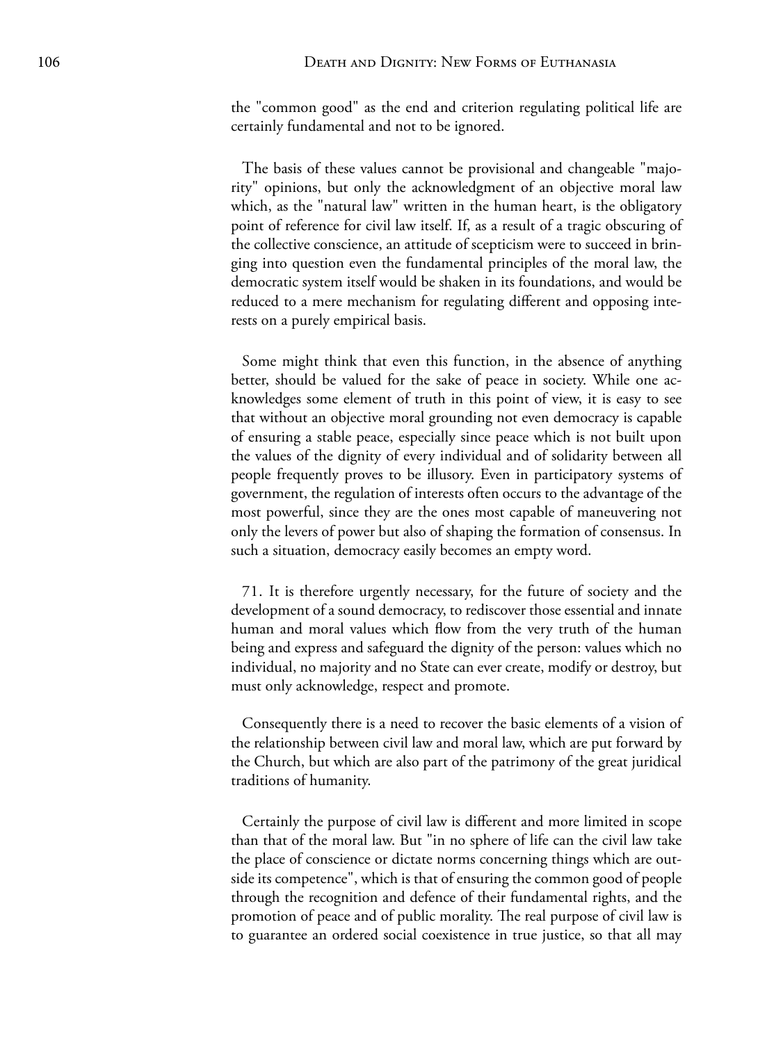the "common good" as the end and criterion regulating political life are certainly fundamental and not to be ignored.

The basis of these values cannot be provisional and changeable "majority" opinions, but only the acknowledgment of an objective moral law which, as the "natural law" written in the human heart, is the obligatory point of reference for civil law itself. If, as a result of a tragic obscuring of the collective conscience, an attitude of scepticism were to succeed in bringing into question even the fundamental principles of the moral law, the democratic system itself would be shaken in its foundations, and would be reduced to a mere mechanism for regulating different and opposing interests on a purely empirical basis.

Some might think that even this function, in the absence of anything better, should be valued for the sake of peace in society. While one acknowledges some element of truth in this point of view, it is easy to see that without an objective moral grounding not even democracy is capable of ensuring a stable peace, especially since peace which is not built upon the values of the dignity of every individual and of solidarity between all people frequently proves to be illusory. Even in participatory systems of government, the regulation of interests often occurs to the advantage of the most powerful, since they are the ones most capable of maneuvering not only the levers of power but also of shaping the formation of consensus. In such a situation, democracy easily becomes an empty word.

71. It is therefore urgently necessary, for the future of society and the development of a sound democracy, to rediscover those essential and innate human and moral values which flow from the very truth of the human being and express and safeguard the dignity of the person: values which no individual, no majority and no State can ever create, modify or destroy, but must only acknowledge, respect and promote.

Consequently there is a need to recover the basic elements of a vision of the relationship between civil law and moral law, which are put forward by the Church, but which are also part of the patrimony of the great juridical traditions of humanity.

Certainly the purpose of civil law is different and more limited in scope than that of the moral law. But "in no sphere of life can the civil law take the place of conscience or dictate norms concerning things which are outside its competence", which is that of ensuring the common good of people through the recognition and defence of their fundamental rights, and the promotion of peace and of public morality. The real purpose of civil law is to guarantee an ordered social coexistence in true justice, so that all may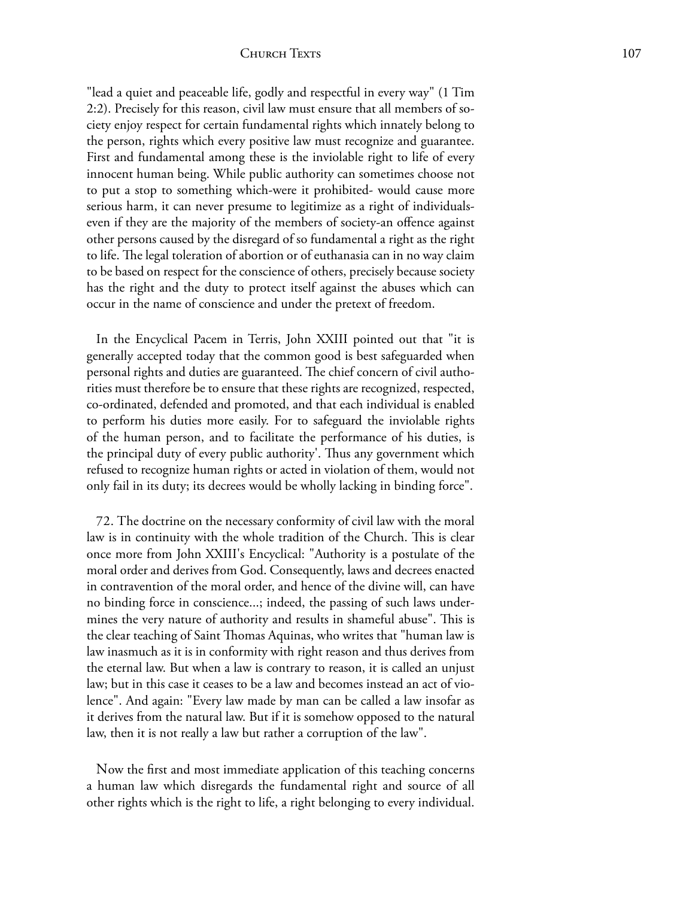"lead a quiet and peaceable life, godly and respectful in every way" (1 Tim 2:2). Precisely for this reason, civil law must ensure that all members of society enjoy respect for certain fundamental rights which innately belong to the person, rights which every positive law must recognize and guarantee. First and fundamental among these is the inviolable right to life of every innocent human being. While public authority can sometimes choose not to put a stop to something which-were it prohibited- would cause more serious harm, it can never presume to legitimize as a right of individuals-even if they are the majority of the members of society-an offence against other persons caused by the disregard of so fundamental a right as the right to life. The legal toleration of abortion or of euthanasia can in no way claim to be based on respect for the conscience of others, precisely because society has the right and the duty to protect itself against the abuses which can occur in the name of conscience and under the pretext of freedom.

In the Encyclical Pacem in Terris, John XXIII pointed out that "it is generally accepted today that the common good is best safeguarded when personal rights and duties are guaranteed. The chief concern of civil authorities must therefore be to ensure that these rights are recognized, respected, co-ordinated, defended and promoted, and that each individual is enabled to perform his duties more easily. For to safeguard the inviolable rights of the human person, and to facilitate the performance of his duties, is the principal duty of every public authority'. Thus any government which refused to recognize human rights or acted in violation of them, would not only fail in its duty; its decrees would be wholly lacking in binding force".

72. The doctrine on the necessary conformity of civil law with the moral law is in continuity with the whole tradition of the Church. This is clear once more from John XXIII's Encyclical: "Authority is a postulate of the moral order and derives from God. Consequently, laws and decrees enacted in contravention of the moral order, and hence of the divine will, can have no binding force in conscience...; indeed, the passing of such laws undermines the very nature of authority and results in shameful abuse". This is the clear teaching of Saint Thomas Aquinas, who writes that "human law is law inasmuch as it is in conformity with right reason and thus derives from the eternal law. But when a law is contrary to reason, it is called an unjust law; but in this case it ceases to be a law and becomes instead an act of violence". And again: "Every law made by man can be called a law insofar as it derives from the natural law. But if it is somehow opposed to the natural law, then it is not really a law but rather a corruption of the law".

Now the first and most immediate application of this teaching concerns a human law which disregards the fundamental right and source of all other rights which is the right to life, a right belonging to every individual.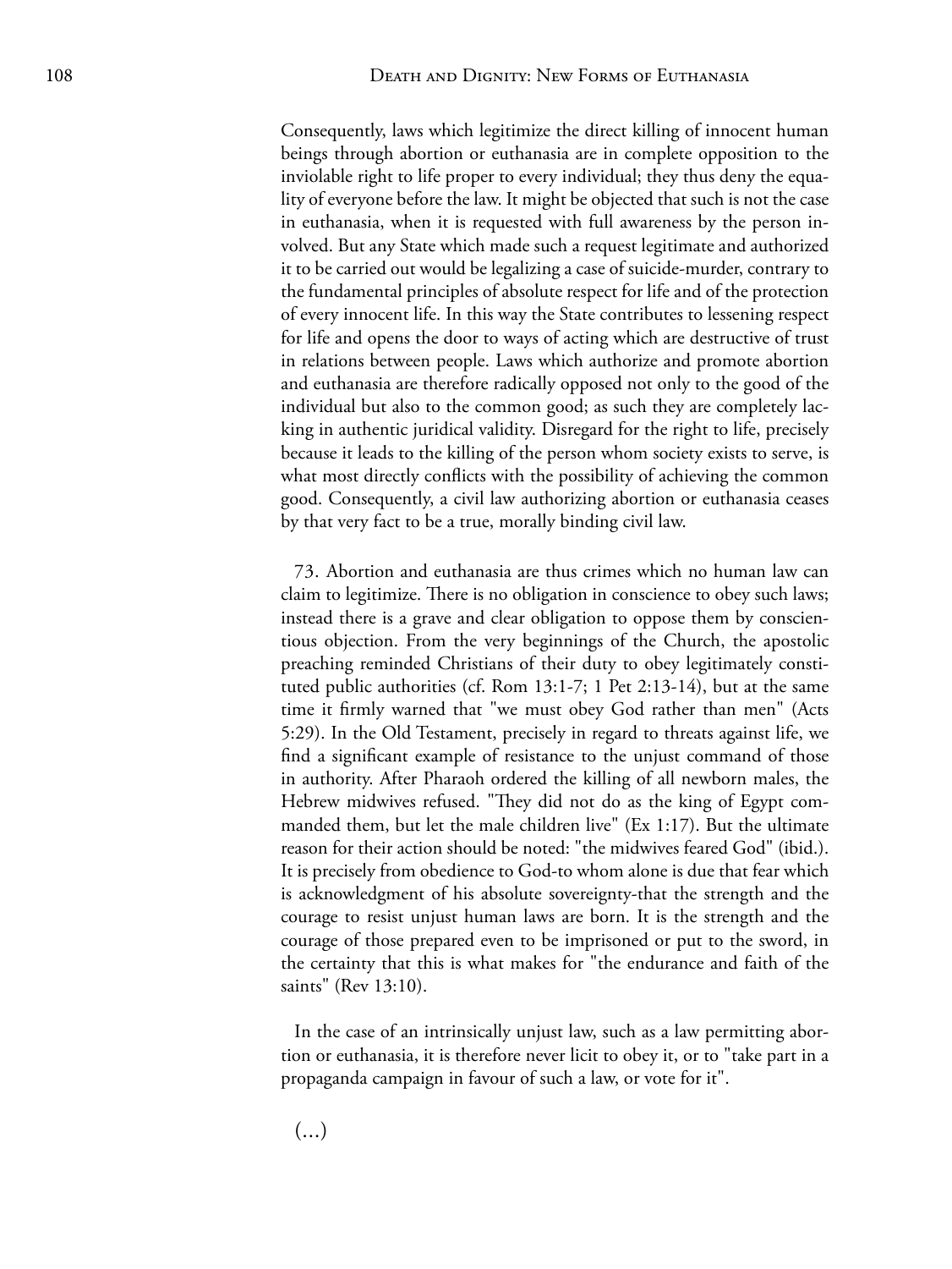Consequently, laws which legitimize the direct killing of innocent human beings through abortion or euthanasia are in complete opposition to the inviolable right to life proper to every individual; they thus deny the equality of everyone before the law. It might be objected that such is not the case in euthanasia, when it is requested with full awareness by the person involved. But any State which made such a request legitimate and authorized it to be carried out would be legalizing a case of suicide-murder, contrary to the fundamental principles of absolute respect for life and of the protection of every innocent life. In this way the State contributes to lessening respect for life and opens the door to ways of acting which are destructive of trust in relations between people. Laws which authorize and promote abortion and euthanasia are therefore radically opposed not only to the good of the individual but also to the common good; as such they are completely lacking in authentic juridical validity. Disregard for the right to life, precisely because it leads to the killing of the person whom society exists to serve, is what most directly conflicts with the possibility of achieving the common good. Consequently, a civil law authorizing abortion or euthanasia ceases by that very fact to be a true, morally binding civil law.

73. Abortion and euthanasia are thus crimes which no human law can claim to legitimize. There is no obligation in conscience to obey such laws; instead there is a grave and clear obligation to oppose them by conscientious objection. From the very beginnings of the Church, the apostolic preaching reminded Christians of their duty to obey legitimately constituted public authorities (cf. Rom 13:1-7; 1 Pet 2:13-14), but at the same time it firmly warned that "we must obey God rather than men" (Acts 5:29). In the Old Testament, precisely in regard to threats against life, we find a significant example of resistance to the unjust command of those in authority. After Pharaoh ordered the killing of all newborn males, the Hebrew midwives refused. "They did not do as the king of Egypt commanded them, but let the male children live" (Ex 1:17). But the ultimate reason for their action should be noted: "the midwives feared God" (ibid.). It is precisely from obedience to God-to whom alone is due that fear which is acknowledgment of his absolute sovereignty-that the strength and the courage to resist unjust human laws are born. It is the strength and the courage of those prepared even to be imprisoned or put to the sword, in the certainty that this is what makes for "the endurance and faith of the saints" (Rev 13:10).

In the case of an intrinsically unjust law, such as a law permitting abortion or euthanasia, it is therefore never licit to obey it, or to "take part in a propaganda campaign in favour of such a law, or vote for it".

(...)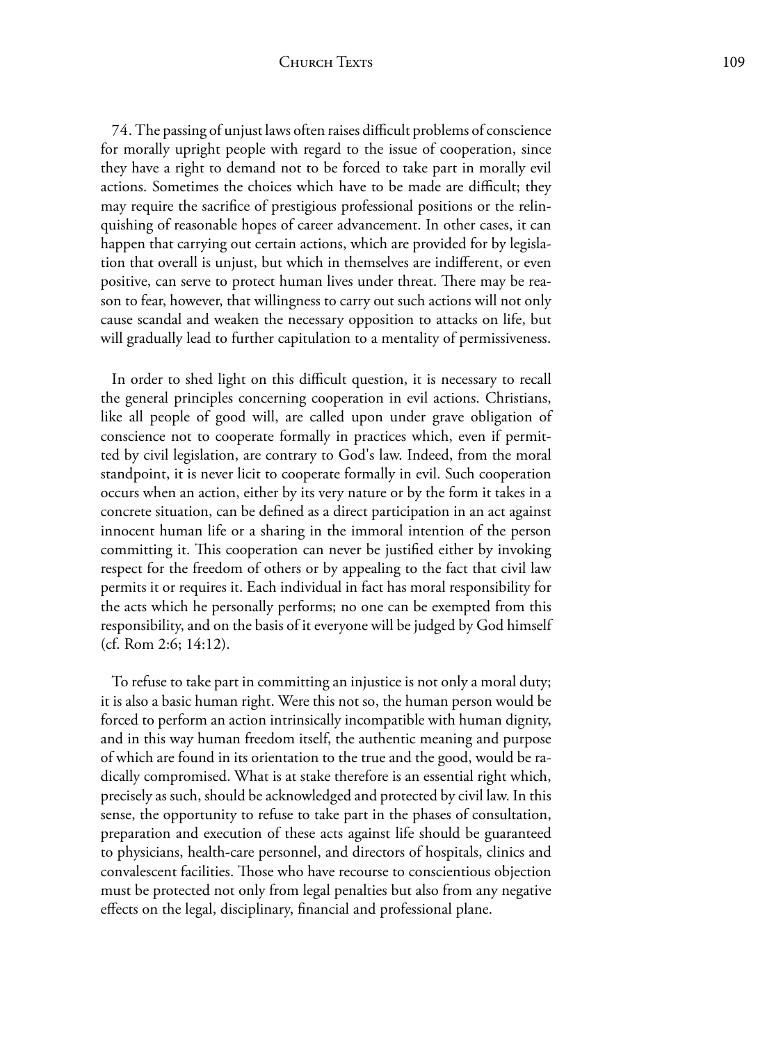74. The passing of unjust laws often raises difficult problems of conscience for morally upright people with regard to the issue of cooperation, since they have a right to demand not to be forced to take part in morally evil actions. Sometimes the choices which have to be made are difficult; they may require the sacrifice of prestigious professional positions or the relinquishing of reasonable hopes of career advancement. In other cases, it can happen that carrying out certain actions, which are provided for by legislation that overall is unjust, but which in themselves are indifferent, or even positive, can serve to protect human lives under threat. There may be reason to fear, however, that willingness to carry out such actions will not only cause scandal and weaken the necessary opposition to attacks on life, but will gradually lead to further capitulation to a mentality of permissiveness.

In order to shed light on this difficult question, it is necessary to recall the general principles concerning cooperation in evil actions. Christians, like all people of good will, are called upon under grave obligation of conscience not to cooperate formally in practices which, even if permitted by civil legislation, are contrary to God's law. Indeed, from the moral standpoint, it is never licit to cooperate formally in evil. Such cooperation occurs when an action, either by its very nature or by the form it takes in a concrete situation, can be defined as a direct participation in an act against innocent human life or a sharing in the immoral intention of the person committing it. This cooperation can never be justified either by invoking respect for the freedom of others or by appealing to the fact that civil law permits it or requires it. Each individual in fact has moral responsibility for the acts which he personally performs; no one can be exempted from this responsibility, and on the basis of it everyone will be judged by God himself (cf. Rom 2:6; 14:12).

To refuse to take part in committing an injustice is not only a moral duty; it is also a basic human right. Were this not so, the human person would be forced to perform an action intrinsically incompatible with human dignity, and in this way human freedom itself, the authentic meaning and purpose of which are found in its orientation to the true and the good, would be radically compromised. What is at stake therefore is an essential right which, precisely as such, should be acknowledged and protected by civil law. In this sense, the opportunity to refuse to take part in the phases of consultation, preparation and execution of these acts against life should be guaranteed to physicians, health-care personnel, and directors of hospitals, clinics and convalescent facilities. Those who have recourse to conscientious objection must be protected not only from legal penalties but also from any negative effects on the legal, disciplinary, financial and professional plane.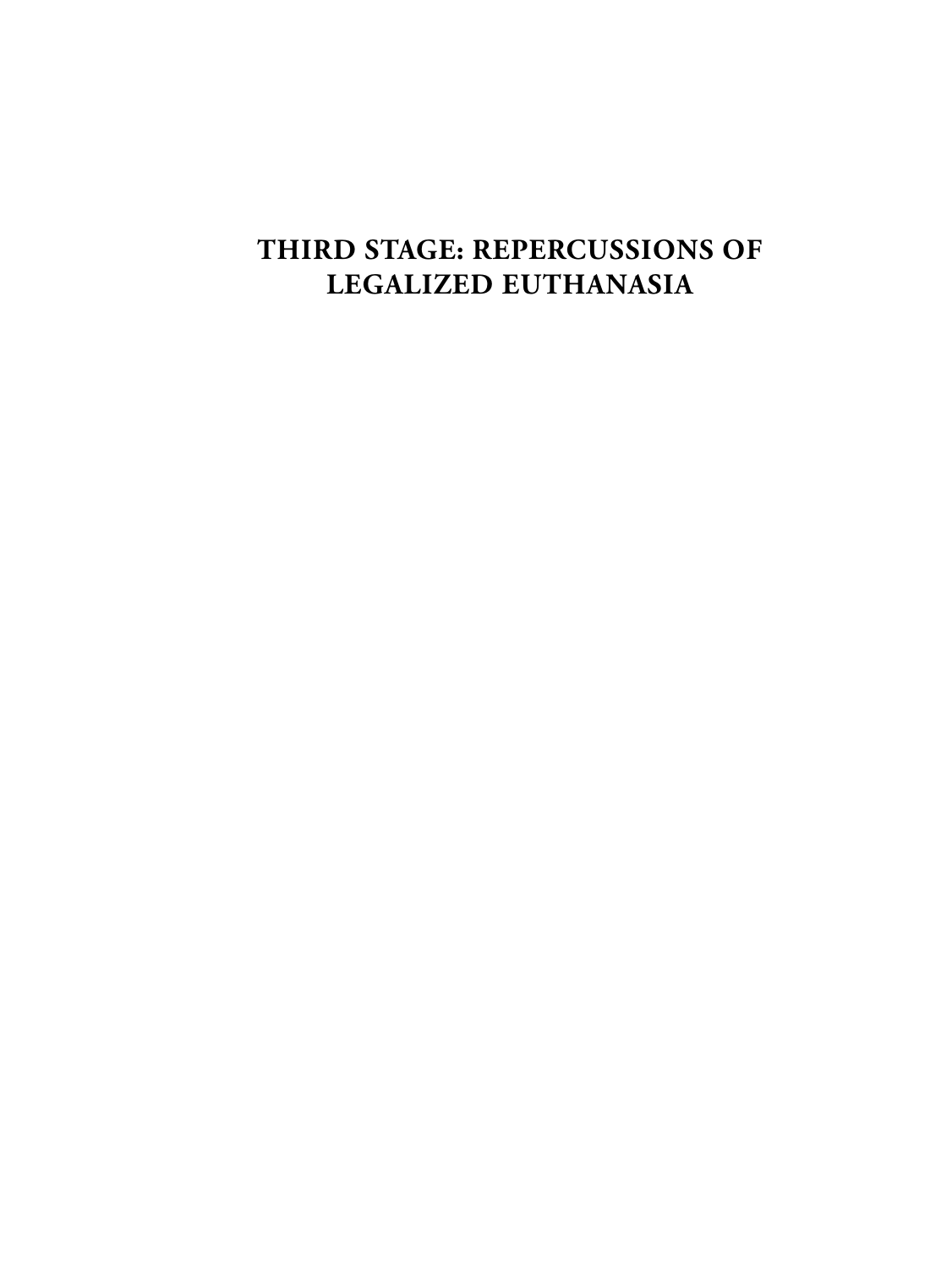# THIRD STAGE: REPERCUSSIONS OF LEGALIZED EUTHANASIA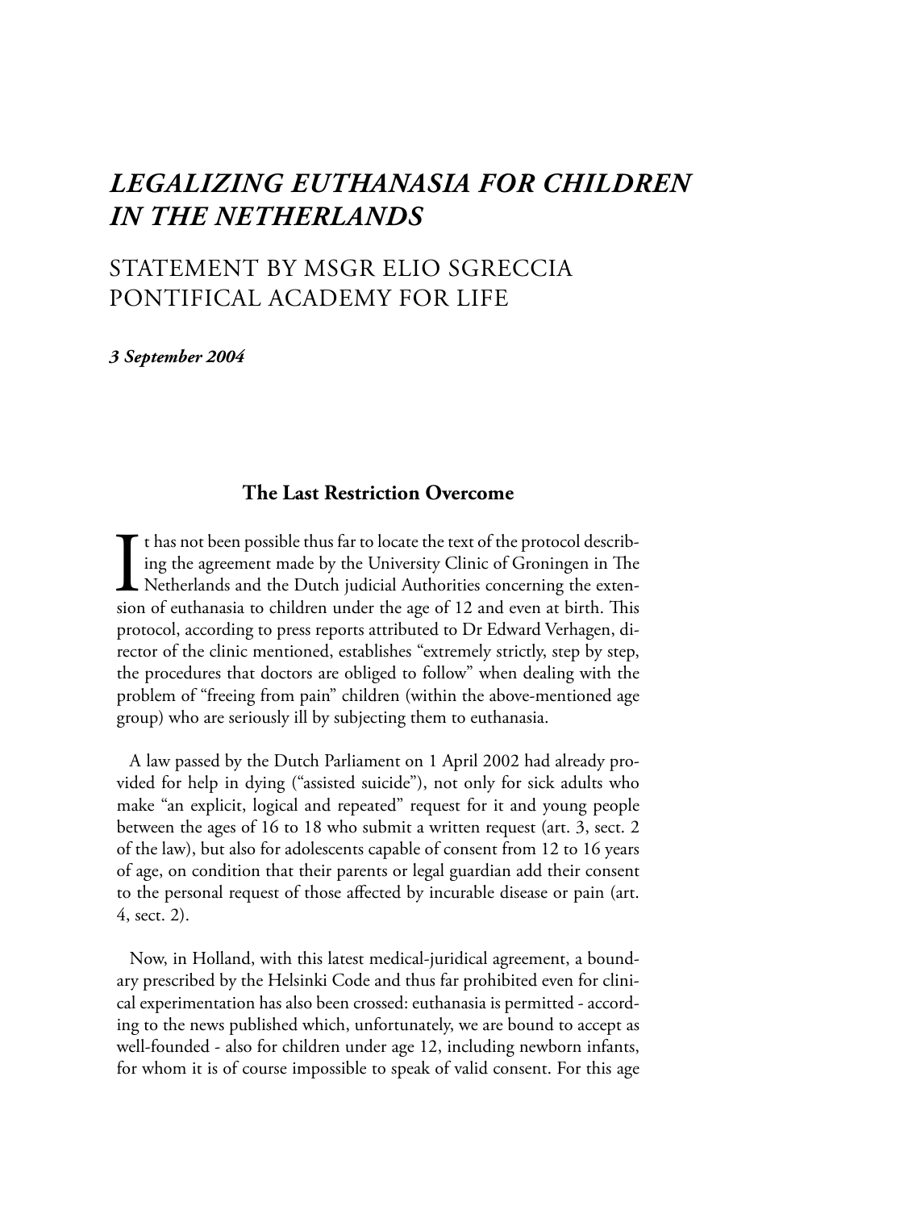# *LEGALIZING EUTHANASIA FOR CHILDREN IN THE NETHERLANDS*

## STATEMENT BY MSGR ELIO SGRECCIA PONTIFICAL ACADEMY FOR LIFE

***3 September 2004***

### The Last Restriction Overcome

It has not been possible thus far to locate the text of the protocol describing the agreement made by the University Clinic of Groningen in The Netherlands and the Dutch judicial Authorities concerning the extension of euthanasia to children under the age of 12 and even at birth. This protocol, according to press reports attributed to Dr Edward Verhagen, director of the clinic mentioned, establishes "extremely strictly, step by step, the procedures that doctors are obliged to follow" when dealing with the problem of "freeing from pain" children (within the above-mentioned age group) who are seriously ill by subjecting them to euthanasia.

A law passed by the Dutch Parliament on 1 April 2002 had already provided for help in dying ("assisted suicide"), not only for sick adults who make "an explicit, logical and repeated" request for it and young people between the ages of 16 to 18 who submit a written request (art. 3, sect. 2 of the law), but also for adolescents capable of consent from 12 to 16 years of age, on condition that their parents or legal guardian add their consent to the personal request of those affected by incurable disease or pain (art. 4, sect. 2).

Now, in Holland, with this latest medical-juridical agreement, a boundary prescribed by the Helsinki Code and thus far prohibited even for clinical experimentation has also been crossed: euthanasia is permitted - according to the news published which, unfortunately, we are bound to accept as well-founded - also for children under age 12, including newborn infants, for whom it is of course impossible to speak of valid consent. For this age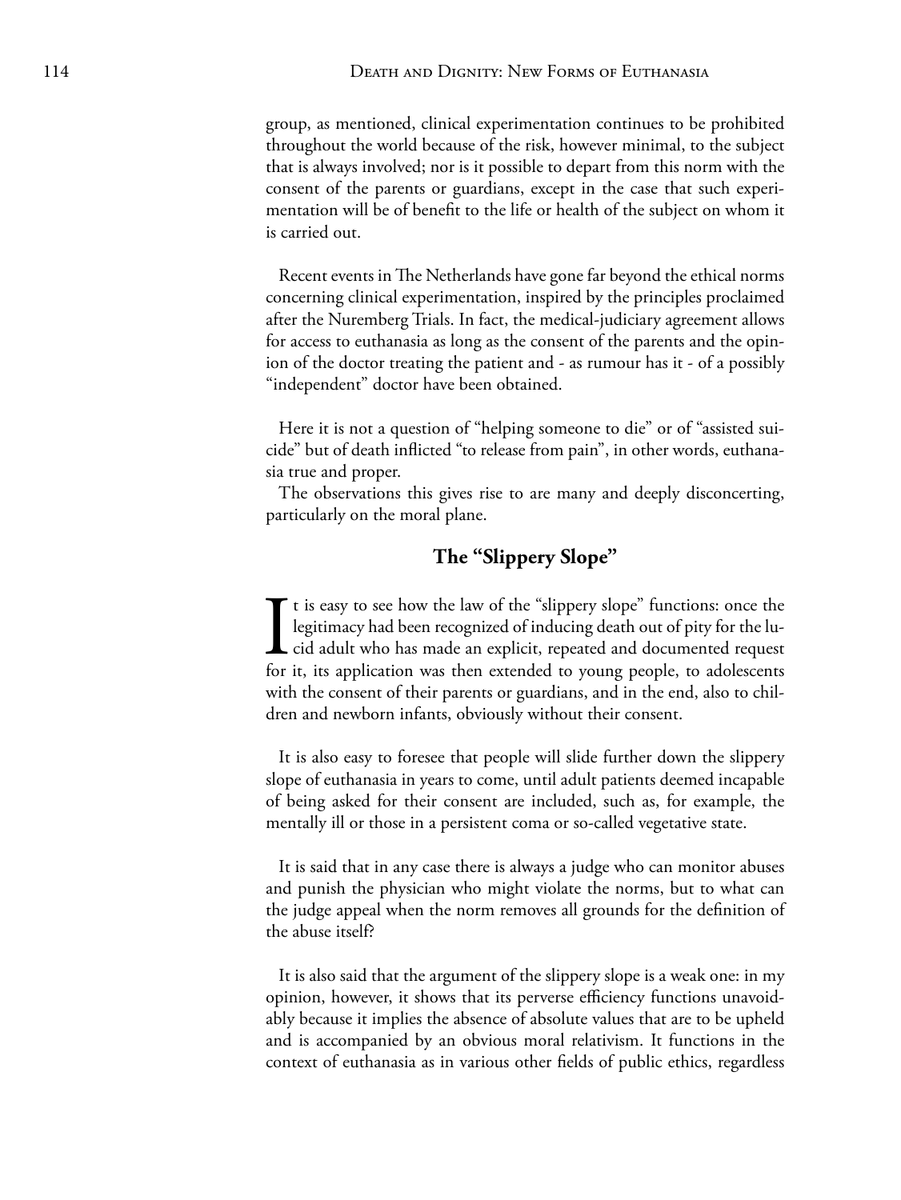group, as mentioned, clinical experimentation continues to be prohibited throughout the world because of the risk, however minimal, to the subject that is always involved; nor is it possible to depart from this norm with the consent of the parents or guardians, except in the case that such experimentation will be of benefit to the life or health of the subject on whom it is carried out.

Recent events in The Netherlands have gone far beyond the ethical norms concerning clinical experimentation, inspired by the principles proclaimed after the Nuremberg Trials. In fact, the medical-judiciary agreement allows for access to euthanasia as long as the consent of the parents and the opinion of the doctor treating the patient and - as rumour has it - of a possibly "independent" doctor have been obtained.

Here it is not a question of "helping someone to die" or of "assisted suicide" but of death inflicted "to release from pain", in other words, euthanasia true and proper.

The observations this gives rise to are many and deeply disconcerting, particularly on the moral plane.

## The "Slippery Slope"

It is easy to see how the law of the "slippery slope" functions: once the legitimacy had been recognized of inducing death out of pity for the lucid adult who has made an explicit, repeated and documented request for it, its application was then extended to young people, to adolescents with the consent of their parents or guardians, and in the end, also to children and newborn infants, obviously without their consent.

It is also easy to foresee that people will slide further down the slippery slope of euthanasia in years to come, until adult patients deemed incapable of being asked for their consent are included, such as, for example, the mentally ill or those in a persistent coma or so-called vegetative state.

It is said that in any case there is always a judge who can monitor abuses and punish the physician who might violate the norms, but to what can the judge appeal when the norm removes all grounds for the definition of the abuse itself?

It is also said that the argument of the slippery slope is a weak one: in my opinion, however, it shows that its perverse efficiency functions unavoidably because it implies the absence of absolute values that are to be upheld and is accompanied by an obvious moral relativism. It functions in the context of euthanasia as in various other fields of public ethics, regardless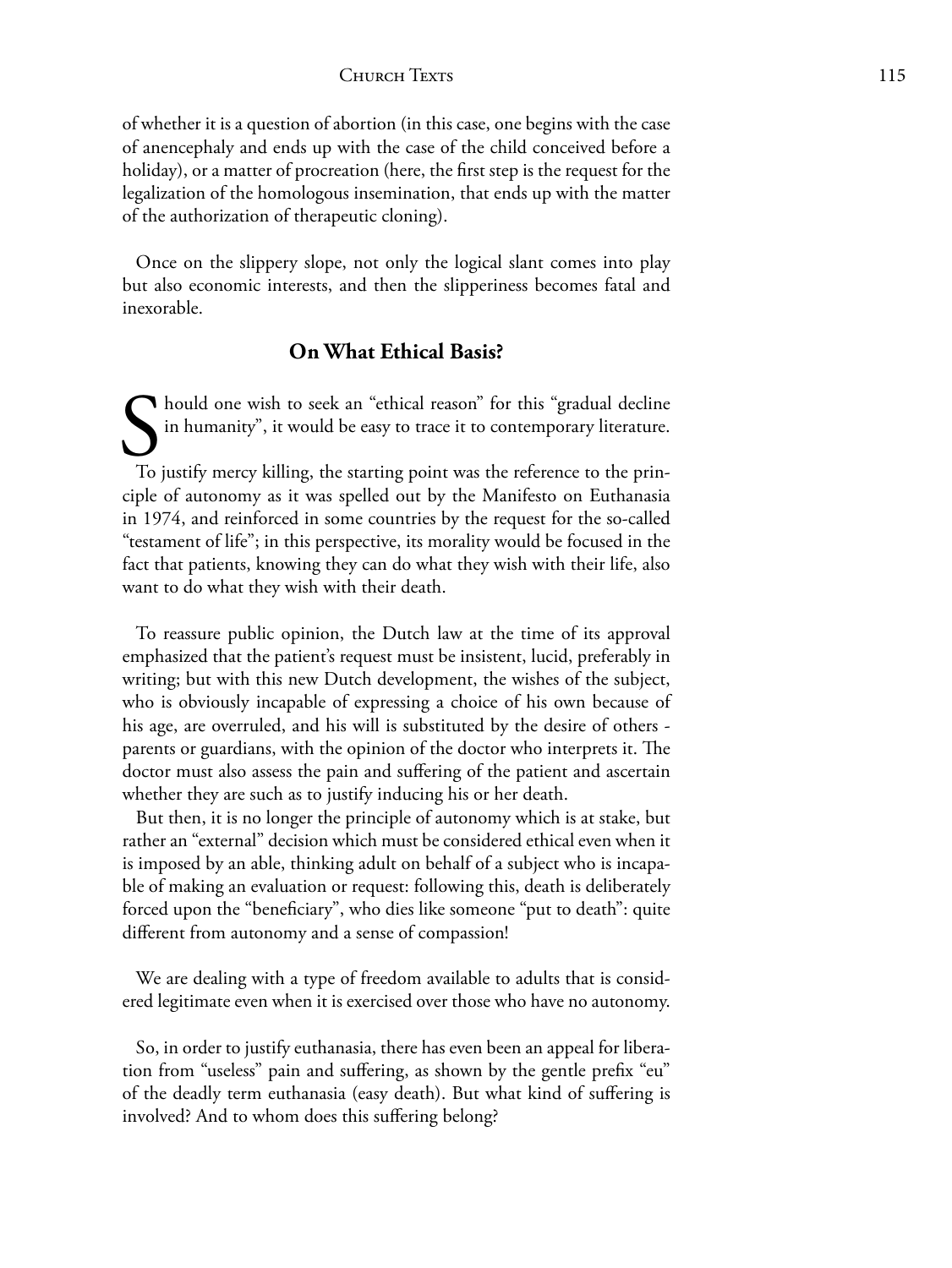of whether it is a question of abortion (in this case, one begins with the case of anencephaly and ends up with the case of the child conceived before a holiday), or a matter of procreation (here, the first step is the request for the legalization of the homologous insemination, that ends up with the matter of the authorization of therapeutic cloning).

Once on the slippery slope, not only the logical slant comes into play but also economic interests, and then the slipperiness becomes fatal and inexorable.

## On What Ethical Basis?

Should one wish to seek an "ethical reason" for this "gradual decline in humanity", it would be easy to trace it to contemporary literature.

To justify mercy killing, the starting point was the reference to the principle of autonomy as it was spelled out by the Manifesto on Euthanasia in 1974, and reinforced in some countries by the request for the so-called "testament of life"; in this perspective, its morality would be focused in the fact that patients, knowing they can do what they wish with their life, also want to do what they wish with their death.

To reassure public opinion, the Dutch law at the time of its approval emphasized that the patient's request must be insistent, lucid, preferably in writing; but with this new Dutch development, the wishes of the subject, who is obviously incapable of expressing a choice of his own because of his age, are overruled, and his will is substituted by the desire of others - parents or guardians, with the opinion of the doctor who interprets it. The doctor must also assess the pain and suffering of the patient and ascertain whether they are such as to justify inducing his or her death.

But then, it is no longer the principle of autonomy which is at stake, but rather an "external" decision which must be considered ethical even when it is imposed by an able, thinking adult on behalf of a subject who is incapable of making an evaluation or request: following this, death is deliberately forced upon the "beneficiary", who dies like someone "put to death": quite different from autonomy and a sense of compassion!

We are dealing with a type of freedom available to adults that is considered legitimate even when it is exercised over those who have no autonomy.

So, in order to justify euthanasia, there has even been an appeal for liberation from "useless" pain and suffering, as shown by the gentle prefix "eu" of the deadly term euthanasia (easy death). But what kind of suffering is involved? And to whom does this suffering belong?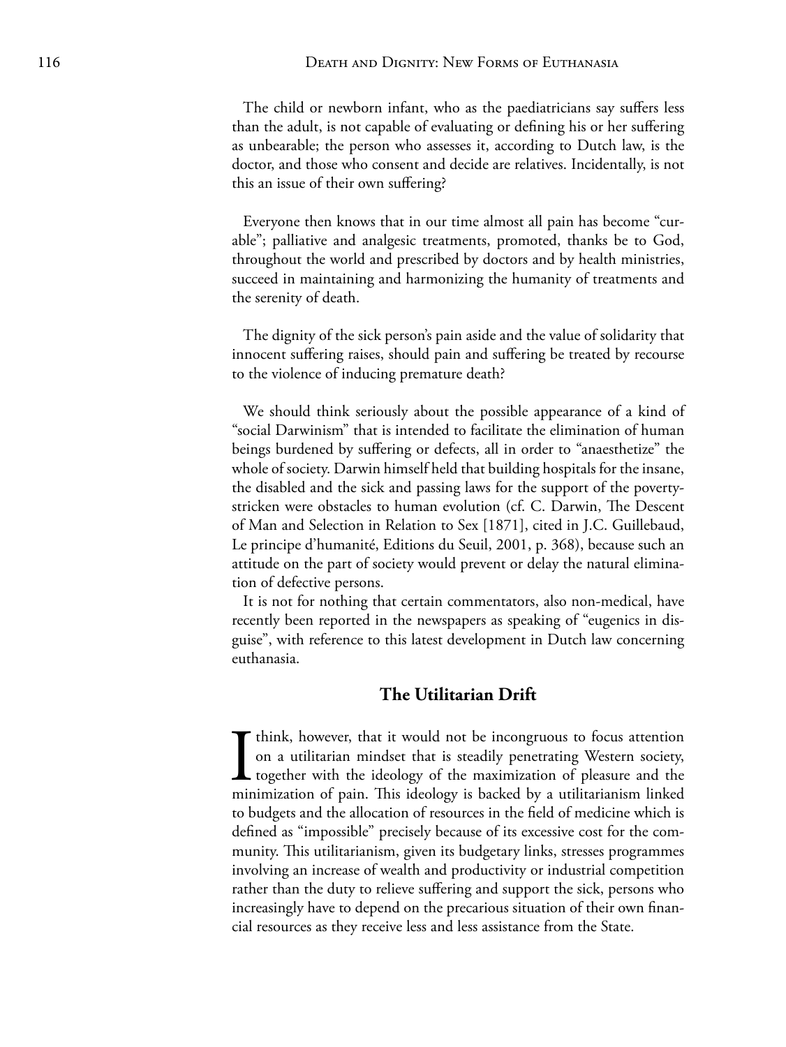The child or newborn infant, who as the paediatricians say suffers less than the adult, is not capable of evaluating or defining his or her suffering as unbearable; the person who assesses it, according to Dutch law, is the doctor, and those who consent and decide are relatives. Incidentally, is not this an issue of their own suffering?

Everyone then knows that in our time almost all pain has become "curable"; palliative and analgesic treatments, promoted, thanks be to God, throughout the world and prescribed by doctors and by health ministries, succeed in maintaining and harmonizing the humanity of treatments and the serenity of death.

The dignity of the sick person's pain aside and the value of solidarity that innocent suffering raises, should pain and suffering be treated by recourse to the violence of inducing premature death?

We should think seriously about the possible appearance of a kind of "social Darwinism" that is intended to facilitate the elimination of human beings burdened by suffering or defects, all in order to "anaesthetize" the whole of society. Darwin himself held that building hospitals for the insane, the disabled and the sick and passing laws for the support of the poverty-stricken were obstacles to human evolution (cf. C. Darwin, The Descent of Man and Selection in Relation to Sex [1871], cited in J.C. Guillebaud, Le principe d'humanité, Editions du Seuil, 2001, p. 368), because such an attitude on the part of society would prevent or delay the natural elimination of defective persons.

It is not for nothing that certain commentators, also non-medical, have recently been reported in the newspapers as speaking of "eugenics in disguise", with reference to this latest development in Dutch law concerning euthanasia.

## The Utilitarian Drift

I think, however, that it would not be incongruous to focus attention on a utilitarian mindset that is steadily penetrating Western society, together with the ideology of the maximization of pleasure and the minimization of pain. This ideology is backed by a utilitarianism linked to budgets and the allocation of resources in the field of medicine which is defined as "impossible" precisely because of its excessive cost for the community. This utilitarianism, given its budgetary links, stresses programmes involving an increase of wealth and productivity or industrial competition rather than the duty to relieve suffering and support the sick, persons who increasingly have to depend on the precarious situation of their own financial resources as they receive less and less assistance from the State.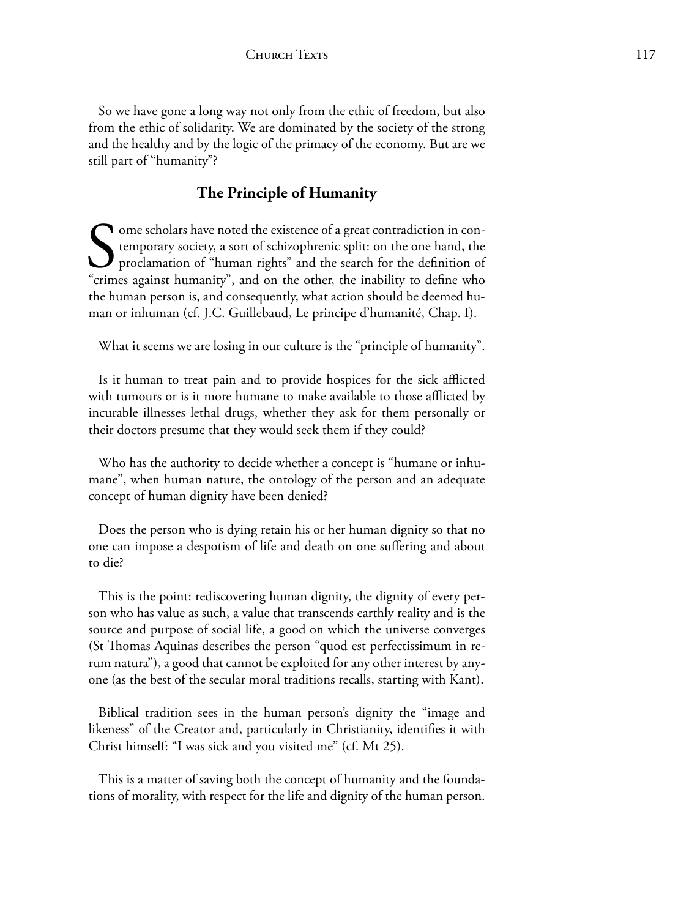So we have gone a long way not only from the ethic of freedom, but also from the ethic of solidarity. We are dominated by the society of the strong and the healthy and by the logic of the primacy of the economy. But are we still part of "humanity"?

## The Principle of Humanity

Some scholars have noted the existence of a great contradiction in contemporary society, a sort of schizophrenic split: on the one hand, the proclamation of "human rights" and the search for the definition of "crimes against humanity", and on the other, the inability to define who the human person is, and consequently, what action should be deemed human or inhuman (cf. J.C. Guillebaud, Le principe d'humanité, Chap. I).

What it seems we are losing in our culture is the "principle of humanity".

Is it human to treat pain and to provide hospices for the sick afflicted with tumours or is it more humane to make available to those afflicted by incurable illnesses lethal drugs, whether they ask for them personally or their doctors presume that they would seek them if they could?

Who has the authority to decide whether a concept is "humane or inhumane", when human nature, the ontology of the person and an adequate concept of human dignity have been denied?

Does the person who is dying retain his or her human dignity so that no one can impose a despotism of life and death on one suffering and about to die?

This is the point: rediscovering human dignity, the dignity of every person who has value as such, a value that transcends earthly reality and is the source and purpose of social life, a good on which the universe converges (St Thomas Aquinas describes the person "quod est perfectissimum in rerum natura"), a good that cannot be exploited for any other interest by anyone (as the best of the secular moral traditions recalls, starting with Kant).

Biblical tradition sees in the human person's dignity the "image and likeness" of the Creator and, particularly in Christianity, identifies it with Christ himself: "I was sick and you visited me" (cf. Mt 25).

This is a matter of saving both the concept of humanity and the foundations of morality, with respect for the life and dignity of the human person.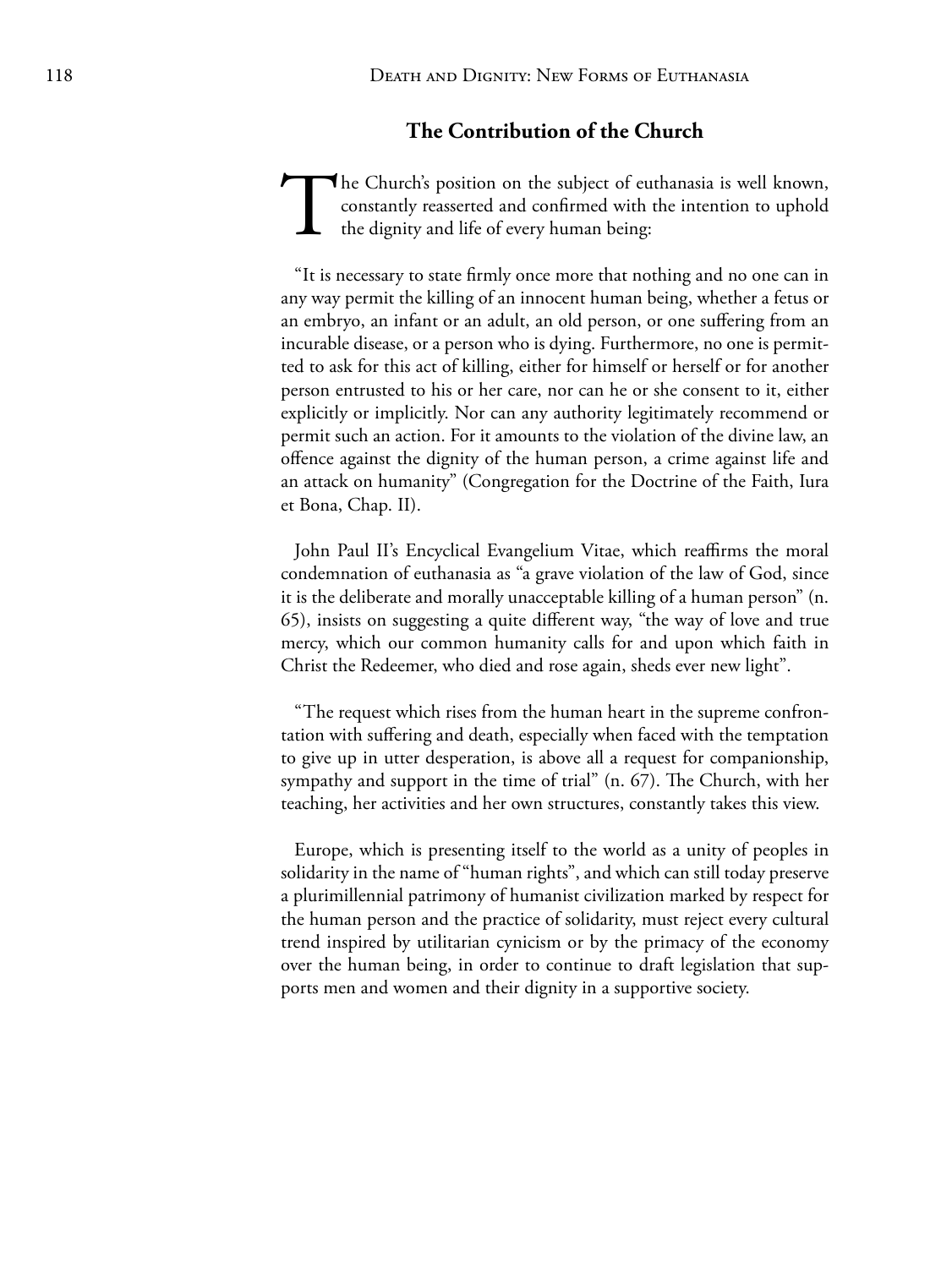## The Contribution of the Church

The Church's position on the subject of euthanasia is well known, constantly reasserted and confirmed with the intention to uphold the dignity and life of every human being:

"It is necessary to state firmly once more that nothing and no one can in any way permit the killing of an innocent human being, whether a fetus or an embryo, an infant or an adult, an old person, or one suffering from an incurable disease, or a person who is dying. Furthermore, no one is permitted to ask for this act of killing, either for himself or herself or for another person entrusted to his or her care, nor can he or she consent to it, either explicitly or implicitly. Nor can any authority legitimately recommend or permit such an action. For it amounts to the violation of the divine law, an offence against the dignity of the human person, a crime against life and an attack on humanity" (Congregation for the Doctrine of the Faith, Iura et Bona, Chap. II).

John Paul II's Encyclical Evangelium Vitae, which reaffirms the moral condemnation of euthanasia as "a grave violation of the law of God, since it is the deliberate and morally unacceptable killing of a human person" (n. 65), insists on suggesting a quite different way, "the way of love and true mercy, which our common humanity calls for and upon which faith in Christ the Redeemer, who died and rose again, sheds ever new light".

"The request which rises from the human heart in the supreme confrontation with suffering and death, especially when faced with the temptation to give up in utter desperation, is above all a request for companionship, sympathy and support in the time of trial" (n. 67). The Church, with her teaching, her activities and her own structures, constantly takes this view.

Europe, which is presenting itself to the world as a unity of peoples in solidarity in the name of "human rights", and which can still today preserve a plurimillennial patrimony of humanist civilization marked by respect for the human person and the practice of solidarity, must reject every cultural trend inspired by utilitarian cynicism or by the primacy of the economy over the human being, in order to continue to draft legislation that supports men and women and their dignity in a supportive society.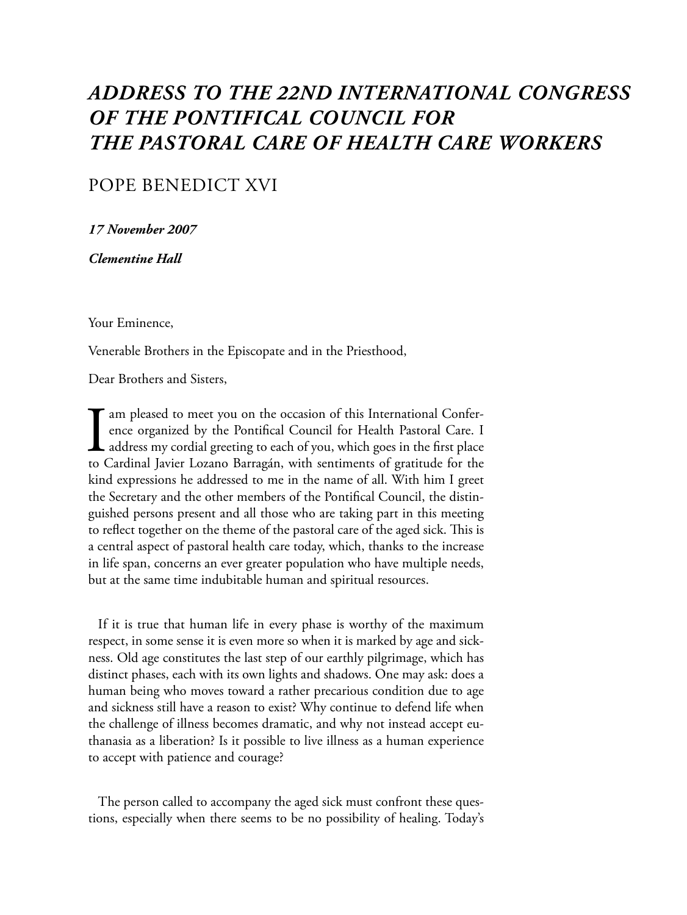# *ADDRESS TO THE 22ND INTERNATIONAL CONGRESS OF THE PONTIFICAL COUNCIL FOR THE PASTORAL CARE OF HEALTH CARE WORKERS*

## POPE BENEDICT XVI

***17 November 2007***

***Clementine Hall***

Your Eminence,

Venerable Brothers in the Episcopate and in the Priesthood,

Dear Brothers and Sisters,

I am pleased to meet you on the occasion of this International Conference organized by the Pontifical Council for Health Pastoral Care. I address my cordial greeting to each of you, which goes in the first place to Cardinal Javier Lozano Barragán, with sentiments of gratitude for the kind expressions he addressed to me in the name of all. With him I greet the Secretary and the other members of the Pontifical Council, the distinguished persons present and all those who are taking part in this meeting to reflect together on the theme of the pastoral care of the aged sick. This is a central aspect of pastoral health care today, which, thanks to the increase in life span, concerns an ever greater population who have multiple needs, but at the same time indubitable human and spiritual resources.

If it is true that human life in every phase is worthy of the maximum respect, in some sense it is even more so when it is marked by age and sickness. Old age constitutes the last step of our earthly pilgrimage, which has distinct phases, each with its own lights and shadows. One may ask: does a human being who moves toward a rather precarious condition due to age and sickness still have a reason to exist? Why continue to defend life when the challenge of illness becomes dramatic, and why not instead accept euthanasia as a liberation? Is it possible to live illness as a human experience to accept with patience and courage?

The person called to accompany the aged sick must confront these questions, especially when there seems to be no possibility of healing. Today's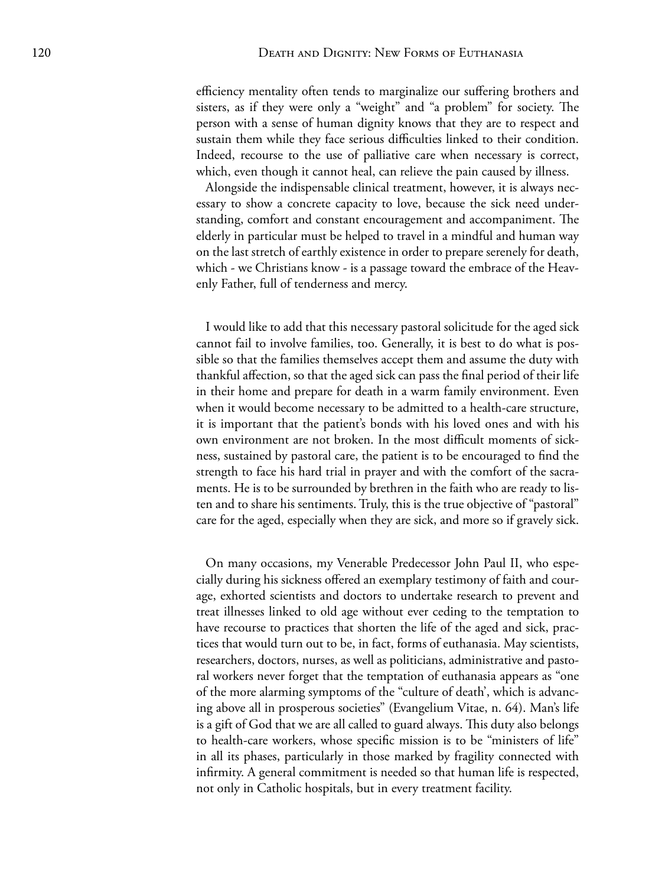efficiency mentality often tends to marginalize our suffering brothers and sisters, as if they were only a "weight" and "a problem" for society. The person with a sense of human dignity knows that they are to respect and sustain them while they face serious difficulties linked to their condition. Indeed, recourse to the use of palliative care when necessary is correct, which, even though it cannot heal, can relieve the pain caused by illness.

Alongside the indispensable clinical treatment, however, it is always necessary to show a concrete capacity to love, because the sick need understanding, comfort and constant encouragement and accompaniment. The elderly in particular must be helped to travel in a mindful and human way on the last stretch of earthly existence in order to prepare serenely for death, which - we Christians know - is a passage toward the embrace of the Heavenly Father, full of tenderness and mercy.

I would like to add that this necessary pastoral solicitude for the aged sick cannot fail to involve families, too. Generally, it is best to do what is possible so that the families themselves accept them and assume the duty with thankful affection, so that the aged sick can pass the final period of their life in their home and prepare for death in a warm family environment. Even when it would become necessary to be admitted to a health-care structure, it is important that the patient's bonds with his loved ones and with his own environment are not broken. In the most difficult moments of sickness, sustained by pastoral care, the patient is to be encouraged to find the strength to face his hard trial in prayer and with the comfort of the sacraments. He is to be surrounded by brethren in the faith who are ready to listen and to share his sentiments. Truly, this is the true objective of "pastoral" care for the aged, especially when they are sick, and more so if gravely sick.

On many occasions, my Venerable Predecessor John Paul II, who especially during his sickness offered an exemplary testimony of faith and courage, exhorted scientists and doctors to undertake research to prevent and treat illnesses linked to old age without ever ceding to the temptation to have recourse to practices that shorten the life of the aged and sick, practices that would turn out to be, in fact, forms of euthanasia. May scientists, researchers, doctors, nurses, as well as politicians, administrative and pastoral workers never forget that the temptation of euthanasia appears as "one of the more alarming symptoms of the "culture of death', which is advancing above all in prosperous societies" (Evangelium Vitae, n. 64). Man's life is a gift of God that we are all called to guard always. This duty also belongs to health-care workers, whose specific mission is to be "ministers of life" in all its phases, particularly in those marked by fragility connected with infirmity. A general commitment is needed so that human life is respected, not only in Catholic hospitals, but in every treatment facility.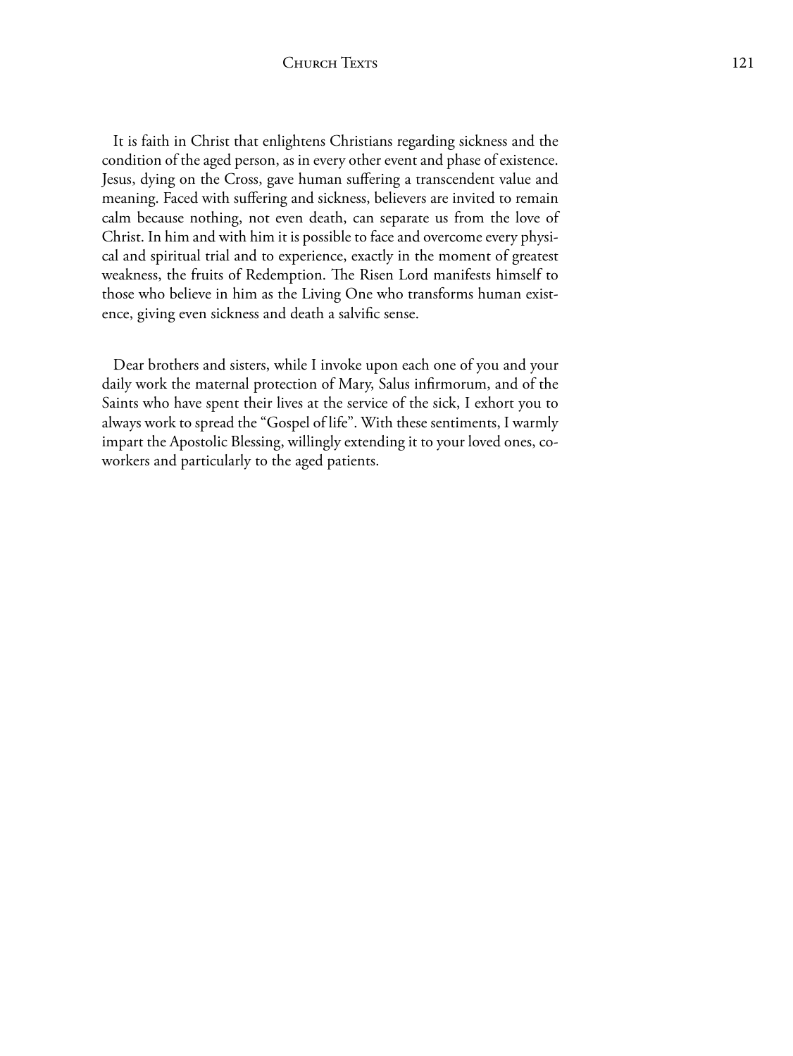It is faith in Christ that enlightens Christians regarding sickness and the condition of the aged person, as in every other event and phase of existence. Jesus, dying on the Cross, gave human suffering a transcendent value and meaning. Faced with suffering and sickness, believers are invited to remain calm because nothing, not even death, can separate us from the love of Christ. In him and with him it is possible to face and overcome every physical and spiritual trial and to experience, exactly in the moment of greatest weakness, the fruits of Redemption. The Risen Lord manifests himself to those who believe in him as the Living One who transforms human existence, giving even sickness and death a salvific sense.

Dear brothers and sisters, while I invoke upon each one of you and your daily work the maternal protection of Mary, Salus infirmorum, and of the Saints who have spent their lives at the service of the sick, I exhort you to always work to spread the "Gospel of life". With these sentiments, I warmly impart the Apostolic Blessing, willingly extending it to your loved ones, co-workers and particularly to the aged patients.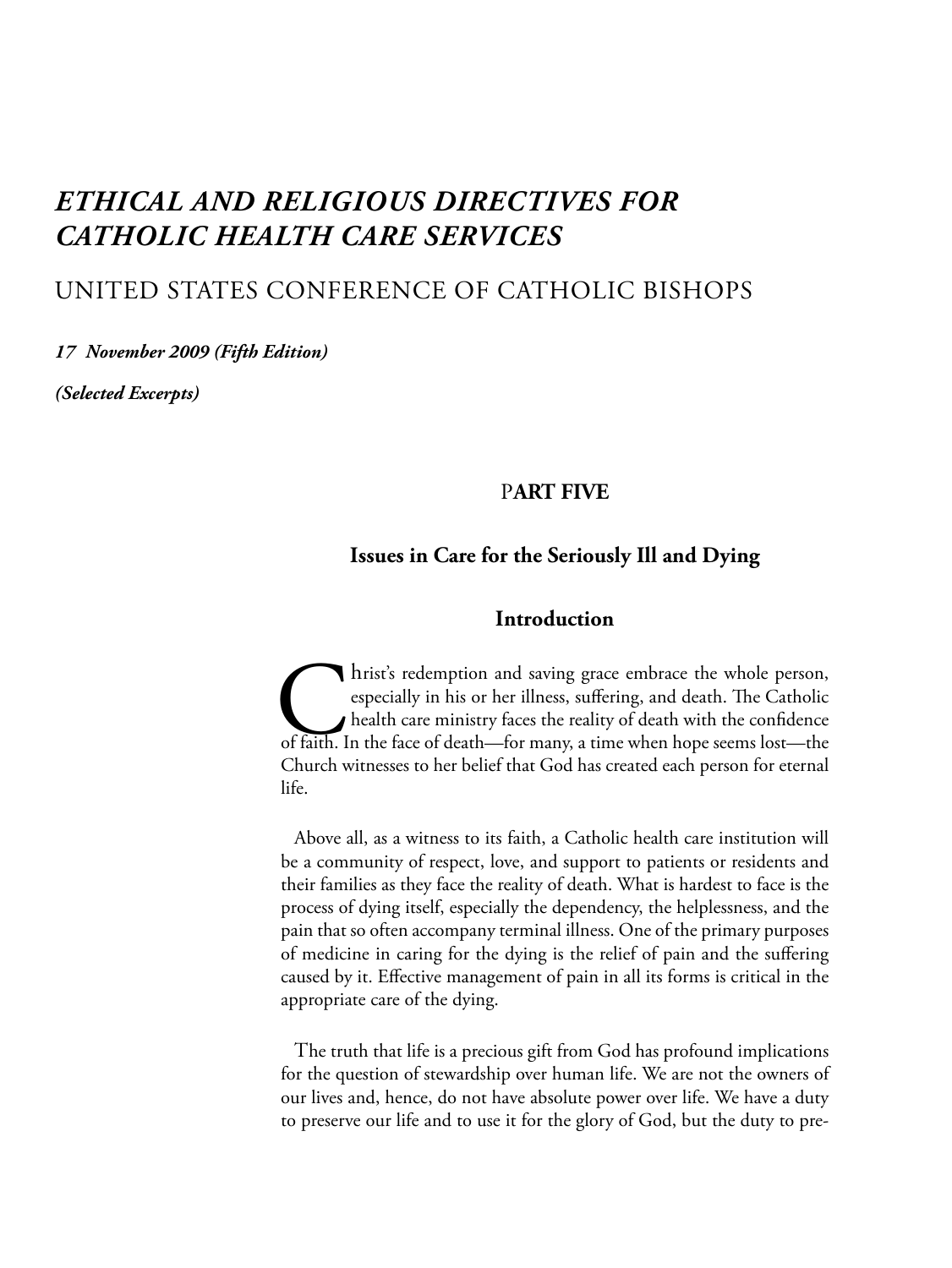# *ETHICAL AND RELIGIOUS DIRECTIVES FOR CATHOLIC HEALTH CARE SERVICES*

## UNITED STATES CONFERENCE OF CATHOLIC BISHOPS

***17 November 2009 (Fifth Edition)***

***(Selected Excerpts)***

### PART FIVE

### Issues in Care for the Seriously Ill and Dying

### Introduction

Christ's redemption and saving grace embrace the whole person, especially in his or her illness, suffering, and death. The Catholic health care ministry faces the reality of death with the confidence of faith. In the face of death—for many, a time when hope seems lost—the Church witnesses to her belief that God has created each person for eternal life.

Above all, as a witness to its faith, a Catholic health care institution will be a community of respect, love, and support to patients or residents and their families as they face the reality of death. What is hardest to face is the process of dying itself, especially the dependency, the helplessness, and the pain that so often accompany terminal illness. One of the primary purposes of medicine in caring for the dying is the relief of pain and the suffering caused by it. Effective management of pain in all its forms is critical in the appropriate care of the dying.

The truth that life is a precious gift from God has profound implications for the question of stewardship over human life. We are not the owners of our lives and, hence, do not have absolute power over life. We have a duty to preserve our life and to use it for the glory of God, but the duty to pre-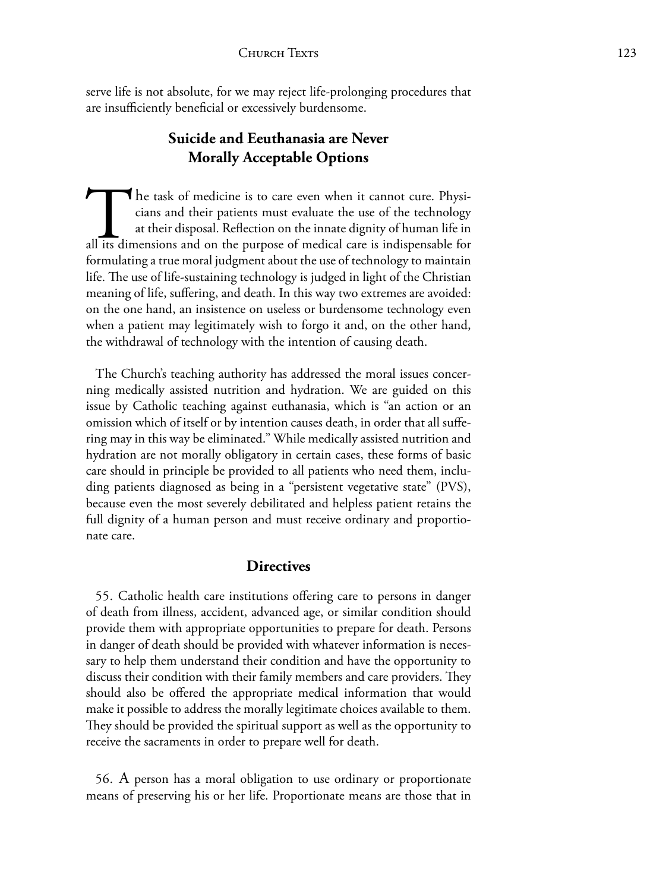serve life is not absolute, for we may reject life-prolonging procedures that are insufficiently beneficial or excessively burdensome.

## Suicide and Eeuthanasia are Never Morally Acceptable Options

The task of medicine is to care even when it cannot cure. Physicians and their patients must evaluate the use of the technology at their disposal. Reflection on the innate dignity of human life in all its dimensions and on the purpose of medical care is indispensable for formulating a true moral judgment about the use of technology to maintain life. The use of life-sustaining technology is judged in light of the Christian meaning of life, suffering, and death. In this way two extremes are avoided: on the one hand, an insistence on useless or burdensome technology even when a patient may legitimately wish to forgo it and, on the other hand, the withdrawal of technology with the intention of causing death.

The Church's teaching authority has addressed the moral issues concerning medically assisted nutrition and hydration. We are guided on this issue by Catholic teaching against euthanasia, which is "an action or an omission which of itself or by intention causes death, in order that all suffering may in this way be eliminated." While medically assisted nutrition and hydration are not morally obligatory in certain cases, these forms of basic care should in principle be provided to all patients who need them, including patients diagnosed as being in a "persistent vegetative state" (PVS), because even the most severely debilitated and helpless patient retains the full dignity of a human person and must receive ordinary and proportionate care.

## Directives

55. Catholic health care institutions offering care to persons in danger of death from illness, accident, advanced age, or similar condition should provide them with appropriate opportunities to prepare for death. Persons in danger of death should be provided with whatever information is necessary to help them understand their condition and have the opportunity to discuss their condition with their family members and care providers. They should also be offered the appropriate medical information that would make it possible to address the morally legitimate choices available to them. They should be provided the spiritual support as well as the opportunity to receive the sacraments in order to prepare well for death.

56. A person has a moral obligation to use ordinary or proportionate means of preserving his or her life. Proportionate means are those that in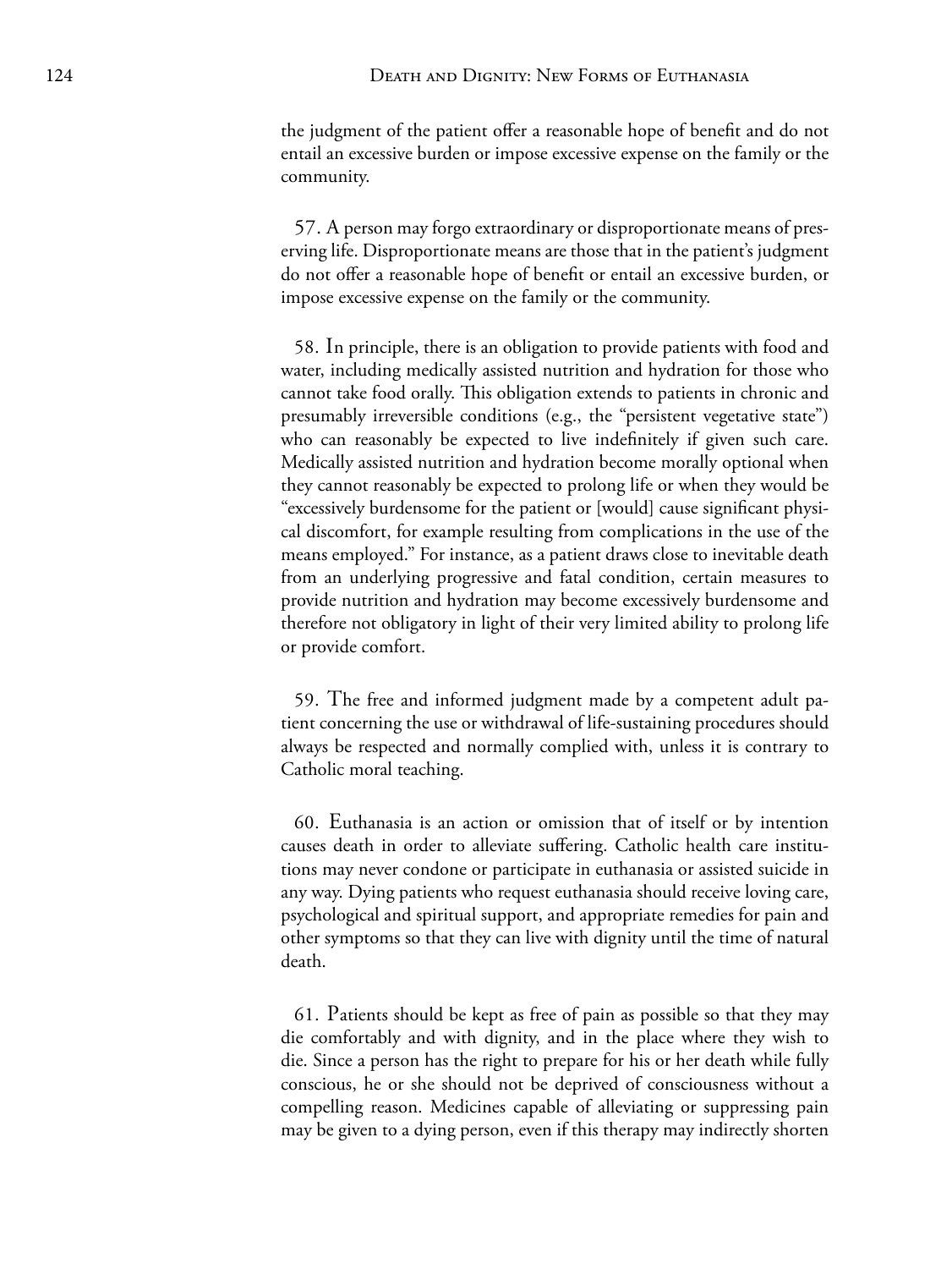the judgment of the patient offer a reasonable hope of benefit and do not entail an excessive burden or impose excessive expense on the family or the community.

57. A person may forgo extraordinary or disproportionate means of preserving life. Disproportionate means are those that in the patient's judgment do not offer a reasonable hope of benefit or entail an excessive burden, or impose excessive expense on the family or the community.

58. In principle, there is an obligation to provide patients with food and water, including medically assisted nutrition and hydration for those who cannot take food orally. This obligation extends to patients in chronic and presumably irreversible conditions (e.g., the "persistent vegetative state") who can reasonably be expected to live indefinitely if given such care. Medically assisted nutrition and hydration become morally optional when they cannot reasonably be expected to prolong life or when they would be "excessively burdensome for the patient or [would] cause significant physical discomfort, for example resulting from complications in the use of the means employed." For instance, as a patient draws close to inevitable death from an underlying progressive and fatal condition, certain measures to provide nutrition and hydration may become excessively burdensome and therefore not obligatory in light of their very limited ability to prolong life or provide comfort.

59. The free and informed judgment made by a competent adult patient concerning the use or withdrawal of life-sustaining procedures should always be respected and normally complied with, unless it is contrary to Catholic moral teaching.

60. Euthanasia is an action or omission that of itself or by intention causes death in order to alleviate suffering. Catholic health care institutions may never condone or participate in euthanasia or assisted suicide in any way. Dying patients who request euthanasia should receive loving care, psychological and spiritual support, and appropriate remedies for pain and other symptoms so that they can live with dignity until the time of natural death.

61. Patients should be kept as free of pain as possible so that they may die comfortably and with dignity, and in the place where they wish to die. Since a person has the right to prepare for his or her death while fully conscious, he or she should not be deprived of consciousness without a compelling reason. Medicines capable of alleviating or suppressing pain may be given to a dying person, even if this therapy may indirectly shorten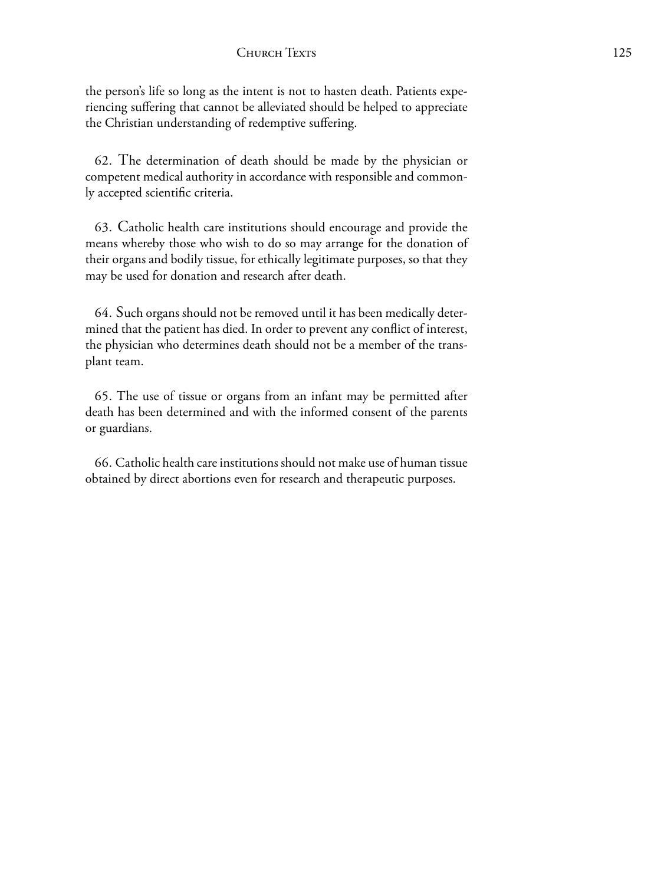the person's life so long as the intent is not to hasten death. Patients experiencing suffering that cannot be alleviated should be helped to appreciate the Christian understanding of redemptive suffering.

62. The determination of death should be made by the physician or competent medical authority in accordance with responsible and commonly accepted scientific criteria.

63. Catholic health care institutions should encourage and provide the means whereby those who wish to do so may arrange for the donation of their organs and bodily tissue, for ethically legitimate purposes, so that they may be used for donation and research after death.

64. Such organs should not be removed until it has been medically determined that the patient has died. In order to prevent any conflict of interest, the physician who determines death should not be a member of the transplant team.

65. The use of tissue or organs from an infant may be permitted after death has been determined and with the informed consent of the parents or guardians.

66. Catholic health care institutions should not make use of human tissue obtained by direct abortions even for research and therapeutic purposes.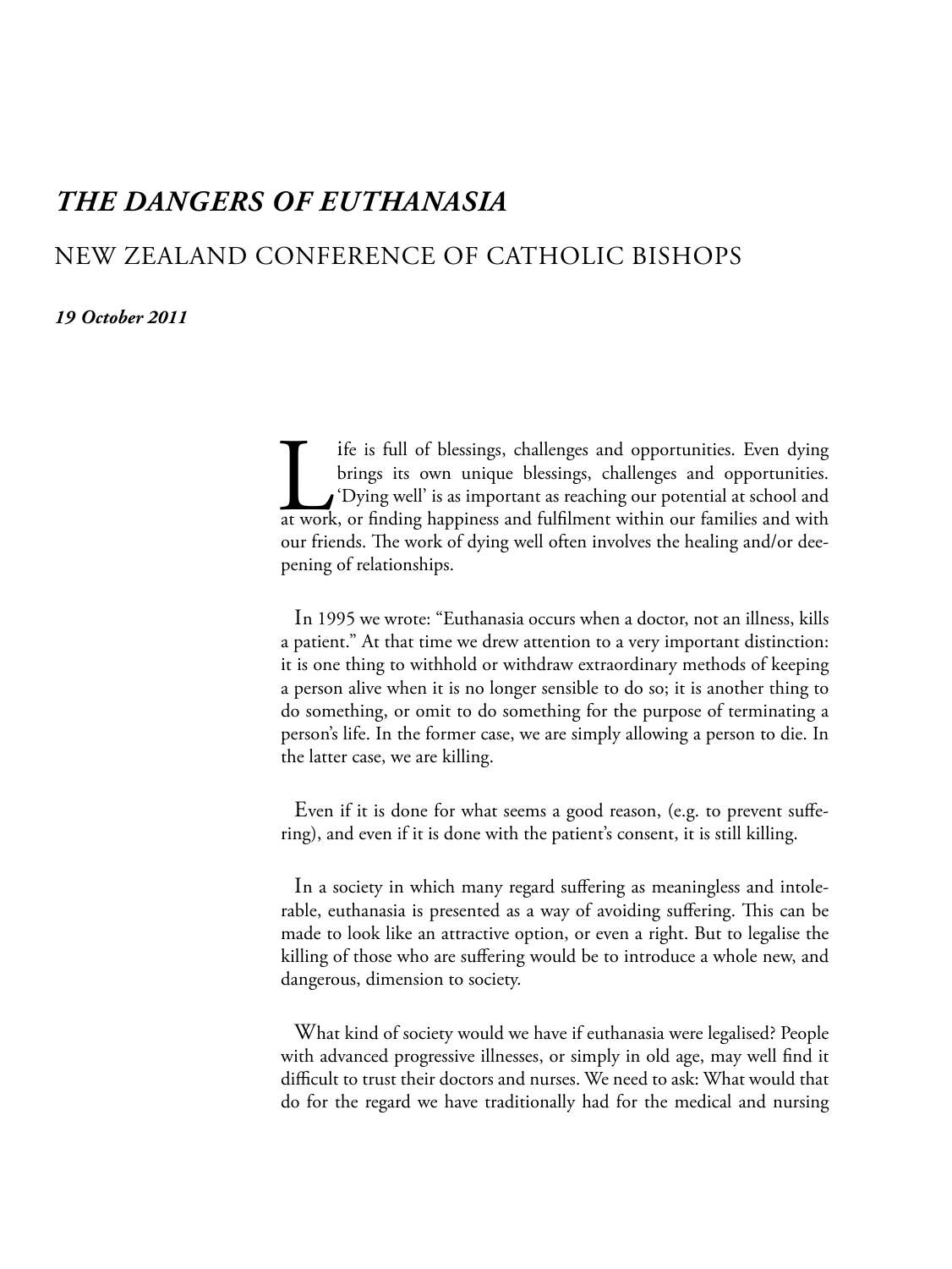# *THE DANGERS OF EUTHANASIA*

## NEW ZEALAND CONFERENCE OF CATHOLIC BISHOPS

***19 October 2011***

Life is full of blessings, challenges and opportunities. Even dying brings its own unique blessings, challenges and opportunities. 'Dying well' is as important as reaching our potential at school and at work, or finding happiness and fulfilment within our families and with our friends. The work of dying well often involves the healing and/or deepening of relationships.

In 1995 we wrote: "Euthanasia occurs when a doctor, not an illness, kills a patient." At that time we drew attention to a very important distinction: it is one thing to withhold or withdraw extraordinary methods of keeping a person alive when it is no longer sensible to do so; it is another thing to do something, or omit to do something for the purpose of terminating a person's life. In the former case, we are simply allowing a person to die. In the latter case, we are killing.

Even if it is done for what seems a good reason, (e.g. to prevent suffering), and even if it is done with the patient's consent, it is still killing.

In a society in which many regard suffering as meaningless and intolerable, euthanasia is presented as a way of avoiding suffering. This can be made to look like an attractive option, or even a right. But to legalise the killing of those who are suffering would be to introduce a whole new, and dangerous, dimension to society.

What kind of society would we have if euthanasia were legalised? People with advanced progressive illnesses, or simply in old age, may well find it difficult to trust their doctors and nurses. We need to ask: What would that do for the regard we have traditionally had for the medical and nursing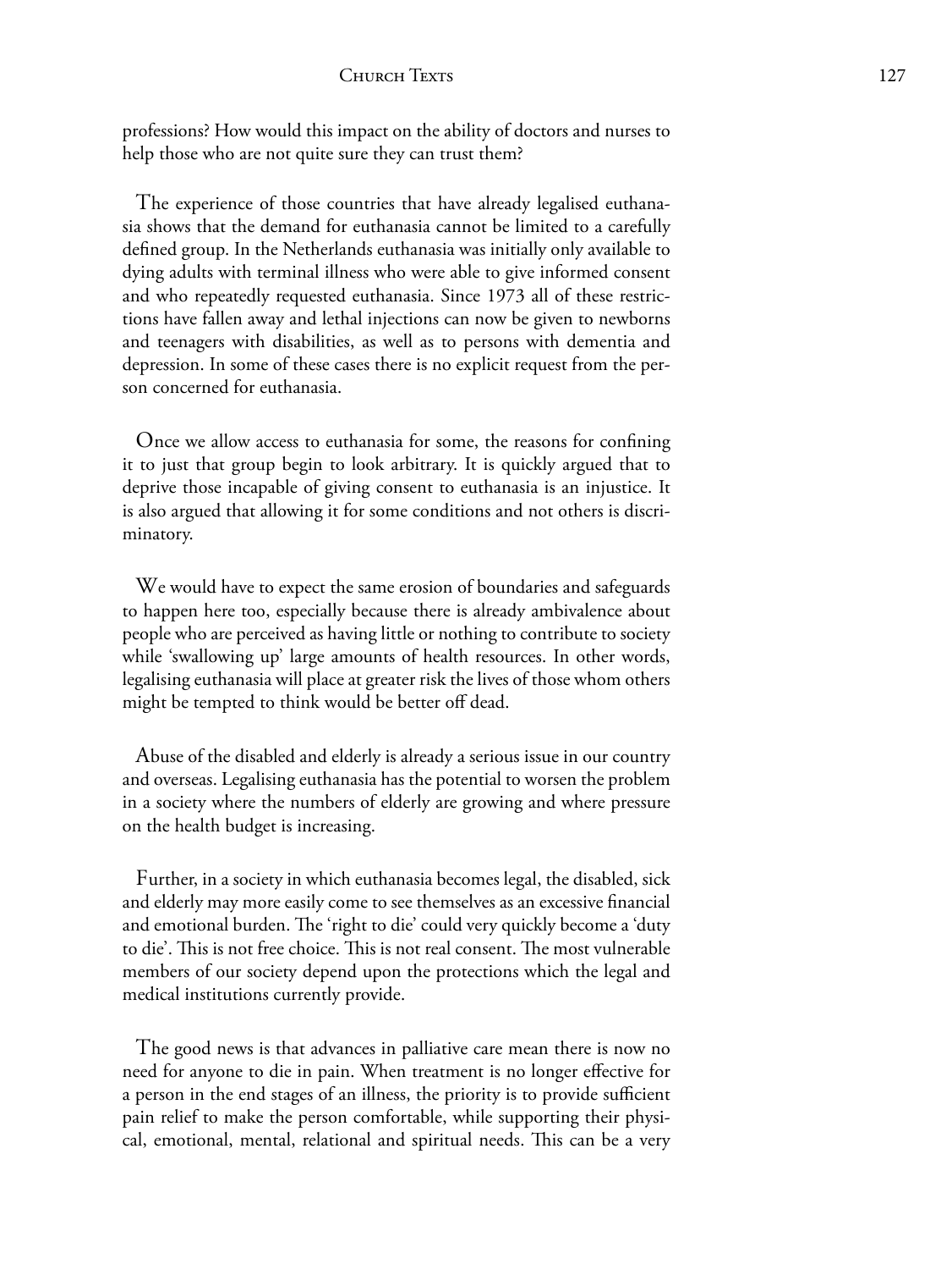professions? How would this impact on the ability of doctors and nurses to help those who are not quite sure they can trust them?

The experience of those countries that have already legalised euthanasia shows that the demand for euthanasia cannot be limited to a carefully defined group. In the Netherlands euthanasia was initially only available to dying adults with terminal illness who were able to give informed consent and who repeatedly requested euthanasia. Since 1973 all of these restrictions have fallen away and lethal injections can now be given to newborns and teenagers with disabilities, as well as to persons with dementia and depression. In some of these cases there is no explicit request from the person concerned for euthanasia.

Once we allow access to euthanasia for some, the reasons for confining it to just that group begin to look arbitrary. It is quickly argued that to deprive those incapable of giving consent to euthanasia is an injustice. It is also argued that allowing it for some conditions and not others is discriminatory.

We would have to expect the same erosion of boundaries and safeguards to happen here too, especially because there is already ambivalence about people who are perceived as having little or nothing to contribute to society while 'swallowing up' large amounts of health resources. In other words, legalising euthanasia will place at greater risk the lives of those whom others might be tempted to think would be better off dead.

Abuse of the disabled and elderly is already a serious issue in our country and overseas. Legalising euthanasia has the potential to worsen the problem in a society where the numbers of elderly are growing and where pressure on the health budget is increasing.

Further, in a society in which euthanasia becomes legal, the disabled, sick and elderly may more easily come to see themselves as an excessive financial and emotional burden. The 'right to die' could very quickly become a 'duty to die'. This is not free choice. This is not real consent. The most vulnerable members of our society depend upon the protections which the legal and medical institutions currently provide.

The good news is that advances in palliative care mean there is now no need for anyone to die in pain. When treatment is no longer effective for a person in the end stages of an illness, the priority is to provide sufficient pain relief to make the person comfortable, while supporting their physical, emotional, mental, relational and spiritual needs. This can be a very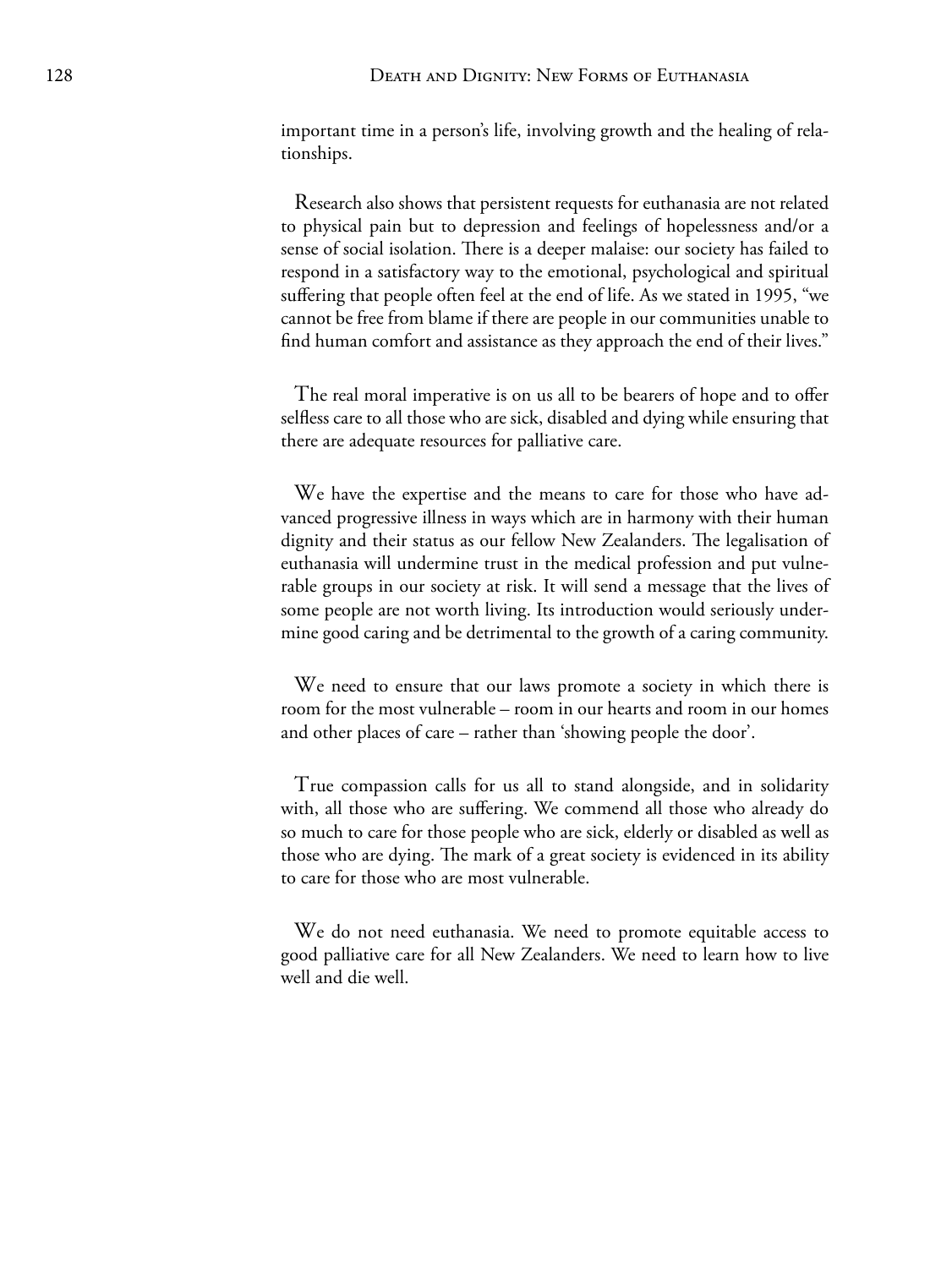important time in a person's life, involving growth and the healing of relationships.

Research also shows that persistent requests for euthanasia are not related to physical pain but to depression and feelings of hopelessness and/or a sense of social isolation. There is a deeper malaise: our society has failed to respond in a satisfactory way to the emotional, psychological and spiritual suffering that people often feel at the end of life. As we stated in 1995, "we cannot be free from blame if there are people in our communities unable to find human comfort and assistance as they approach the end of their lives."

The real moral imperative is on us all to be bearers of hope and to offer selfless care to all those who are sick, disabled and dying while ensuring that there are adequate resources for palliative care.

We have the expertise and the means to care for those who have advanced progressive illness in ways which are in harmony with their human dignity and their status as our fellow New Zealanders. The legalisation of euthanasia will undermine trust in the medical profession and put vulnerable groups in our society at risk. It will send a message that the lives of some people are not worth living. Its introduction would seriously undermine good caring and be detrimental to the growth of a caring community.

We need to ensure that our laws promote a society in which there is room for the most vulnerable – room in our hearts and room in our homes and other places of care – rather than 'showing people the door'.

True compassion calls for us all to stand alongside, and in solidarity with, all those who are suffering. We commend all those who already do so much to care for those people who are sick, elderly or disabled as well as those who are dying. The mark of a great society is evidenced in its ability to care for those who are most vulnerable.

We do not need euthanasia. We need to promote equitable access to good palliative care for all New Zealanders. We need to learn how to live well and die well.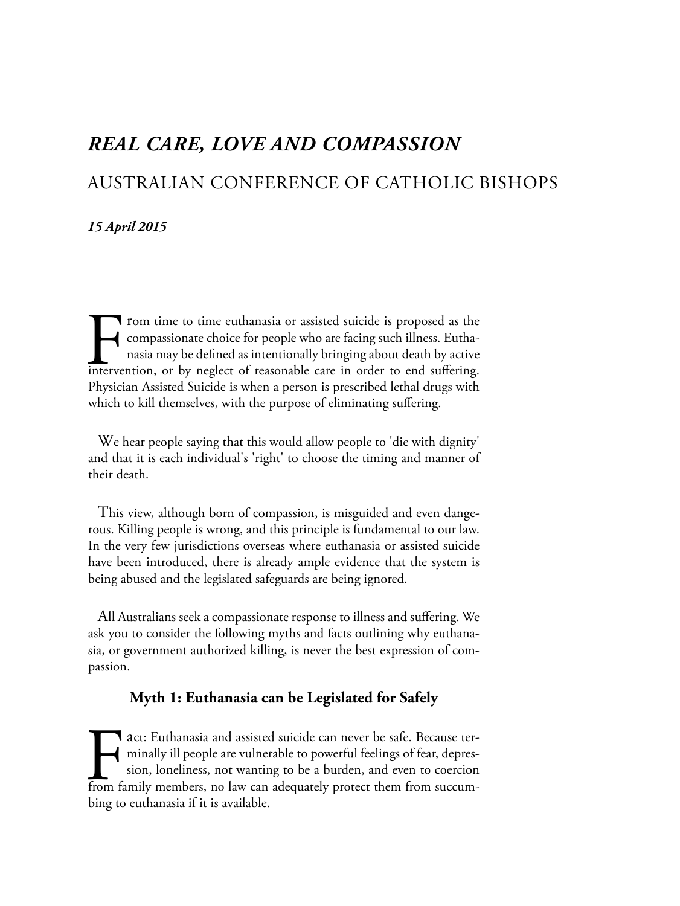## *REAL CARE, LOVE AND COMPASSION*

### AUSTRALIAN CONFERENCE OF CATHOLIC BISHOPS

***15 April 2015***

From time to time euthanasia or assisted suicide is proposed as the compassionate choice for people who are facing such illness. Euthanasia may be defined as intentionally bringing about death by active intervention, or by neglect of reasonable care in order to end suffering. Physician Assisted Suicide is when a person is prescribed lethal drugs with which to kill themselves, with the purpose of eliminating suffering.

We hear people saying that this would allow people to 'die with dignity' and that it is each individual's 'right' to choose the timing and manner of their death.

This view, although born of compassion, is misguided and even dangerous. Killing people is wrong, and this principle is fundamental to our law. In the very few jurisdictions overseas where euthanasia or assisted suicide have been introduced, there is already ample evidence that the system is being abused and the legislated safeguards are being ignored.

All Australians seek a compassionate response to illness and suffering. We ask you to consider the following myths and facts outlining why euthanasia, or government authorized killing, is never the best expression of compassion.

#### Myth 1: Euthanasia can be Legislated for Safely

Fact: Euthanasia and assisted suicide can never be safe. Because terminally ill people are vulnerable to powerful feelings of fear, depression, loneliness, not wanting to be a burden, and even to coercion from family members, no law can adequately protect them from succumbing to euthanasia if it is available.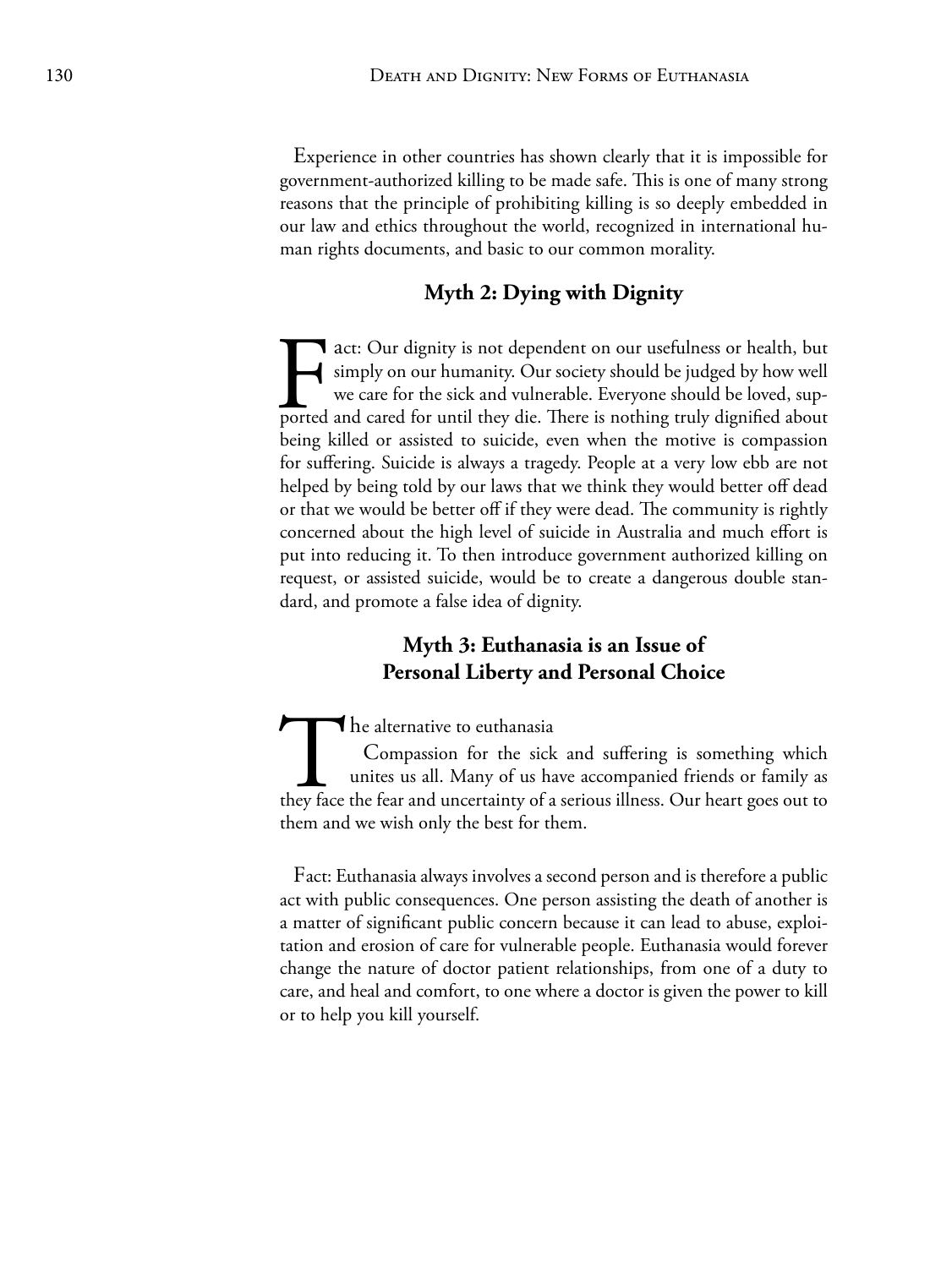Experience in other countries has shown clearly that it is impossible for government-authorized killing to be made safe. This is one of many strong reasons that the principle of prohibiting killing is so deeply embedded in our law and ethics throughout the world, recognized in international human rights documents, and basic to our common morality.

### Myth 2: Dying with Dignity

Fact: Our dignity is not dependent on our usefulness or health, but simply on our humanity. Our society should be judged by how well we care for the sick and vulnerable. Everyone should be loved, supported and cared for until they die. There is nothing truly dignified about being killed or assisted to suicide, even when the motive is compassion for suffering. Suicide is always a tragedy. People at a very low ebb are not helped by being told by our laws that we think they would better off dead or that we would be better off if they were dead. The community is rightly concerned about the high level of suicide in Australia and much effort is put into reducing it. To then introduce government authorized killing on request, or assisted suicide, would be to create a dangerous double standard, and promote a false idea of dignity.

### Myth 3: Euthanasia is an Issue of Personal Liberty and Personal Choice

The alternative to euthanasia

Compassion for the sick and suffering is something which unites us all. Many of us have accompanied friends or family as they face the fear and uncertainty of a serious illness. Our heart goes out to them and we wish only the best for them.

Fact: Euthanasia always involves a second person and is therefore a public act with public consequences. One person assisting the death of another is a matter of significant public concern because it can lead to abuse, exploitation and erosion of care for vulnerable people. Euthanasia would forever change the nature of doctor patient relationships, from one of a duty to care, and heal and comfort, to one where a doctor is given the power to kill or to help you kill yourself.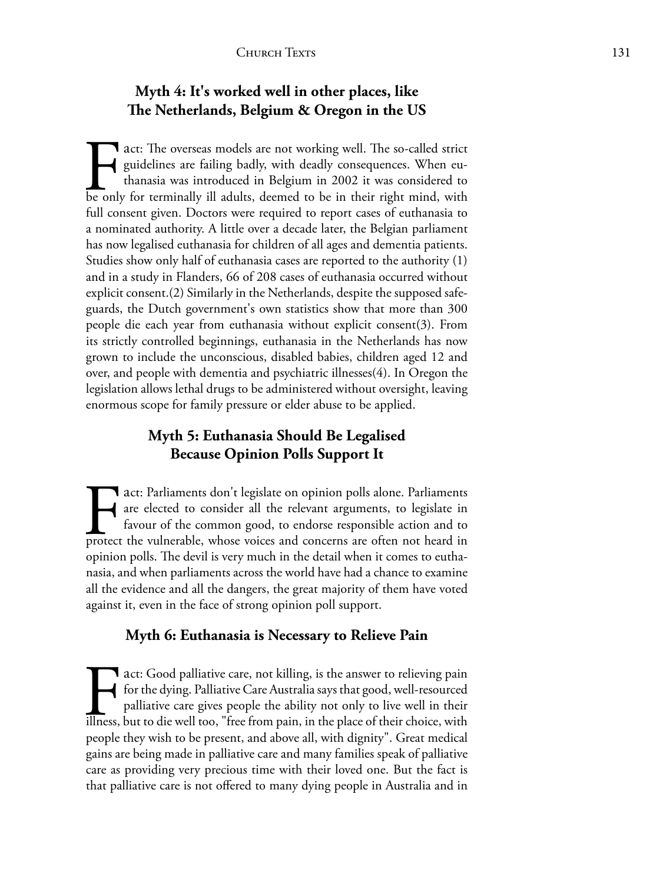## Myth 4: It's worked well in other places, like The Netherlands, Belgium & Oregon in the US

Fact: The overseas models are not working well. The so-called strict guidelines are failing badly, with deadly consequences. When euthanasia was introduced in Belgium in 2002 it was considered to be only for terminally ill adults, deemed to be in their right mind, with full consent given. Doctors were required to report cases of euthanasia to a nominated authority. A little over a decade later, the Belgian parliament has now legalised euthanasia for children of all ages and dementia patients. Studies show only half of euthanasia cases are reported to the authority (1) and in a study in Flanders, 66 of 208 cases of euthanasia occurred without explicit consent.(2) Similarly in the Netherlands, despite the supposed safeguards, the Dutch government's own statistics show that more than 300 people die each year from euthanasia without explicit consent(3). From its strictly controlled beginnings, euthanasia in the Netherlands has now grown to include the unconscious, disabled babies, children aged 12 and over, and people with dementia and psychiatric illnesses(4). In Oregon the legislation allows lethal drugs to be administered without oversight, leaving enormous scope for family pressure or elder abuse to be applied.

## Myth 5: Euthanasia Should Be Legalised Because Opinion Polls Support It

Fact: Parliaments don't legislate on opinion polls alone. Parliaments are elected to consider all the relevant arguments, to legislate in favour of the common good, to endorse responsible action and to protect the vulnerable, whose voices and concerns are often not heard in opinion polls. The devil is very much in the detail when it comes to euthanasia, and when parliaments across the world have had a chance to examine all the evidence and all the dangers, the great majority of them have voted against it, even in the face of strong opinion poll support.

## Myth 6: Euthanasia is Necessary to Relieve Pain

Fact: Good palliative care, not killing, is the answer to relieving pain for the dying. Palliative Care Australia says that good, well-resourced palliative care gives people the ability not only to live well in their illness, but to die well too, "free from pain, in the place of their choice, with people they wish to be present, and above all, with dignity". Great medical gains are being made in palliative care and many families speak of palliative care as providing very precious time with their loved one. But the fact is that palliative care is not offered to many dying people in Australia and in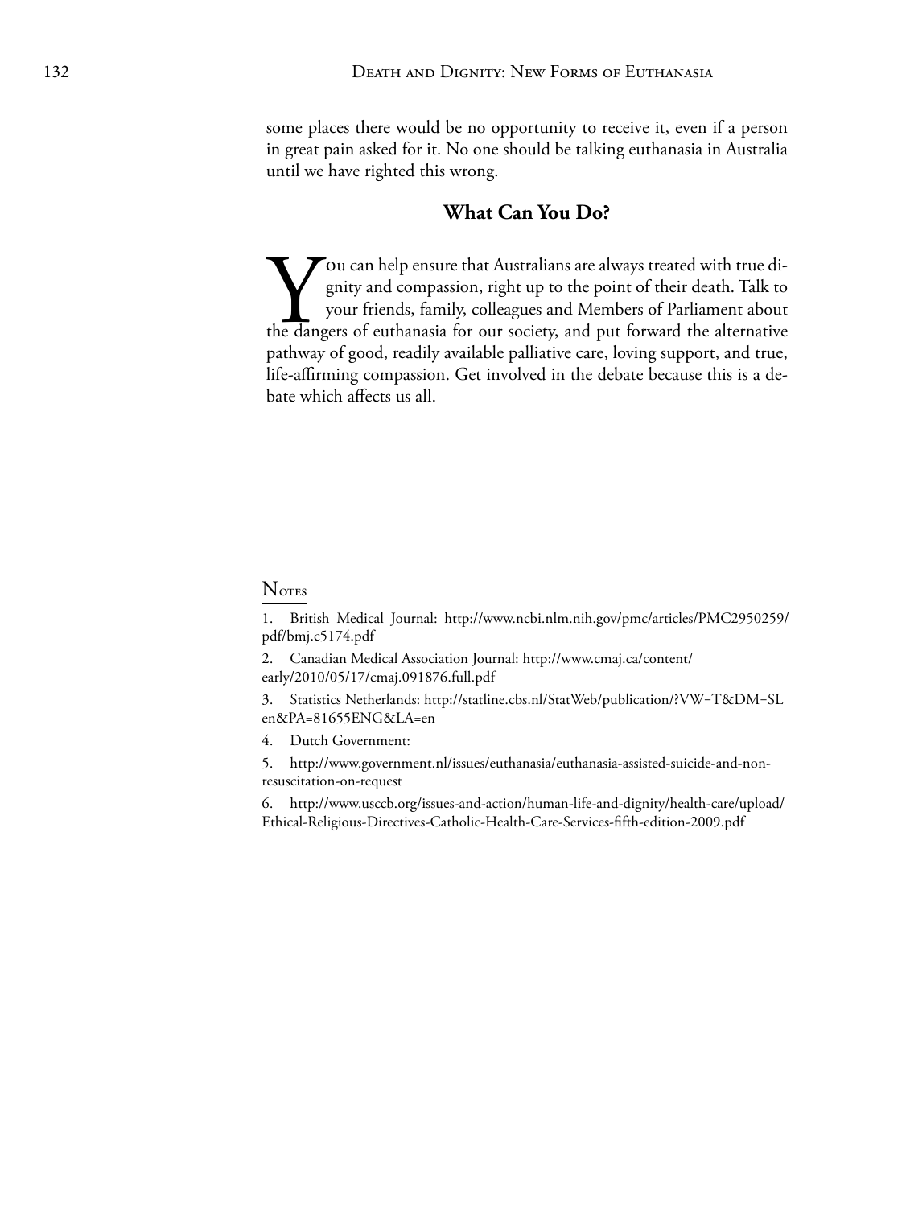some places there would be no opportunity to receive it, even if a person in great pain asked for it. No one should be talking euthanasia in Australia until we have righted this wrong.

## What Can You Do?

You can help ensure that Australians are always treated with true dignity and compassion, right up to the point of their death. Talk to your friends, family, colleagues and Members of Parliament about the dangers of euthanasia for our society, and put forward the alternative pathway of good, readily available palliative care, loving support, and true, life-affirming compassion. Get involved in the debate because this is a debate which affects us all.

### Notes

1. British Medical Journal: http://www.ncbi.nlm.nih.gov/pmc/articles/PMC2950259/pdf/bmj.c5174.pdf
2. Canadian Medical Association Journal: http://www.cmaj.ca/content/early/2010/05/17/cmaj.091876.full.pdf
3. Statistics Netherlands: http://statline.cbs.nl/StatWeb/publication/?VW=T&DM=SLen&PA=81655ENG&LA=en
4. Dutch Government:
5. http://www.government.nl/issues/euthanasia/euthanasia-assisted-suicide-and-non-resuscitation-on-request
6. http://www.usccb.org/issues-and-action/human-life-and-dignity/health-care/upload/Ethical-Religious-Directives-Catholic-Health-Care-Services-fifth-edition-2009.pdf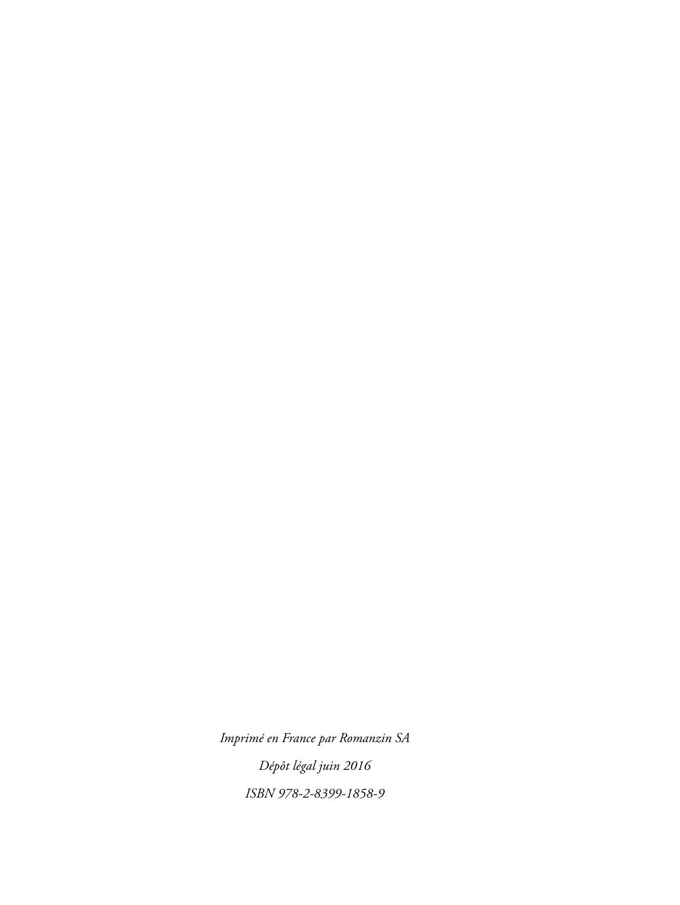*Imprimé en France par Romanzin SA*

*Dépôt légal juin 2016*

*ISBN 978-2-8399-1858-9*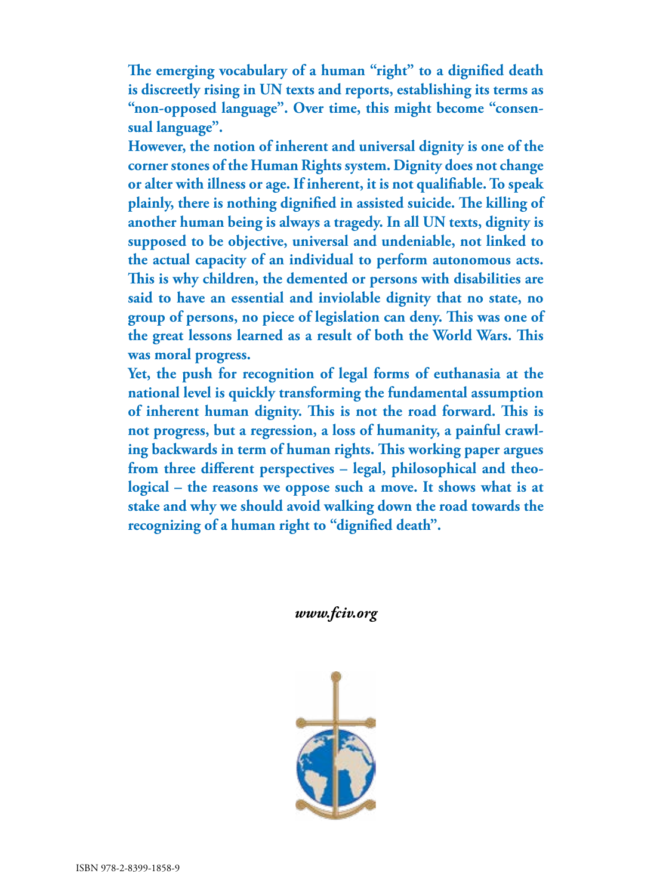**The emerging vocabulary of a human "right" to a dignified death is discreetly rising in UN texts and reports, establishing its terms as "non-opposed language". Over time, this might become "consensual language".**

**However, the notion of inherent and universal dignity is one of the corner stones of the Human Rights system. Dignity does not change or alter with illness or age. If inherent, it is not qualifiable. To speak plainly, there is nothing dignified in assisted suicide. The killing of another human being is always a tragedy. In all UN texts, dignity is supposed to be objective, universal and undeniable, not linked to the actual capacity of an individual to perform autonomous acts. This is why children, the demented or persons with disabilities are said to have an essential and inviolable dignity that no state, no group of persons, no piece of legislation can deny. This was one of the great lessons learned as a result of both the World Wars. This was moral progress.**

**Yet, the push for recognition of legal forms of euthanasia at the national level is quickly transforming the fundamental assumption of inherent human dignity. This is not the road forward. This is not progress, but a regression, a loss of humanity, a painful crawling backwards in term of human rights. This working paper argues from three different perspectives – legal, philosophical and theological – the reasons we oppose such a move. It shows what is at stake and why we should avoid walking down the road towards the recognizing of a human right to "dignified death".**

***www.fciv.org***

ISBN 978-2-8399-1858-9